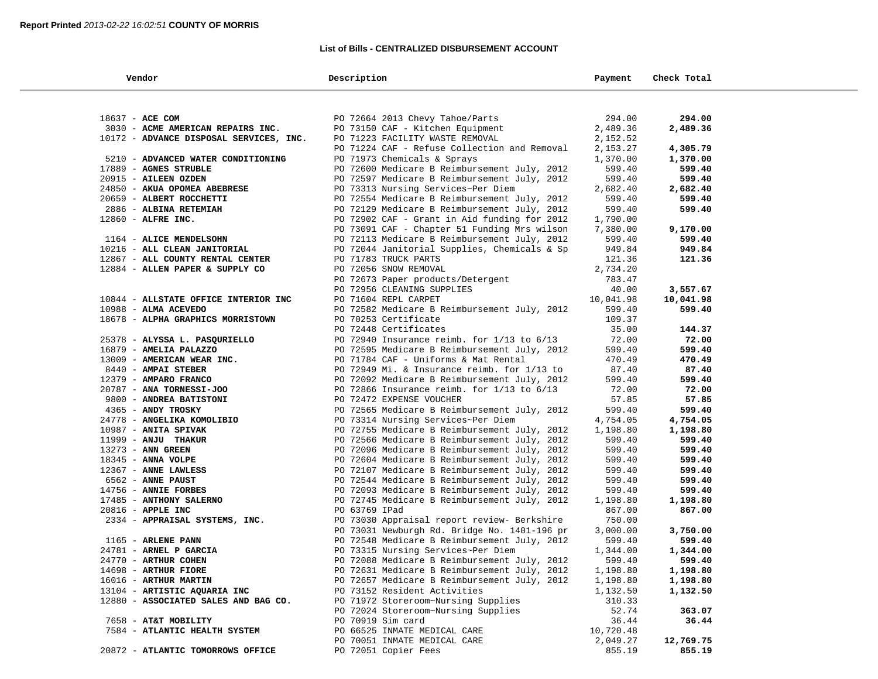**Report Printed** *2013-02-22 16:02:51* **COUNTY OF MORRIS**

**List of Bills - CENTRALIZED DISBURSEMENT ACCOUNT**

| Vendor | Description | Payment | Check Total |
|---|---|---|---|
| 18637 - **ACE COM** | PO 72664 2013 Chevy Tahoe/Parts | 294.00 | **294.00** |
| 3030 - **ACME AMERICAN REPAIRS INC.** | PO 73150 CAF - Kitchen Equipment | 2,489.36 | **2,489.36** |
| 10172 - **ADVANCE DISPOSAL SERVICES, INC.** | PO 71223 FACILITY WASTE REMOVAL | 2,152.52 | |
| | PO 71224 CAF - Refuse Collection and Removal | 2,153.27 | **4,305.79** |
| 5210 - **ADVANCED WATER CONDITIONING** | PO 71973 Chemicals & Sprays | 1,370.00 | **1,370.00** |
| 17889 - **AGNES STRUBLE** | PO 72600 Medicare B Reimbursement July, 2012 | 599.40 | **599.40** |
| 20915 - **AILEEN OZDEN** | PO 72597 Medicare B Reimbursement July, 2012 | 599.40 | **599.40** |
| 24850 - **AKUA OPOMEA ABEBRESE** | PO 73313 Nursing Services~Per Diem | 2,682.40 | **2,682.40** |
| 20659 - **ALBERT ROCCHETTI** | PO 72554 Medicare B Reimbursement July, 2012 | 599.40 | **599.40** |
| 2886 - **ALBINA RETEMIAH** | PO 72129 Medicare B Reimbursement July, 2012 | 599.40 | **599.40** |
| 12860 - **ALFRE INC.** | PO 72902 CAF - Grant in Aid funding for 2012 | 1,790.00 | |
| | PO 73091 CAF - Chapter 51 Funding Mrs wilson | 7,380.00 | **9,170.00** |
| 1164 - **ALICE MENDELSOHN** | PO 72113 Medicare B Reimbursement July, 2012 | 599.40 | **599.40** |
| 10216 - **ALL CLEAN JANITORIAL** | PO 72044 Janitorial Supplies, Chemicals & Sp | 949.84 | **949.84** |
| 12867 - **ALL COUNTY RENTAL CENTER** | PO 71783 TRUCK PARTS | 121.36 | **121.36** |
| 12884 - **ALLEN PAPER & SUPPLY CO** | PO 72056 SNOW REMOVAL | 2,734.20 | |
| | PO 72673 Paper products/Detergent | 783.47 | |
| | PO 72956 CLEANING SUPPLIES | 40.00 | **3,557.67** |
| 10844 - **ALLSTATE OFFICE INTERIOR INC** | PO 71604 REPL CARPET | 10,041.98 | **10,041.98** |
| 10988 - **ALMA ACEVEDO** | PO 72582 Medicare B Reimbursement July, 2012 | 599.40 | **599.40** |
| 18678 - **ALPHA GRAPHICS MORRISTOWN** | PO 70253 Certificate | 109.37 | |
| | PO 72448 Certificates | 35.00 | **144.37** |
| 25378 - **ALYSSA L. PASQURIELLO** | PO 72940 Insurance reimb. for 1/13 to 6/13 | 72.00 | **72.00** |
| 16879 - **AMELIA PALAZZO** | PO 72595 Medicare B Reimbursement July, 2012 | 599.40 | **599.40** |
| 13009 - **AMERICAN WEAR INC.** | PO 71784 CAF - Uniforms & Mat Rental | 470.49 | **470.49** |
| 8440 - **AMPAI STEBER** | PO 72949 Mi. & Insurance reimb. for 1/13 to | 87.40 | **87.40** |
| 12379 - **AMPARO FRANCO** | PO 72092 Medicare B Reimbursement July, 2012 | 599.40 | **599.40** |
| 20787 - **ANA TORNESSI-JOO** | PO 72866 Insurance reimb. for 1/13 to 6/13 | 72.00 | **72.00** |
| 9800 - **ANDREA BATISTONI** | PO 72472 EXPENSE VOUCHER | 57.85 | **57.85** |
| 4365 - **ANDY TROSKY** | PO 72565 Medicare B Reimbursement July, 2012 | 599.40 | **599.40** |
| 24778 - **ANGELIKA KOMOLIBIO** | PO 73314 Nursing Services~Per Diem | 4,754.05 | **4,754.05** |
| 10987 - **ANITA SPIVAK** | PO 72755 Medicare B Reimbursement July, 2012 | 1,198.80 | **1,198.80** |
| 11999 - **ANJU THAKUR** | PO 72566 Medicare B Reimbursement July, 2012 | 599.40 | **599.40** |
| 13273 - **ANN GREEN** | PO 72096 Medicare B Reimbursement July, 2012 | 599.40 | **599.40** |
| 18345 - **ANNA VOLPE** | PO 72604 Medicare B Reimbursement July, 2012 | 599.40 | **599.40** |
| 12367 - **ANNE LAWLESS** | PO 72107 Medicare B Reimbursement July, 2012 | 599.40 | **599.40** |
| 6562 - **ANNE PAUST** | PO 72544 Medicare B Reimbursement July, 2012 | 599.40 | **599.40** |
| 14756 - **ANNIE FORBES** | PO 72093 Medicare B Reimbursement July, 2012 | 599.40 | **599.40** |
| 17485 - **ANTHONY SALERNO** | PO 72745 Medicare B Reimbursement July, 2012 | 1,198.80 | **1,198.80** |
| 20816 - **APPLE INC** | PO 63769 IPad | 867.00 | **867.00** |
| 2334 - **APPRAISAL SYSTEMS, INC.** | PO 73030 Appraisal report review- Berkshire | 750.00 | |
| | PO 73031 Newburgh Rd. Bridge No. 1401-196 pr | 3,000.00 | **3,750.00** |
| 1165 - **ARLENE PANN** | PO 72548 Medicare B Reimbursement July, 2012 | 599.40 | **599.40** |
| 24781 - **ARNEL P GARCIA** | PO 73315 Nursing Services~Per Diem | 1,344.00 | **1,344.00** |
| 24770 - **ARTHUR COHEN** | PO 72088 Medicare B Reimbursement July, 2012 | 599.40 | **599.40** |
| 14698 - **ARTHUR FIORE** | PO 72631 Medicare B Reimbursement July, 2012 | 1,198.80 | **1,198.80** |
| 16016 - **ARTHUR MARTIN** | PO 72657 Medicare B Reimbursement July, 2012 | 1,198.80 | **1,198.80** |
| 13104 - **ARTISTIC AQUARIA INC** | PO 73152 Resident Activities | 1,132.50 | **1,132.50** |
| 12880 - **ASSOCIATED SALES AND BAG CO.** | PO 71972 Storeroom~Nursing Supplies | 310.33 | |
| | PO 72024 Storeroom~Nursing Supplies | 52.74 | **363.07** |
| 7658 - **AT&T MOBILITY** | PO 70919 Sim card | 36.44 | **36.44** |
| 7584 - **ATLANTIC HEALTH SYSTEM** | PO 66525 INMATE MEDICAL CARE | 10,720.48 | |
| | PO 70051 INMATE MEDICAL CARE | 2,049.27 | **12,769.75** |
| 20872 - **ATLANTIC TOMORROWS OFFICE** | PO 72051 Copier Fees | 855.19 | **855.19** |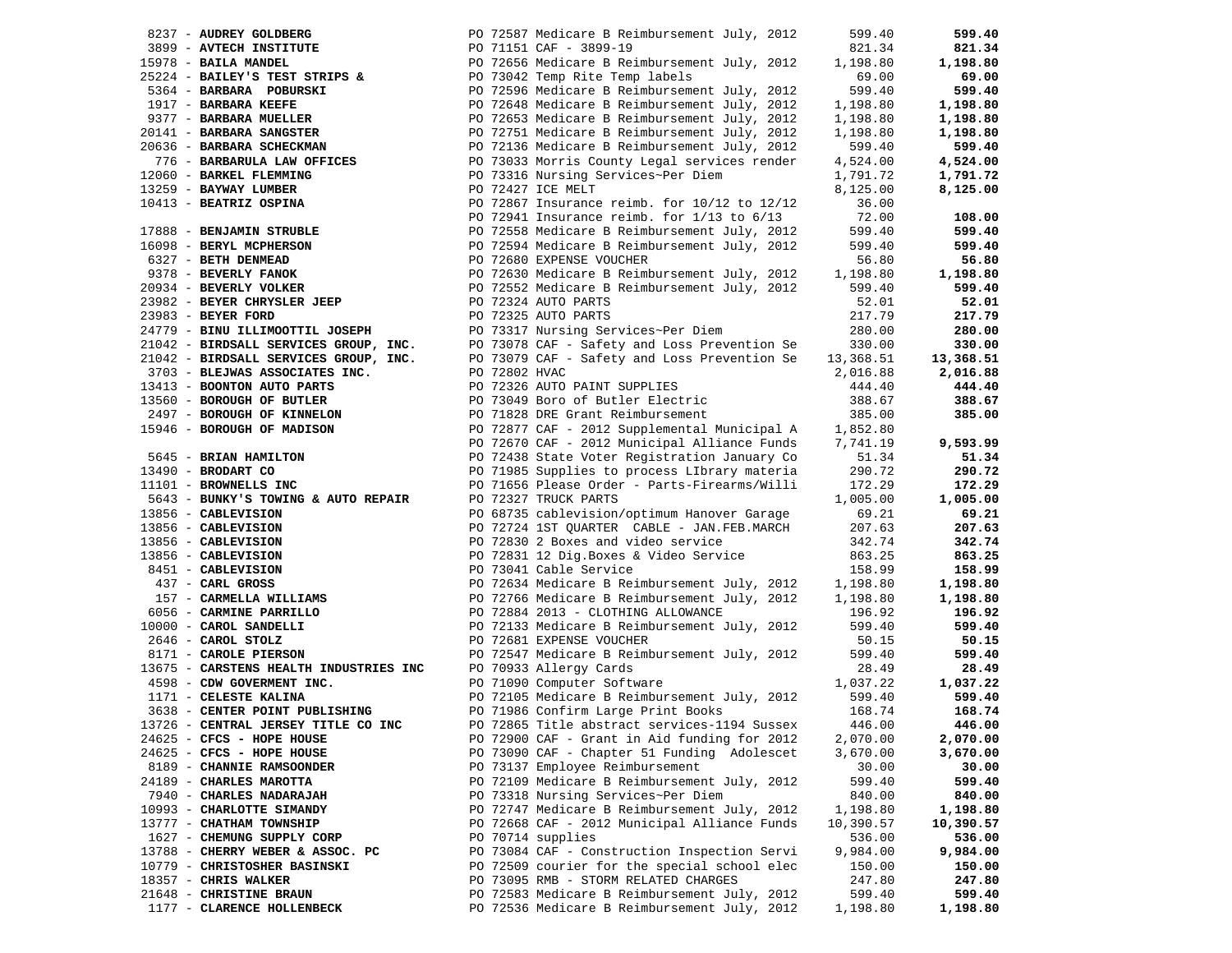| Vendor | Description | Amount | Total |
|---|---|---|---|
| 8237 - **AUDREY GOLDBERG** | PO 72587 Medicare B Reimbursement July, 2012 | 599.40 | **599.40** |
| 3899 - **AVTECH INSTITUTE** | PO 71151 CAF - 3899-19 | 821.34 | **821.34** |
| 15978 - **BAILA MANDEL** | PO 72656 Medicare B Reimbursement July, 2012 | 1,198.80 | **1,198.80** |
| 25224 - **BAILEY'S TEST STRIPS &** | PO 73042 Temp Rite Temp labels | 69.00 | **69.00** |
| 5364 - **BARBARA POBURSKI** | PO 72596 Medicare B Reimbursement July, 2012 | 599.40 | **599.40** |
| 1917 - **BARBARA KEEFE** | PO 72648 Medicare B Reimbursement July, 2012 | 1,198.80 | **1,198.80** |
| 9377 - **BARBARA MUELLER** | PO 72653 Medicare B Reimbursement July, 2012 | 1,198.80 | **1,198.80** |
| 20141 - **BARBARA SANGSTER** | PO 72751 Medicare B Reimbursement July, 2012 | 1,198.80 | **1,198.80** |
| 20636 - **BARBARA SCHECKMAN** | PO 72136 Medicare B Reimbursement July, 2012 | 599.40 | **599.40** |
| 776 - **BARBARULA LAW OFFICES** | PO 73033 Morris County Legal services render | 4,524.00 | **4,524.00** |
| 12060 - **BARKEL FLEMMING** | PO 73316 Nursing Services~Per Diem | 1,791.72 | **1,791.72** |
| 13259 - **BAYWAY LUMBER** | PO 72427 ICE MELT | 8,125.00 | **8,125.00** |
| 10413 - **BEATRIZ OSPINA** | PO 72867 Insurance reimb. for 10/12 to 12/12 | 36.00 | |
| | PO 72941 Insurance reimb. for 1/13 to 6/13 | 72.00 | **108.00** |
| 17888 - **BENJAMIN STRUBLE** | PO 72558 Medicare B Reimbursement July, 2012 | 599.40 | **599.40** |
| 16098 - **BERYL MCPHERSON** | PO 72594 Medicare B Reimbursement July, 2012 | 599.40 | **599.40** |
| 6327 - **BETH DENMEAD** | PO 72680 EXPENSE VOUCHER | 56.80 | **56.80** |
| 9378 - **BEVERLY FANOK** | PO 72630 Medicare B Reimbursement July, 2012 | 1,198.80 | **1,198.80** |
| 20934 - **BEVERLY VOLKER** | PO 72552 Medicare B Reimbursement July, 2012 | 599.40 | **599.40** |
| 23982 - **BEYER CHRYSLER JEEP** | PO 72324 AUTO PARTS | 52.01 | **52.01** |
| 23983 - **BEYER FORD** | PO 72325 AUTO PARTS | 217.79 | **217.79** |
| 24779 - **BINU ILLIMOOTTIL JOSEPH** | PO 73317 Nursing Services~Per Diem | 280.00 | **280.00** |
| 21042 - **BIRDSALL SERVICES GROUP, INC.** | PO 73078 CAF - Safety and Loss Prevention Se | 330.00 | **330.00** |
| 21042 - **BIRDSALL SERVICES GROUP, INC.** | PO 73079 CAF - Safety and Loss Prevention Se | 13,368.51 | **13,368.51** |
| 3703 - **BLEJWAS ASSOCIATES INC.** | PO 72802 HVAC | 2,016.88 | **2,016.88** |
| 13413 - **BOONTON AUTO PARTS** | PO 72326 AUTO PAINT SUPPLIES | 444.40 | **444.40** |
| 13560 - **BOROUGH OF BUTLER** | PO 73049 Boro of Butler Electric | 388.67 | **388.67** |
| 2497 - **BOROUGH OF KINNELON** | PO 71828 DRE Grant Reimbursement | 385.00 | **385.00** |
| 15946 - **BOROUGH OF MADISON** | PO 72877 CAF - 2012 Supplemental Municipal A | 1,852.80 | |
| | PO 72670 CAF - 2012 Municipal Alliance Funds | 7,741.19 | **9,593.99** |
| 5645 - **BRIAN HAMILTON** | PO 72438 State Voter Registration January Co | 51.34 | **51.34** |
| 13490 - **BRODART CO** | PO 71985 Supplies to process LIbrary materia | 290.72 | **290.72** |
| 11101 - **BROWNELLS INC** | PO 71656 Please Order - Parts-Firearms/Willi | 172.29 | **172.29** |
| 5643 - **BUNKY'S TOWING & AUTO REPAIR** | PO 72327 TRUCK PARTS | 1,005.00 | **1,005.00** |
| 13856 - **CABLEVISION** | PO 68735 cablevision/optimum Hanover Garage | 69.21 | **69.21** |
| 13856 - **CABLEVISION** | PO 72724 1ST QUARTER CABLE - JAN.FEB.MARCH | 207.63 | **207.63** |
| 13856 - **CABLEVISION** | PO 72830 2 Boxes and video service | 342.74 | **342.74** |
| 13856 - **CABLEVISION** | PO 72831 12 Dig.Boxes & Video Service | 863.25 | **863.25** |
| 8451 - **CABLEVISION** | PO 73041 Cable Service | 158.99 | **158.99** |
| 437 - **CARL GROSS** | PO 72634 Medicare B Reimbursement July, 2012 | 1,198.80 | **1,198.80** |
| 157 - **CARMELLA WILLIAMS** | PO 72766 Medicare B Reimbursement July, 2012 | 1,198.80 | **1,198.80** |
| 6056 - **CARMINE PARRILLO** | PO 72884 2013 - CLOTHING ALLOWANCE | 196.92 | **196.92** |
| 10000 - **CAROL SANDELLI** | PO 72133 Medicare B Reimbursement July, 2012 | 599.40 | **599.40** |
| 2646 - **CAROL STOLZ** | PO 72681 EXPENSE VOUCHER | 50.15 | **50.15** |
| 8171 - **CAROLE PIERSON** | PO 72547 Medicare B Reimbursement July, 2012 | 599.40 | **599.40** |
| 13675 - **CARSTENS HEALTH INDUSTRIES INC** | PO 70933 Allergy Cards | 28.49 | **28.49** |
| 4598 - **CDW GOVERMENT INC.** | PO 71090 Computer Software | 1,037.22 | **1,037.22** |
| 1171 - **CELESTE KALINA** | PO 72105 Medicare B Reimbursement July, 2012 | 599.40 | **599.40** |
| 3638 - **CENTER POINT PUBLISHING** | PO 71986 Confirm Large Print Books | 168.74 | **168.74** |
| 13726 - **CENTRAL JERSEY TITLE CO INC** | PO 72865 Title abstract services-1194 Sussex | 446.00 | **446.00** |
| 24625 - **CFCS - HOPE HOUSE** | PO 72900 CAF - Grant in Aid funding for 2012 | 2,070.00 | **2,070.00** |
| 24625 - **CFCS - HOPE HOUSE** | PO 73090 CAF - Chapter 51 Funding Adolescet | 3,670.00 | **3,670.00** |
| 8189 - **CHANNIE RAMSOONDER** | PO 73137 Employee Reimbursement | 30.00 | **30.00** |
| 24189 - **CHARLES MAROTTA** | PO 72109 Medicare B Reimbursement July, 2012 | 599.40 | **599.40** |
| 7940 - **CHARLES NADARAJAH** | PO 73318 Nursing Services~Per Diem | 840.00 | **840.00** |
| 10993 - **CHARLOTTE SIMANDY** | PO 72747 Medicare B Reimbursement July, 2012 | 1,198.80 | **1,198.80** |
| 13777 - **CHATHAM TOWNSHIP** | PO 72668 CAF - 2012 Municipal Alliance Funds | 10,390.57 | **10,390.57** |
| 1627 - **CHEMUNG SUPPLY CORP** | PO 70714 supplies | 536.00 | **536.00** |
| 13788 - **CHERRY WEBER & ASSOC. PC** | PO 73084 CAF - Construction Inspection Servi | 9,984.00 | **9,984.00** |
| 10779 - **CHRISTOSHER BASINSKI** | PO 72509 courier for the special school elec | 150.00 | **150.00** |
| 18357 - **CHRIS WALKER** | PO 73095 RMB - STORM RELATED CHARGES | 247.80 | **247.80** |
| 21648 - **CHRISTINE BRAUN** | PO 72583 Medicare B Reimbursement July, 2012 | 599.40 | **599.40** |
| 1177 - **CLARENCE HOLLENBECK** | PO 72536 Medicare B Reimbursement July, 2012 | 1,198.80 | **1,198.80** |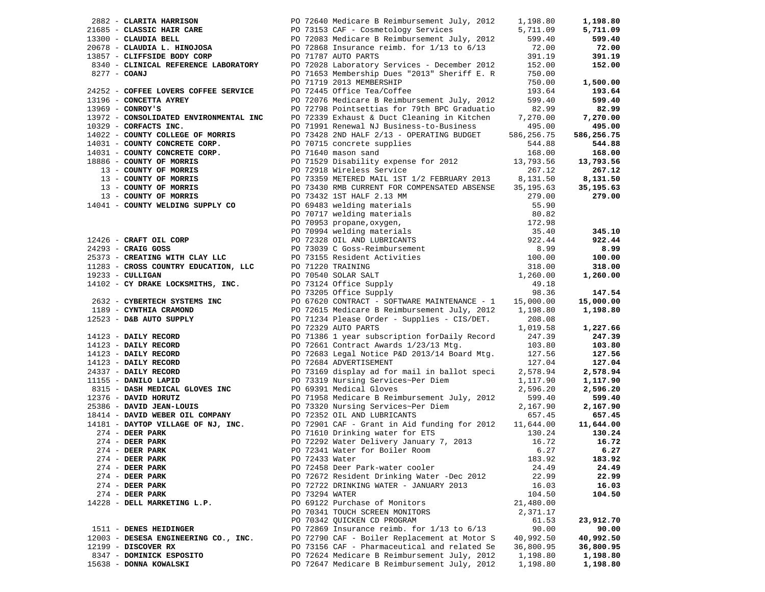| Vendor | PO / Description | Amount | Total |
|---|---|---|---|
| 2882 - **CLARITA HARRISON** | PO 72640 Medicare B Reimbursement July, 2012 | 1,198.80 | **1,198.80** |
| 21685 - **CLASSIC HAIR CARE** | PO 73153 CAF - Cosmetology Services | 5,711.09 | **5,711.09** |
| 13300 - **CLAUDIA BELL** | PO 72083 Medicare B Reimbursement July, 2012 | 599.40 | **599.40** |
| 20678 - **CLAUDIA L. HINOJOSA** | PO 72868 Insurance reimb. for 1/13 to 6/13 | 72.00 | **72.00** |
| 13857 - **CLIFFSIDE BODY CORP** | PO 71787 AUTO PARTS | 391.19 | **391.19** |
| 8340 - **CLINICAL REFERENCE LABORATORY** | PO 72028 Laboratory Services - December 2012 | 152.00 | **152.00** |
| 8277 - **COANJ** | PO 71653 Membership Dues "2013" Sheriff E. R | 750.00 | |
| | PO 71719 2013 MEMBERSHIP | 750.00 | **1,500.00** |
| 24252 - **COFFEE LOVERS COFFEE SERVICE** | PO 72445 Office Tea/Coffee | 193.64 | **193.64** |
| 13196 - **CONCETTA AYREY** | PO 72076 Medicare B Reimbursement July, 2012 | 599.40 | **599.40** |
| 13969 - **CONROY'S** | PO 72798 Pointsettias for 79th BPC Graduatio | 82.99 | **82.99** |
| 13972 - **CONSOLIDATED ENVIRONMENTAL INC** | PO 72339 Exhaust & Duct Cleaning in Kitchen | 7,270.00 | **7,270.00** |
| 10329 - **CORFACTS INC.** | PO 71991 Renewal NJ Business-to-Business | 495.00 | **495.00** |
| 14022 - **COUNTY COLLEGE OF MORRIS** | PO 73428 2ND HALF 2/13 - OPERATING BUDGET | 586,256.75 | **586,256.75** |
| 14031 - **COUNTY CONCRETE CORP.** | PO 70715 concrete supplies | 544.88 | **544.88** |
| 14031 - **COUNTY CONCRETE CORP.** | PO 71640 mason sand | 168.00 | **168.00** |
| 18886 - **COUNTY OF MORRIS** | PO 71529 Disability expense for 2012 | 13,793.56 | **13,793.56** |
| 13 - **COUNTY OF MORRIS** | PO 72918 Wireless Service | 267.12 | **267.12** |
| 13 - **COUNTY OF MORRIS** | PO 73359 METERED MAIL 1ST 1/2 FEBRUARY 2013 | 8,131.50 | **8,131.50** |
| 13 - **COUNTY OF MORRIS** | PO 73430 RMB CURRENT FOR COMPENSATED ABSENSE | 35,195.63 | **35,195.63** |
| 13 - **COUNTY OF MORRIS** | PO 73432 1ST HALF 2.13 MM | 279.00 | **279.00** |
| 14041 - **COUNTY WELDING SUPPLY CO** | PO 69483 welding materials | 55.90 | |
| | PO 70717 welding materials | 80.82 | |
| | PO 70953 propane,oxygen, | 172.98 | |
| | PO 70994 welding materials | 35.40 | **345.10** |
| 12426 - **CRAFT OIL CORP** | PO 72328 OIL AND LUBRICANTS | 922.44 | **922.44** |
| 24293 - **CRAIG GOSS** | PO 73039 C Goss-Reimbursement | 8.99 | **8.99** |
| 25373 - **CREATING WITH CLAY LLC** | PO 73155 Resident Activities | 100.00 | **100.00** |
| 11283 - **CROSS COUNTRY EDUCATION, LLC** | PO 71220 TRAINING | 318.00 | **318.00** |
| 19233 - **CULLIGAN** | PO 70540 SOLAR SALT | 1,260.00 | **1,260.00** |
| 14102 - **CY DRAKE LOCKSMITHS, INC.** | PO 73124 Office Supply | 49.18 | |
| | PO 73205 Office Supply | 98.36 | **147.54** |
| 2632 - **CYBERTECH SYSTEMS INC** | PO 67620 CONTRACT - SOFTWARE MAINTENANCE - 1 | 15,000.00 | **15,000.00** |
| 1189 - **CYNTHIA CRAMOND** | PO 72615 Medicare B Reimbursement July, 2012 | 1,198.80 | **1,198.80** |
| 12523 - **D&B AUTO SUPPLY** | PO 71234 Please Order - Supplies - CIS/DET. | 208.08 | |
| | PO 72329 AUTO PARTS | 1,019.58 | **1,227.66** |
| 14123 - **DAILY RECORD** | PO 71386 1 year subscription forDaily Record | 247.39 | **247.39** |
| 14123 - **DAILY RECORD** | PO 72661 Contract Awards 1/23/13 Mtg. | 103.80 | **103.80** |
| 14123 - **DAILY RECORD** | PO 72683 Legal Notice P&D 2013/14 Board Mtg. | 127.56 | **127.56** |
| 14123 - **DAILY RECORD** | PO 72684 ADVERTISEMENT | 127.04 | **127.04** |
| 24337 - **DAILY RECORD** | PO 73169 display ad for mail in ballot speci | 2,578.94 | **2,578.94** |
| 11155 - **DANILO LAPID** | PO 73319 Nursing Services~Per Diem | 1,117.90 | **1,117.90** |
| 8315 - **DASH MEDICAL GLOVES INC** | PO 69391 Medical Gloves | 2,596.20 | **2,596.20** |
| 12376 - **DAVID HORUTZ** | PO 71958 Medicare B Reimbursement July, 2012 | 599.40 | **599.40** |
| 25386 - **DAVID JEAN-LOUIS** | PO 73320 Nursing Services~Per Diem | 2,167.90 | **2,167.90** |
| 18414 - **DAVID WEBER OIL COMPANY** | PO 72352 OIL AND LUBRICANTS | 657.45 | **657.45** |
| 14181 - **DAYTOP VILLAGE OF NJ, INC.** | PO 72901 CAF - Grant in Aid funding for 2012 | 11,644.00 | **11,644.00** |
| 274 - **DEER PARK** | PO 71610 Drinking water for ETS | 130.24 | **130.24** |
| 274 - **DEER PARK** | PO 72292 Water Delivery January 7, 2013 | 16.72 | **16.72** |
| 274 - **DEER PARK** | PO 72341 Water for Boiler Room | 6.27 | **6.27** |
| 274 - **DEER PARK** | PO 72433 Water | 183.92 | **183.92** |
| 274 - **DEER PARK** | PO 72458 Deer Park-water cooler | 24.49 | **24.49** |
| 274 - **DEER PARK** | PO 72672 Resident Drinking Water -Dec 2012 | 22.99 | **22.99** |
| 274 - **DEER PARK** | PO 72722 DRINKING WATER - JANUARY 2013 | 16.03 | **16.03** |
| 274 - **DEER PARK** | PO 73294 WATER | 104.50 | **104.50** |
| 14228 - **DELL MARKETING L.P.** | PO 69122 Purchase of Monitors | 21,480.00 | |
| | PO 70341 TOUCH SCREEN MONITORS | 2,371.17 | |
| | PO 70342 QUICKEN CD PROGRAM | 61.53 | **23,912.70** |
| 1511 - **DENES HEIDINGER** | PO 72869 Insurance reimb. for 1/13 to 6/13 | 90.00 | **90.00** |
| 12003 - **DESESA ENGINEERING CO., INC.** | PO 72790 CAF - Boiler Replacement at Motor S | 40,992.50 | **40,992.50** |
| 12199 - **DISCOVER RX** | PO 73156 CAF - Pharmaceutical and related Se | 36,800.95 | **36,800.95** |
| 8347 - **DOMINICK ESPOSITO** | PO 72624 Medicare B Reimbursement July, 2012 | 1,198.80 | **1,198.80** |
| 15638 - **DONNA KOWALSKI** | PO 72647 Medicare B Reimbursement July, 2012 | 1,198.80 | **1,198.80** |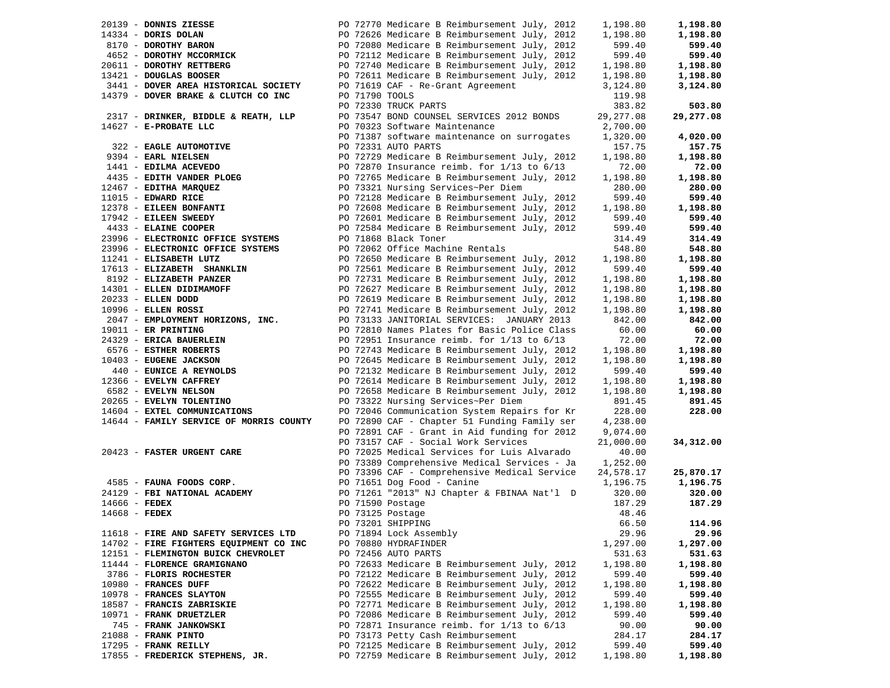| Vendor | PO / Description | Amount | Total |
|---|---|---|---|
| 20139 - **DONNIS ZIESSE** | PO 72770 Medicare B Reimbursement July, 2012 | 1,198.80 | **1,198.80** |
| 14334 - **DORIS DOLAN** | PO 72626 Medicare B Reimbursement July, 2012 | 1,198.80 | **1,198.80** |
| 8170 - **DOROTHY BARON** | PO 72080 Medicare B Reimbursement July, 2012 | 599.40 | **599.40** |
| 4652 - **DOROTHY MCCORMICK** | PO 72112 Medicare B Reimbursement July, 2012 | 599.40 | **599.40** |
| 20611 - **DOROTHY RETTBERG** | PO 72740 Medicare B Reimbursement July, 2012 | 1,198.80 | **1,198.80** |
| 13421 - **DOUGLAS BOOSER** | PO 72611 Medicare B Reimbursement July, 2012 | 1,198.80 | **1,198.80** |
| 3441 - **DOVER AREA HISTORICAL SOCIETY** | PO 71619 CAF - Re-Grant Agreement | 3,124.80 | **3,124.80** |
| 14379 - **DOVER BRAKE & CLUTCH CO INC** | PO 71790 TOOLS | 119.98 | |
| | PO 72330 TRUCK PARTS | 383.82 | **503.80** |
| 2317 - **DRINKER, BIDDLE & REATH, LLP** | PO 73547 BOND COUNSEL SERVICES 2012 BONDS | 29,277.08 | **29,277.08** |
| 14627 - **E-PROBATE LLC** | PO 70323 Software Maintenance | 2,700.00 | |
| | PO 71387 software maintenance on surrogates | 1,320.00 | **4,020.00** |
| 322 - **EAGLE AUTOMOTIVE** | PO 72331 AUTO PARTS | 157.75 | **157.75** |
| 9394 - **EARL NIELSEN** | PO 72729 Medicare B Reimbursement July, 2012 | 1,198.80 | **1,198.80** |
| 1441 - **EDILMA ACEVEDO** | PO 72870 Insurance reimb. for 1/13 to 6/13 | 72.00 | **72.00** |
| 4435 - **EDITH VANDER PLOEG** | PO 72765 Medicare B Reimbursement July, 2012 | 1,198.80 | **1,198.80** |
| 12467 - **EDITHA MARQUEZ** | PO 73321 Nursing Services~Per Diem | 280.00 | **280.00** |
| 11015 - **EDWARD RICE** | PO 72128 Medicare B Reimbursement July, 2012 | 599.40 | **599.40** |
| 12378 - **EILEEN BONFANTI** | PO 72608 Medicare B Reimbursement July, 2012 | 1,198.80 | **1,198.80** |
| 17942 - **EILEEN SWEEDY** | PO 72601 Medicare B Reimbursement July, 2012 | 599.40 | **599.40** |
| 4433 - **ELAINE COOPER** | PO 72584 Medicare B Reimbursement July, 2012 | 599.40 | **599.40** |
| 23996 - **ELECTRONIC OFFICE SYSTEMS** | PO 71868 Black Toner | 314.49 | **314.49** |
| 23996 - **ELECTRONIC OFFICE SYSTEMS** | PO 72062 Office Machine Rentals | 548.80 | **548.80** |
| 11241 - **ELISABETH LUTZ** | PO 72650 Medicare B Reimbursement July, 2012 | 1,198.80 | **1,198.80** |
| 17613 - **ELIZABETH SHANKLIN** | PO 72561 Medicare B Reimbursement July, 2012 | 599.40 | **599.40** |
| 8192 - **ELIZABETH PANZER** | PO 72731 Medicare B Reimbursement July, 2012 | 1,198.80 | **1,198.80** |
| 14301 - **ELLEN DIDIMAMOFF** | PO 72627 Medicare B Reimbursement July, 2012 | 1,198.80 | **1,198.80** |
| 20233 - **ELLEN DODD** | PO 72619 Medicare B Reimbursement July, 2012 | 1,198.80 | **1,198.80** |
| 10996 - **ELLEN ROSSI** | PO 72741 Medicare B Reimbursement July, 2012 | 1,198.80 | **1,198.80** |
| 2047 - **EMPLOYMENT HORIZONS, INC.** | PO 73133 JANITORIAL SERVICES: JANUARY 2013 | 842.00 | **842.00** |
| 19011 - **ER PRINTING** | PO 72810 Names Plates for Basic Police Class | 60.00 | **60.00** |
| 24329 - **ERICA BAUERLEIN** | PO 72951 Insurance reimb. for 1/13 to 6/13 | 72.00 | **72.00** |
| 6576 - **ESTHER ROBERTS** | PO 72743 Medicare B Reimbursement July, 2012 | 1,198.80 | **1,198.80** |
| 10403 - **EUGENE JACKSON** | PO 72645 Medicare B Reimbursement July, 2012 | 1,198.80 | **1,198.80** |
| 440 - **EUNICE A REYNOLDS** | PO 72132 Medicare B Reimbursement July, 2012 | 599.40 | **599.40** |
| 12366 - **EVELYN CAFFREY** | PO 72614 Medicare B Reimbursement July, 2012 | 1,198.80 | **1,198.80** |
| 6582 - **EVELYN NELSON** | PO 72658 Medicare B Reimbursement July, 2012 | 1,198.80 | **1,198.80** |
| 20265 - **EVELYN TOLENTINO** | PO 73322 Nursing Services~Per Diem | 891.45 | **891.45** |
| 14604 - **EXTEL COMMUNICATIONS** | PO 72046 Communication System Repairs for Kr | 228.00 | **228.00** |
| 14644 - **FAMILY SERVICE OF MORRIS COUNTY** | PO 72890 CAF - Chapter 51 Funding Family ser | 4,238.00 | |
| | PO 72891 CAF - Grant in Aid funding for 2012 | 9,074.00 | |
| | PO 73157 CAF - Social Work Services | 21,000.00 | **34,312.00** |
| 20423 - **FASTER URGENT CARE** | PO 72025 Medical Services for Luis Alvarado | 40.00 | |
| | PO 73389 Comprehensive Medical Services - Ja | 1,252.00 | |
| | PO 73396 CAF - Comprehensive Medical Service | 24,578.17 | **25,870.17** |
| 4585 - **FAUNA FOODS CORP.** | PO 71651 Dog Food - Canine | 1,196.75 | **1,196.75** |
| 24129 - **FBI NATIONAL ACADEMY** | PO 71261 "2013" NJ Chapter & FBINAA Nat'l D | 320.00 | **320.00** |
| 14666 - **FEDEX** | PO 71590 Postage | 187.29 | **187.29** |
| 14668 - **FEDEX** | PO 73125 Postage | 48.46 | |
| | PO 73201 SHIPPING | 66.50 | **114.96** |
| 11618 - **FIRE AND SAFETY SERVICES LTD** | PO 71894 Lock Assembly | 29.96 | **29.96** |
| 14702 - **FIRE FIGHTERS EQUIPMENT CO INC** | PO 70880 HYDRAFINDER | 1,297.00 | **1,297.00** |
| 12151 - **FLEMINGTON BUICK CHEVROLET** | PO 72456 AUTO PARTS | 531.63 | **531.63** |
| 11444 - **FLORENCE GRAMIGNANO** | PO 72633 Medicare B Reimbursement July, 2012 | 1,198.80 | **1,198.80** |
| 3786 - **FLORIS ROCHESTER** | PO 72122 Medicare B Reimbursement July, 2012 | 599.40 | **599.40** |
| 10980 - **FRANCES DUFF** | PO 72622 Medicare B Reimbursement July, 2012 | 1,198.80 | **1,198.80** |
| 10978 - **FRANCES SLAYTON** | PO 72555 Medicare B Reimbursement July, 2012 | 599.40 | **599.40** |
| 18587 - **FRANCIS ZABRISKIE** | PO 72771 Medicare B Reimbursement July, 2012 | 1,198.80 | **1,198.80** |
| 10971 - **FRANK DRUETZLER** | PO 72086 Medicare B Reimbursement July, 2012 | 599.40 | **599.40** |
| 745 - **FRANK JANKOWSKI** | PO 72871 Insurance reimb. for 1/13 to 6/13 | 90.00 | **90.00** |
| 21088 - **FRANK PINTO** | PO 73173 Petty Cash Reimbursement | 284.17 | **284.17** |
| 17295 - **FRANK REILLY** | PO 72125 Medicare B Reimbursement July, 2012 | 599.40 | **599.40** |
| 17855 - **FREDERICK STEPHENS, JR.** | PO 72759 Medicare B Reimbursement July, 2012 | 1,198.80 | **1,198.80** |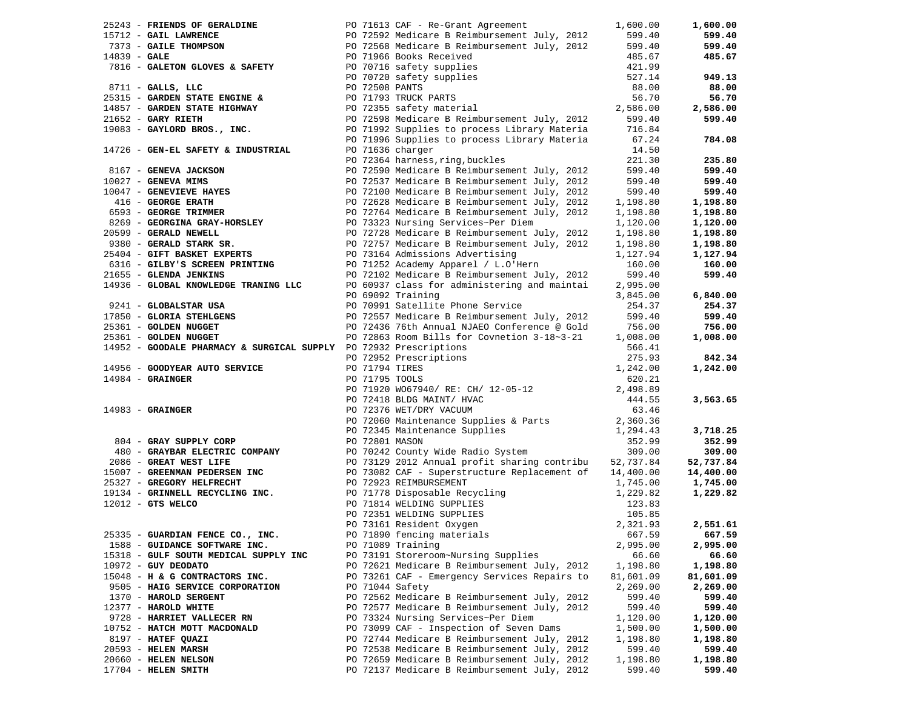| Vendor | PO / Description | Amount | Total |
|---|---|---|---|
| 25243 - **FRIENDS OF GERALDINE** | PO 71613 CAF - Re-Grant Agreement | 1,600.00 | **1,600.00** |
| 15712 - **GAIL LAWRENCE** | PO 72592 Medicare B Reimbursement July, 2012 | 599.40 | **599.40** |
| 7373 - **GAILE THOMPSON** | PO 72568 Medicare B Reimbursement July, 2012 | 599.40 | **599.40** |
| 14839 - **GALE** | PO 71966 Books Received | 485.67 | **485.67** |
| 7816 - **GALETON GLOVES & SAFETY** | PO 70716 safety supplies | 421.99 | |
| | PO 70720 safety supplies | 527.14 | **949.13** |
| 8711 - **GALLS, LLC** | PO 72508 PANTS | 88.00 | **88.00** |
| 25315 - **GARDEN STATE ENGINE &** | PO 71793 TRUCK PARTS | 56.70 | **56.70** |
| 14857 - **GARDEN STATE HIGHWAY** | PO 72355 safety material | 2,586.00 | **2,586.00** |
| 21652 - **GARY RIETH** | PO 72598 Medicare B Reimbursement July, 2012 | 599.40 | **599.40** |
| 19083 - **GAYLORD BROS., INC.** | PO 71992 Supplies to process Library Materia | 716.84 | |
| | PO 71996 Supplies to process Library Materia | 67.24 | **784.08** |
| 14726 - **GEN-EL SAFETY & INDUSTRIAL** | PO 71636 charger | 14.50 | |
| | PO 72364 harness,ring,buckles | 221.30 | **235.80** |
| 8167 - **GENEVA JACKSON** | PO 72590 Medicare B Reimbursement July, 2012 | 599.40 | **599.40** |
| 10027 - **GENEVA MIMS** | PO 72537 Medicare B Reimbursement July, 2012 | 599.40 | **599.40** |
| 10047 - **GENEVIEVE HAYES** | PO 72100 Medicare B Reimbursement July, 2012 | 599.40 | **599.40** |
| 416 - **GEORGE ERATH** | PO 72628 Medicare B Reimbursement July, 2012 | 1,198.80 | **1,198.80** |
| 6593 - **GEORGE TRIMMER** | PO 72764 Medicare B Reimbursement July, 2012 | 1,198.80 | **1,198.80** |
| 8269 - **GEORGINA GRAY-HORSLEY** | PO 73323 Nursing Services~Per Diem | 1,120.00 | **1,120.00** |
| 20599 - **GERALD NEWELL** | PO 72728 Medicare B Reimbursement July, 2012 | 1,198.80 | **1,198.80** |
| 9380 - **GERALD STARK SR.** | PO 72757 Medicare B Reimbursement July, 2012 | 1,198.80 | **1,198.80** |
| 25404 - **GIFT BASKET EXPERTS** | PO 73164 Admissions Advertising | 1,127.94 | **1,127.94** |
| 6316 - **GILBY'S SCREEN PRINTING** | PO 71252 Academy Apparel / L.O'Hern | 160.00 | **160.00** |
| 21655 - **GLENDA JENKINS** | PO 72102 Medicare B Reimbursement July, 2012 | 599.40 | **599.40** |
| 14936 - **GLOBAL KNOWLEDGE TRANING LLC** | PO 60937 class for administering and maintai | 2,995.00 | |
| | PO 69092 Training | 3,845.00 | **6,840.00** |
| 9241 - **GLOBALSTAR USA** | PO 70991 Satellite Phone Service | 254.37 | **254.37** |
| 17850 - **GLORIA STEHLGENS** | PO 72557 Medicare B Reimbursement July, 2012 | 599.40 | **599.40** |
| 25361 - **GOLDEN NUGGET** | PO 72436 76th Annual NJAEO Conference @ Gold | 756.00 | **756.00** |
| 25361 - **GOLDEN NUGGET** | PO 72863 Room Bills for Covnetion 3-18~3-21 | 1,008.00 | **1,008.00** |
| 14952 - **GOODALE PHARMACY & SURGICAL SUPPLY** | PO 72932 Prescriptions | 566.41 | |
| | PO 72952 Prescriptions | 275.93 | **842.34** |
| 14956 - **GOODYEAR AUTO SERVICE** | PO 71794 TIRES | 1,242.00 | **1,242.00** |
| 14984 - **GRAINGER** | PO 71795 TOOLS | 620.21 | |
| | PO 71920 WO67940/ RE: CH/ 12-05-12 | 2,498.89 | |
| | PO 72418 BLDG MAINT/ HVAC | 444.55 | **3,563.65** |
| 14983 - **GRAINGER** | PO 72376 WET/DRY VACUUM | 63.46 | |
| | PO 72060 Maintenance Supplies & Parts | 2,360.36 | |
| | PO 72345 Maintenance Supplies | 1,294.43 | **3,718.25** |
| 804 - **GRAY SUPPLY CORP** | PO 72801 MASON | 352.99 | **352.99** |
| 480 - **GRAYBAR ELECTRIC COMPANY** | PO 70242 County Wide Radio System | 309.00 | **309.00** |
| 2086 - **GREAT WEST LIFE** | PO 73129 2012 Annual profit sharing contribu | 52,737.84 | **52,737.84** |
| 15007 - **GREENMAN PEDERSEN INC** | PO 73082 CAF - Superstructure Replacement of | 14,400.00 | **14,400.00** |
| 25327 - **GREGORY HELFRECHT** | PO 72923 REIMBURSEMENT | 1,745.00 | **1,745.00** |
| 19134 - **GRINNELL RECYCLING INC.** | PO 71778 Disposable Recycling | 1,229.82 | **1,229.82** |
| 12012 - **GTS WELCO** | PO 71814 WELDING SUPPLIES | 123.83 | |
| | PO 72351 WELDING SUPPLIES | 105.85 | |
| | PO 73161 Resident Oxygen | 2,321.93 | **2,551.61** |
| 25335 - **GUARDIAN FENCE CO., INC.** | PO 71890 fencing materials | 667.59 | **667.59** |
| 1588 - **GUIDANCE SOFTWARE INC.** | PO 71089 Training | 2,995.00 | **2,995.00** |
| 15318 - **GULF SOUTH MEDICAL SUPPLY INC** | PO 73191 Storeroom~Nursing Supplies | 66.60 | **66.60** |
| 10972 - **GUY DEODATO** | PO 72621 Medicare B Reimbursement July, 2012 | 1,198.80 | **1,198.80** |
| 15048 - **H & G CONTRACTORS INC.** | PO 73261 CAF - Emergency Services Repairs to | 81,601.09 | **81,601.09** |
| 9505 - **HAIG SERVICE CORPORATION** | PO 71044 Safety | 2,269.00 | **2,269.00** |
| 1370 - **HAROLD SERGENT** | PO 72562 Medicare B Reimbursement July, 2012 | 599.40 | **599.40** |
| 12377 - **HAROLD WHITE** | PO 72577 Medicare B Reimbursement July, 2012 | 599.40 | **599.40** |
| 9728 - **HARRIET VALLECER RN** | PO 73324 Nursing Services~Per Diem | 1,120.00 | **1,120.00** |
| 10752 - **HATCH MOTT MACDONALD** | PO 73099 CAF - Inspection of Seven Dams | 1,500.00 | **1,500.00** |
| 8197 - **HATEF QUAZI** | PO 72744 Medicare B Reimbursement July, 2012 | 1,198.80 | **1,198.80** |
| 20593 - **HELEN MARSH** | PO 72538 Medicare B Reimbursement July, 2012 | 599.40 | **599.40** |
| 20660 - **HELEN NELSON** | PO 72659 Medicare B Reimbursement July, 2012 | 1,198.80 | **1,198.80** |
| 17704 - **HELEN SMITH** | PO 72137 Medicare B Reimbursement July, 2012 | 599.40 | **599.40** |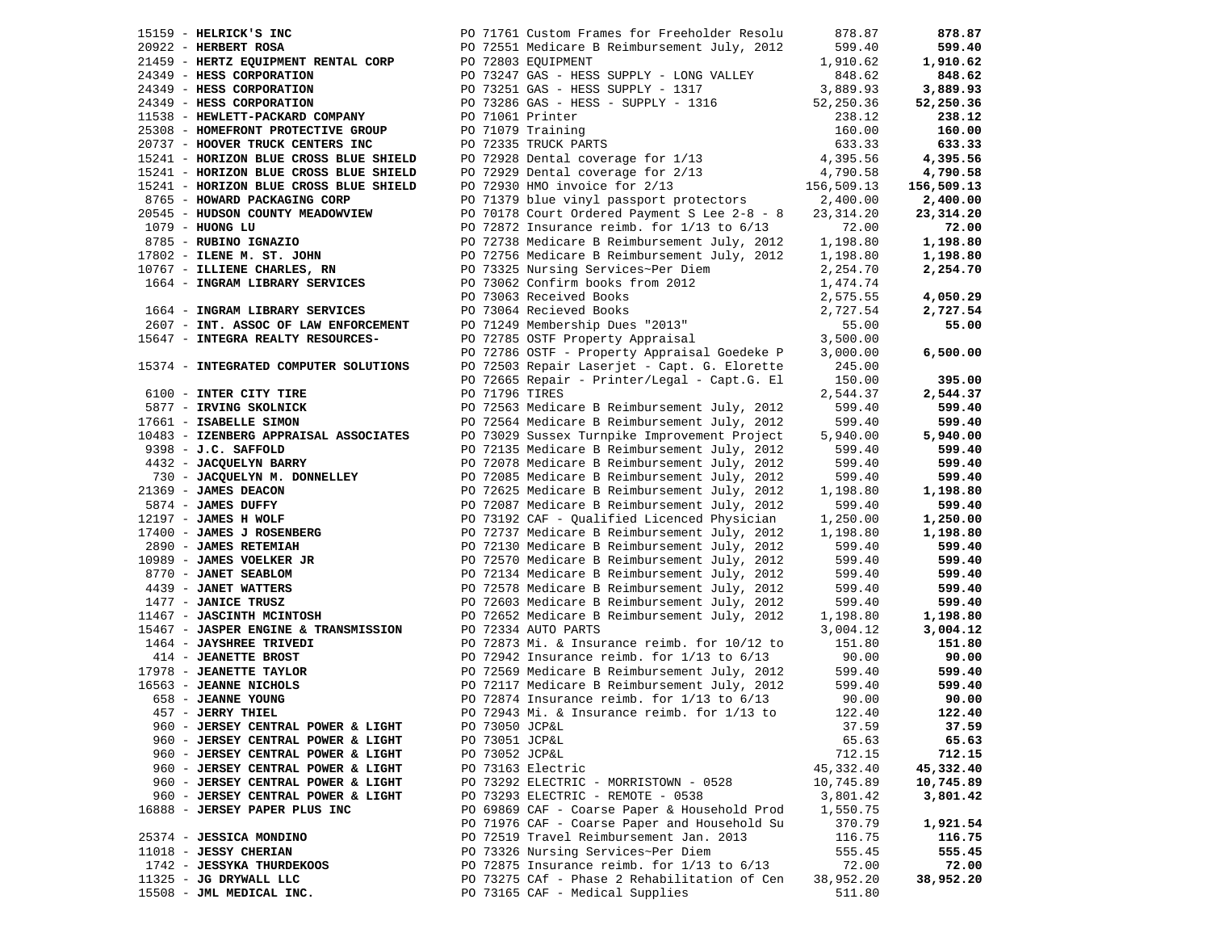| Vendor | PO / Description | Amount | Total |
|---|---|---|---|
| 15159 - **HELRICK'S INC** | PO 71761 Custom Frames for Freeholder Resolu | 878.87 | **878.87** |
| 20922 - **HERBERT ROSA** | PO 72551 Medicare B Reimbursement July, 2012 | 599.40 | **599.40** |
| 21459 - **HERTZ EQUIPMENT RENTAL CORP** | PO 72803 EQUIPMENT | 1,910.62 | **1,910.62** |
| 24349 - **HESS CORPORATION** | PO 73247 GAS - HESS SUPPLY - LONG VALLEY | 848.62 | **848.62** |
| 24349 - **HESS CORPORATION** | PO 73251 GAS - HESS SUPPLY - 1317 | 3,889.93 | **3,889.93** |
| 24349 - **HESS CORPORATION** | PO 73286 GAS - HESS - SUPPLY - 1316 | 52,250.36 | **52,250.36** |
| 11538 - **HEWLETT-PACKARD COMPANY** | PO 71061 Printer | 238.12 | **238.12** |
| 25308 - **HOMEFRONT PROTECTIVE GROUP** | PO 71079 Training | 160.00 | **160.00** |
| 20737 - **HOOVER TRUCK CENTERS INC** | PO 72335 TRUCK PARTS | 633.33 | **633.33** |
| 15241 - **HORIZON BLUE CROSS BLUE SHIELD** | PO 72928 Dental coverage for 1/13 | 4,395.56 | **4,395.56** |
| 15241 - **HORIZON BLUE CROSS BLUE SHIELD** | PO 72929 Dental coverage for 2/13 | 4,790.58 | **4,790.58** |
| 15241 - **HORIZON BLUE CROSS BLUE SHIELD** | PO 72930 HMO invoice for 2/13 | 156,509.13 | **156,509.13** |
| 8765 - **HOWARD PACKAGING CORP** | PO 71379 blue vinyl passport protectors | 2,400.00 | **2,400.00** |
| 20545 - **HUDSON COUNTY MEADOWVIEW** | PO 70178 Court Ordered Payment S Lee 2-8 - 8 | 23,314.20 | **23,314.20** |
| 1079 - **HUONG LU** | PO 72872 Insurance reimb. for 1/13 to 6/13 | 72.00 | **72.00** |
| 8785 - **RUBINO IGNAZIO** | PO 72738 Medicare B Reimbursement July, 2012 | 1,198.80 | **1,198.80** |
| 17802 - **ILENE M. ST. JOHN** | PO 72756 Medicare B Reimbursement July, 2012 | 1,198.80 | **1,198.80** |
| 10767 - **ILLIENE CHARLES, RN** | PO 73325 Nursing Services~Per Diem | 2,254.70 | **2,254.70** |
| 1664 - **INGRAM LIBRARY SERVICES** | PO 73062 Confirm books from 2012 | 1,474.74 | |
| | PO 73063 Received Books | 2,575.55 | **4,050.29** |
| 1664 - **INGRAM LIBRARY SERVICES** | PO 73064 Recieved Books | 2,727.54 | **2,727.54** |
| 2607 - **INT. ASSOC OF LAW ENFORCEMENT** | PO 71249 Membership Dues "2013" | 55.00 | **55.00** |
| 15647 - **INTEGRA REALTY RESOURCES-** | PO 72785 OSTF Property Appraisal | 3,500.00 | |
| | PO 72786 OSTF - Property Appraisal Goedeke P | 3,000.00 | **6,500.00** |
| 15374 - **INTEGRATED COMPUTER SOLUTIONS** | PO 72503 Repair Laserjet - Capt. G. Elorette | 245.00 | |
| | PO 72665 Repair - Printer/Legal - Capt.G. El | 150.00 | **395.00** |
| 6100 - **INTER CITY TIRE** | PO 71796 TIRES | 2,544.37 | **2,544.37** |
| 5877 - **IRVING SKOLNICK** | PO 72563 Medicare B Reimbursement July, 2012 | 599.40 | **599.40** |
| 17661 - **ISABELLE SIMON** | PO 72564 Medicare B Reimbursement July, 2012 | 599.40 | **599.40** |
| 10483 - **IZENBERG APPRAISAL ASSOCIATES** | PO 73029 Sussex Turnpike Improvement Project | 5,940.00 | **5,940.00** |
| 9398 - **J.C. SAFFOLD** | PO 72135 Medicare B Reimbursement July, 2012 | 599.40 | **599.40** |
| 4432 - **JACQUELYN BARRY** | PO 72078 Medicare B Reimbursement July, 2012 | 599.40 | **599.40** |
| 730 - **JACQUELYN M. DONNELLEY** | PO 72085 Medicare B Reimbursement July, 2012 | 599.40 | **599.40** |
| 21369 - **JAMES DEACON** | PO 72625 Medicare B Reimbursement July, 2012 | 1,198.80 | **1,198.80** |
| 5874 - **JAMES DUFFY** | PO 72087 Medicare B Reimbursement July, 2012 | 599.40 | **599.40** |
| 12197 - **JAMES H WOLF** | PO 73192 CAF - Qualified Licenced Physician | 1,250.00 | **1,250.00** |
| 17400 - **JAMES J ROSENBERG** | PO 72737 Medicare B Reimbursement July, 2012 | 1,198.80 | **1,198.80** |
| 2890 - **JAMES RETEMIAH** | PO 72130 Medicare B Reimbursement July, 2012 | 599.40 | **599.40** |
| 10989 - **JAMES VOELKER JR** | PO 72570 Medicare B Reimbursement July, 2012 | 599.40 | **599.40** |
| 8770 - **JANET SEABLOM** | PO 72134 Medicare B Reimbursement July, 2012 | 599.40 | **599.40** |
| 4439 - **JANET WATTERS** | PO 72578 Medicare B Reimbursement July, 2012 | 599.40 | **599.40** |
| 1477 - **JANICE TRUSZ** | PO 72603 Medicare B Reimbursement July, 2012 | 599.40 | **599.40** |
| 11467 - **JASCINTH MCINTOSH** | PO 72652 Medicare B Reimbursement July, 2012 | 1,198.80 | **1,198.80** |
| 15467 - **JASPER ENGINE & TRANSMISSION** | PO 72334 AUTO PARTS | 3,004.12 | **3,004.12** |
| 1464 - **JAYSHREE TRIVEDI** | PO 72873 Mi. & Insurance reimb. for 10/12 to | 151.80 | **151.80** |
| 414 - **JEANETTE BROST** | PO 72942 Insurance reimb. for 1/13 to 6/13 | 90.00 | **90.00** |
| 17978 - **JEANETTE TAYLOR** | PO 72569 Medicare B Reimbursement July, 2012 | 599.40 | **599.40** |
| 16563 - **JEANNE NICHOLS** | PO 72117 Medicare B Reimbursement July, 2012 | 599.40 | **599.40** |
| 658 - **JEANNE YOUNG** | PO 72874 Insurance reimb. for 1/13 to 6/13 | 90.00 | **90.00** |
| 457 - **JERRY THIEL** | PO 72943 Mi. & Insurance reimb. for 1/13 to | 122.40 | **122.40** |
| 960 - **JERSEY CENTRAL POWER & LIGHT** | PO 73050 JCP&L | 37.59 | **37.59** |
| 960 - **JERSEY CENTRAL POWER & LIGHT** | PO 73051 JCP&L | 65.63 | **65.63** |
| 960 - **JERSEY CENTRAL POWER & LIGHT** | PO 73052 JCP&L | 712.15 | **712.15** |
| 960 - **JERSEY CENTRAL POWER & LIGHT** | PO 73163 Electric | 45,332.40 | **45,332.40** |
| 960 - **JERSEY CENTRAL POWER & LIGHT** | PO 73292 ELECTRIC - MORRISTOWN - 0528 | 10,745.89 | **10,745.89** |
| 960 - **JERSEY CENTRAL POWER & LIGHT** | PO 73293 ELECTRIC - REMOTE - 0538 | 3,801.42 | **3,801.42** |
| 16888 - **JERSEY PAPER PLUS INC** | PO 69869 CAF - Coarse Paper & Household Prod | 1,550.75 | |
| | PO 71976 CAF - Coarse Paper and Household Su | 370.79 | **1,921.54** |
| 25374 - **JESSICA MONDINO** | PO 72519 Travel Reimbursement Jan. 2013 | 116.75 | **116.75** |
| 11018 - **JESSY CHERIAN** | PO 73326 Nursing Services~Per Diem | 555.45 | **555.45** |
| 1742 - **JESSYKA THURDEKOOS** | PO 72875 Insurance reimb. for 1/13 to 6/13 | 72.00 | **72.00** |
| 11325 - **JG DRYWALL LLC** | PO 73275 CAf - Phase 2 Rehabilitation of Cen | 38,952.20 | **38,952.20** |
| 15508 - **JML MEDICAL INC.** | PO 73165 CAF - Medical Supplies | 511.80 | |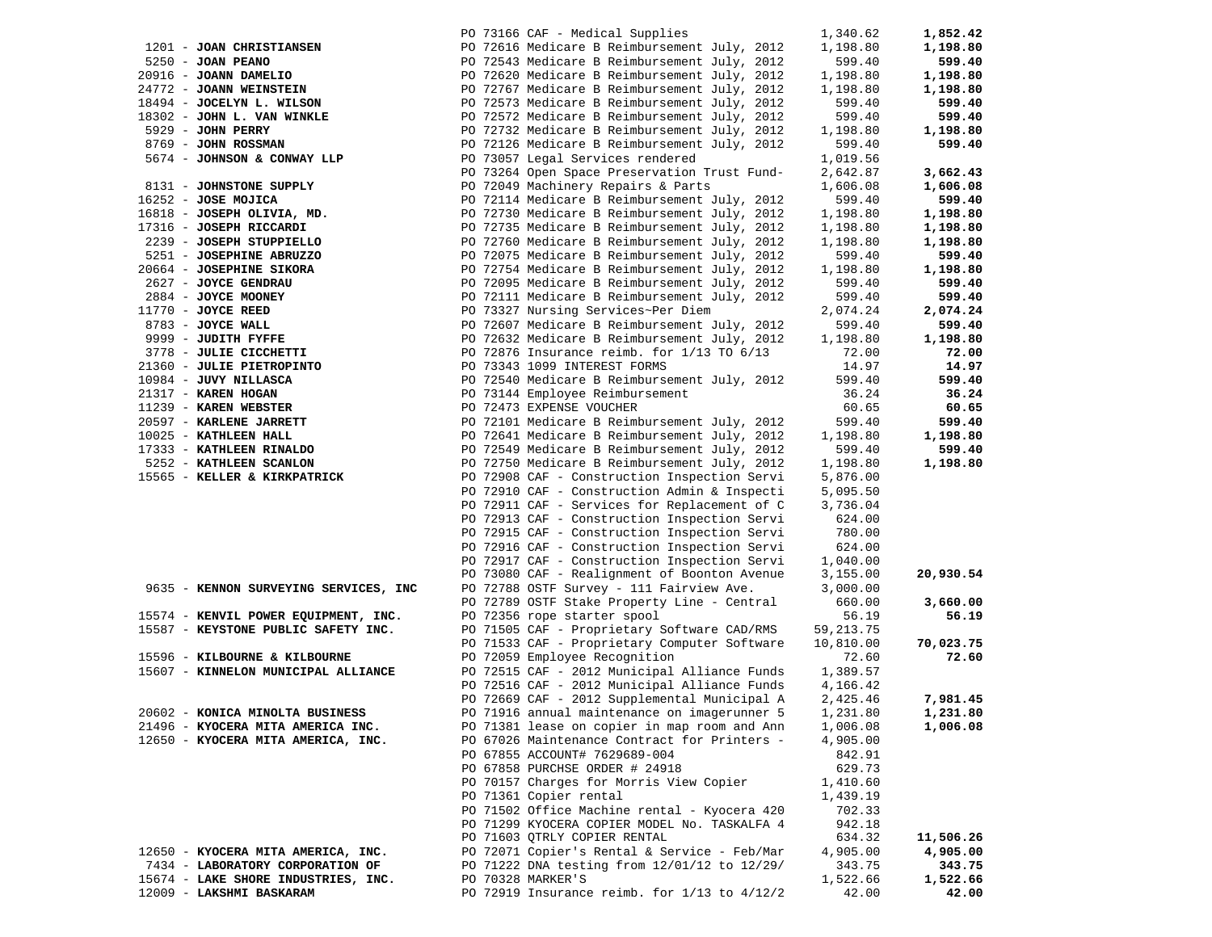| Vendor | PO / Description | Amount | Total |
|---|---|---|---|
| | PO 73166 CAF - Medical Supplies | 1,340.62 | **1,852.42** |
| 1201 - **JOAN CHRISTIANSEN** | PO 72616 Medicare B Reimbursement July, 2012 | 1,198.80 | **1,198.80** |
| 5250 - **JOAN PEANO** | PO 72543 Medicare B Reimbursement July, 2012 | 599.40 | **599.40** |
| 20916 - **JOANN DAMELIO** | PO 72620 Medicare B Reimbursement July, 2012 | 1,198.80 | **1,198.80** |
| 24772 - **JOANN WEINSTEIN** | PO 72767 Medicare B Reimbursement July, 2012 | 1,198.80 | **1,198.80** |
| 18494 - **JOCELYN L. WILSON** | PO 72573 Medicare B Reimbursement July, 2012 | 599.40 | **599.40** |
| 18302 - **JOHN L. VAN WINKLE** | PO 72572 Medicare B Reimbursement July, 2012 | 599.40 | **599.40** |
| 5929 - **JOHN PERRY** | PO 72732 Medicare B Reimbursement July, 2012 | 1,198.80 | **1,198.80** |
| 8769 - **JOHN ROSSMAN** | PO 72126 Medicare B Reimbursement July, 2012 | 599.40 | **599.40** |
| 5674 - **JOHNSON & CONWAY LLP** | PO 73057 Legal Services rendered | 1,019.56 | |
| | PO 73264 Open Space Preservation Trust Fund- | 2,642.87 | **3,662.43** |
| 8131 - **JOHNSTONE SUPPLY** | PO 72049 Machinery Repairs & Parts | 1,606.08 | **1,606.08** |
| 16252 - **JOSE MOJICA** | PO 72114 Medicare B Reimbursement July, 2012 | 599.40 | **599.40** |
| 16818 - **JOSEPH OLIVIA, MD.** | PO 72730 Medicare B Reimbursement July, 2012 | 1,198.80 | **1,198.80** |
| 17316 - **JOSEPH RICCARDI** | PO 72735 Medicare B Reimbursement July, 2012 | 1,198.80 | **1,198.80** |
| 2239 - **JOSEPH STUPPIELLO** | PO 72760 Medicare B Reimbursement July, 2012 | 1,198.80 | **1,198.80** |
| 5251 - **JOSEPHINE ABRUZZO** | PO 72075 Medicare B Reimbursement July, 2012 | 599.40 | **599.40** |
| 20664 - **JOSEPHINE SIKORA** | PO 72754 Medicare B Reimbursement July, 2012 | 1,198.80 | **1,198.80** |
| 2627 - **JOYCE GENDRAU** | PO 72095 Medicare B Reimbursement July, 2012 | 599.40 | **599.40** |
| 2884 - **JOYCE MOONEY** | PO 72111 Medicare B Reimbursement July, 2012 | 599.40 | **599.40** |
| 11770 - **JOYCE REED** | PO 73327 Nursing Services~Per Diem | 2,074.24 | **2,074.24** |
| 8783 - **JOYCE WALL** | PO 72607 Medicare B Reimbursement July, 2012 | 599.40 | **599.40** |
| 9999 - **JUDITH FYFFE** | PO 72632 Medicare B Reimbursement July, 2012 | 1,198.80 | **1,198.80** |
| 3778 - **JULIE CICCHETTI** | PO 72876 Insurance reimb. for 1/13 TO 6/13 | 72.00 | **72.00** |
| 21360 - **JULIE PIETROPINTO** | PO 73343 1099 INTEREST FORMS | 14.97 | **14.97** |
| 10984 - **JUVY NILLASCA** | PO 72540 Medicare B Reimbursement July, 2012 | 599.40 | **599.40** |
| 21317 - **KAREN HOGAN** | PO 73144 Employee Reimbursement | 36.24 | **36.24** |
| 11239 - **KAREN WEBSTER** | PO 72473 EXPENSE VOUCHER | 60.65 | **60.65** |
| 20597 - **KARLENE JARRETT** | PO 72101 Medicare B Reimbursement July, 2012 | 599.40 | **599.40** |
| 10025 - **KATHLEEN HALL** | PO 72641 Medicare B Reimbursement July, 2012 | 1,198.80 | **1,198.80** |
| 17333 - **KATHLEEN RINALDO** | PO 72549 Medicare B Reimbursement July, 2012 | 599.40 | **599.40** |
| 5252 - **KATHLEEN SCANLON** | PO 72750 Medicare B Reimbursement July, 2012 | 1,198.80 | **1,198.80** |
| 15565 - **KELLER & KIRKPATRICK** | PO 72908 CAF - Construction Inspection Servi | 5,876.00 | |
| | PO 72910 CAF - Construction Admin & Inspecti | 5,095.50 | |
| | PO 72911 CAF - Services for Replacement of C | 3,736.04 | |
| | PO 72913 CAF - Construction Inspection Servi | 624.00 | |
| | PO 72915 CAF - Construction Inspection Servi | 780.00 | |
| | PO 72916 CAF - Construction Inspection Servi | 624.00 | |
| | PO 72917 CAF - Construction Inspection Servi | 1,040.00 | |
| | PO 73080 CAF - Realignment of Boonton Avenue | 3,155.00 | **20,930.54** |
| 9635 - **KENNON SURVEYING SERVICES, INC** | PO 72788 OSTF Survey - 111 Fairview Ave. | 3,000.00 | |
| | PO 72789 OSTF Stake Property Line - Central | 660.00 | **3,660.00** |
| 15574 - **KENVIL POWER EQUIPMENT, INC.** | PO 72356 rope starter spool | 56.19 | **56.19** |
| 15587 - **KEYSTONE PUBLIC SAFETY INC.** | PO 71505 CAF - Proprietary Software CAD/RMS | 59,213.75 | |
| | PO 71533 CAF - Proprietary Computer Software | 10,810.00 | **70,023.75** |
| 15596 - **KILBOURNE & KILBOURNE** | PO 72059 Employee Recognition | 72.60 | **72.60** |
| 15607 - **KINNELON MUNICIPAL ALLIANCE** | PO 72515 CAF - 2012 Municipal Alliance Funds | 1,389.57 | |
| | PO 72516 CAF - 2012 Municipal Alliance Funds | 4,166.42 | |
| | PO 72669 CAF - 2012 Supplemental Municipal A | 2,425.46 | **7,981.45** |
| 20602 - **KONICA MINOLTA BUSINESS** | PO 71916 annual maintenance on imagerunner 5 | 1,231.80 | **1,231.80** |
| 21496 - **KYOCERA MITA AMERICA INC.** | PO 71381 lease on copier in map room and Ann | 1,006.08 | **1,006.08** |
| 12650 - **KYOCERA MITA AMERICA, INC.** | PO 67026 Maintenance Contract for Printers - | 4,905.00 | |
| | PO 67855 ACCOUNT# 7629689-004 | 842.91 | |
| | PO 67858 PURCHSE ORDER # 24918 | 629.73 | |
| | PO 70157 Charges for Morris View Copier | 1,410.60 | |
| | PO 71361 Copier rental | 1,439.19 | |
| | PO 71502 Office Machine rental - Kyocera 420 | 702.33 | |
| | PO 71299 KYOCERA COPIER MODEL No. TASKALFA 4 | 942.18 | |
| | PO 71603 QTRLY COPIER RENTAL | 634.32 | **11,506.26** |
| 12650 - **KYOCERA MITA AMERICA, INC.** | PO 72071 Copier's Rental & Service - Feb/Mar | 4,905.00 | **4,905.00** |
| 7434 - **LABORATORY CORPORATION OF** | PO 71222 DNA testing from 12/01/12 to 12/29/ | 343.75 | **343.75** |
| 15674 - **LAKE SHORE INDUSTRIES, INC.** | PO 70328 MARKER'S | 1,522.66 | **1,522.66** |
| 12009 - **LAKSHMI BASKARAM** | PO 72919 Insurance reimb. for 1/13 to 4/12/2 | 42.00 | **42.00** |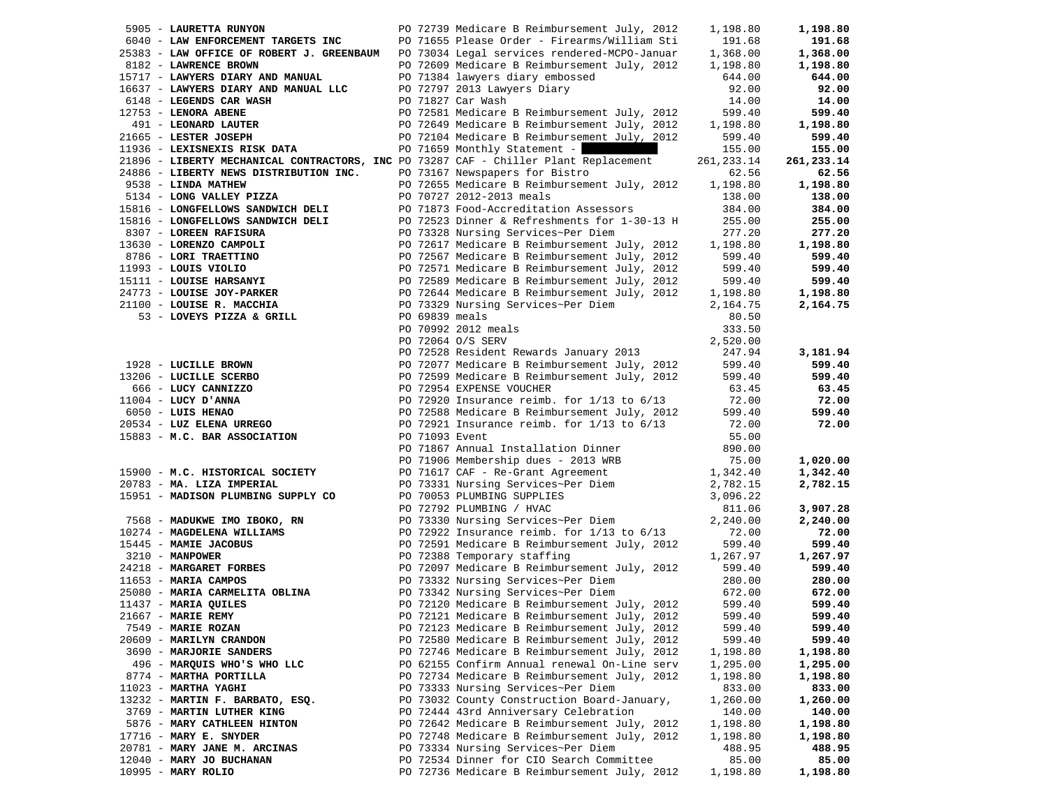| Vendor | PO / Description | Amount | Total |
|---|---|---|---|
| 5905 - **LAURETTA RUNYON** | PO 72739 Medicare B Reimbursement July, 2012 | 1,198.80 | **1,198.80** |
| 6040 - **LAW ENFORCEMENT TARGETS INC** | PO 71655 Please Order - Firearms/William Sti | 191.68 | **191.68** |
| 25383 - **LAW OFFICE OF ROBERT J. GREENBAUM** | PO 73034 Legal services rendered-MCPO-Januar | 1,368.00 | **1,368.00** |
| 8182 - **LAWRENCE BROWN** | PO 72609 Medicare B Reimbursement July, 2012 | 1,198.80 | **1,198.80** |
| 15717 - **LAWYERS DIARY AND MANUAL** | PO 71384 lawyers diary embossed | 644.00 | **644.00** |
| 16637 - **LAWYERS DIARY AND MANUAL LLC** | PO 72797 2013 Lawyers Diary | 92.00 | **92.00** |
| 6148 - **LEGENDS CAR WASH** | PO 71827 Car Wash | 14.00 | **14.00** |
| 12753 - **LENORA ABENE** | PO 72581 Medicare B Reimbursement July, 2012 | 599.40 | **599.40** |
| 491 - **LEONARD LAUTER** | PO 72649 Medicare B Reimbursement July, 2012 | 1,198.80 | **1,198.80** |
| 21665 - **LESTER JOSEPH** | PO 72104 Medicare B Reimbursement July, 2012 | 599.40 | **599.40** |
| 11936 - **LEXISNEXIS RISK DATA** | PO 71659 Monthly Statement - | 155.00 | **155.00** |
| 21896 - **LIBERTY MECHANICAL CONTRACTORS, INC** | PO 73287 CAF - Chiller Plant Replacement | 261,233.14 | **261,233.14** |
| 24886 - **LIBERTY NEWS DISTRIBUTION INC.** | PO 73167 Newspapers for Bistro | 62.56 | **62.56** |
| 9538 - **LINDA MATHEW** | PO 72655 Medicare B Reimbursement July, 2012 | 1,198.80 | **1,198.80** |
| 5134 - **LONG VALLEY PIZZA** | PO 70727 2012-2013 meals | 138.00 | **138.00** |
| 15816 - **LONGFELLOWS SANDWICH DELI** | PO 71873 Food-Accreditation Assessors | 384.00 | **384.00** |
| 15816 - **LONGFELLOWS SANDWICH DELI** | PO 72523 Dinner & Refreshments for 1-30-13 H | 255.00 | **255.00** |
| 8307 - **LOREEN RAFISURA** | PO 73328 Nursing Services~Per Diem | 277.20 | **277.20** |
| 13630 - **LORENZO CAMPOLI** | PO 72617 Medicare B Reimbursement July, 2012 | 1,198.80 | **1,198.80** |
| 8786 - **LORI TRAETTINO** | PO 72567 Medicare B Reimbursement July, 2012 | 599.40 | **599.40** |
| 11993 - **LOUIS VIOLIO** | PO 72571 Medicare B Reimbursement July, 2012 | 599.40 | **599.40** |
| 15111 - **LOUISE HARSANYI** | PO 72589 Medicare B Reimbursement July, 2012 | 599.40 | **599.40** |
| 24773 - **LOUISE JOY-PARKER** | PO 72644 Medicare B Reimbursement July, 2012 | 1,198.80 | **1,198.80** |
| 21100 - **LOUISE R. MACCHIA** | PO 73329 Nursing Services~Per Diem | 2,164.75 | **2,164.75** |
| 53 - **LOVEYS PIZZA & GRILL** | PO 69839 meals | 80.50 | |
| | PO 70992 2012 meals | 333.50 | |
| | PO 72064 O/S SERV | 2,520.00 | |
| | PO 72528 Resident Rewards January 2013 | 247.94 | **3,181.94** |
| 1928 - **LUCILLE BROWN** | PO 72077 Medicare B Reimbursement July, 2012 | 599.40 | **599.40** |
| 13206 - **LUCILLE SCERBO** | PO 72599 Medicare B Reimbursement July, 2012 | 599.40 | **599.40** |
| 666 - **LUCY CANNIZZO** | PO 72954 EXPENSE VOUCHER | 63.45 | **63.45** |
| 11004 - **LUCY D'ANNA** | PO 72920 Insurance reimb. for 1/13 to 6/13 | 72.00 | **72.00** |
| 6050 - **LUIS HENAO** | PO 72588 Medicare B Reimbursement July, 2012 | 599.40 | **599.40** |
| 20534 - **LUZ ELENA URREGO** | PO 72921 Insurance reimb. for 1/13 to 6/13 | 72.00 | **72.00** |
| 15883 - **M.C. BAR ASSOCIATION** | PO 71093 Event | 55.00 | |
| | PO 71867 Annual Installation Dinner | 890.00 | |
| | PO 71906 Membership dues - 2013 WRB | 75.00 | **1,020.00** |
| 15900 - **M.C. HISTORICAL SOCIETY** | PO 71617 CAF - Re-Grant Agreement | 1,342.40 | **1,342.40** |
| 20783 - **MA. LIZA IMPERIAL** | PO 73331 Nursing Services~Per Diem | 2,782.15 | **2,782.15** |
| 15951 - **MADISON PLUMBING SUPPLY CO** | PO 70053 PLUMBING SUPPLIES | 3,096.22 | |
| | PO 72792 PLUMBING / HVAC | 811.06 | **3,907.28** |
| 7568 - **MADUKWE IMO IBOKO, RN** | PO 73330 Nursing Services~Per Diem | 2,240.00 | **2,240.00** |
| 10274 - **MAGDELENA WILLIAMS** | PO 72922 Insurance reimb. for 1/13 to 6/13 | 72.00 | **72.00** |
| 15445 - **MAMIE JACOBUS** | PO 72591 Medicare B Reimbursement July, 2012 | 599.40 | **599.40** |
| 3210 - **MANPOWER** | PO 72388 Temporary staffing | 1,267.97 | **1,267.97** |
| 24218 - **MARGARET FORBES** | PO 72097 Medicare B Reimbursement July, 2012 | 599.40 | **599.40** |
| 11653 - **MARIA CAMPOS** | PO 73332 Nursing Services~Per Diem | 280.00 | **280.00** |
| 25080 - **MARIA CARMELITA OBLINA** | PO 73342 Nursing Services~Per Diem | 672.00 | **672.00** |
| 11437 - **MARIA QUILES** | PO 72120 Medicare B Reimbursement July, 2012 | 599.40 | **599.40** |
| 21667 - **MARIE REMY** | PO 72121 Medicare B Reimbursement July, 2012 | 599.40 | **599.40** |
| 7549 - **MARIE ROZAN** | PO 72123 Medicare B Reimbursement July, 2012 | 599.40 | **599.40** |
| 20609 - **MARILYN CRANDON** | PO 72580 Medicare B Reimbursement July, 2012 | 599.40 | **599.40** |
| 3690 - **MARJORIE SANDERS** | PO 72746 Medicare B Reimbursement July, 2012 | 1,198.80 | **1,198.80** |
| 496 - **MARQUIS WHO'S WHO LLC** | PO 62155 Confirm Annual renewal On-Line serv | 1,295.00 | **1,295.00** |
| 8774 - **MARTHA PORTILLA** | PO 72734 Medicare B Reimbursement July, 2012 | 1,198.80 | **1,198.80** |
| 11023 - **MARTHA YAGHI** | PO 73333 Nursing Services~Per Diem | 833.00 | **833.00** |
| 13232 - **MARTIN F. BARBATO, ESQ.** | PO 73032 County Construction Board-January, | 1,260.00 | **1,260.00** |
| 3769 - **MARTIN LUTHER KING** | PO 72444 43rd Anniversary Celebration | 140.00 | **140.00** |
| 5876 - **MARY CATHLEEN HINTON** | PO 72642 Medicare B Reimbursement July, 2012 | 1,198.80 | **1,198.80** |
| 17716 - **MARY E. SNYDER** | PO 72748 Medicare B Reimbursement July, 2012 | 1,198.80 | **1,198.80** |
| 20781 - **MARY JANE M. ARCINAS** | PO 73334 Nursing Services~Per Diem | 488.95 | **488.95** |
| 12040 - **MARY JO BUCHANAN** | PO 72534 Dinner for CIO Search Committee | 85.00 | **85.00** |
| 10995 - **MARY ROLIO** | PO 72736 Medicare B Reimbursement July, 2012 | 1,198.80 | **1,198.80** |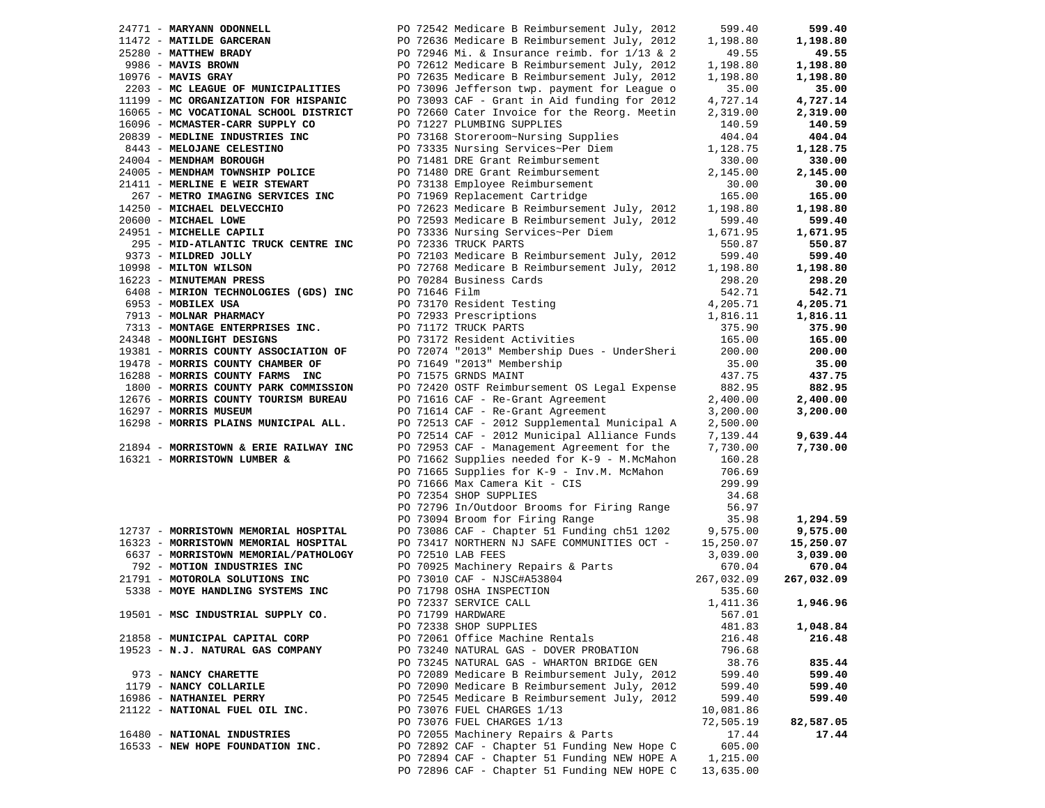| Vendor | Description | Amount | Total |
|---|---|---|---|
| 24771 - **MARYANN ODONNELL** | PO 72542 Medicare B Reimbursement July, 2012 | 599.40 | **599.40** |
| 11472 - **MATILDE GARCERAN** | PO 72636 Medicare B Reimbursement July, 2012 | 1,198.80 | **1,198.80** |
| 25280 - **MATTHEW BRADY** | PO 72946 Mi. & Insurance reimb. for 1/13 & 2 | 49.55 | **49.55** |
| 9986 - **MAVIS BROWN** | PO 72612 Medicare B Reimbursement July, 2012 | 1,198.80 | **1,198.80** |
| 10976 - **MAVIS GRAY** | PO 72635 Medicare B Reimbursement July, 2012 | 1,198.80 | **1,198.80** |
| 2203 - **MC LEAGUE OF MUNICIPALITIES** | PO 73096 Jefferson twp. payment for League o | 35.00 | **35.00** |
| 11199 - **MC ORGANIZATION FOR HISPANIC** | PO 73093 CAF - Grant in Aid funding for 2012 | 4,727.14 | **4,727.14** |
| 16065 - **MC VOCATIONAL SCHOOL DISTRICT** | PO 72660 Cater Invoice for the Reorg. Meetin | 2,319.00 | **2,319.00** |
| 16096 - **MCMASTER-CARR SUPPLY CO** | PO 71227 PLUMBING SUPPLIES | 140.59 | **140.59** |
| 20839 - **MEDLINE INDUSTRIES INC** | PO 73168 Storeroom~Nursing Supplies | 404.04 | **404.04** |
| 8443 - **MELOJANE CELESTINO** | PO 73335 Nursing Services~Per Diem | 1,128.75 | **1,128.75** |
| 24004 - **MENDHAM BOROUGH** | PO 71481 DRE Grant Reimbursement | 330.00 | **330.00** |
| 24005 - **MENDHAM TOWNSHIP POLICE** | PO 71480 DRE Grant Reimbursement | 2,145.00 | **2,145.00** |
| 21411 - **MERLINE E WEIR STEWART** | PO 73138 Employee Reimbursement | 30.00 | **30.00** |
| 267 - **METRO IMAGING SERVICES INC** | PO 71969 Replacement Cartridge | 165.00 | **165.00** |
| 14250 - **MICHAEL DELVECCHIO** | PO 72623 Medicare B Reimbursement July, 2012 | 1,198.80 | **1,198.80** |
| 20600 - **MICHAEL LOWE** | PO 72593 Medicare B Reimbursement July, 2012 | 599.40 | **599.40** |
| 24951 - **MICHELLE CAPILI** | PO 73336 Nursing Services~Per Diem | 1,671.95 | **1,671.95** |
| 295 - **MID-ATLANTIC TRUCK CENTRE INC** | PO 72336 TRUCK PARTS | 550.87 | **550.87** |
| 9373 - **MILDRED JOLLY** | PO 72103 Medicare B Reimbursement July, 2012 | 599.40 | **599.40** |
| 10998 - **MILTON WILSON** | PO 72768 Medicare B Reimbursement July, 2012 | 1,198.80 | **1,198.80** |
| 16223 - **MINUTEMAN PRESS** | PO 70284 Business Cards | 298.20 | **298.20** |
| 6408 - **MIRION TECHNOLOGIES (GDS) INC** | PO 71646 Film | 542.71 | **542.71** |
| 6953 - **MOBILEX USA** | PO 73170 Resident Testing | 4,205.71 | **4,205.71** |
| 7913 - **MOLNAR PHARMACY** | PO 72933 Prescriptions | 1,816.11 | **1,816.11** |
| 7313 - **MONTAGE ENTERPRISES INC.** | PO 71172 TRUCK PARTS | 375.90 | **375.90** |
| 24348 - **MOONLIGHT DESIGNS** | PO 73172 Resident Activities | 165.00 | **165.00** |
| 19381 - **MORRIS COUNTY ASSOCIATION OF** | PO 72074 "2013" Membership Dues - UnderSheri | 200.00 | **200.00** |
| 19478 - **MORRIS COUNTY CHAMBER OF** | PO 71649 "2013" Membership | 35.00 | **35.00** |
| 16288 - **MORRIS COUNTY FARMS INC** | PO 71575 GRNDS MAINT | 437.75 | **437.75** |
| 1800 - **MORRIS COUNTY PARK COMMISSION** | PO 72420 OSTF Reimbursement OS Legal Expense | 882.95 | **882.95** |
| 12676 - **MORRIS COUNTY TOURISM BUREAU** | PO 71616 CAF - Re-Grant Agreement | 2,400.00 | **2,400.00** |
| 16297 - **MORRIS MUSEUM** | PO 71614 CAF - Re-Grant Agreement | 3,200.00 | **3,200.00** |
| 16298 - **MORRIS PLAINS MUNICIPAL ALL.** | PO 72513 CAF - 2012 Supplemental Municipal A | 2,500.00 | |
| | PO 72514 CAF - 2012 Municipal Alliance Funds | 7,139.44 | **9,639.44** |
| 21894 - **MORRISTOWN & ERIE RAILWAY INC** | PO 72953 CAF - Management Agreement for the | 7,730.00 | **7,730.00** |
| 16321 - **MORRISTOWN LUMBER &** | PO 71662 Supplies needed for K-9 - M.McMahon | 160.28 | |
| | PO 71665 Supplies for K-9 - Inv.M. McMahon | 706.69 | |
| | PO 71666 Max Camera Kit - CIS | 299.99 | |
| | PO 72354 SHOP SUPPLIES | 34.68 | |
| | PO 72796 In/Outdoor Brooms for Firing Range | 56.97 | |
| | PO 73094 Broom for Firing Range | 35.98 | **1,294.59** |
| 12737 - **MORRISTOWN MEMORIAL HOSPITAL** | PO 73086 CAF - Chapter 51 Funding ch51 1202 | 9,575.00 | **9,575.00** |
| 16323 - **MORRISTOWN MEMORIAL HOSPITAL** | PO 73417 NORTHERN NJ SAFE COMMUNITIES OCT - | 15,250.07 | **15,250.07** |
| 6637 - **MORRISTOWN MEMORIAL/PATHOLOGY** | PO 72510 LAB FEES | 3,039.00 | **3,039.00** |
| 792 - **MOTION INDUSTRIES INC** | PO 70925 Machinery Repairs & Parts | 670.04 | **670.04** |
| 21791 - **MOTOROLA SOLUTIONS INC** | PO 73010 CAF - NJSC#A53804 | 267,032.09 | **267,032.09** |
| 5338 - **MOYE HANDLING SYSTEMS INC** | PO 71798 OSHA INSPECTION | 535.60 | |
| | PO 72337 SERVICE CALL | 1,411.36 | **1,946.96** |
| 19501 - **MSC INDUSTRIAL SUPPLY CO.** | PO 71799 HARDWARE | 567.01 | |
| | PO 72338 SHOP SUPPLIES | 481.83 | **1,048.84** |
| 21858 - **MUNICIPAL CAPITAL CORP** | PO 72061 Office Machine Rentals | 216.48 | **216.48** |
| 19523 - **N.J. NATURAL GAS COMPANY** | PO 73240 NATURAL GAS - DOVER PROBATION | 796.68 | |
| | PO 73245 NATURAL GAS - WHARTON BRIDGE GEN | 38.76 | **835.44** |
| 973 - **NANCY CHARETTE** | PO 72089 Medicare B Reimbursement July, 2012 | 599.40 | **599.40** |
| 1179 - **NANCY COLLARILE** | PO 72090 Medicare B Reimbursement July, 2012 | 599.40 | **599.40** |
| 16986 - **NATHANIEL PERRY** | PO 72545 Medicare B Reimbursement July, 2012 | 599.40 | **599.40** |
| 21122 - **NATIONAL FUEL OIL INC.** | PO 73076 FUEL CHARGES 1/13 | 10,081.86 | |
| | PO 73076 FUEL CHARGES 1/13 | 72,505.19 | **82,587.05** |
| 16480 - **NATIONAL INDUSTRIES** | PO 72055 Machinery Repairs & Parts | 17.44 | **17.44** |
| 16533 - **NEW HOPE FOUNDATION INC.** | PO 72892 CAF - Chapter 51 Funding New Hope C | 605.00 | |
| | PO 72894 CAF - Chapter 51 Funding NEW HOPE A | 1,215.00 | |
| | PO 72896 CAF - Chapter 51 Funding NEW HOPE C | 13,635.00 | |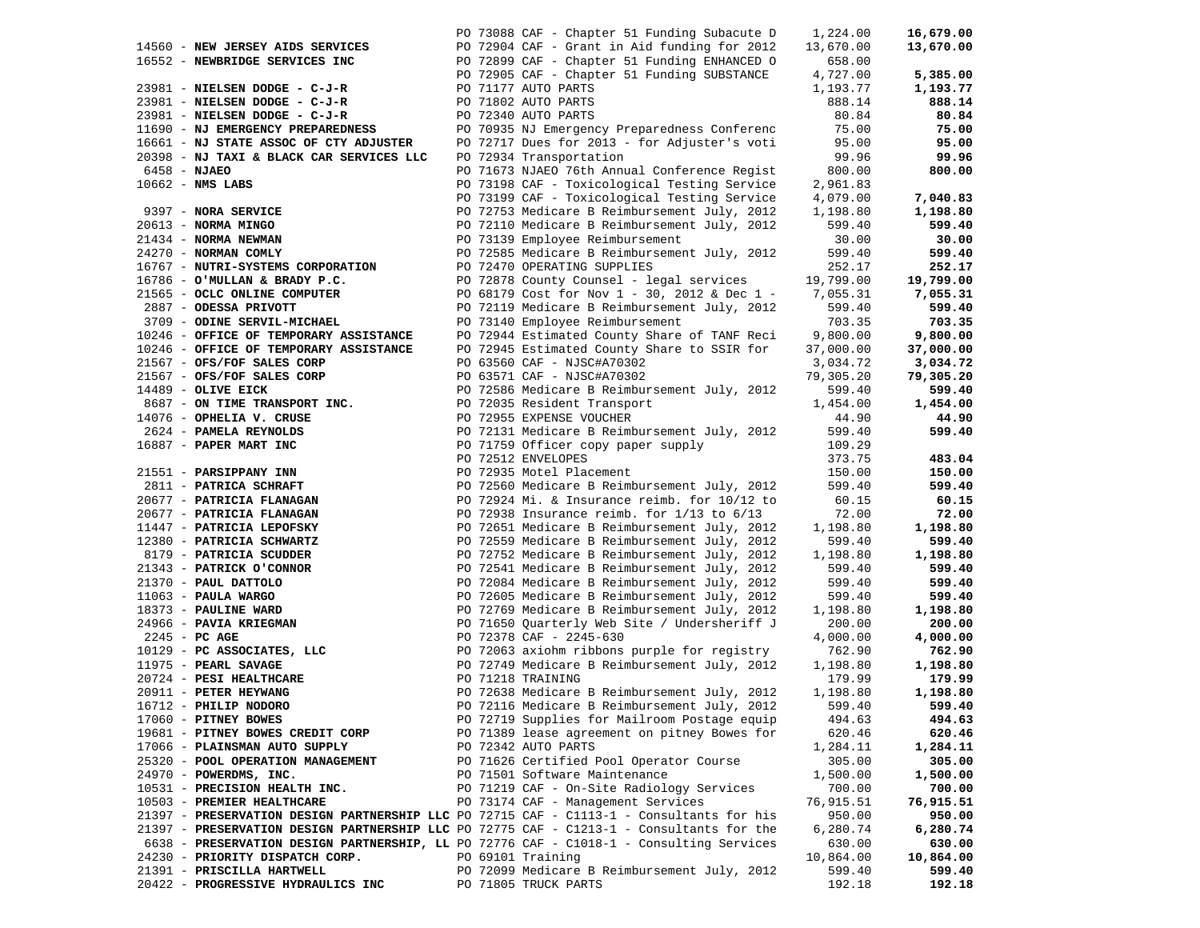| Vendor | PO / Description | Amount | Total |
|---|---|---|---|
| | PO 73088 CAF - Chapter 51 Funding Subacute D | 1,224.00 | **16,679.00** |
| 14560 - **NEW JERSEY AIDS SERVICES** | PO 72904 CAF - Grant in Aid funding for 2012 | 13,670.00 | **13,670.00** |
| 16552 - **NEWBRIDGE SERVICES INC** | PO 72899 CAF - Chapter 51 Funding ENHANCED O | 658.00 | |
| | PO 72905 CAF - Chapter 51 Funding SUBSTANCE | 4,727.00 | **5,385.00** |
| 23981 - **NIELSEN DODGE - C-J-R** | PO 71177 AUTO PARTS | 1,193.77 | **1,193.77** |
| 23981 - **NIELSEN DODGE - C-J-R** | PO 71802 AUTO PARTS | 888.14 | **888.14** |
| 23981 - **NIELSEN DODGE - C-J-R** | PO 72340 AUTO PARTS | 80.84 | **80.84** |
| 11690 - **NJ EMERGENCY PREPAREDNESS** | PO 70935 NJ Emergency Preparedness Conferenc | 75.00 | **75.00** |
| 16661 - **NJ STATE ASSOC OF CTY ADJUSTER** | PO 72717 Dues for 2013 - for Adjuster's voti | 95.00 | **95.00** |
| 20398 - **NJ TAXI & BLACK CAR SERVICES LLC** | PO 72934 Transportation | 99.96 | **99.96** |
| 6458 - **NJAEO** | PO 71673 NJAEO 76th Annual Conference Regist | 800.00 | **800.00** |
| 10662 - **NMS LABS** | PO 73198 CAF - Toxicological Testing Service | 2,961.83 | |
| | PO 73199 CAF - Toxicological Testing Service | 4,079.00 | **7,040.83** |
| 9397 - **NORA SERVICE** | PO 72753 Medicare B Reimbursement July, 2012 | 1,198.80 | **1,198.80** |
| 20613 - **NORMA MINGO** | PO 72110 Medicare B Reimbursement July, 2012 | 599.40 | **599.40** |
| 21434 - **NORMA NEWMAN** | PO 73139 Employee Reimbursement | 30.00 | **30.00** |
| 24270 - **NORMAN COMLY** | PO 72585 Medicare B Reimbursement July, 2012 | 599.40 | **599.40** |
| 16767 - **NUTRI-SYSTEMS CORPORATION** | PO 72470 OPERATING SUPPLIES | 252.17 | **252.17** |
| 16786 - **O'MULLAN & BRADY P.C.** | PO 72878 County Counsel - legal services | 19,799.00 | **19,799.00** |
| 21565 - **OCLC ONLINE COMPUTER** | PO 68179 Cost for Nov 1 - 30, 2012 & Dec 1 - | 7,055.31 | **7,055.31** |
| 2887 - **ODESSA PRIVOTT** | PO 72119 Medicare B Reimbursement July, 2012 | 599.40 | **599.40** |
| 3709 - **ODINE SERVIL-MICHAEL** | PO 73140 Employee Reimbursement | 703.35 | **703.35** |
| 10246 - **OFFICE OF TEMPORARY ASSISTANCE** | PO 72944 Estimated County Share of TANF Reci | 9,800.00 | **9,800.00** |
| 10246 - **OFFICE OF TEMPORARY ASSISTANCE** | PO 72945 Estimated County Share to SSIR for | 37,000.00 | **37,000.00** |
| 21567 - **OFS/FOF SALES CORP** | PO 63560 CAF - NJSC#A70302 | 3,034.72 | **3,034.72** |
| 21567 - **OFS/FOF SALES CORP** | PO 63571 CAF - NJSC#A70302 | 79,305.20 | **79,305.20** |
| 14489 - **OLIVE EICK** | PO 72586 Medicare B Reimbursement July, 2012 | 599.40 | **599.40** |
| 8687 - **ON TIME TRANSPORT INC.** | PO 72035 Resident Transport | 1,454.00 | **1,454.00** |
| 14076 - **OPHELIA V. CRUSE** | PO 72955 EXPENSE VOUCHER | 44.90 | **44.90** |
| 2624 - **PAMELA REYNOLDS** | PO 72131 Medicare B Reimbursement July, 2012 | 599.40 | **599.40** |
| 16887 - **PAPER MART INC** | PO 71759 Officer copy paper supply | 109.29 | |
| | PO 72512 ENVELOPES | 373.75 | **483.04** |
| 21551 - **PARSIPPANY INN** | PO 72935 Motel Placement | 150.00 | **150.00** |
| 2811 - **PATRICA SCHRAFT** | PO 72560 Medicare B Reimbursement July, 2012 | 599.40 | **599.40** |
| 20677 - **PATRICIA FLANAGAN** | PO 72924 Mi. & Insurance reimb. for 10/12 to | 60.15 | **60.15** |
| 20677 - **PATRICIA FLANAGAN** | PO 72938 Insurance reimb. for 1/13 to 6/13 | 72.00 | **72.00** |
| 11447 - **PATRICIA LEPOFSKY** | PO 72651 Medicare B Reimbursement July, 2012 | 1,198.80 | **1,198.80** |
| 12380 - **PATRICIA SCHWARTZ** | PO 72559 Medicare B Reimbursement July, 2012 | 599.40 | **599.40** |
| 8179 - **PATRICIA SCUDDER** | PO 72752 Medicare B Reimbursement July, 2012 | 1,198.80 | **1,198.80** |
| 21343 - **PATRICK O'CONNOR** | PO 72541 Medicare B Reimbursement July, 2012 | 599.40 | **599.40** |
| 21370 - **PAUL DATTOLO** | PO 72084 Medicare B Reimbursement July, 2012 | 599.40 | **599.40** |
| 11063 - **PAULA WARGO** | PO 72605 Medicare B Reimbursement July, 2012 | 599.40 | **599.40** |
| 18373 - **PAULINE WARD** | PO 72769 Medicare B Reimbursement July, 2012 | 1,198.80 | **1,198.80** |
| 24966 - **PAVIA KRIEGMAN** | PO 71650 Quarterly Web Site / Undersheriff J | 200.00 | **200.00** |
| 2245 - **PC AGE** | PO 72378 CAF - 2245-630 | 4,000.00 | **4,000.00** |
| 10129 - **PC ASSOCIATES, LLC** | PO 72063 axiohm ribbons purple for registry | 762.90 | **762.90** |
| 11975 - **PEARL SAVAGE** | PO 72749 Medicare B Reimbursement July, 2012 | 1,198.80 | **1,198.80** |
| 20724 - **PESI HEALTHCARE** | PO 71218 TRAINING | 179.99 | **179.99** |
| 20911 - **PETER HEYWANG** | PO 72638 Medicare B Reimbursement July, 2012 | 1,198.80 | **1,198.80** |
| 16712 - **PHILIP NODORO** | PO 72116 Medicare B Reimbursement July, 2012 | 599.40 | **599.40** |
| 17060 - **PITNEY BOWES** | PO 72719 Supplies for Mailroom Postage equip | 494.63 | **494.63** |
| 19681 - **PITNEY BOWES CREDIT CORP** | PO 71389 lease agreement on pitney Bowes for | 620.46 | **620.46** |
| 17066 - **PLAINSMAN AUTO SUPPLY** | PO 72342 AUTO PARTS | 1,284.11 | **1,284.11** |
| 25320 - **POOL OPERATION MANAGEMENT** | PO 71626 Certified Pool Operator Course | 305.00 | **305.00** |
| 24970 - **POWERDMS, INC.** | PO 71501 Software Maintenance | 1,500.00 | **1,500.00** |
| 10531 - **PRECISION HEALTH INC.** | PO 71219 CAF - On-Site Radiology Services | 700.00 | **700.00** |
| 10503 - **PREMIER HEALTHCARE** | PO 73174 CAF - Management Services | 76,915.51 | **76,915.51** |
| 21397 - **PRESERVATION DESIGN PARTNERSHIP LLC** | PO 72715 CAF - C1113-1 - Consultants for his | 950.00 | **950.00** |
| 21397 - **PRESERVATION DESIGN PARTNERSHIP LLC** | PO 72775 CAF - C1213-1 - Consultants for the | 6,280.74 | **6,280.74** |
| 6638 - **PRESERVATION DESIGN PARTNERSHIP, LL** | PO 72776 CAF - C1018-1 - Consulting Services | 630.00 | **630.00** |
| 24230 - **PRIORITY DISPATCH CORP.** | PO 69101 Training | 10,864.00 | **10,864.00** |
| 21391 - **PRISCILLA HARTWELL** | PO 72099 Medicare B Reimbursement July, 2012 | 599.40 | **599.40** |
| 20422 - **PROGRESSIVE HYDRAULICS INC** | PO 71805 TRUCK PARTS | 192.18 | **192.18** |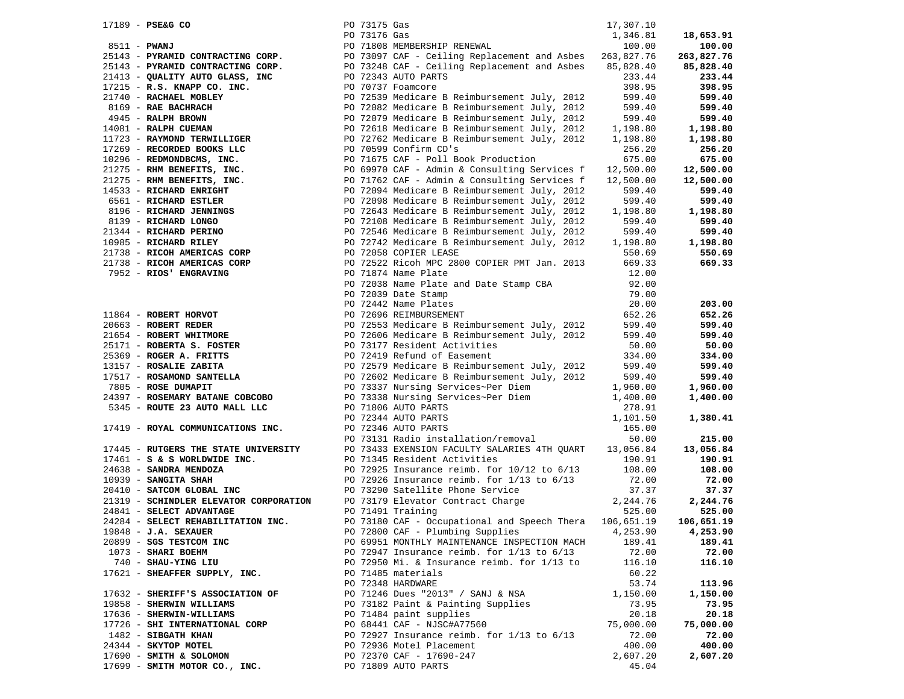| Vendor | PO / Description | Amount | Total |
|---|---|---|---|
| 17189 - **PSE&G CO** | PO 73175 Gas | 17,307.10 | |
| | PO 73176 Gas | 1,346.81 | **18,653.91** |
| 8511 - **PWANJ** | PO 71808 MEMBERSHIP RENEWAL | 100.00 | **100.00** |
| 25143 - **PYRAMID CONTRACTING CORP.** | PO 73097 CAF - Ceiling Replacement and Asbes | 263,827.76 | **263,827.76** |
| 25143 - **PYRAMID CONTRACTING CORP.** | PO 73248 CAF - Ceiling Replacement and Asbes | 85,828.40 | **85,828.40** |
| 21413 - **QUALITY AUTO GLASS, INC** | PO 72343 AUTO PARTS | 233.44 | **233.44** |
| 17215 - **R.S. KNAPP CO. INC.** | PO 70737 Foamcore | 398.95 | **398.95** |
| 21740 - **RACHAEL MOBLEY** | PO 72539 Medicare B Reimbursement July, 2012 | 599.40 | **599.40** |
| 8169 - **RAE BACHRACH** | PO 72082 Medicare B Reimbursement July, 2012 | 599.40 | **599.40** |
| 4945 - **RALPH BROWN** | PO 72079 Medicare B Reimbursement July, 2012 | 599.40 | **599.40** |
| 14081 - **RALPH CUEMAN** | PO 72618 Medicare B Reimbursement July, 2012 | 1,198.80 | **1,198.80** |
| 11723 - **RAYMOND TERWILLIGER** | PO 72762 Medicare B Reimbursement July, 2012 | 1,198.80 | **1,198.80** |
| 17269 - **RECORDED BOOKS LLC** | PO 70599 Confirm CD's | 256.20 | **256.20** |
| 10296 - **REDMONDBCMS, INC.** | PO 71675 CAF - Poll Book Production | 675.00 | **675.00** |
| 21275 - **RHM BENEFITS, INC.** | PO 69970 CAF - Admin & Consulting Services f | 12,500.00 | **12,500.00** |
| 21275 - **RHM BENEFITS, INC.** | PO 71762 CAF - Admin & Consulting Services f | 12,500.00 | **12,500.00** |
| 14533 - **RICHARD ENRIGHT** | PO 72094 Medicare B Reimbursement July, 2012 | 599.40 | **599.40** |
| 6561 - **RICHARD ESTLER** | PO 72098 Medicare B Reimbursement July, 2012 | 599.40 | **599.40** |
| 8196 - **RICHARD JENNINGS** | PO 72643 Medicare B Reimbursement July, 2012 | 1,198.80 | **1,198.80** |
| 8139 - **RICHARD LONGO** | PO 72108 Medicare B Reimbursement July, 2012 | 599.40 | **599.40** |
| 21344 - **RICHARD PERINO** | PO 72546 Medicare B Reimbursement July, 2012 | 599.40 | **599.40** |
| 10985 - **RICHARD RILEY** | PO 72742 Medicare B Reimbursement July, 2012 | 1,198.80 | **1,198.80** |
| 21738 - **RICOH AMERICAS CORP** | PO 72058 COPIER LEASE | 550.69 | **550.69** |
| 21738 - **RICOH AMERICAS CORP** | PO 72522 Ricoh MPC 2800 COPIER PMT Jan. 2013 | 669.33 | **669.33** |
| 7952 - **RIOS' ENGRAVING** | PO 71874 Name Plate | 12.00 | |
| | PO 72038 Name Plate and Date Stamp CBA | 92.00 | |
| | PO 72039 Date Stamp | 79.00 | |
| | PO 72442 Name Plates | 20.00 | **203.00** |
| 11864 - **ROBERT HORVOT** | PO 72696 REIMBURSEMENT | 652.26 | **652.26** |
| 20663 - **ROBERT REDER** | PO 72553 Medicare B Reimbursement July, 2012 | 599.40 | **599.40** |
| 21654 - **ROBERT WHITMORE** | PO 72606 Medicare B Reimbursement July, 2012 | 599.40 | **599.40** |
| 25171 - **ROBERTA S. FOSTER** | PO 73177 Resident Activities | 50.00 | **50.00** |
| 25369 - **ROGER A. FRITTS** | PO 72419 Refund of Easement | 334.00 | **334.00** |
| 13157 - **ROSALIE ZABITA** | PO 72579 Medicare B Reimbursement July, 2012 | 599.40 | **599.40** |
| 17517 - **ROSAMOND SANTELLA** | PO 72602 Medicare B Reimbursement July, 2012 | 599.40 | **599.40** |
| 7805 - **ROSE DUMAPIT** | PO 73337 Nursing Services~Per Diem | 1,960.00 | **1,960.00** |
| 24397 - **ROSEMARY BATANE COBCOBO** | PO 73338 Nursing Services~Per Diem | 1,400.00 | **1,400.00** |
| 5345 - **ROUTE 23 AUTO MALL LLC** | PO 71806 AUTO PARTS | 278.91 | |
| | PO 72344 AUTO PARTS | 1,101.50 | **1,380.41** |
| 17419 - **ROYAL COMMUNICATIONS INC.** | PO 72346 AUTO PARTS | 165.00 | |
| | PO 73131 Radio installation/removal | 50.00 | **215.00** |
| 17445 - **RUTGERS THE STATE UNIVERSITY** | PO 73433 EXENSION FACULTY SALARIES 4TH QUART | 13,056.84 | **13,056.84** |
| 17461 - **S & S WORLDWIDE INC.** | PO 71345 Resident Activities | 190.91 | **190.91** |
| 24638 - **SANDRA MENDOZA** | PO 72925 Insurance reimb. for 10/12 to 6/13 | 108.00 | **108.00** |
| 10939 - **SANGITA SHAH** | PO 72926 Insurance reimb. for 1/13 to 6/13 | 72.00 | **72.00** |
| 20410 - **SATCOM GLOBAL INC** | PO 73290 Satellite Phone Service | 37.37 | **37.37** |
| 21319 - **SCHINDLER ELEVATOR CORPORATION** | PO 73179 Elevator Contract Charge | 2,244.76 | **2,244.76** |
| 24841 - **SELECT ADVANTAGE** | PO 71491 Training | 525.00 | **525.00** |
| 24284 - **SELECT REHABILITATION INC.** | PO 73180 CAF - Occupational and Speech Thera | 106,651.19 | **106,651.19** |
| 19848 - **J.A. SEXAUER** | PO 72800 CAF - Plumbing Supplies | 4,253.90 | **4,253.90** |
| 20899 - **SGS TESTCOM INC** | PO 69951 MONTHLY MAINTENANCE INSPECTION MACH | 189.41 | **189.41** |
| 1073 - **SHARI BOEHM** | PO 72947 Insurance reimb. for 1/13 to 6/13 | 72.00 | **72.00** |
| 740 - **SHAU-YING LIU** | PO 72950 Mi. & Insurance reimb. for 1/13 to | 116.10 | **116.10** |
| 17621 - **SHEAFFER SUPPLY, INC.** | PO 71485 materials | 60.22 | |
| | PO 72348 HARDWARE | 53.74 | **113.96** |
| 17632 - **SHERIFF'S ASSOCIATION OF** | PO 71246 Dues "2013" / SANJ & NSA | 1,150.00 | **1,150.00** |
| 19858 - **SHERWIN WILLIAMS** | PO 73182 Paint & Painting Supplies | 73.95 | **73.95** |
| 17636 - **SHERWIN-WILLIAMS** | PO 71484 paint supplies | 20.18 | **20.18** |
| 17726 - **SHI INTERNATIONAL CORP** | PO 68441 CAF - NJSC#A77560 | 75,000.00 | **75,000.00** |
| 1482 - **SIBGATH KHAN** | PO 72927 Insurance reimb. for 1/13 to 6/13 | 72.00 | **72.00** |
| 24344 - **SKYTOP MOTEL** | PO 72936 Motel Placement | 400.00 | **400.00** |
| 17690 - **SMITH & SOLOMON** | PO 72370 CAF - 17690-247 | 2,607.20 | **2,607.20** |
| 17699 - **SMITH MOTOR CO., INC.** | PO 71809 AUTO PARTS | 45.04 | |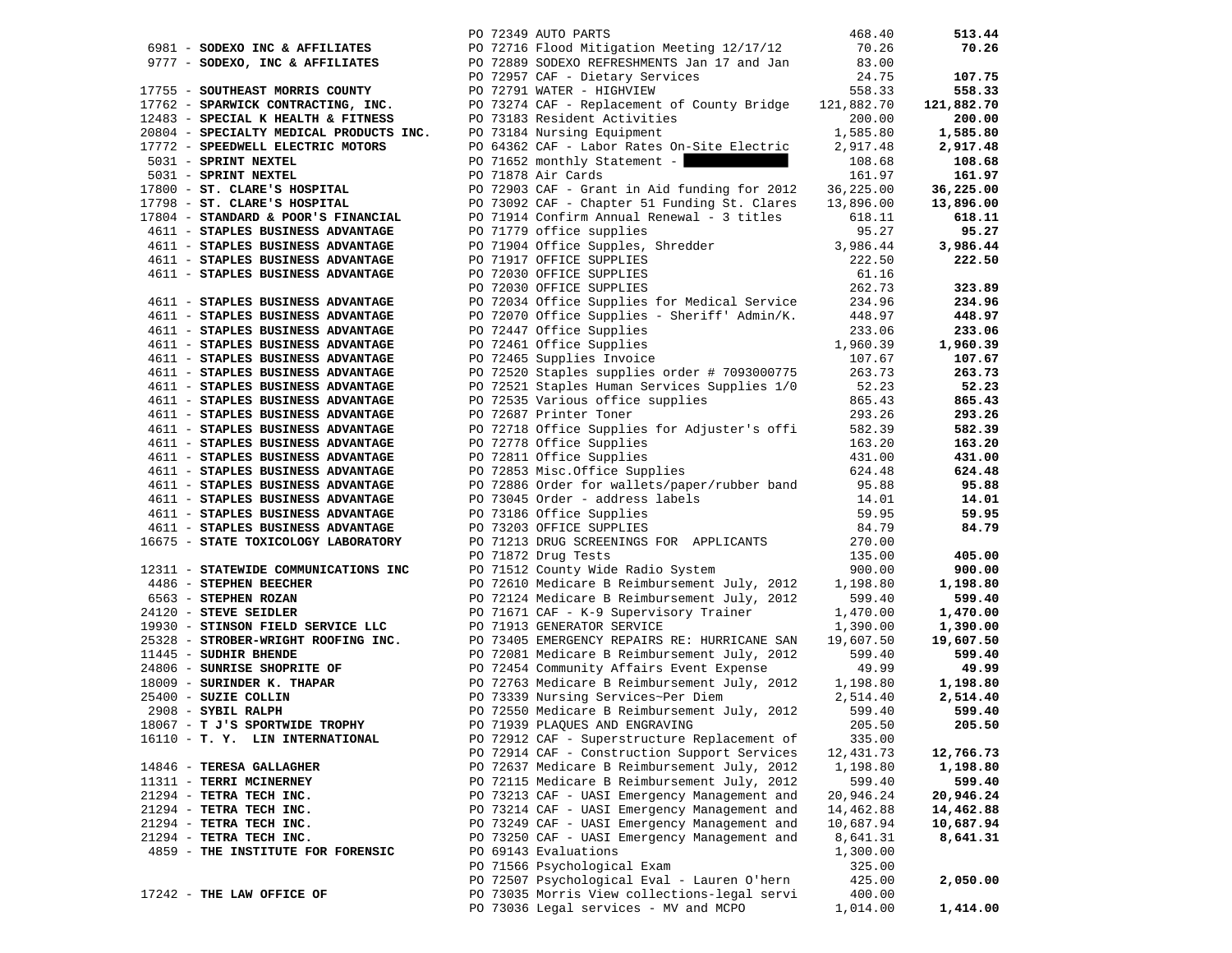| Vendor | PO / Description | Amount | Total |
|---|---|---|---|
| | PO 72349 AUTO PARTS | 468.40 | **513.44** |
| 6981 - **SODEXO INC & AFFILIATES** | PO 72716 Flood Mitigation Meeting 12/17/12 | 70.26 | **70.26** |
| 9777 - **SODEXO, INC & AFFILIATES** | PO 72889 SODEXO REFRESHMENTS Jan 17 and Jan | 83.00 | |
| | PO 72957 CAF - Dietary Services | 24.75 | **107.75** |
| 17755 - **SOUTHEAST MORRIS COUNTY** | PO 72791 WATER - HIGHVIEW | 558.33 | **558.33** |
| 17762 - **SPARWICK CONTRACTING, INC.** | PO 73274 CAF - Replacement of County Bridge | 121,882.70 | **121,882.70** |
| 12483 - **SPECIAL K HEALTH & FITNESS** | PO 73183 Resident Activities | 200.00 | **200.00** |
| 20804 - **SPECIALTY MEDICAL PRODUCTS INC.** | PO 73184 Nursing Equipment | 1,585.80 | **1,585.80** |
| 17772 - **SPEEDWELL ELECTRIC MOTORS** | PO 64362 CAF - Labor Rates On-Site Electric | 2,917.48 | **2,917.48** |
| 5031 - **SPRINT NEXTEL** | PO 71652 monthly Statement - | 108.68 | **108.68** |
| 5031 - **SPRINT NEXTEL** | PO 71878 Air Cards | 161.97 | **161.97** |
| 17800 - **ST. CLARE'S HOSPITAL** | PO 72903 CAF - Grant in Aid funding for 2012 | 36,225.00 | **36,225.00** |
| 17798 - **ST. CLARE'S HOSPITAL** | PO 73092 CAF - Chapter 51 Funding St. Clares | 13,896.00 | **13,896.00** |
| 17804 - **STANDARD & POOR'S FINANCIAL** | PO 71914 Confirm Annual Renewal - 3 titles | 618.11 | **618.11** |
| 4611 - **STAPLES BUSINESS ADVANTAGE** | PO 71779 office supplies | 95.27 | **95.27** |
| 4611 - **STAPLES BUSINESS ADVANTAGE** | PO 71904 Office Supples, Shredder | 3,986.44 | **3,986.44** |
| 4611 - **STAPLES BUSINESS ADVANTAGE** | PO 71917 OFFICE SUPPLIES | 222.50 | **222.50** |
| 4611 - **STAPLES BUSINESS ADVANTAGE** | PO 72030 OFFICE SUPPLIES | 61.16 | |
| | PO 72030 OFFICE SUPPLIES | 262.73 | **323.89** |
| 4611 - **STAPLES BUSINESS ADVANTAGE** | PO 72034 Office Supplies for Medical Service | 234.96 | **234.96** |
| 4611 - **STAPLES BUSINESS ADVANTAGE** | PO 72070 Office Supplies - Sheriff' Admin/K. | 448.97 | **448.97** |
| 4611 - **STAPLES BUSINESS ADVANTAGE** | PO 72447 Office Supplies | 233.06 | **233.06** |
| 4611 - **STAPLES BUSINESS ADVANTAGE** | PO 72461 Office Supplies | 1,960.39 | **1,960.39** |
| 4611 - **STAPLES BUSINESS ADVANTAGE** | PO 72465 Supplies Invoice | 107.67 | **107.67** |
| 4611 - **STAPLES BUSINESS ADVANTAGE** | PO 72520 Staples supplies order # 7093000775 | 263.73 | **263.73** |
| 4611 - **STAPLES BUSINESS ADVANTAGE** | PO 72521 Staples Human Services Supplies 1/0 | 52.23 | **52.23** |
| 4611 - **STAPLES BUSINESS ADVANTAGE** | PO 72535 Various office supplies | 865.43 | **865.43** |
| 4611 - **STAPLES BUSINESS ADVANTAGE** | PO 72687 Printer Toner | 293.26 | **293.26** |
| 4611 - **STAPLES BUSINESS ADVANTAGE** | PO 72718 Office Supplies for Adjuster's offi | 582.39 | **582.39** |
| 4611 - **STAPLES BUSINESS ADVANTAGE** | PO 72778 Office Supplies | 163.20 | **163.20** |
| 4611 - **STAPLES BUSINESS ADVANTAGE** | PO 72811 Office Supplies | 431.00 | **431.00** |
| 4611 - **STAPLES BUSINESS ADVANTAGE** | PO 72853 Misc.Office Supplies | 624.48 | **624.48** |
| 4611 - **STAPLES BUSINESS ADVANTAGE** | PO 72886 Order for wallets/paper/rubber band | 95.88 | **95.88** |
| 4611 - **STAPLES BUSINESS ADVANTAGE** | PO 73045 Order - address labels | 14.01 | **14.01** |
| 4611 - **STAPLES BUSINESS ADVANTAGE** | PO 73186 Office Supplies | 59.95 | **59.95** |
| 4611 - **STAPLES BUSINESS ADVANTAGE** | PO 73203 OFFICE SUPPLIES | 84.79 | **84.79** |
| 16675 - **STATE TOXICOLOGY LABORATORY** | PO 71213 DRUG SCREENINGS FOR APPLICANTS | 270.00 | |
| | PO 71872 Drug Tests | 135.00 | **405.00** |
| 12311 - **STATEWIDE COMMUNICATIONS INC** | PO 71512 County Wide Radio System | 900.00 | **900.00** |
| 4486 - **STEPHEN BEECHER** | PO 72610 Medicare B Reimbursement July, 2012 | 1,198.80 | **1,198.80** |
| 6563 - **STEPHEN ROZAN** | PO 72124 Medicare B Reimbursement July, 2012 | 599.40 | **599.40** |
| 24120 - **STEVE SEIDLER** | PO 71671 CAF - K-9 Supervisory Trainer | 1,470.00 | **1,470.00** |
| 19930 - **STINSON FIELD SERVICE LLC** | PO 71913 GENERATOR SERVICE | 1,390.00 | **1,390.00** |
| 25328 - **STROBER-WRIGHT ROOFING INC.** | PO 73405 EMERGENCY REPAIRS RE: HURRICANE SAN | 19,607.50 | **19,607.50** |
| 11445 - **SUDHIR BHENDE** | PO 72081 Medicare B Reimbursement July, 2012 | 599.40 | **599.40** |
| 24806 - **SUNRISE SHOPRITE OF** | PO 72454 Community Affairs Event Expense | 49.99 | **49.99** |
| 18009 - **SURINDER K. THAPAR** | PO 72763 Medicare B Reimbursement July, 2012 | 1,198.80 | **1,198.80** |
| 25400 - **SUZIE COLLIN** | PO 73339 Nursing Services~Per Diem | 2,514.40 | **2,514.40** |
| 2908 - **SYBIL RALPH** | PO 72550 Medicare B Reimbursement July, 2012 | 599.40 | **599.40** |
| 18067 - **T J'S SPORTWIDE TROPHY** | PO 71939 PLAQUES AND ENGRAVING | 205.50 | **205.50** |
| 16110 - **T. Y. LIN INTERNATIONAL** | PO 72912 CAF - Superstructure Replacement of | 335.00 | |
| | PO 72914 CAF - Construction Support Services | 12,431.73 | **12,766.73** |
| 14846 - **TERESA GALLAGHER** | PO 72637 Medicare B Reimbursement July, 2012 | 1,198.80 | **1,198.80** |
| 11311 - **TERRI MCINERNEY** | PO 72115 Medicare B Reimbursement July, 2012 | 599.40 | **599.40** |
| 21294 - **TETRA TECH INC.** | PO 73213 CAF - UASI Emergency Management and | 20,946.24 | **20,946.24** |
| 21294 - **TETRA TECH INC.** | PO 73214 CAF - UASI Emergency Management and | 14,462.88 | **14,462.88** |
| 21294 - **TETRA TECH INC.** | PO 73249 CAF - UASI Emergency Management and | 10,687.94 | **10,687.94** |
| 21294 - **TETRA TECH INC.** | PO 73250 CAF - UASI Emergency Management and | 8,641.31 | **8,641.31** |
| 4859 - **THE INSTITUTE FOR FORENSIC** | PO 69143 Evaluations | 1,300.00 | |
| | PO 71566 Psychological Exam | 325.00 | |
| | PO 72507 Psychological Eval - Lauren O'hern | 425.00 | **2,050.00** |
| 17242 - **THE LAW OFFICE OF** | PO 73035 Morris View collections-legal servi | 400.00 | |
| | PO 73036 Legal services - MV and MCPO | 1,014.00 | **1,414.00** |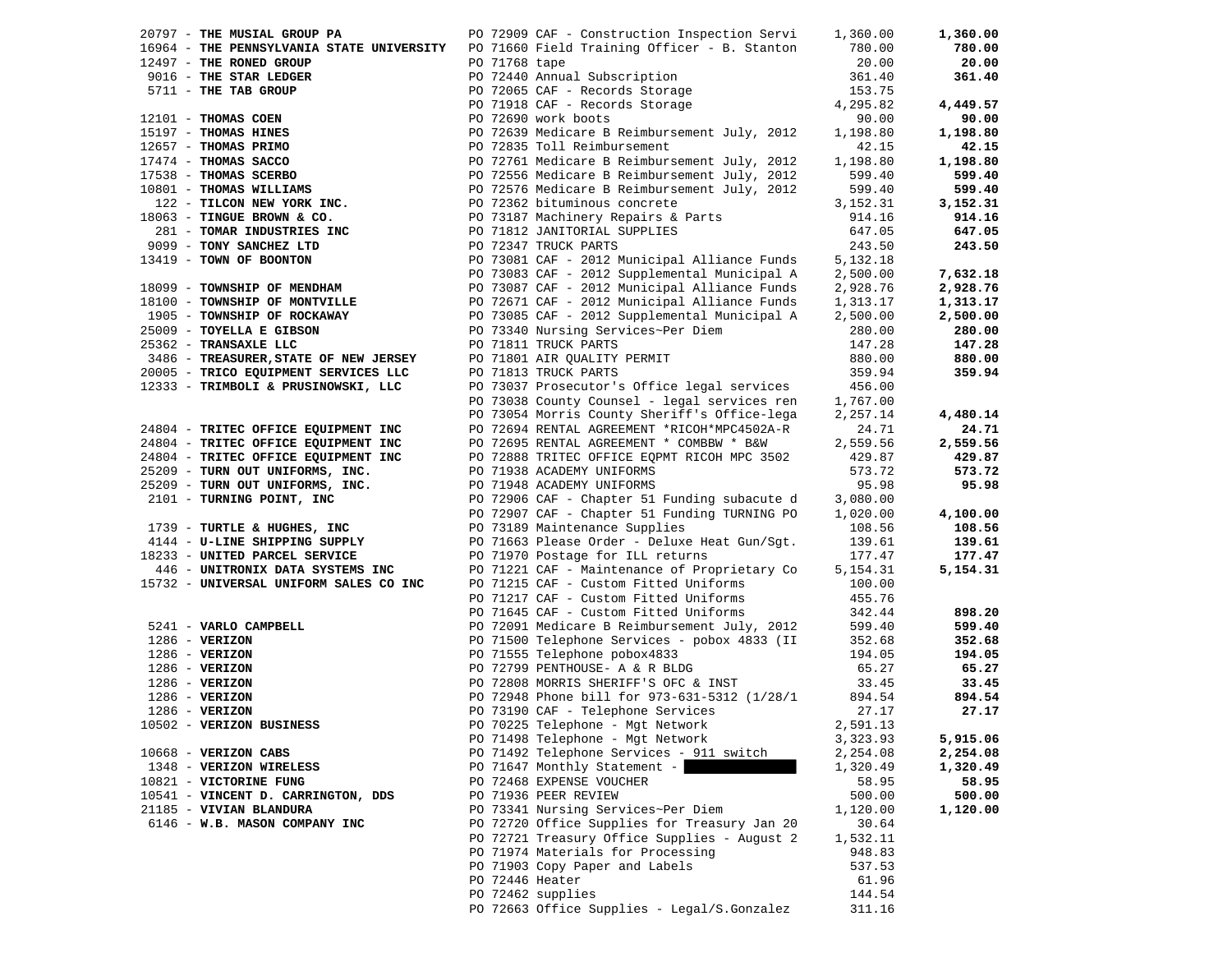| Vendor | PO / Description | Amount | Total |
|---|---|---|---|
| 20797 - **THE MUSIAL GROUP PA** | PO 72909 CAF - Construction Inspection Servi | 1,360.00 | **1,360.00** |
| 16964 - **THE PENNSYLVANIA STATE UNIVERSITY** | PO 71660 Field Training Officer - B. Stanton | 780.00 | **780.00** |
| 12497 - **THE RONED GROUP** | PO 71768 tape | 20.00 | **20.00** |
| 9016 - **THE STAR LEDGER** | PO 72440 Annual Subscription | 361.40 | **361.40** |
| 5711 - **THE TAB GROUP** | PO 72065 CAF - Records Storage | 153.75 | |
| | PO 71918 CAF - Records Storage | 4,295.82 | **4,449.57** |
| 12101 - **THOMAS COEN** | PO 72690 work boots | 90.00 | **90.00** |
| 15197 - **THOMAS HINES** | PO 72639 Medicare B Reimbursement July, 2012 | 1,198.80 | **1,198.80** |
| 12657 - **THOMAS PRIMO** | PO 72835 Toll Reimbursement | 42.15 | **42.15** |
| 17474 - **THOMAS SACCO** | PO 72761 Medicare B Reimbursement July, 2012 | 1,198.80 | **1,198.80** |
| 17538 - **THOMAS SCERBO** | PO 72556 Medicare B Reimbursement July, 2012 | 599.40 | **599.40** |
| 10801 - **THOMAS WILLIAMS** | PO 72576 Medicare B Reimbursement July, 2012 | 599.40 | **599.40** |
| 122 - **TILCON NEW YORK INC.** | PO 72362 bituminous concrete | 3,152.31 | **3,152.31** |
| 18063 - **TINGUE BROWN & CO.** | PO 73187 Machinery Repairs & Parts | 914.16 | **914.16** |
| 281 - **TOMAR INDUSTRIES INC** | PO 71812 JANITORIAL SUPPLIES | 647.05 | **647.05** |
| 9099 - **TONY SANCHEZ LTD** | PO 72347 TRUCK PARTS | 243.50 | **243.50** |
| 13419 - **TOWN OF BOONTON** | PO 73081 CAF - 2012 Municipal Alliance Funds | 5,132.18 | |
| | PO 73083 CAF - 2012 Supplemental Municipal A | 2,500.00 | **7,632.18** |
| 18099 - **TOWNSHIP OF MENDHAM** | PO 73087 CAF - 2012 Municipal Alliance Funds | 2,928.76 | **2,928.76** |
| 18100 - **TOWNSHIP OF MONTVILLE** | PO 72671 CAF - 2012 Municipal Alliance Funds | 1,313.17 | **1,313.17** |
| 1905 - **TOWNSHIP OF ROCKAWAY** | PO 73085 CAF - 2012 Supplemental Municipal A | 2,500.00 | **2,500.00** |
| 25009 - **TOYELLA E GIBSON** | PO 73340 Nursing Services~Per Diem | 280.00 | **280.00** |
| 25362 - **TRANSAXLE LLC** | PO 71811 TRUCK PARTS | 147.28 | **147.28** |
| 3486 - **TREASURER,STATE OF NEW JERSEY** | PO 71801 AIR QUALITY PERMIT | 880.00 | **880.00** |
| 20005 - **TRICO EQUIPMENT SERVICES LLC** | PO 71813 TRUCK PARTS | 359.94 | **359.94** |
| 12333 - **TRIMBOLI & PRUSINOWSKI, LLC** | PO 73037 Prosecutor's Office legal services | 456.00 | |
| | PO 73038 County Counsel - legal services ren | 1,767.00 | |
| | PO 73054 Morris County Sheriff's Office-lega | 2,257.14 | **4,480.14** |
| 24804 - **TRITEC OFFICE EQUIPMENT INC** | PO 72694 RENTAL AGREEMENT *RICOH*MPC4502A-R | 24.71 | **24.71** |
| 24804 - **TRITEC OFFICE EQUIPMENT INC** | PO 72695 RENTAL AGREEMENT * COMBBW * B&W | 2,559.56 | **2,559.56** |
| 24804 - **TRITEC OFFICE EQUIPMENT INC** | PO 72888 TRITEC OFFICE EQPMT RICOH MPC 3502 | 429.87 | **429.87** |
| 25209 - **TURN OUT UNIFORMS, INC.** | PO 71938 ACADEMY UNIFORMS | 573.72 | **573.72** |
| 25209 - **TURN OUT UNIFORMS, INC.** | PO 71948 ACADEMY UNIFORMS | 95.98 | **95.98** |
| 2101 - **TURNING POINT, INC** | PO 72906 CAF - Chapter 51 Funding subacute d | 3,080.00 | |
| | PO 72907 CAF - Chapter 51 Funding TURNING PO | 1,020.00 | **4,100.00** |
| 1739 - **TURTLE & HUGHES, INC** | PO 73189 Maintenance Supplies | 108.56 | **108.56** |
| 4144 - **U-LINE SHIPPING SUPPLY** | PO 71663 Please Order - Deluxe Heat Gun/Sgt. | 139.61 | **139.61** |
| 18233 - **UNITED PARCEL SERVICE** | PO 71970 Postage for ILL returns | 177.47 | **177.47** |
| 446 - **UNITRONIX DATA SYSTEMS INC** | PO 71221 CAF - Maintenance of Proprietary Co | 5,154.31 | **5,154.31** |
| 15732 - **UNIVERSAL UNIFORM SALES CO INC** | PO 71215 CAF - Custom Fitted Uniforms | 100.00 | |
| | PO 71217 CAF - Custom Fitted Uniforms | 455.76 | |
| | PO 71645 CAF - Custom Fitted Uniforms | 342.44 | **898.20** |
| 5241 - **VARLO CAMPBELL** | PO 72091 Medicare B Reimbursement July, 2012 | 599.40 | **599.40** |
| 1286 - **VERIZON** | PO 71500 Telephone Services - pobox 4833 (II | 352.68 | **352.68** |
| 1286 - **VERIZON** | PO 71555 Telephone pobox4833 | 194.05 | **194.05** |
| 1286 - **VERIZON** | PO 72799 PENTHOUSE- A & R BLDG | 65.27 | **65.27** |
| 1286 - **VERIZON** | PO 72808 MORRIS SHERIFF'S OFC & INST | 33.45 | **33.45** |
| 1286 - **VERIZON** | PO 72948 Phone bill for 973-631-5312 (1/28/1 | 894.54 | **894.54** |
| 1286 - **VERIZON** | PO 73190 CAF - Telephone Services | 27.17 | **27.17** |
| 10502 - **VERIZON BUSINESS** | PO 70225 Telephone - Mgt Network | 2,591.13 | |
| | PO 71498 Telephone - Mgt Network | 3,323.93 | **5,915.06** |
| 10668 - **VERIZON CABS** | PO 71492 Telephone Services - 911 switch | 2,254.08 | **2,254.08** |
| 1348 - **VERIZON WIRELESS** | PO 71647 Monthly Statement - | 1,320.49 | **1,320.49** |
| 10821 - **VICTORINE FUNG** | PO 72468 EXPENSE VOUCHER | 58.95 | **58.95** |
| 10541 - **VINCENT D. CARRINGTON, DDS** | PO 71936 PEER REVIEW | 500.00 | **500.00** |
| 21185 - **VIVIAN BLANDURA** | PO 73341 Nursing Services~Per Diem | 1,120.00 | **1,120.00** |
| 6146 - **W.B. MASON COMPANY INC** | PO 72720 Office Supplies for Treasury Jan 20 | 30.64 | |
| | PO 72721 Treasury Office Supplies - August 2 | 1,532.11 | |
| | PO 71974 Materials for Processing | 948.83 | |
| | PO 71903 Copy Paper and Labels | 537.53 | |
| | PO 72446 Heater | 61.96 | |
| | PO 72462 supplies | 144.54 | |
| | PO 72663 Office Supplies - Legal/S.Gonzalez | 311.16 | |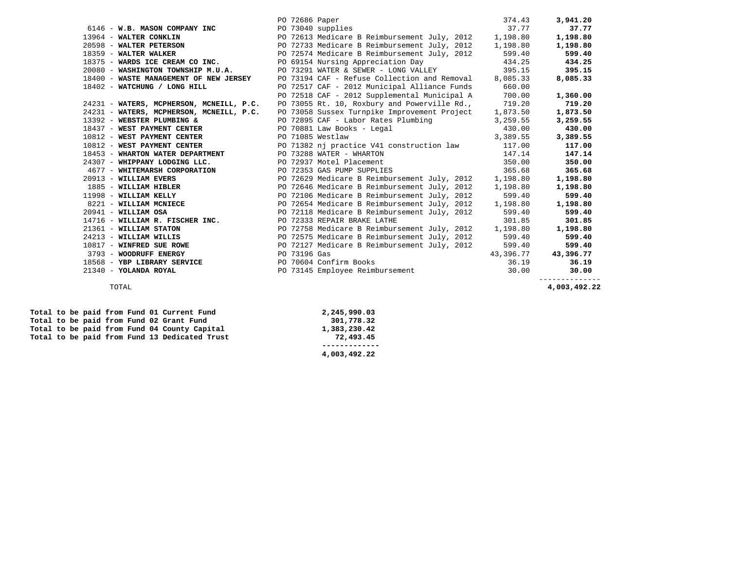| Vendor | PO / Description | Amount | Total |
|---|---|---|---|
| | PO 72686 Paper | 374.43 | **3,941.20** |
| 6146 - **W.B. MASON COMPANY INC** | PO 73040 supplies | 37.77 | **37.77** |
| 13964 - **WALTER CONKLIN** | PO 72613 Medicare B Reimbursement July, 2012 | 1,198.80 | **1,198.80** |
| 20598 - **WALTER PETERSON** | PO 72733 Medicare B Reimbursement July, 2012 | 1,198.80 | **1,198.80** |
| 18359 - **WALTER WALKER** | PO 72574 Medicare B Reimbursement July, 2012 | 599.40 | **599.40** |
| 18375 - **WARDS ICE CREAM CO INC.** | PO 69154 Nursing Appreciation Day | 434.25 | **434.25** |
| 20080 - **WASHINGTON TOWNSHIP M.U.A.** | PO 73291 WATER & SEWER - LONG VALLEY | 395.15 | **395.15** |
| 18400 - **WASTE MANAGEMENT OF NEW JERSEY** | PO 73194 CAF - Refuse Collection and Removal | 8,085.33 | **8,085.33** |
| 18402 - **WATCHUNG / LONG HILL** | PO 72517 CAF - 2012 Municipal Alliance Funds | 660.00 | |
| | PO 72518 CAF - 2012 Supplemental Municipal A | 700.00 | **1,360.00** |
| 24231 - **WATERS, MCPHERSON, MCNEILL, P.C.** | PO 73055 Rt. 10, Roxbury and Powerville Rd., | 719.20 | **719.20** |
| 24231 - **WATERS, MCPHERSON, MCNEILL, P.C.** | PO 73058 Sussex Turnpike Improvement Project | 1,873.50 | **1,873.50** |
| 13392 - **WEBSTER PLUMBING &** | PO 72895 CAF - Labor Rates Plumbing | 3,259.55 | **3,259.55** |
| 18437 - **WEST PAYMENT CENTER** | PO 70881 Law Books - Legal | 430.00 | **430.00** |
| 10812 - **WEST PAYMENT CENTER** | PO 71085 Westlaw | 3,389.55 | **3,389.55** |
| 10812 - **WEST PAYMENT CENTER** | PO 71382 nj practice V41 construction law | 117.00 | **117.00** |
| 18453 - **WHARTON WATER DEPARTMENT** | PO 73288 WATER - WHARTON | 147.14 | **147.14** |
| 24307 - **WHIPPANY LODGING LLC.** | PO 72937 Motel Placement | 350.00 | **350.00** |
| 4677 - **WHITEMARSH CORPORATION** | PO 72353 GAS PUMP SUPPLIES | 365.68 | **365.68** |
| 20913 - **WILLIAM EVERS** | PO 72629 Medicare B Reimbursement July, 2012 | 1,198.80 | **1,198.80** |
| 1885 - **WILLIAM HIBLER** | PO 72646 Medicare B Reimbursement July, 2012 | 1,198.80 | **1,198.80** |
| 11998 - **WILLIAM KELLY** | PO 72106 Medicare B Reimbursement July, 2012 | 599.40 | **599.40** |
| 8221 - **WILLIAM MCNIECE** | PO 72654 Medicare B Reimbursement July, 2012 | 1,198.80 | **1,198.80** |
| 20941 - **WILLIAM OSA** | PO 72118 Medicare B Reimbursement July, 2012 | 599.40 | **599.40** |
| 14716 - **WILLIAM R. FISCHER INC.** | PO 72333 REPAIR BRAKE LATHE | 301.85 | **301.85** |
| 21361 - **WILLIAM STATON** | PO 72758 Medicare B Reimbursement July, 2012 | 1,198.80 | **1,198.80** |
| 24213 - **WILLIAM WILLIS** | PO 72575 Medicare B Reimbursement July, 2012 | 599.40 | **599.40** |
| 10817 - **WINFRED SUE ROWE** | PO 72127 Medicare B Reimbursement July, 2012 | 599.40 | **599.40** |
| 3793 - **WOODRUFF ENERGY** | PO 73196 Gas | 43,396.77 | **43,396.77** |
| 18568 - **YBP LIBRARY SERVICE** | PO 70604 Confirm Books | 36.19 | **36.19** |
| 21340 - **YOLANDA ROYAL** | PO 73145 Employee Reimbursement | 30.00 | **30.00** |
| TOTAL | | | **4,003,492.22** |

| | |
|---|---|
| **Total to be paid from Fund 01 Current Fund** | **2,245,990.03** |
| **Total to be paid from Fund 02 Grant Fund** | **301,778.32** |
| **Total to be paid from Fund 04 County Capital** | **1,383,230.42** |
| **Total to be paid from Fund 13 Dedicated Trust** | **72,493.45** |
| | **4,003,492.22** |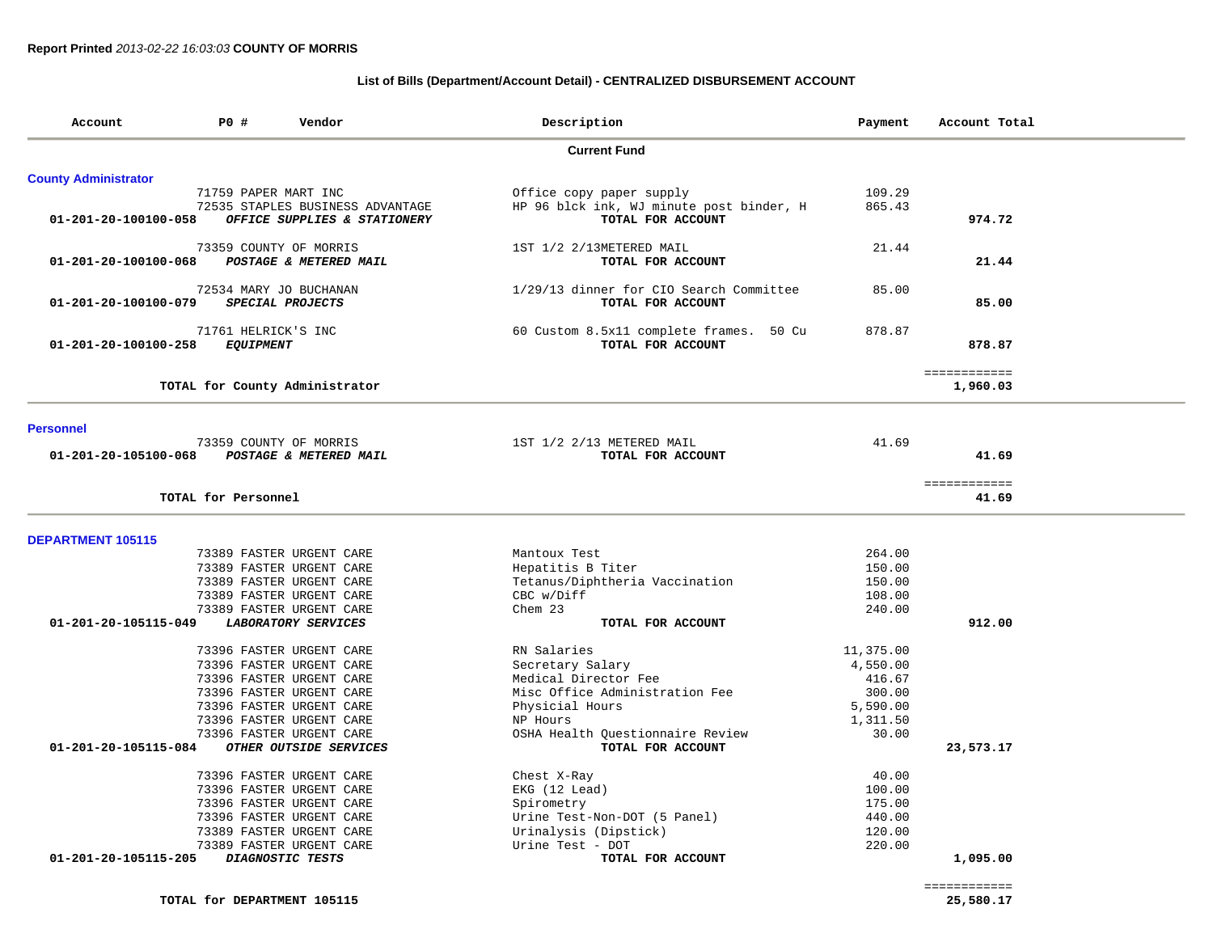**Report Printed** *2013-02-22 16:03:03* **COUNTY OF MORRIS**

**List of Bills (Department/Account Detail) - CENTRALIZED DISBURSEMENT ACCOUNT**

| Account | PO # | Vendor | Description | Payment | Account Total |
|---|---|---|---|---|---|
| | | | **Current Fund** | | |
| **County Administrator** | | | | | |
| | 71759 | PAPER MART INC | Office copy paper supply | 109.29 | |
| | 72535 | STAPLES BUSINESS ADVANTAGE | HP 96 blck ink, WJ minute post binder, H | 865.43 | |
| 01-201-20-100100-058 | | ***OFFICE SUPPLIES & STATIONERY*** | **TOTAL FOR ACCOUNT** | | **974.72** |
| | 73359 | COUNTY OF MORRIS | 1ST 1/2 2/13METERED MAIL | 21.44 | |
| 01-201-20-100100-068 | | ***POSTAGE & METERED MAIL*** | **TOTAL FOR ACCOUNT** | | **21.44** |
| | 72534 | MARY JO BUCHANAN | 1/29/13 dinner for CIO Search Committee | 85.00 | |
| 01-201-20-100100-079 | | ***SPECIAL PROJECTS*** | **TOTAL FOR ACCOUNT** | | **85.00** |
| | 71761 | HELRICK'S INC | 60 Custom 8.5x11 complete frames. 50 Cu | 878.87 | |
| 01-201-20-100100-258 | | ***EQUIPMENT*** | **TOTAL FOR ACCOUNT** | | **878.87** |
| | | **TOTAL for County Administrator** | | | **1,960.03** |
| **Personnel** | | | | | |
| | 73359 | COUNTY OF MORRIS | 1ST 1/2 2/13 METERED MAIL | 41.69 | |
| 01-201-20-105100-068 | | ***POSTAGE & METERED MAIL*** | **TOTAL FOR ACCOUNT** | | **41.69** |
| | | **TOTAL for Personnel** | | | **41.69** |
| **DEPARTMENT 105115** | | | | | |
| | 73389 | FASTER URGENT CARE | Mantoux Test | 264.00 | |
| | 73389 | FASTER URGENT CARE | Hepatitis B Titer | 150.00 | |
| | 73389 | FASTER URGENT CARE | Tetanus/Diphtheria Vaccination | 150.00 | |
| | 73389 | FASTER URGENT CARE | CBC w/Diff | 108.00 | |
| | 73389 | FASTER URGENT CARE | Chem 23 | 240.00 | |
| 01-201-20-105115-049 | | ***LABORATORY SERVICES*** | **TOTAL FOR ACCOUNT** | | **912.00** |
| | 73396 | FASTER URGENT CARE | RN Salaries | 11,375.00 | |
| | 73396 | FASTER URGENT CARE | Secretary Salary | 4,550.00 | |
| | 73396 | FASTER URGENT CARE | Medical Director Fee | 416.67 | |
| | 73396 | FASTER URGENT CARE | Misc Office Administration Fee | 300.00 | |
| | 73396 | FASTER URGENT CARE | Physicial Hours | 5,590.00 | |
| | 73396 | FASTER URGENT CARE | NP Hours | 1,311.50 | |
| | 73396 | FASTER URGENT CARE | OSHA Health Questionnaire Review | 30.00 | |
| 01-201-20-105115-084 | | ***OTHER OUTSIDE SERVICES*** | **TOTAL FOR ACCOUNT** | | **23,573.17** |
| | 73396 | FASTER URGENT CARE | Chest X-Ray | 40.00 | |
| | 73396 | FASTER URGENT CARE | EKG (12 Lead) | 100.00 | |
| | 73396 | FASTER URGENT CARE | Spirometry | 175.00 | |
| | 73396 | FASTER URGENT CARE | Urine Test-Non-DOT (5 Panel) | 440.00 | |
| | 73389 | FASTER URGENT CARE | Urinalysis (Dipstick) | 120.00 | |
| | 73389 | FASTER URGENT CARE | Urine Test - DOT | 220.00 | |
| 01-201-20-105115-205 | | ***DIAGNOSTIC TESTS*** | **TOTAL FOR ACCOUNT** | | **1,095.00** |
| | | **TOTAL for DEPARTMENT 105115** | | | **25,580.17** |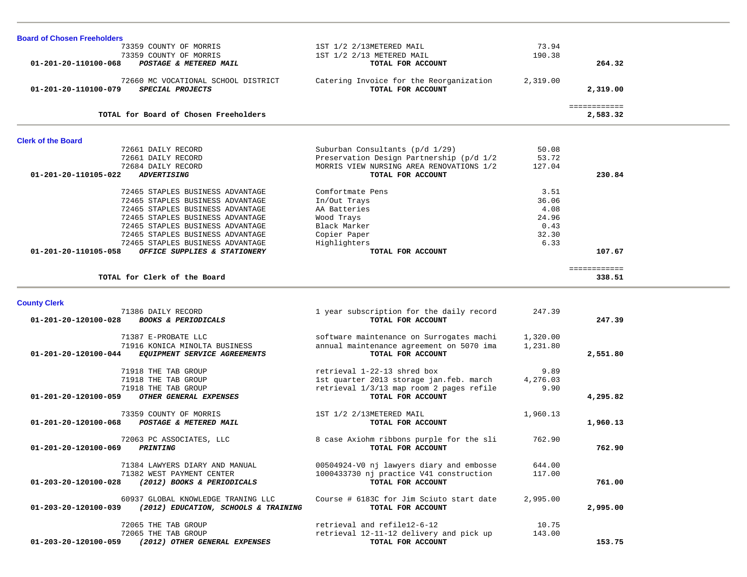### Board of Chosen Freeholders

| Account | Vendor / Description | Item | Amount | Total |
|---|---|---|---|---|
| | 73359 COUNTY OF MORRIS | 1ST 1/2 2/13METERED MAIL | 73.94 | |
| | 73359 COUNTY OF MORRIS | 1ST 1/2 2/13 METERED MAIL | 190.38 | |
| **01-201-20-110100-068** | ***POSTAGE & METERED MAIL*** | **TOTAL FOR ACCOUNT** | | **264.32** |
| | 72660 MC VOCATIONAL SCHOOL DISTRICT | Catering Invoice for the Reorganization | 2,319.00 | |
| **01-201-20-110100-079** | ***SPECIAL PROJECTS*** | **TOTAL FOR ACCOUNT** | | **2,319.00** |
| | **TOTAL for Board of Chosen Freeholders** | | | **2,583.32** |

### Clerk of the Board

| Account | Vendor / Description | Item | Amount | Total |
|---|---|---|---|---|
| | 72661 DAILY RECORD | Suburban Consultants (p/d 1/29) | 50.08 | |
| | 72661 DAILY RECORD | Preservation Design Partnership (p/d 1/2 | 53.72 | |
| | 72684 DAILY RECORD | MORRIS VIEW NURSING AREA RENOVATIONS 1/2 | 127.04 | |
| **01-201-20-110105-022** | ***ADVERTISING*** | **TOTAL FOR ACCOUNT** | | **230.84** |
| | 72465 STAPLES BUSINESS ADVANTAGE | Comfortmate Pens | 3.51 | |
| | 72465 STAPLES BUSINESS ADVANTAGE | In/Out Trays | 36.06 | |
| | 72465 STAPLES BUSINESS ADVANTAGE | AA Batteries | 4.08 | |
| | 72465 STAPLES BUSINESS ADVANTAGE | Wood Trays | 24.96 | |
| | 72465 STAPLES BUSINESS ADVANTAGE | Black Marker | 0.43 | |
| | 72465 STAPLES BUSINESS ADVANTAGE | Copier Paper | 32.30 | |
| | 72465 STAPLES BUSINESS ADVANTAGE | Highlighters | 6.33 | |
| **01-201-20-110105-058** | ***OFFICE SUPPLIES & STATIONERY*** | **TOTAL FOR ACCOUNT** | | **107.67** |
| | **TOTAL for Clerk of the Board** | | | **338.51** |

### County Clerk

| Account | Vendor / Description | Item | Amount | Total |
|---|---|---|---|---|
| | 71386 DAILY RECORD | 1 year subscription for the daily record | 247.39 | |
| **01-201-20-120100-028** | ***BOOKS & PERIODICALS*** | **TOTAL FOR ACCOUNT** | | **247.39** |
| | 71387 E-PROBATE LLC | software maintenance on Surrogates machi | 1,320.00 | |
| | 71916 KONICA MINOLTA BUSINESS | annual maintenance agreement on 5070 ima | 1,231.80 | |
| **01-201-20-120100-044** | ***EQUIPMENT SERVICE AGREEMENTS*** | **TOTAL FOR ACCOUNT** | | **2,551.80** |
| | 71918 THE TAB GROUP | retrieval 1-22-13 shred box | 9.89 | |
| | 71918 THE TAB GROUP | 1st quarter 2013 storage jan.feb. march | 4,276.03 | |
| | 71918 THE TAB GROUP | retrieval 1/3/13 map room 2 pages refile | 9.90 | |
| **01-201-20-120100-059** | ***OTHER GENERAL EXPENSES*** | **TOTAL FOR ACCOUNT** | | **4,295.82** |
| | 73359 COUNTY OF MORRIS | 1ST 1/2 2/13METERED MAIL | 1,960.13 | |
| **01-201-20-120100-068** | ***POSTAGE & METERED MAIL*** | **TOTAL FOR ACCOUNT** | | **1,960.13** |
| | 72063 PC ASSOCIATES, LLC | 8 case Axiohm ribbons purple for the sli | 762.90 | |
| **01-201-20-120100-069** | ***PRINTING*** | **TOTAL FOR ACCOUNT** | | **762.90** |
| | 71384 LAWYERS DIARY AND MANUAL | 00504924-V0 nj lawyers diary and embosse | 644.00 | |
| | 71382 WEST PAYMENT CENTER | 1000433730 nj practice V41 construction | 117.00 | |
| **01-203-20-120100-028** | ***(2012) BOOKS & PERIODICALS*** | **TOTAL FOR ACCOUNT** | | **761.00** |
| | 60937 GLOBAL KNOWLEDGE TRANING LLC | Course # 6183C for Jim Sciuto start date | 2,995.00 | |
| **01-203-20-120100-039** | ***(2012) EDUCATION, SCHOOLS & TRAINING*** | **TOTAL FOR ACCOUNT** | | **2,995.00** |
| | 72065 THE TAB GROUP | retrieval and refile12-6-12 | 10.75 | |
| | 72065 THE TAB GROUP | retrieval 12-11-12 delivery and pick up | 143.00 | |
| **01-203-20-120100-059** | ***(2012) OTHER GENERAL EXPENSES*** | **TOTAL FOR ACCOUNT** | | **153.75** |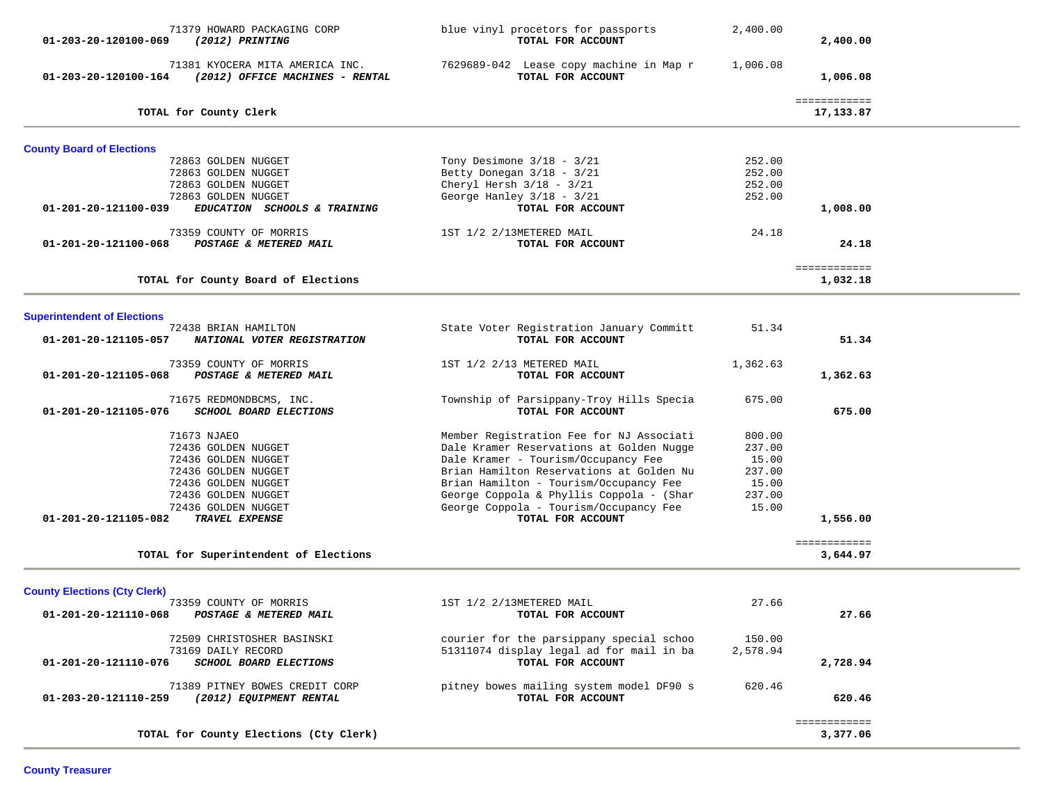| Account | Vendor / Account Name | Description | Amount | Total |
|---|---|---|---|---|
| | 71379 HOWARD PACKAGING CORP | blue vinyl procetors for passports | 2,400.00 | |
| **01-203-20-120100-069** | ***(2012) PRINTING*** | **TOTAL FOR ACCOUNT** | | **2,400.00** |
| | 71381 KYOCERA MITA AMERICA INC. | 7629689-042 Lease copy machine in Map r | 1,006.08 | |
| **01-203-20-120100-164** | ***(2012) OFFICE MACHINES - RENTAL*** | **TOTAL FOR ACCOUNT** | | **1,006.08** |
| | | | | ============ |
| | **TOTAL for County Clerk** | | | **17,133.87** |

## County Board of Elections

| Account | Vendor / Account Name | Description | Amount | Total |
|---|---|---|---|---|
| | 72863 GOLDEN NUGGET | Tony Desimone 3/18 - 3/21 | 252.00 | |
| | 72863 GOLDEN NUGGET | Betty Donegan 3/18 - 3/21 | 252.00 | |
| | 72863 GOLDEN NUGGET | Cheryl Hersh 3/18 - 3/21 | 252.00 | |
| | 72863 GOLDEN NUGGET | George Hanley 3/18 - 3/21 | 252.00 | |
| **01-201-20-121100-039** | ***EDUCATION SCHOOLS & TRAINING*** | **TOTAL FOR ACCOUNT** | | **1,008.00** |
| | 73359 COUNTY OF MORRIS | 1ST 1/2 2/13METERED MAIL | 24.18 | |
| **01-201-20-121100-068** | ***POSTAGE & METERED MAIL*** | **TOTAL FOR ACCOUNT** | | **24.18** |
| | | | | ============ |
| | **TOTAL for County Board of Elections** | | | **1,032.18** |

## Superintendent of Elections

| Account | Vendor / Account Name | Description | Amount | Total |
|---|---|---|---|---|
| | 72438 BRIAN HAMILTON | State Voter Registration January Committ | 51.34 | |
| **01-201-20-121105-057** | ***NATIONAL VOTER REGISTRATION*** | **TOTAL FOR ACCOUNT** | | **51.34** |
| | 73359 COUNTY OF MORRIS | 1ST 1/2 2/13 METERED MAIL | 1,362.63 | |
| **01-201-20-121105-068** | ***POSTAGE & METERED MAIL*** | **TOTAL FOR ACCOUNT** | | **1,362.63** |
| | 71675 REDMONDBCMS, INC. | Township of Parsippany-Troy Hills Specia | 675.00 | |
| **01-201-20-121105-076** | ***SCHOOL BOARD ELECTIONS*** | **TOTAL FOR ACCOUNT** | | **675.00** |
| | 71673 NJAEO | Member Registration Fee for NJ Associati | 800.00 | |
| | 72436 GOLDEN NUGGET | Dale Kramer Reservations at Golden Nugge | 237.00 | |
| | 72436 GOLDEN NUGGET | Dale Kramer - Tourism/Occupancy Fee | 15.00 | |
| | 72436 GOLDEN NUGGET | Brian Hamilton Reservations at Golden Nu | 237.00 | |
| | 72436 GOLDEN NUGGET | Brian Hamilton - Tourism/Occupancy Fee | 15.00 | |
| | 72436 GOLDEN NUGGET | George Coppola & Phyllis Coppola - (Shar | 237.00 | |
| | 72436 GOLDEN NUGGET | George Coppola - Tourism/Occupancy Fee | 15.00 | |
| **01-201-20-121105-082** | ***TRAVEL EXPENSE*** | **TOTAL FOR ACCOUNT** | | **1,556.00** |
| | | | | ============ |
| | **TOTAL for Superintendent of Elections** | | | **3,644.97** |

## County Elections (Cty Clerk)

| Account | Vendor / Account Name | Description | Amount | Total |
|---|---|---|---|---|
| | 73359 COUNTY OF MORRIS | 1ST 1/2 2/13METERED MAIL | 27.66 | |
| **01-201-20-121110-068** | ***POSTAGE & METERED MAIL*** | **TOTAL FOR ACCOUNT** | | **27.66** |
| | 72509 CHRISTOSHER BASINSKI | courier for the parsippany special schoo | 150.00 | |
| | 73169 DAILY RECORD | 51311074 display legal ad for mail in ba | 2,578.94 | |
| **01-201-20-121110-076** | ***SCHOOL BOARD ELECTIONS*** | **TOTAL FOR ACCOUNT** | | **2,728.94** |
| | 71389 PITNEY BOWES CREDIT CORP | pitney bowes mailing system model DF90 s | 620.46 | |
| **01-203-20-121110-259** | ***(2012) EQUIPMENT RENTAL*** | **TOTAL FOR ACCOUNT** | | **620.46** |
| | | | | ============ |
| | **TOTAL for County Elections (Cty Clerk)** | | | **3,377.06** |

## County Treasurer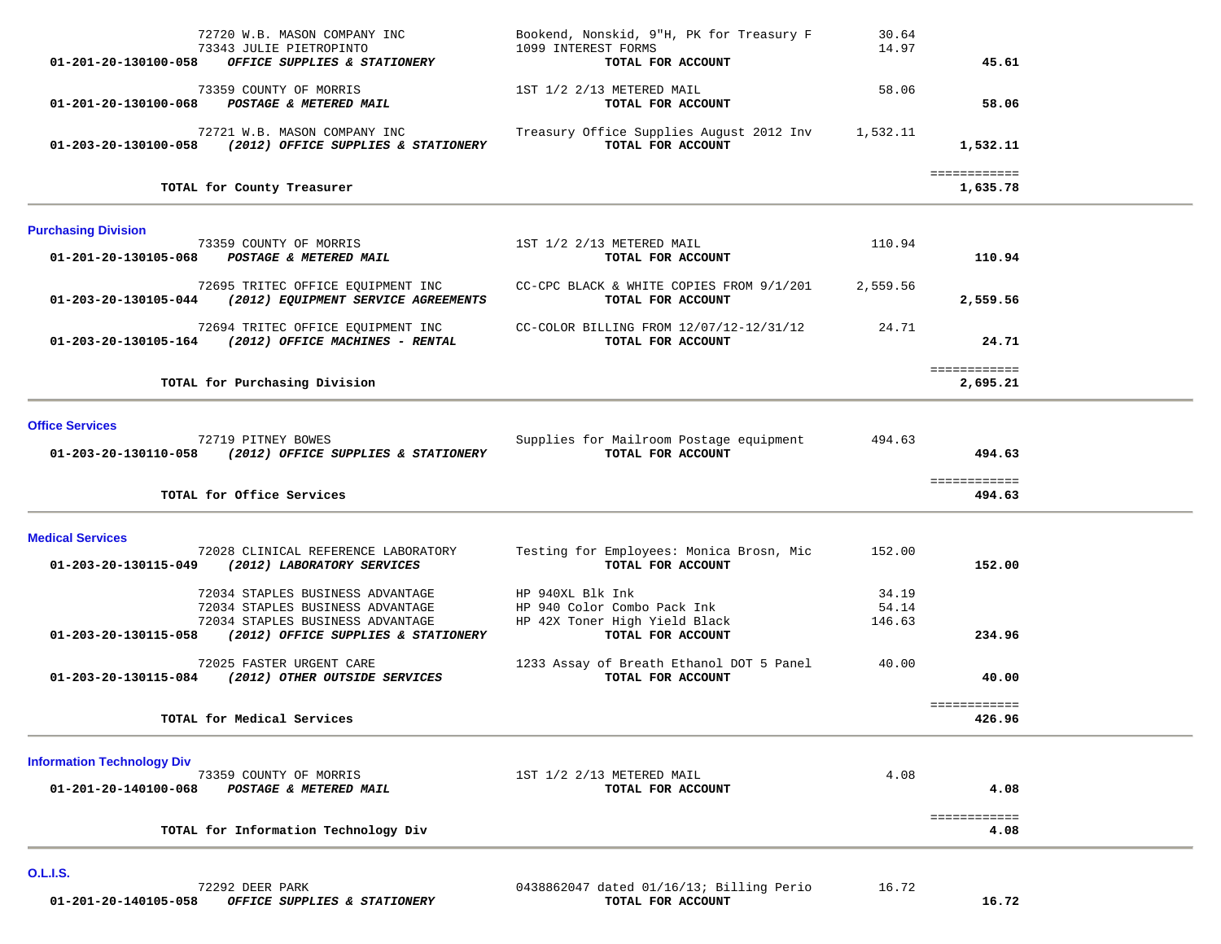| Account | Vendor / Account Description | Item Description | Amount | Total |
|---|---|---|---|---|
| | 72720 W.B. MASON COMPANY INC | Bookend, Nonskid, 9"H, PK for Treasury F | 30.64 | |
| | 73343 JULIE PIETROPINTO | 1099 INTEREST FORMS | 14.97 | |
| **01-201-20-130100-058** | ***OFFICE SUPPLIES & STATIONERY*** | **TOTAL FOR ACCOUNT** | | **45.61** |
| | 73359 COUNTY OF MORRIS | 1ST 1/2 2/13 METERED MAIL | 58.06 | |
| **01-201-20-130100-068** | ***POSTAGE & METERED MAIL*** | **TOTAL FOR ACCOUNT** | | **58.06** |
| | 72721 W.B. MASON COMPANY INC | Treasury Office Supplies August 2012 Inv | 1,532.11 | |
| **01-203-20-130100-058** | ***(2012) OFFICE SUPPLIES & STATIONERY*** | **TOTAL FOR ACCOUNT** | | **1,532.11** |
| | **TOTAL for County Treasurer** | | | **1,635.78** |

## Purchasing Division

| Account | Vendor / Account Description | Item Description | Amount | Total |
|---|---|---|---|---|
| | 73359 COUNTY OF MORRIS | 1ST 1/2 2/13 METERED MAIL | 110.94 | |
| **01-201-20-130105-068** | ***POSTAGE & METERED MAIL*** | **TOTAL FOR ACCOUNT** | | **110.94** |
| | 72695 TRITEC OFFICE EQUIPMENT INC | CC-CPC BLACK & WHITE COPIES FROM 9/1/201 | 2,559.56 | |
| **01-203-20-130105-044** | ***(2012) EQUIPMENT SERVICE AGREEMENTS*** | **TOTAL FOR ACCOUNT** | | **2,559.56** |
| | 72694 TRITEC OFFICE EQUIPMENT INC | CC-COLOR BILLING FROM 12/07/12-12/31/12 | 24.71 | |
| **01-203-20-130105-164** | ***(2012) OFFICE MACHINES - RENTAL*** | **TOTAL FOR ACCOUNT** | | **24.71** |
| | **TOTAL for Purchasing Division** | | | **2,695.21** |

## Office Services

| Account | Vendor / Account Description | Item Description | Amount | Total |
|---|---|---|---|---|
| | 72719 PITNEY BOWES | Supplies for Mailroom Postage equipment | 494.63 | |
| **01-203-20-130110-058** | ***(2012) OFFICE SUPPLIES & STATIONERY*** | **TOTAL FOR ACCOUNT** | | **494.63** |
| | **TOTAL for Office Services** | | | **494.63** |

## Medical Services

| Account | Vendor / Account Description | Item Description | Amount | Total |
|---|---|---|---|---|
| | 72028 CLINICAL REFERENCE LABORATORY | Testing for Employees: Monica Brosn, Mic | 152.00 | |
| **01-203-20-130115-049** | ***(2012) LABORATORY SERVICES*** | **TOTAL FOR ACCOUNT** | | **152.00** |
| | 72034 STAPLES BUSINESS ADVANTAGE | HP 940XL Blk Ink | 34.19 | |
| | 72034 STAPLES BUSINESS ADVANTAGE | HP 940 Color Combo Pack Ink | 54.14 | |
| | 72034 STAPLES BUSINESS ADVANTAGE | HP 42X Toner High Yield Black | 146.63 | |
| **01-203-20-130115-058** | ***(2012) OFFICE SUPPLIES & STATIONERY*** | **TOTAL FOR ACCOUNT** | | **234.96** |
| | 72025 FASTER URGENT CARE | 1233 Assay of Breath Ethanol DOT 5 Panel | 40.00 | |
| **01-203-20-130115-084** | ***(2012) OTHER OUTSIDE SERVICES*** | **TOTAL FOR ACCOUNT** | | **40.00** |
| | **TOTAL for Medical Services** | | | **426.96** |

## Information Technology Div

| Account | Vendor / Account Description | Item Description | Amount | Total |
|---|---|---|---|---|
| | 73359 COUNTY OF MORRIS | 1ST 1/2 2/13 METERED MAIL | 4.08 | |
| **01-201-20-140100-068** | ***POSTAGE & METERED MAIL*** | **TOTAL FOR ACCOUNT** | | **4.08** |
| | **TOTAL for Information Technology Div** | | | **4.08** |

## O.L.I.S.

| Account | Vendor / Account Description | Item Description | Amount | Total |
|---|---|---|---|---|
| | 72292 DEER PARK | 0438862047 dated 01/16/13; Billing Perio | 16.72 | |
| **01-201-20-140105-058** | ***OFFICE SUPPLIES & STATIONERY*** | **TOTAL FOR ACCOUNT** | | **16.72** |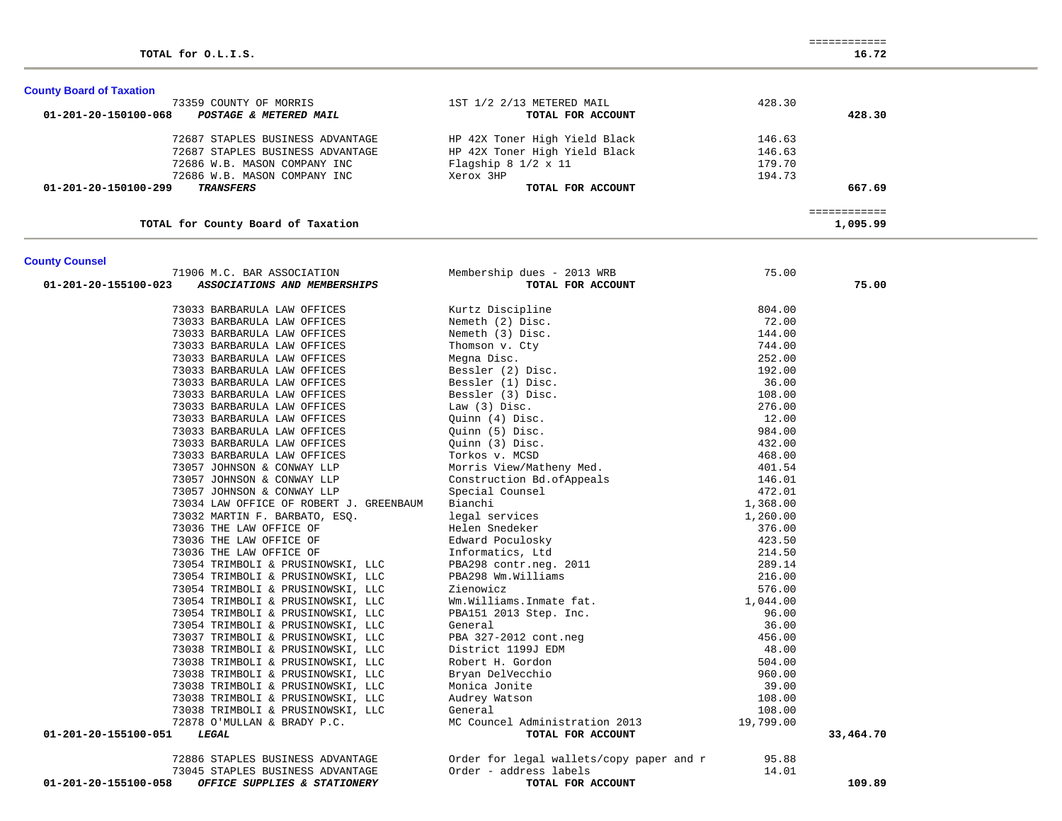| | | | | |
|---|---|---|---|---|
| TOTAL for O.L.I.S. | | | | 16.72 |

## County Board of Taxation

| Account | Vendor | Description | Amount | Total |
|---|---|---|---|---|
| | 73359 COUNTY OF MORRIS | 1ST 1/2 2/13 METERED MAIL | 428.30 | |
| **01-201-20-150100-068** | ***POSTAGE & METERED MAIL*** | **TOTAL FOR ACCOUNT** | | **428.30** |
| | 72687 STAPLES BUSINESS ADVANTAGE | HP 42X Toner High Yield Black | 146.63 | |
| | 72687 STAPLES BUSINESS ADVANTAGE | HP 42X Toner High Yield Black | 146.63 | |
| | 72686 W.B. MASON COMPANY INC | Flagship 8 1/2 x 11 | 179.70 | |
| | 72686 W.B. MASON COMPANY INC | Xerox 3HP | 194.73 | |
| **01-201-20-150100-299** | ***TRANSFERS*** | **TOTAL FOR ACCOUNT** | | **667.69** |
| | **TOTAL for County Board of Taxation** | | | **1,095.99** |

## County Counsel

| Account | Vendor | Description | Amount | Total |
|---|---|---|---|---|
| | 71906 M.C. BAR ASSOCIATION | Membership dues - 2013 WRB | 75.00 | |
| **01-201-20-155100-023** | ***ASSOCIATIONS AND MEMBERSHIPS*** | **TOTAL FOR ACCOUNT** | | **75.00** |
| | 73033 BARBARULA LAW OFFICES | Kurtz Discipline | 804.00 | |
| | 73033 BARBARULA LAW OFFICES | Nemeth (2) Disc. | 72.00 | |
| | 73033 BARBARULA LAW OFFICES | Nemeth (3) Disc. | 144.00 | |
| | 73033 BARBARULA LAW OFFICES | Thomson v. Cty | 744.00 | |
| | 73033 BARBARULA LAW OFFICES | Megna Disc. | 252.00 | |
| | 73033 BARBARULA LAW OFFICES | Bessler (2) Disc. | 192.00 | |
| | 73033 BARBARULA LAW OFFICES | Bessler (1) Disc. | 36.00 | |
| | 73033 BARBARULA LAW OFFICES | Bessler (3) Disc. | 108.00 | |
| | 73033 BARBARULA LAW OFFICES | Law (3) Disc. | 276.00 | |
| | 73033 BARBARULA LAW OFFICES | Quinn (4) Disc. | 12.00 | |
| | 73033 BARBARULA LAW OFFICES | Quinn (5) Disc. | 984.00 | |
| | 73033 BARBARULA LAW OFFICES | Quinn (3) Disc. | 432.00 | |
| | 73033 BARBARULA LAW OFFICES | Torkos v. MCSD | 468.00 | |
| | 73057 JOHNSON & CONWAY LLP | Morris View/Matheny Med. | 401.54 | |
| | 73057 JOHNSON & CONWAY LLP | Construction Bd.ofAppeals | 146.01 | |
| | 73057 JOHNSON & CONWAY LLP | Special Counsel | 472.01 | |
| | 73034 LAW OFFICE OF ROBERT J. GREENBAUM | Bianchi | 1,368.00 | |
| | 73032 MARTIN F. BARBATO, ESQ. | legal services | 1,260.00 | |
| | 73036 THE LAW OFFICE OF | Helen Snedeker | 376.00 | |
| | 73036 THE LAW OFFICE OF | Edward Poculosky | 423.50 | |
| | 73036 THE LAW OFFICE OF | Informatics, Ltd | 214.50 | |
| | 73054 TRIMBOLI & PRUSINOWSKI, LLC | PBA298 contr.neg. 2011 | 289.14 | |
| | 73054 TRIMBOLI & PRUSINOWSKI, LLC | PBA298 Wm.Williams | 216.00 | |
| | 73054 TRIMBOLI & PRUSINOWSKI, LLC | Zienowicz | 576.00 | |
| | 73054 TRIMBOLI & PRUSINOWSKI, LLC | Wm.Williams.Inmate fat. | 1,044.00 | |
| | 73054 TRIMBOLI & PRUSINOWSKI, LLC | PBA151 2013 Step. Inc. | 96.00 | |
| | 73054 TRIMBOLI & PRUSINOWSKI, LLC | General | 36.00 | |
| | 73037 TRIMBOLI & PRUSINOWSKI, LLC | PBA 327-2012 cont.neg | 456.00 | |
| | 73038 TRIMBOLI & PRUSINOWSKI, LLC | District 1199J EDM | 48.00 | |
| | 73038 TRIMBOLI & PRUSINOWSKI, LLC | Robert H. Gordon | 504.00 | |
| | 73038 TRIMBOLI & PRUSINOWSKI, LLC | Bryan DelVecchio | 960.00 | |
| | 73038 TRIMBOLI & PRUSINOWSKI, LLC | Monica Jonite | 39.00 | |
| | 73038 TRIMBOLI & PRUSINOWSKI, LLC | Audrey Watson | 108.00 | |
| | 73038 TRIMBOLI & PRUSINOWSKI, LLC | General | 108.00 | |
| | 72878 O'MULLAN & BRADY P.C. | MC Councel Administration 2013 | 19,799.00 | |
| **01-201-20-155100-051** | ***LEGAL*** | **TOTAL FOR ACCOUNT** | | **33,464.70** |
| | 72886 STAPLES BUSINESS ADVANTAGE | Order for legal wallets/copy paper and r | 95.88 | |
| | 73045 STAPLES BUSINESS ADVANTAGE | Order - address labels | 14.01 | |
| **01-201-20-155100-058** | ***OFFICE SUPPLIES & STATIONERY*** | **TOTAL FOR ACCOUNT** | | **109.89** |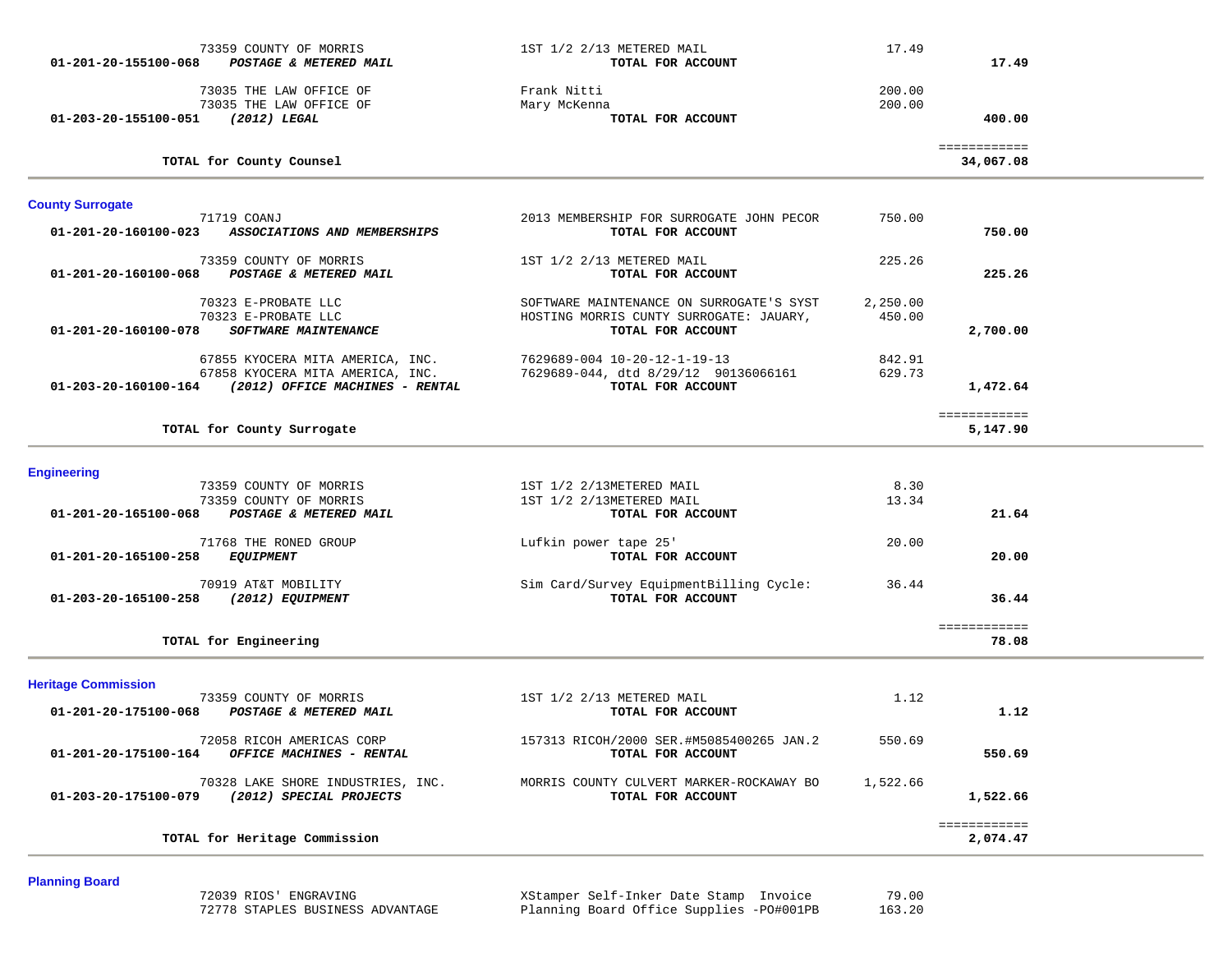| Account | Vendor / Description | Detail | Amount | Total |
|---|---|---|---|---|
| | 73359 COUNTY OF MORRIS | 1ST 1/2 2/13 METERED MAIL | 17.49 | |
| 01-201-20-155100-068 | ***POSTAGE & METERED MAIL*** | **TOTAL FOR ACCOUNT** | | **17.49** |
| | 73035 THE LAW OFFICE OF | Frank Nitti | 200.00 | |
| | 73035 THE LAW OFFICE OF | Mary McKenna | 200.00 | |
| 01-203-20-155100-051 | ***(2012) LEGAL*** | **TOTAL FOR ACCOUNT** | | **400.00** |
| | **TOTAL for County Counsel** | | | ============ **34,067.08** |

## County Surrogate

| Account | Vendor / Description | Detail | Amount | Total |
|---|---|---|---|---|
| | 71719 COANJ | 2013 MEMBERSHIP FOR SURROGATE JOHN PECOR | 750.00 | |
| 01-201-20-160100-023 | ***ASSOCIATIONS AND MEMBERSHIPS*** | **TOTAL FOR ACCOUNT** | | **750.00** |
| | 73359 COUNTY OF MORRIS | 1ST 1/2 2/13 METERED MAIL | 225.26 | |
| 01-201-20-160100-068 | ***POSTAGE & METERED MAIL*** | **TOTAL FOR ACCOUNT** | | **225.26** |
| | 70323 E-PROBATE LLC | SOFTWARE MAINTENANCE ON SURROGATE'S SYST | 2,250.00 | |
| | 70323 E-PROBATE LLC | HOSTING MORRIS CUNTY SURROGATE: JAUARY, | 450.00 | |
| 01-201-20-160100-078 | ***SOFTWARE MAINTENANCE*** | **TOTAL FOR ACCOUNT** | | **2,700.00** |
| | 67855 KYOCERA MITA AMERICA, INC. | 7629689-004 10-20-12-1-19-13 | 842.91 | |
| | 67858 KYOCERA MITA AMERICA, INC. | 7629689-044, dtd 8/29/12 90136066161 | 629.73 | |
| 01-203-20-160100-164 | ***(2012) OFFICE MACHINES - RENTAL*** | **TOTAL FOR ACCOUNT** | | **1,472.64** |
| | **TOTAL for County Surrogate** | | | ============ **5,147.90** |

## Engineering

| Account | Vendor / Description | Detail | Amount | Total |
|---|---|---|---|---|
| | 73359 COUNTY OF MORRIS | 1ST 1/2 2/13METERED MAIL | 8.30 | |
| | 73359 COUNTY OF MORRIS | 1ST 1/2 2/13METERED MAIL | 13.34 | |
| 01-201-20-165100-068 | ***POSTAGE & METERED MAIL*** | **TOTAL FOR ACCOUNT** | | **21.64** |
| | 71768 THE RONED GROUP | Lufkin power tape 25' | 20.00 | |
| 01-201-20-165100-258 | ***EQUIPMENT*** | **TOTAL FOR ACCOUNT** | | **20.00** |
| | 70919 AT&T MOBILITY | Sim Card/Survey EquipmentBilling Cycle: | 36.44 | |
| 01-203-20-165100-258 | ***(2012) EQUIPMENT*** | **TOTAL FOR ACCOUNT** | | **36.44** |
| | **TOTAL for Engineering** | | | ============ **78.08** |

## Heritage Commission

| Account | Vendor / Description | Detail | Amount | Total |
|---|---|---|---|---|
| | 73359 COUNTY OF MORRIS | 1ST 1/2 2/13 METERED MAIL | 1.12 | |
| 01-201-20-175100-068 | ***POSTAGE & METERED MAIL*** | **TOTAL FOR ACCOUNT** | | **1.12** |
| | 72058 RICOH AMERICAS CORP | 157313 RICOH/2000 SER.#M5085400265 JAN.2 | 550.69 | |
| 01-201-20-175100-164 | ***OFFICE MACHINES - RENTAL*** | **TOTAL FOR ACCOUNT** | | **550.69** |
| | 70328 LAKE SHORE INDUSTRIES, INC. | MORRIS COUNTY CULVERT MARKER-ROCKAWAY BO | 1,522.66 | |
| 01-203-20-175100-079 | ***(2012) SPECIAL PROJECTS*** | **TOTAL FOR ACCOUNT** | | **1,522.66** |
| | **TOTAL for Heritage Commission** | | | ============ **2,074.47** |

## Planning Board

| Account | Vendor / Description | Detail | Amount | Total |
|---|---|---|---|---|
| | 72039 RIOS' ENGRAVING | XStamper Self-Inker Date Stamp Invoice | 79.00 | |
| | 72778 STAPLES BUSINESS ADVANTAGE | Planning Board Office Supplies -PO#001PB | 163.20 | |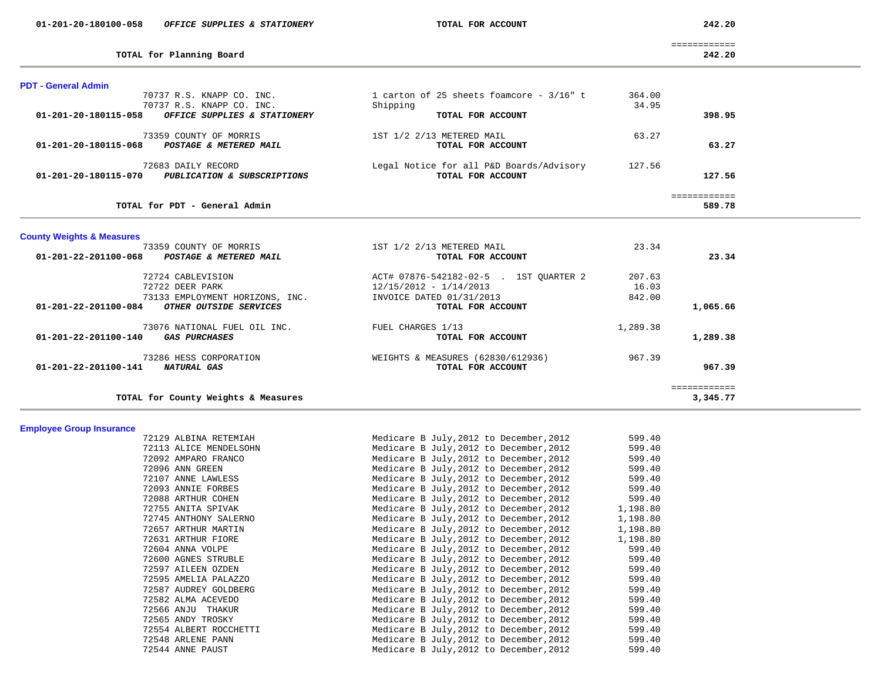| Account | Description | Vendor / Item | Amount | Total |
|---|---|---|---|---|
| 01-201-20-180100-058 | *OFFICE SUPPLIES & STATIONERY* | **TOTAL FOR ACCOUNT** | | **242.20** |
| | | | | ============ |
| | **TOTAL for Planning Board** | | | **242.20** |

## PDT - General Admin

| Account | Vendor | Description | Amount | Total |
|---|---|---|---|---|
| | 70737 R.S. KNAPP CO. INC. | 1 carton of 25 sheets foamcore - 3/16" t | 364.00 | |
| | 70737 R.S. KNAPP CO. INC. | Shipping | 34.95 | |
| **01-201-20-180115-058** | ***OFFICE SUPPLIES & STATIONERY*** | **TOTAL FOR ACCOUNT** | | **398.95** |
| | 73359 COUNTY OF MORRIS | 1ST 1/2 2/13 METERED MAIL | 63.27 | |
| **01-201-20-180115-068** | ***POSTAGE & METERED MAIL*** | **TOTAL FOR ACCOUNT** | | **63.27** |
| | 72683 DAILY RECORD | Legal Notice for all P&D Boards/Advisory | 127.56 | |
| **01-201-20-180115-070** | ***PUBLICATION & SUBSCRIPTIONS*** | **TOTAL FOR ACCOUNT** | | **127.56** |
| | | | | ============ |
| | **TOTAL for PDT - General Admin** | | | **589.78** |

## County Weights & Measures

| Account | Vendor | Description | Amount | Total |
|---|---|---|---|---|
| | 73359 COUNTY OF MORRIS | 1ST 1/2 2/13 METERED MAIL | 23.34 | |
| **01-201-22-201100-068** | ***POSTAGE & METERED MAIL*** | **TOTAL FOR ACCOUNT** | | **23.34** |
| | 72724 CABLEVISION | ACT# 07876-542182-02-5 . 1ST QUARTER 2 | 207.63 | |
| | 72722 DEER PARK | 12/15/2012 - 1/14/2013 | 16.03 | |
| | 73133 EMPLOYMENT HORIZONS, INC. | INVOICE DATED 01/31/2013 | 842.00 | |
| **01-201-22-201100-084** | ***OTHER OUTSIDE SERVICES*** | **TOTAL FOR ACCOUNT** | | **1,065.66** |
| | 73076 NATIONAL FUEL OIL INC. | FUEL CHARGES 1/13 | 1,289.38 | |
| **01-201-22-201100-140** | ***GAS PURCHASES*** | **TOTAL FOR ACCOUNT** | | **1,289.38** |
| | 73286 HESS CORPORATION | WEIGHTS & MEASURES (62830/612936) | 967.39 | |
| **01-201-22-201100-141** | ***NATURAL GAS*** | **TOTAL FOR ACCOUNT** | | **967.39** |
| | | | | ============ |
| | **TOTAL for County Weights & Measures** | | | **3,345.77** |

## Employee Group Insurance

| Vendor | Description | Amount |
|---|---|---|
| 72129 ALBINA RETEMIAH | Medicare B July,2012 to December,2012 | 599.40 |
| 72113 ALICE MENDELSOHN | Medicare B July,2012 to December,2012 | 599.40 |
| 72092 AMPARO FRANCO | Medicare B July,2012 to December,2012 | 599.40 |
| 72096 ANN GREEN | Medicare B July,2012 to December,2012 | 599.40 |
| 72107 ANNE LAWLESS | Medicare B July,2012 to December,2012 | 599.40 |
| 72093 ANNIE FORBES | Medicare B July,2012 to December,2012 | 599.40 |
| 72088 ARTHUR COHEN | Medicare B July,2012 to December,2012 | 599.40 |
| 72755 ANITA SPIVAK | Medicare B July,2012 to December,2012 | 1,198.80 |
| 72745 ANTHONY SALERNO | Medicare B July,2012 to December,2012 | 1,198.80 |
| 72657 ARTHUR MARTIN | Medicare B July,2012 to December,2012 | 1,198.80 |
| 72631 ARTHUR FIORE | Medicare B July,2012 to December,2012 | 1,198.80 |
| 72604 ANNA VOLPE | Medicare B July,2012 to December,2012 | 599.40 |
| 72600 AGNES STRUBLE | Medicare B July,2012 to December,2012 | 599.40 |
| 72597 AILEEN OZDEN | Medicare B July,2012 to December,2012 | 599.40 |
| 72595 AMELIA PALAZZO | Medicare B July,2012 to December,2012 | 599.40 |
| 72587 AUDREY GOLDBERG | Medicare B July,2012 to December,2012 | 599.40 |
| 72582 ALMA ACEVEDO | Medicare B July,2012 to December,2012 | 599.40 |
| 72566 ANJU THAKUR | Medicare B July,2012 to December,2012 | 599.40 |
| 72565 ANDY TROSKY | Medicare B July,2012 to December,2012 | 599.40 |
| 72554 ALBERT ROCCHETTI | Medicare B July,2012 to December,2012 | 599.40 |
| 72548 ARLENE PANN | Medicare B July,2012 to December,2012 | 599.40 |
| 72544 ANNE PAUST | Medicare B July,2012 to December,2012 | 599.40 |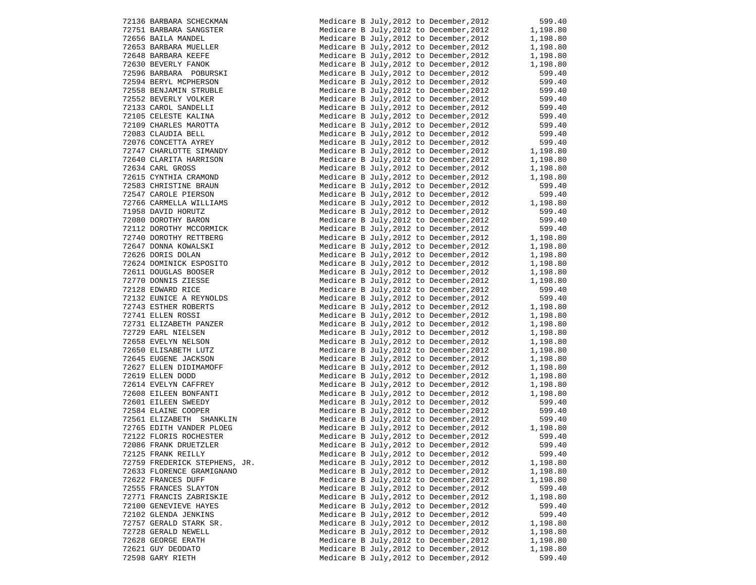| | | | |
|---|---|---|---|
| 72136 | BARBARA SCHECKMAN | Medicare B July,2012 to December,2012 | 599.40 |
| 72751 | BARBARA SANGSTER | Medicare B July,2012 to December,2012 | 1,198.80 |
| 72656 | BAILA MANDEL | Medicare B July,2012 to December,2012 | 1,198.80 |
| 72653 | BARBARA MUELLER | Medicare B July,2012 to December,2012 | 1,198.80 |
| 72648 | BARBARA KEEFE | Medicare B July,2012 to December,2012 | 1,198.80 |
| 72630 | BEVERLY FANOK | Medicare B July,2012 to December,2012 | 1,198.80 |
| 72596 | BARBARA POBURSKI | Medicare B July,2012 to December,2012 | 599.40 |
| 72594 | BERYL MCPHERSON | Medicare B July,2012 to December,2012 | 599.40 |
| 72558 | BENJAMIN STRUBLE | Medicare B July,2012 to December,2012 | 599.40 |
| 72552 | BEVERLY VOLKER | Medicare B July,2012 to December,2012 | 599.40 |
| 72133 | CAROL SANDELLI | Medicare B July,2012 to December,2012 | 599.40 |
| 72105 | CELESTE KALINA | Medicare B July,2012 to December,2012 | 599.40 |
| 72109 | CHARLES MAROTTA | Medicare B July,2012 to December,2012 | 599.40 |
| 72083 | CLAUDIA BELL | Medicare B July,2012 to December,2012 | 599.40 |
| 72076 | CONCETTA AYREY | Medicare B July,2012 to December,2012 | 599.40 |
| 72747 | CHARLOTTE SIMANDY | Medicare B July,2012 to December,2012 | 1,198.80 |
| 72640 | CLARITA HARRISON | Medicare B July,2012 to December,2012 | 1,198.80 |
| 72634 | CARL GROSS | Medicare B July,2012 to December,2012 | 1,198.80 |
| 72615 | CYNTHIA CRAMOND | Medicare B July,2012 to December,2012 | 1,198.80 |
| 72583 | CHRISTINE BRAUN | Medicare B July,2012 to December,2012 | 599.40 |
| 72547 | CAROLE PIERSON | Medicare B July,2012 to December,2012 | 599.40 |
| 72766 | CARMELLA WILLIAMS | Medicare B July,2012 to December,2012 | 1,198.80 |
| 71958 | DAVID HORUTZ | Medicare B July,2012 to December,2012 | 599.40 |
| 72080 | DOROTHY BARON | Medicare B July,2012 to December,2012 | 599.40 |
| 72112 | DOROTHY MCCORMICK | Medicare B July,2012 to December,2012 | 599.40 |
| 72740 | DOROTHY RETTBERG | Medicare B July,2012 to December,2012 | 1,198.80 |
| 72647 | DONNA KOWALSKI | Medicare B July,2012 to December,2012 | 1,198.80 |
| 72626 | DORIS DOLAN | Medicare B July,2012 to December,2012 | 1,198.80 |
| 72624 | DOMINICK ESPOSITO | Medicare B July,2012 to December,2012 | 1,198.80 |
| 72611 | DOUGLAS BOOSER | Medicare B July,2012 to December,2012 | 1,198.80 |
| 72770 | DONNIS ZIESSE | Medicare B July,2012 to December,2012 | 1,198.80 |
| 72128 | EDWARD RICE | Medicare B July,2012 to December,2012 | 599.40 |
| 72132 | EUNICE A REYNOLDS | Medicare B July,2012 to December,2012 | 599.40 |
| 72743 | ESTHER ROBERTS | Medicare B July,2012 to December,2012 | 1,198.80 |
| 72741 | ELLEN ROSSI | Medicare B July,2012 to December,2012 | 1,198.80 |
| 72731 | ELIZABETH PANZER | Medicare B July,2012 to December,2012 | 1,198.80 |
| 72729 | EARL NIELSEN | Medicare B July,2012 to December,2012 | 1,198.80 |
| 72658 | EVELYN NELSON | Medicare B July,2012 to December,2012 | 1,198.80 |
| 72650 | ELISABETH LUTZ | Medicare B July,2012 to December,2012 | 1,198.80 |
| 72645 | EUGENE JACKSON | Medicare B July,2012 to December,2012 | 1,198.80 |
| 72627 | ELLEN DIDIMAMOFF | Medicare B July,2012 to December,2012 | 1,198.80 |
| 72619 | ELLEN DODD | Medicare B July,2012 to December,2012 | 1,198.80 |
| 72614 | EVELYN CAFFREY | Medicare B July,2012 to December,2012 | 1,198.80 |
| 72608 | EILEEN BONFANTI | Medicare B July,2012 to December,2012 | 1,198.80 |
| 72601 | EILEEN SWEEDY | Medicare B July,2012 to December,2012 | 599.40 |
| 72584 | ELAINE COOPER | Medicare B July,2012 to December,2012 | 599.40 |
| 72561 | ELIZABETH SHANKLIN | Medicare B July,2012 to December,2012 | 599.40 |
| 72765 | EDITH VANDER PLOEG | Medicare B July,2012 to December,2012 | 1,198.80 |
| 72122 | FLORIS ROCHESTER | Medicare B July,2012 to December,2012 | 599.40 |
| 72086 | FRANK DRUETZLER | Medicare B July,2012 to December,2012 | 599.40 |
| 72125 | FRANK REILLY | Medicare B July,2012 to December,2012 | 599.40 |
| 72759 | FREDERICK STEPHENS, JR. | Medicare B July,2012 to December,2012 | 1,198.80 |
| 72633 | FLORENCE GRAMIGNANO | Medicare B July,2012 to December,2012 | 1,198.80 |
| 72622 | FRANCES DUFF | Medicare B July,2012 to December,2012 | 1,198.80 |
| 72555 | FRANCES SLAYTON | Medicare B July,2012 to December,2012 | 599.40 |
| 72771 | FRANCIS ZABRISKIE | Medicare B July,2012 to December,2012 | 1,198.80 |
| 72100 | GENEVIEVE HAYES | Medicare B July,2012 to December,2012 | 599.40 |
| 72102 | GLENDA JENKINS | Medicare B July,2012 to December,2012 | 599.40 |
| 72757 | GERALD STARK SR. | Medicare B July,2012 to December,2012 | 1,198.80 |
| 72728 | GERALD NEWELL | Medicare B July,2012 to December,2012 | 1,198.80 |
| 72628 | GEORGE ERATH | Medicare B July,2012 to December,2012 | 1,198.80 |
| 72621 | GUY DEODATO | Medicare B July,2012 to December,2012 | 1,198.80 |
| 72598 | GARY RIETH | Medicare B July,2012 to December,2012 | 599.40 |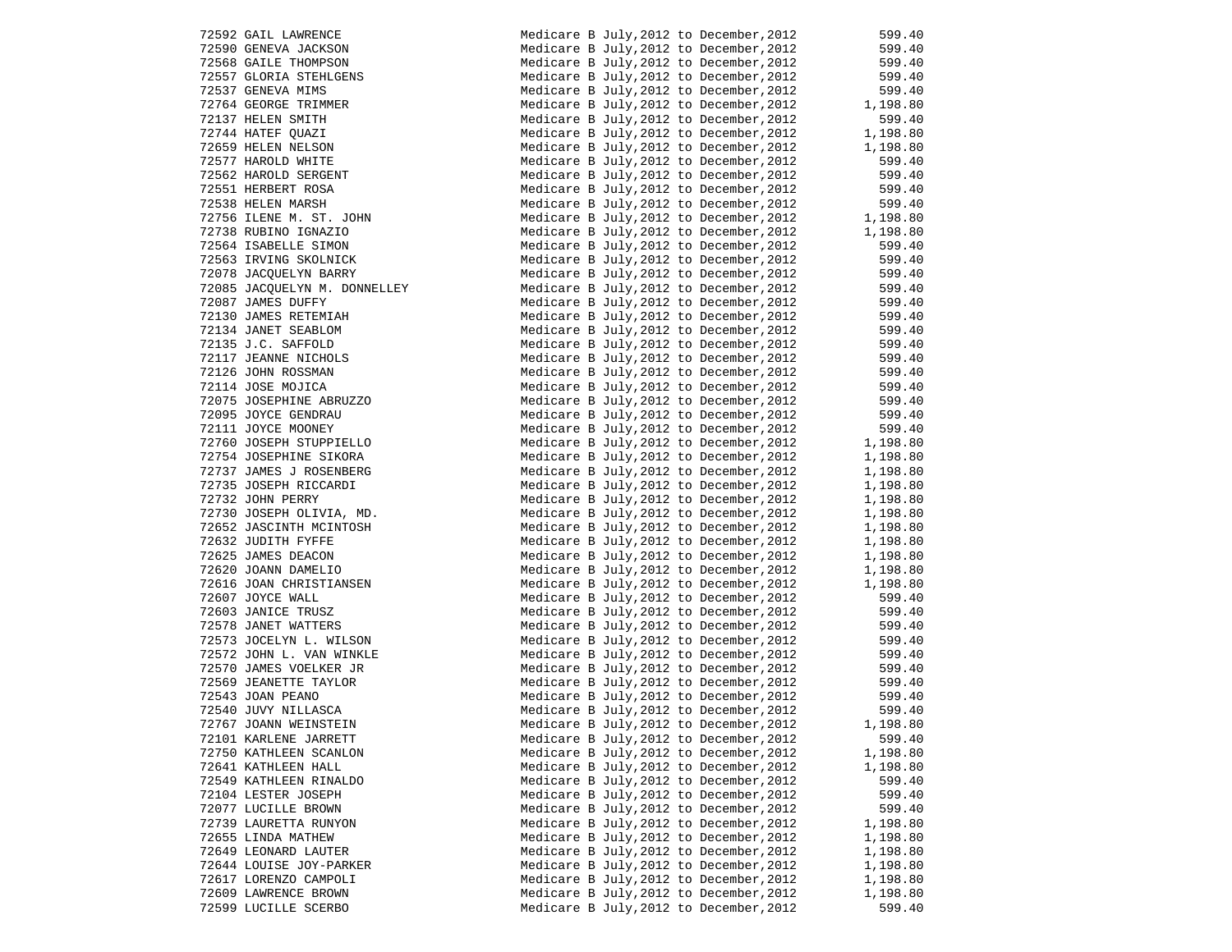| | | | |
|---|---|---|---|
| 72592 | GAIL LAWRENCE | Medicare B July,2012 to December,2012 | 599.40 |
| 72590 | GENEVA JACKSON | Medicare B July,2012 to December,2012 | 599.40 |
| 72568 | GAILE THOMPSON | Medicare B July,2012 to December,2012 | 599.40 |
| 72557 | GLORIA STEHLGENS | Medicare B July,2012 to December,2012 | 599.40 |
| 72537 | GENEVA MIMS | Medicare B July,2012 to December,2012 | 599.40 |
| 72764 | GEORGE TRIMMER | Medicare B July,2012 to December,2012 | 1,198.80 |
| 72137 | HELEN SMITH | Medicare B July,2012 to December,2012 | 599.40 |
| 72744 | HATEF QUAZI | Medicare B July,2012 to December,2012 | 1,198.80 |
| 72659 | HELEN NELSON | Medicare B July,2012 to December,2012 | 1,198.80 |
| 72577 | HAROLD WHITE | Medicare B July,2012 to December,2012 | 599.40 |
| 72562 | HAROLD SERGENT | Medicare B July,2012 to December,2012 | 599.40 |
| 72551 | HERBERT ROSA | Medicare B July,2012 to December,2012 | 599.40 |
| 72538 | HELEN MARSH | Medicare B July,2012 to December,2012 | 599.40 |
| 72756 | ILENE M. ST. JOHN | Medicare B July,2012 to December,2012 | 1,198.80 |
| 72738 | RUBINO IGNAZIO | Medicare B July,2012 to December,2012 | 1,198.80 |
| 72564 | ISABELLE SIMON | Medicare B July,2012 to December,2012 | 599.40 |
| 72563 | IRVING SKOLNICK | Medicare B July,2012 to December,2012 | 599.40 |
| 72078 | JACQUELYN BARRY | Medicare B July,2012 to December,2012 | 599.40 |
| 72085 | JACQUELYN M. DONNELLEY | Medicare B July,2012 to December,2012 | 599.40 |
| 72087 | JAMES DUFFY | Medicare B July,2012 to December,2012 | 599.40 |
| 72130 | JAMES RETEMIAH | Medicare B July,2012 to December,2012 | 599.40 |
| 72134 | JANET SEABLOM | Medicare B July,2012 to December,2012 | 599.40 |
| 72135 | J.C. SAFFOLD | Medicare B July,2012 to December,2012 | 599.40 |
| 72117 | JEANNE NICHOLS | Medicare B July,2012 to December,2012 | 599.40 |
| 72126 | JOHN ROSSMAN | Medicare B July,2012 to December,2012 | 599.40 |
| 72114 | JOSE MOJICA | Medicare B July,2012 to December,2012 | 599.40 |
| 72075 | JOSEPHINE ABRUZZO | Medicare B July,2012 to December,2012 | 599.40 |
| 72095 | JOYCE GENDRAU | Medicare B July,2012 to December,2012 | 599.40 |
| 72111 | JOYCE MOONEY | Medicare B July,2012 to December,2012 | 599.40 |
| 72760 | JOSEPH STUPPIELLO | Medicare B July,2012 to December,2012 | 1,198.80 |
| 72754 | JOSEPHINE SIKORA | Medicare B July,2012 to December,2012 | 1,198.80 |
| 72737 | JAMES J ROSENBERG | Medicare B July,2012 to December,2012 | 1,198.80 |
| 72735 | JOSEPH RICCARDI | Medicare B July,2012 to December,2012 | 1,198.80 |
| 72732 | JOHN PERRY | Medicare B July,2012 to December,2012 | 1,198.80 |
| 72730 | JOSEPH OLIVIA, MD. | Medicare B July,2012 to December,2012 | 1,198.80 |
| 72652 | JASCINTH MCINTOSH | Medicare B July,2012 to December,2012 | 1,198.80 |
| 72632 | JUDITH FYFFE | Medicare B July,2012 to December,2012 | 1,198.80 |
| 72625 | JAMES DEACON | Medicare B July,2012 to December,2012 | 1,198.80 |
| 72620 | JOANN DAMELIO | Medicare B July,2012 to December,2012 | 1,198.80 |
| 72616 | JOAN CHRISTIANSEN | Medicare B July,2012 to December,2012 | 1,198.80 |
| 72607 | JOYCE WALL | Medicare B July,2012 to December,2012 | 599.40 |
| 72603 | JANICE TRUSZ | Medicare B July,2012 to December,2012 | 599.40 |
| 72578 | JANET WATTERS | Medicare B July,2012 to December,2012 | 599.40 |
| 72573 | JOCELYN L. WILSON | Medicare B July,2012 to December,2012 | 599.40 |
| 72572 | JOHN L. VAN WINKLE | Medicare B July,2012 to December,2012 | 599.40 |
| 72570 | JAMES VOELKER JR | Medicare B July,2012 to December,2012 | 599.40 |
| 72569 | JEANETTE TAYLOR | Medicare B July,2012 to December,2012 | 599.40 |
| 72543 | JOAN PEANO | Medicare B July,2012 to December,2012 | 599.40 |
| 72540 | JUVY NILLASCA | Medicare B July,2012 to December,2012 | 599.40 |
| 72767 | JOANN WEINSTEIN | Medicare B July,2012 to December,2012 | 1,198.80 |
| 72101 | KARLENE JARRETT | Medicare B July,2012 to December,2012 | 599.40 |
| 72750 | KATHLEEN SCANLON | Medicare B July,2012 to December,2012 | 1,198.80 |
| 72641 | KATHLEEN HALL | Medicare B July,2012 to December,2012 | 1,198.80 |
| 72549 | KATHLEEN RINALDO | Medicare B July,2012 to December,2012 | 599.40 |
| 72104 | LESTER JOSEPH | Medicare B July,2012 to December,2012 | 599.40 |
| 72077 | LUCILLE BROWN | Medicare B July,2012 to December,2012 | 599.40 |
| 72739 | LAURETTA RUNYON | Medicare B July,2012 to December,2012 | 1,198.80 |
| 72655 | LINDA MATHEW | Medicare B July,2012 to December,2012 | 1,198.80 |
| 72649 | LEONARD LAUTER | Medicare B July,2012 to December,2012 | 1,198.80 |
| 72644 | LOUISE JOY-PARKER | Medicare B July,2012 to December,2012 | 1,198.80 |
| 72617 | LORENZO CAMPOLI | Medicare B July,2012 to December,2012 | 1,198.80 |
| 72609 | LAWRENCE BROWN | Medicare B July,2012 to December,2012 | 1,198.80 |
| 72599 | LUCILLE SCERBO | Medicare B July,2012 to December,2012 | 599.40 |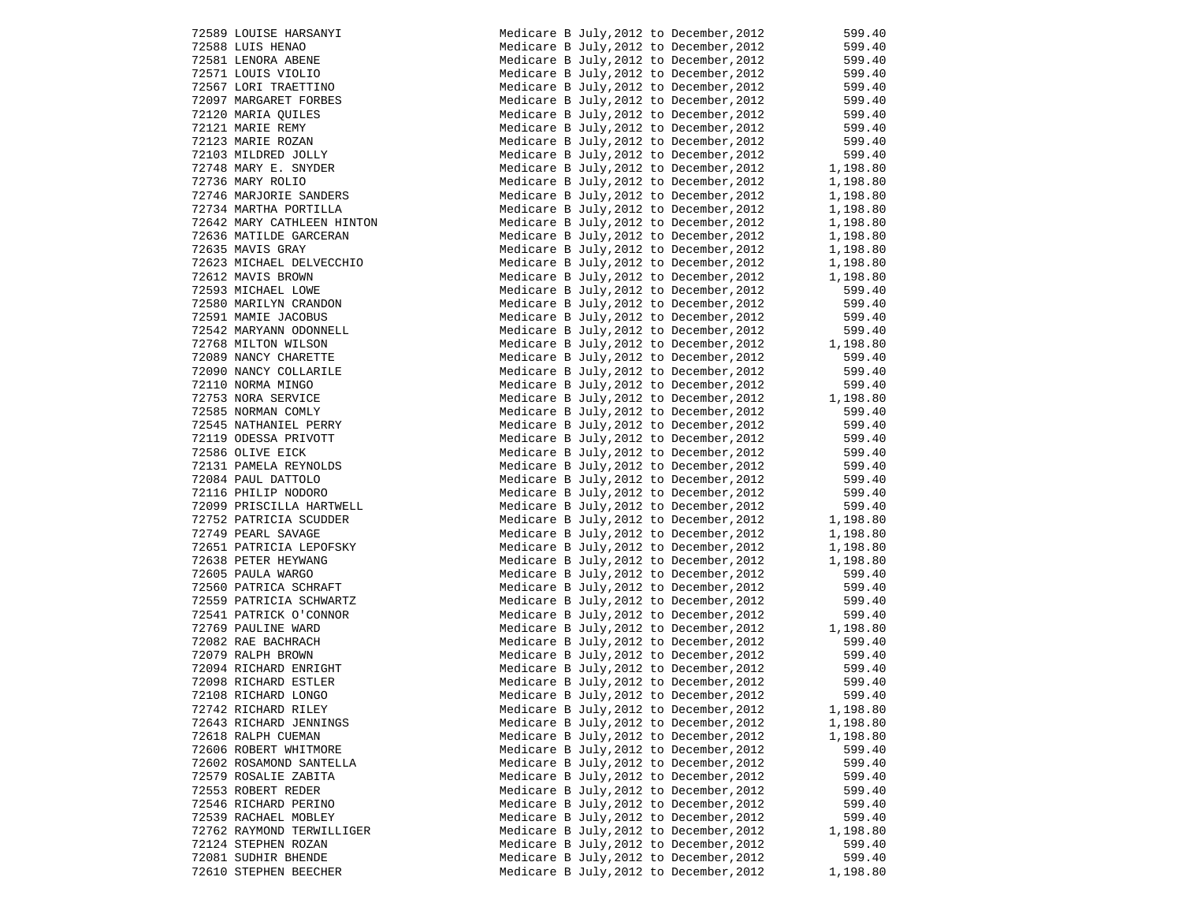| | | | |
|---|---|---|---|
| 72589 | LOUISE HARSANYI | Medicare B July,2012 to December,2012 | 599.40 |
| 72588 | LUIS HENAO | Medicare B July,2012 to December,2012 | 599.40 |
| 72581 | LENORA ABENE | Medicare B July,2012 to December,2012 | 599.40 |
| 72571 | LOUIS VIOLIO | Medicare B July,2012 to December,2012 | 599.40 |
| 72567 | LORI TRAETTINO | Medicare B July,2012 to December,2012 | 599.40 |
| 72097 | MARGARET FORBES | Medicare B July,2012 to December,2012 | 599.40 |
| 72120 | MARIA QUILES | Medicare B July,2012 to December,2012 | 599.40 |
| 72121 | MARIE REMY | Medicare B July,2012 to December,2012 | 599.40 |
| 72123 | MARIE ROZAN | Medicare B July,2012 to December,2012 | 599.40 |
| 72103 | MILDRED JOLLY | Medicare B July,2012 to December,2012 | 599.40 |
| 72748 | MARY E. SNYDER | Medicare B July,2012 to December,2012 | 1,198.80 |
| 72736 | MARY ROLIO | Medicare B July,2012 to December,2012 | 1,198.80 |
| 72746 | MARJORIE SANDERS | Medicare B July,2012 to December,2012 | 1,198.80 |
| 72734 | MARTHA PORTILLA | Medicare B July,2012 to December,2012 | 1,198.80 |
| 72642 | MARY CATHLEEN HINTON | Medicare B July,2012 to December,2012 | 1,198.80 |
| 72636 | MATILDE GARCERAN | Medicare B July,2012 to December,2012 | 1,198.80 |
| 72635 | MAVIS GRAY | Medicare B July,2012 to December,2012 | 1,198.80 |
| 72623 | MICHAEL DELVECCHIO | Medicare B July,2012 to December,2012 | 1,198.80 |
| 72612 | MAVIS BROWN | Medicare B July,2012 to December,2012 | 1,198.80 |
| 72593 | MICHAEL LOWE | Medicare B July,2012 to December,2012 | 599.40 |
| 72580 | MARILYN CRANDON | Medicare B July,2012 to December,2012 | 599.40 |
| 72591 | MAMIE JACOBUS | Medicare B July,2012 to December,2012 | 599.40 |
| 72542 | MARYANN ODONNELL | Medicare B July,2012 to December,2012 | 599.40 |
| 72768 | MILTON WILSON | Medicare B July,2012 to December,2012 | 1,198.80 |
| 72089 | NANCY CHARETTE | Medicare B July,2012 to December,2012 | 599.40 |
| 72090 | NANCY COLLARILE | Medicare B July,2012 to December,2012 | 599.40 |
| 72110 | NORMA MINGO | Medicare B July,2012 to December,2012 | 599.40 |
| 72753 | NORA SERVICE | Medicare B July,2012 to December,2012 | 1,198.80 |
| 72585 | NORMAN COMLY | Medicare B July,2012 to December,2012 | 599.40 |
| 72545 | NATHANIEL PERRY | Medicare B July,2012 to December,2012 | 599.40 |
| 72119 | ODESSA PRIVOTT | Medicare B July,2012 to December,2012 | 599.40 |
| 72586 | OLIVE EICK | Medicare B July,2012 to December,2012 | 599.40 |
| 72131 | PAMELA REYNOLDS | Medicare B July,2012 to December,2012 | 599.40 |
| 72084 | PAUL DATTOLO | Medicare B July,2012 to December,2012 | 599.40 |
| 72116 | PHILIP NODORO | Medicare B July,2012 to December,2012 | 599.40 |
| 72099 | PRISCILLA HARTWELL | Medicare B July,2012 to December,2012 | 599.40 |
| 72752 | PATRICIA SCUDDER | Medicare B July,2012 to December,2012 | 1,198.80 |
| 72749 | PEARL SAVAGE | Medicare B July,2012 to December,2012 | 1,198.80 |
| 72651 | PATRICIA LEPOFSKY | Medicare B July,2012 to December,2012 | 1,198.80 |
| 72638 | PETER HEYWANG | Medicare B July,2012 to December,2012 | 1,198.80 |
| 72605 | PAULA WARGO | Medicare B July,2012 to December,2012 | 599.40 |
| 72560 | PATRICA SCHRAFT | Medicare B July,2012 to December,2012 | 599.40 |
| 72559 | PATRICIA SCHWARTZ | Medicare B July,2012 to December,2012 | 599.40 |
| 72541 | PATRICK O'CONNOR | Medicare B July,2012 to December,2012 | 599.40 |
| 72769 | PAULINE WARD | Medicare B July,2012 to December,2012 | 1,198.80 |
| 72082 | RAE BACHRACH | Medicare B July,2012 to December,2012 | 599.40 |
| 72079 | RALPH BROWN | Medicare B July,2012 to December,2012 | 599.40 |
| 72094 | RICHARD ENRIGHT | Medicare B July,2012 to December,2012 | 599.40 |
| 72098 | RICHARD ESTLER | Medicare B July,2012 to December,2012 | 599.40 |
| 72108 | RICHARD LONGO | Medicare B July,2012 to December,2012 | 599.40 |
| 72742 | RICHARD RILEY | Medicare B July,2012 to December,2012 | 1,198.80 |
| 72643 | RICHARD JENNINGS | Medicare B July,2012 to December,2012 | 1,198.80 |
| 72618 | RALPH CUEMAN | Medicare B July,2012 to December,2012 | 1,198.80 |
| 72606 | ROBERT WHITMORE | Medicare B July,2012 to December,2012 | 599.40 |
| 72602 | ROSAMOND SANTELLA | Medicare B July,2012 to December,2012 | 599.40 |
| 72579 | ROSALIE ZABITA | Medicare B July,2012 to December,2012 | 599.40 |
| 72553 | ROBERT REDER | Medicare B July,2012 to December,2012 | 599.40 |
| 72546 | RICHARD PERINO | Medicare B July,2012 to December,2012 | 599.40 |
| 72539 | RACHAEL MOBLEY | Medicare B July,2012 to December,2012 | 599.40 |
| 72762 | RAYMOND TERWILLIGER | Medicare B July,2012 to December,2012 | 1,198.80 |
| 72124 | STEPHEN ROZAN | Medicare B July,2012 to December,2012 | 599.40 |
| 72081 | SUDHIR BHENDE | Medicare B July,2012 to December,2012 | 599.40 |
| 72610 | STEPHEN BEECHER | Medicare B July,2012 to December,2012 | 1,198.80 |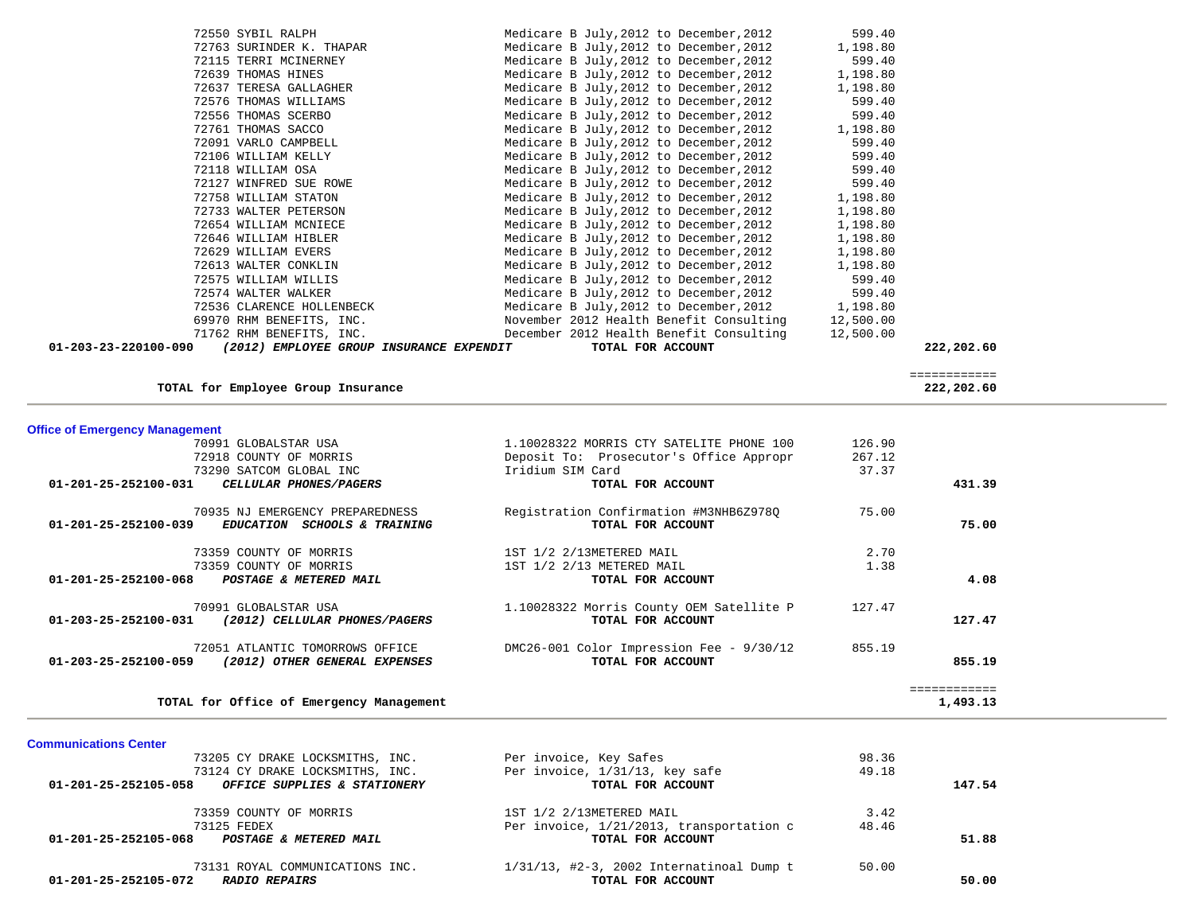| Account | Vendor | Description | Amount | Total |
|---|---|---|---|---|
| | 72550 SYBIL RALPH | Medicare B July,2012 to December,2012 | 599.40 | |
| | 72763 SURINDER K. THAPAR | Medicare B July,2012 to December,2012 | 1,198.80 | |
| | 72115 TERRI MCINERNEY | Medicare B July,2012 to December,2012 | 599.40 | |
| | 72639 THOMAS HINES | Medicare B July,2012 to December,2012 | 1,198.80 | |
| | 72637 TERESA GALLAGHER | Medicare B July,2012 to December,2012 | 1,198.80 | |
| | 72576 THOMAS WILLIAMS | Medicare B July,2012 to December,2012 | 599.40 | |
| | 72556 THOMAS SCERBO | Medicare B July,2012 to December,2012 | 599.40 | |
| | 72761 THOMAS SACCO | Medicare B July,2012 to December,2012 | 1,198.80 | |
| | 72091 VARLO CAMPBELL | Medicare B July,2012 to December,2012 | 599.40 | |
| | 72106 WILLIAM KELLY | Medicare B July,2012 to December,2012 | 599.40 | |
| | 72118 WILLIAM OSA | Medicare B July,2012 to December,2012 | 599.40 | |
| | 72127 WINFRED SUE ROWE | Medicare B July,2012 to December,2012 | 599.40 | |
| | 72758 WILLIAM STATON | Medicare B July,2012 to December,2012 | 1,198.80 | |
| | 72733 WALTER PETERSON | Medicare B July,2012 to December,2012 | 1,198.80 | |
| | 72654 WILLIAM MCNIECE | Medicare B July,2012 to December,2012 | 1,198.80 | |
| | 72646 WILLIAM HIBLER | Medicare B July,2012 to December,2012 | 1,198.80 | |
| | 72629 WILLIAM EVERS | Medicare B July,2012 to December,2012 | 1,198.80 | |
| | 72613 WALTER CONKLIN | Medicare B July,2012 to December,2012 | 1,198.80 | |
| | 72575 WILLIAM WILLIS | Medicare B July,2012 to December,2012 | 599.40 | |
| | 72574 WALTER WALKER | Medicare B July,2012 to December,2012 | 599.40 | |
| | 72536 CLARENCE HOLLENBECK | Medicare B July,2012 to December,2012 | 1,198.80 | |
| | 69970 RHM BENEFITS, INC. | November 2012 Health Benefit Consulting | 12,500.00 | |
| | 71762 RHM BENEFITS, INC. | December 2012 Health Benefit Consulting | 12,500.00 | |
| **01-203-23-220100-090** | ***(2012) EMPLOYEE GROUP INSURANCE EXPENDIT*** | **TOTAL FOR ACCOUNT** | | **222,202.60** |

**TOTAL for Employee Group Insurance** — ============ **222,202.60**

## Office of Emergency Management

| Account | Vendor | Description | Amount | Total |
|---|---|---|---|---|
| | 70991 GLOBALSTAR USA | 1.10028322 MORRIS CTY SATELITE PHONE 100 | 126.90 | |
| | 72918 COUNTY OF MORRIS | Deposit To: Prosecutor's Office Appropr | 267.12 | |
| | 73290 SATCOM GLOBAL INC | Iridium SIM Card | 37.37 | |
| **01-201-25-252100-031** | ***CELLULAR PHONES/PAGERS*** | **TOTAL FOR ACCOUNT** | | **431.39** |
| | 70935 NJ EMERGENCY PREPAREDNESS | Registration Confirmation #M3NHB6Z978Q | 75.00 | |
| **01-201-25-252100-039** | ***EDUCATION SCHOOLS & TRAINING*** | **TOTAL FOR ACCOUNT** | | **75.00** |
| | 73359 COUNTY OF MORRIS | 1ST 1/2 2/13METERED MAIL | 2.70 | |
| | 73359 COUNTY OF MORRIS | 1ST 1/2 2/13 METERED MAIL | 1.38 | |
| **01-201-25-252100-068** | ***POSTAGE & METERED MAIL*** | **TOTAL FOR ACCOUNT** | | **4.08** |
| | 70991 GLOBALSTAR USA | 1.10028322 Morris County OEM Satellite P | 127.47 | |
| **01-203-25-252100-031** | ***(2012) CELLULAR PHONES/PAGERS*** | **TOTAL FOR ACCOUNT** | | **127.47** |
| | 72051 ATLANTIC TOMORROWS OFFICE | DMC26-001 Color Impression Fee - 9/30/12 | 855.19 | |
| **01-203-25-252100-059** | ***(2012) OTHER GENERAL EXPENSES*** | **TOTAL FOR ACCOUNT** | | **855.19** |

**TOTAL for Office of Emergency Management** — ============ **1,493.13**

## Communications Center

| Account | Vendor | Description | Amount | Total |
|---|---|---|---|---|
| | 73205 CY DRAKE LOCKSMITHS, INC. | Per invoice, Key Safes | 98.36 | |
| | 73124 CY DRAKE LOCKSMITHS, INC. | Per invoice, 1/31/13, key safe | 49.18 | |
| **01-201-25-252105-058** | ***OFFICE SUPPLIES & STATIONERY*** | **TOTAL FOR ACCOUNT** | | **147.54** |
| | 73359 COUNTY OF MORRIS | 1ST 1/2 2/13METERED MAIL | 3.42 | |
| | 73125 FEDEX | Per invoice, 1/21/2013, transportation c | 48.46 | |
| **01-201-25-252105-068** | ***POSTAGE & METERED MAIL*** | **TOTAL FOR ACCOUNT** | | **51.88** |
| | 73131 ROYAL COMMUNICATIONS INC. | 1/31/13, #2-3, 2002 Internatinoal Dump t | 50.00 | |
| **01-201-25-252105-072** | ***RADIO REPAIRS*** | **TOTAL FOR ACCOUNT** | | **50.00** |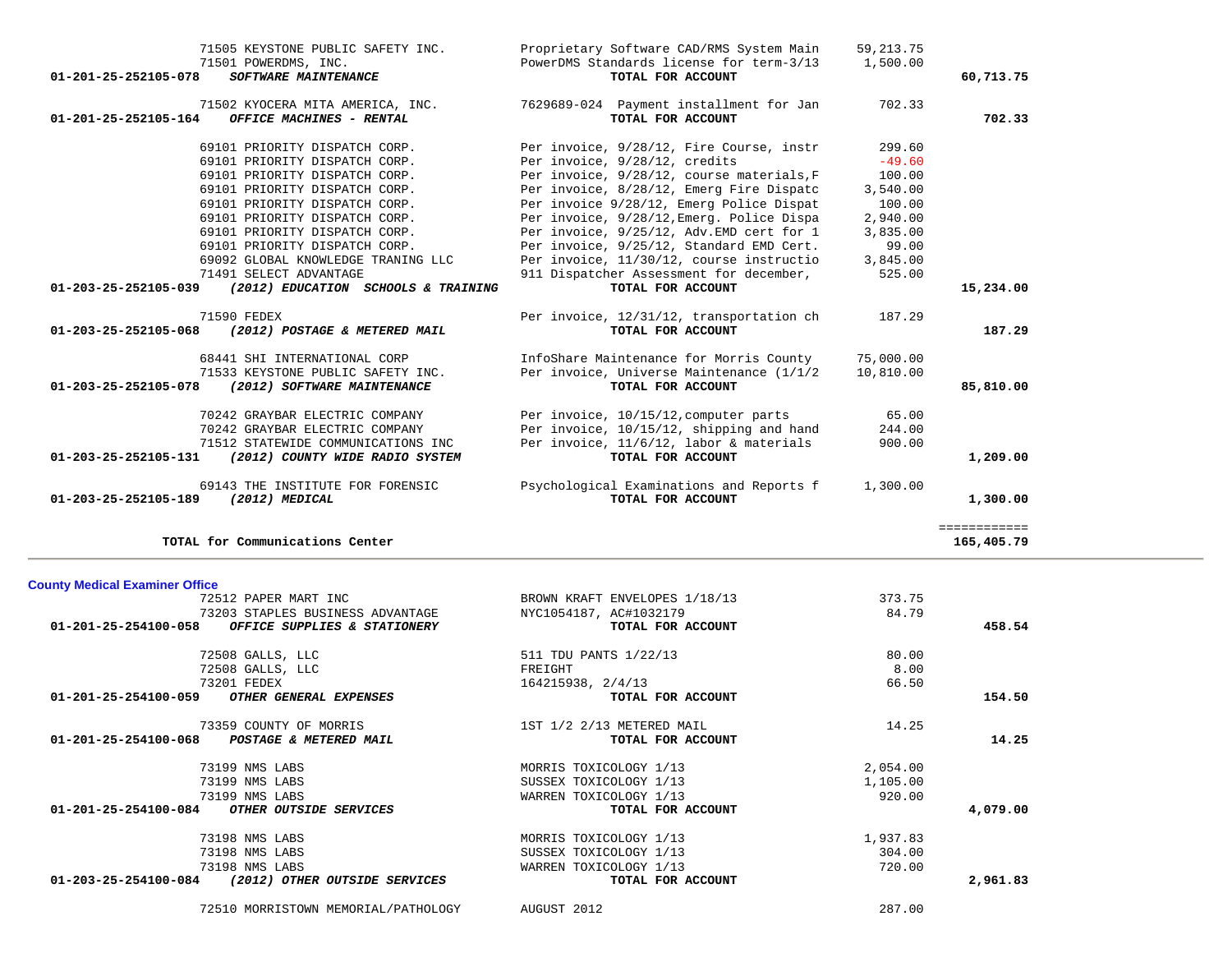| Account | Vendor | Description | Amount | Total |
|---|---|---|---|---|
| | 71505 KEYSTONE PUBLIC SAFETY INC. | Proprietary Software CAD/RMS System Main | 59,213.75 | |
| | 71501 POWERDMS, INC. | PowerDMS Standards license for term-3/13 | 1,500.00 | |
| 01-201-25-252105-078 | ***SOFTWARE MAINTENANCE*** | **TOTAL FOR ACCOUNT** | | **60,713.75** |
| | 71502 KYOCERA MITA AMERICA, INC. | 7629689-024 Payment installment for Jan | 702.33 | |
| 01-201-25-252105-164 | ***OFFICE MACHINES - RENTAL*** | **TOTAL FOR ACCOUNT** | | **702.33** |
| | 69101 PRIORITY DISPATCH CORP. | Per invoice, 9/28/12, Fire Course, instr | 299.60 | |
| | 69101 PRIORITY DISPATCH CORP. | Per invoice, 9/28/12, credits | -49.60 | |
| | 69101 PRIORITY DISPATCH CORP. | Per invoice, 9/28/12, course materials,F | 100.00 | |
| | 69101 PRIORITY DISPATCH CORP. | Per invoice, 8/28/12, Emerg Fire Dispatc | 3,540.00 | |
| | 69101 PRIORITY DISPATCH CORP. | Per invoice 9/28/12, Emerg Police Dispat | 100.00 | |
| | 69101 PRIORITY DISPATCH CORP. | Per invoice, 9/28/12,Emerg. Police Dispa | 2,940.00 | |
| | 69101 PRIORITY DISPATCH CORP. | Per invoice, 9/25/12, Adv.EMD cert for 1 | 3,835.00 | |
| | 69101 PRIORITY DISPATCH CORP. | Per invoice, 9/25/12, Standard EMD Cert. | 99.00 | |
| | 69092 GLOBAL KNOWLEDGE TRANING LLC | Per invoice, 11/30/12, course instructio | 3,845.00 | |
| | 71491 SELECT ADVANTAGE | 911 Dispatcher Assessment for december, | 525.00 | |
| 01-203-25-252105-039 | ***(2012) EDUCATION SCHOOLS & TRAINING*** | **TOTAL FOR ACCOUNT** | | **15,234.00** |
| | 71590 FEDEX | Per invoice, 12/31/12, transportation ch | 187.29 | |
| 01-203-25-252105-068 | ***(2012) POSTAGE & METERED MAIL*** | **TOTAL FOR ACCOUNT** | | **187.29** |
| | 68441 SHI INTERNATIONAL CORP | InfoShare Maintenance for Morris County | 75,000.00 | |
| | 71533 KEYSTONE PUBLIC SAFETY INC. | Per invoice, Universe Maintenance (1/1/2 | 10,810.00 | |
| 01-203-25-252105-078 | ***(2012) SOFTWARE MAINTENANCE*** | **TOTAL FOR ACCOUNT** | | **85,810.00** |
| | 70242 GRAYBAR ELECTRIC COMPANY | Per invoice, 10/15/12,computer parts | 65.00 | |
| | 70242 GRAYBAR ELECTRIC COMPANY | Per invoice, 10/15/12, shipping and hand | 244.00 | |
| | 71512 STATEWIDE COMMUNICATIONS INC | Per invoice, 11/6/12, labor & materials | 900.00 | |
| 01-203-25-252105-131 | ***(2012) COUNTY WIDE RADIO SYSTEM*** | **TOTAL FOR ACCOUNT** | | **1,209.00** |
| | 69143 THE INSTITUTE FOR FORENSIC | Psychological Examinations and Reports f | 1,300.00 | |
| 01-203-25-252105-189 | ***(2012) MEDICAL*** | **TOTAL FOR ACCOUNT** | | **1,300.00** |
| | | | | ============ |
| | **TOTAL for Communications Center** | | | **165,405.79** |

**County Medical Examiner Office**

| Account | Vendor | Description | Amount | Total |
|---|---|---|---|---|
| | 72512 PAPER MART INC | BROWN KRAFT ENVELOPES 1/18/13 | 373.75 | |
| | 73203 STAPLES BUSINESS ADVANTAGE | NYC1054187, AC#1032179 | 84.79 | |
| 01-201-25-254100-058 | ***OFFICE SUPPLIES & STATIONERY*** | **TOTAL FOR ACCOUNT** | | **458.54** |
| | 72508 GALLS, LLC | 511 TDU PANTS 1/22/13 | 80.00 | |
| | 72508 GALLS, LLC | FREIGHT | 8.00 | |
| | 73201 FEDEX | 164215938, 2/4/13 | 66.50 | |
| 01-201-25-254100-059 | ***OTHER GENERAL EXPENSES*** | **TOTAL FOR ACCOUNT** | | **154.50** |
| | 73359 COUNTY OF MORRIS | 1ST 1/2 2/13 METERED MAIL | 14.25 | |
| 01-201-25-254100-068 | ***POSTAGE & METERED MAIL*** | **TOTAL FOR ACCOUNT** | | **14.25** |
| | 73199 NMS LABS | MORRIS TOXICOLOGY 1/13 | 2,054.00 | |
| | 73199 NMS LABS | SUSSEX TOXICOLOGY 1/13 | 1,105.00 | |
| | 73199 NMS LABS | WARREN TOXICOLOGY 1/13 | 920.00 | |
| 01-201-25-254100-084 | ***OTHER OUTSIDE SERVICES*** | **TOTAL FOR ACCOUNT** | | **4,079.00** |
| | 73198 NMS LABS | MORRIS TOXICOLOGY 1/13 | 1,937.83 | |
| | 73198 NMS LABS | SUSSEX TOXICOLOGY 1/13 | 304.00 | |
| | 73198 NMS LABS | WARREN TOXICOLOGY 1/13 | 720.00 | |
| 01-203-25-254100-084 | ***(2012) OTHER OUTSIDE SERVICES*** | **TOTAL FOR ACCOUNT** | | **2,961.83** |
| | 72510 MORRISTOWN MEMORIAL/PATHOLOGY | AUGUST 2012 | 287.00 | |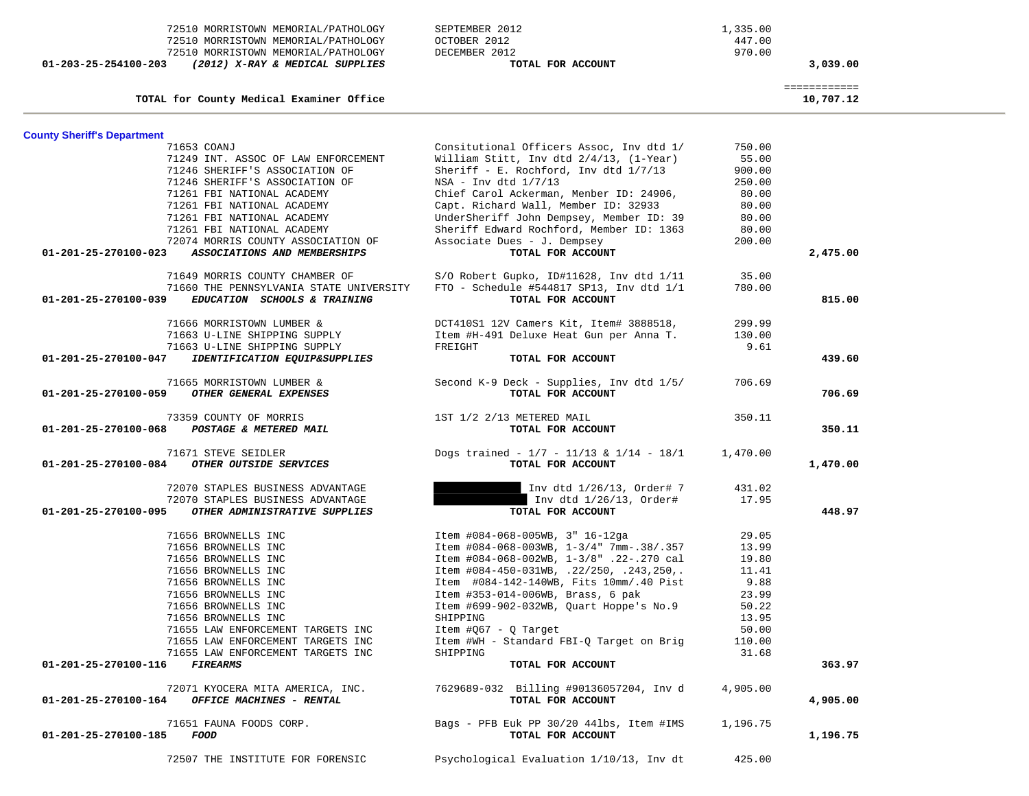| Account | Vendor / Description | Detail | Amount | Total |
|---|---|---|---|---|
| | 72510 MORRISTOWN MEMORIAL/PATHOLOGY | SEPTEMBER 2012 | 1,335.00 | |
| | 72510 MORRISTOWN MEMORIAL/PATHOLOGY | OCTOBER 2012 | 447.00 | |
| | 72510 MORRISTOWN MEMORIAL/PATHOLOGY | DECEMBER 2012 | 970.00 | |
| 01-203-25-254100-203 | ***(2012) X-RAY & MEDICAL SUPPLIES*** | **TOTAL FOR ACCOUNT** | | **3,039.00** |
| | **TOTAL for County Medical Examiner Office** | | | ============ **10,707.12** |

## County Sheriff's Department

| Account | Vendor / Description | Detail | Amount | Total |
|---|---|---|---|---|
| | 71653 COANJ | Consitutional Officers Assoc, Inv dtd 1/ | 750.00 | |
| | 71249 INT. ASSOC OF LAW ENFORCEMENT | William Stitt, Inv dtd 2/4/13, (1-Year) | 55.00 | |
| | 71246 SHERIFF'S ASSOCIATION OF | Sheriff - E. Rochford, Inv dtd 1/7/13 | 900.00 | |
| | 71246 SHERIFF'S ASSOCIATION OF | NSA - Inv dtd 1/7/13 | 250.00 | |
| | 71261 FBI NATIONAL ACADEMY | Chief Carol Ackerman, Menber ID: 24906, | 80.00 | |
| | 71261 FBI NATIONAL ACADEMY | Capt. Richard Wall, Member ID: 32933 | 80.00 | |
| | 71261 FBI NATIONAL ACADEMY | UnderSheriff John Dempsey, Member ID: 39 | 80.00 | |
| | 71261 FBI NATIONAL ACADEMY | Sheriff Edward Rochford, Member ID: 1363 | 80.00 | |
| | 72074 MORRIS COUNTY ASSOCIATION OF | Associate Dues - J. Dempsey | 200.00 | |
| 01-201-25-270100-023 | ***ASSOCIATIONS AND MEMBERSHIPS*** | **TOTAL FOR ACCOUNT** | | **2,475.00** |
| | 71649 MORRIS COUNTY CHAMBER OF | S/O Robert Gupko, ID#11628, Inv dtd 1/11 | 35.00 | |
| | 71660 THE PENNSYLVANIA STATE UNIVERSITY | FTO - Schedule #544817 SP13, Inv dtd 1/1 | 780.00 | |
| 01-201-25-270100-039 | ***EDUCATION SCHOOLS & TRAINING*** | **TOTAL FOR ACCOUNT** | | **815.00** |
| | 71666 MORRISTOWN LUMBER & | DCT410S1 12V Camers Kit, Item# 3888518, | 299.99 | |
| | 71663 U-LINE SHIPPING SUPPLY | Item #H-491 Deluxe Heat Gun per Anna T. | 130.00 | |
| | 71663 U-LINE SHIPPING SUPPLY | FREIGHT | 9.61 | |
| 01-201-25-270100-047 | ***IDENTIFICATION EQUIP&SUPPLIES*** | **TOTAL FOR ACCOUNT** | | **439.60** |
| | 71665 MORRISTOWN LUMBER & | Second K-9 Deck - Supplies, Inv dtd 1/5/ | 706.69 | |
| 01-201-25-270100-059 | ***OTHER GENERAL EXPENSES*** | **TOTAL FOR ACCOUNT** | | **706.69** |
| | 73359 COUNTY OF MORRIS | 1ST 1/2 2/13 METERED MAIL | 350.11 | |
| 01-201-25-270100-068 | ***POSTAGE & METERED MAIL*** | **TOTAL FOR ACCOUNT** | | **350.11** |
| | 71671 STEVE SEIDLER | Dogs trained - 1/7 - 11/13 & 1/14 - 18/1 | 1,470.00 | |
| 01-201-25-270100-084 | ***OTHER OUTSIDE SERVICES*** | **TOTAL FOR ACCOUNT** | | **1,470.00** |
| | 72070 STAPLES BUSINESS ADVANTAGE | [REDACTED] Inv dtd 1/26/13, Order# 7 | 431.02 | |
| | 72070 STAPLES BUSINESS ADVANTAGE | [REDACTED] Inv dtd 1/26/13, Order# | 17.95 | |
| 01-201-25-270100-095 | ***OTHER ADMINISTRATIVE SUPPLIES*** | **TOTAL FOR ACCOUNT** | | **448.97** |
| | 71656 BROWNELLS INC | Item #084-068-005WB, 3" 16-12ga | 29.05 | |
| | 71656 BROWNELLS INC | Item #084-068-003WB, 1-3/4" 7mm-.38/.357 | 13.99 | |
| | 71656 BROWNELLS INC | Item #084-068-002WB, 1-3/8" .22-.270 cal | 19.80 | |
| | 71656 BROWNELLS INC | Item #084-450-031WB, .22/250, .243,250,. | 11.41 | |
| | 71656 BROWNELLS INC | Item #084-142-140WB, Fits 10mm/.40 Pist | 9.88 | |
| | 71656 BROWNELLS INC | Item #353-014-006WB, Brass, 6 pak | 23.99 | |
| | 71656 BROWNELLS INC | Item #699-902-032WB, Quart Hoppe's No.9 | 50.22 | |
| | 71656 BROWNELLS INC | SHIPPING | 13.95 | |
| | 71655 LAW ENFORCEMENT TARGETS INC | Item #Q67 - Q Target | 50.00 | |
| | 71655 LAW ENFORCEMENT TARGETS INC | Item #WH - Standard FBI-Q Target on Brig | 110.00 | |
| | 71655 LAW ENFORCEMENT TARGETS INC | SHIPPING | 31.68 | |
| 01-201-25-270100-116 | ***FIREARMS*** | **TOTAL FOR ACCOUNT** | | **363.97** |
| | 72071 KYOCERA MITA AMERICA, INC. | 7629689-032 Billing #90136057204, Inv d | 4,905.00 | |
| 01-201-25-270100-164 | ***OFFICE MACHINES - RENTAL*** | **TOTAL FOR ACCOUNT** | | **4,905.00** |
| | 71651 FAUNA FOODS CORP. | Bags - PFB Euk PP 30/20 44lbs, Item #IMS | 1,196.75 | |
| 01-201-25-270100-185 | ***FOOD*** | **TOTAL FOR ACCOUNT** | | **1,196.75** |
| | 72507 THE INSTITUTE FOR FORENSIC | Psychological Evaluation 1/10/13, Inv dt | 425.00 | |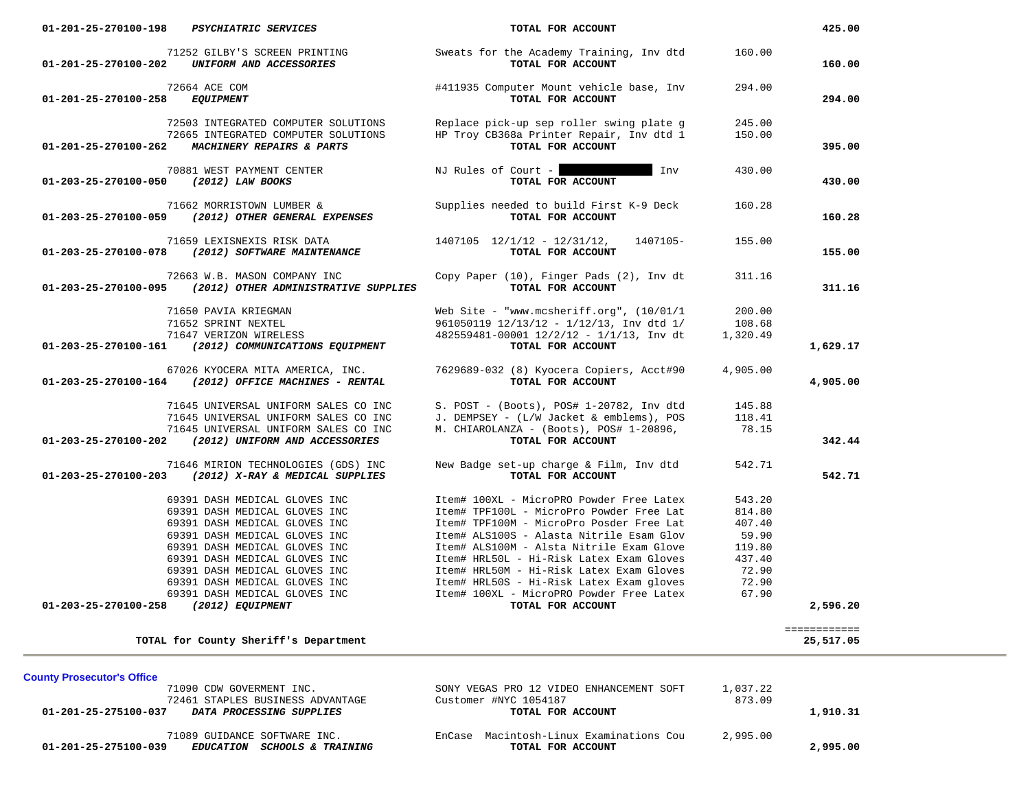| Account | Vendor / Account Description | Description | Amount | Total |
|---|---|---|---|---|
| 01-201-25-270100-198 | ***PSYCHIATRIC SERVICES*** | **TOTAL FOR ACCOUNT** | | **425.00** |
| | 71252 GILBY'S SCREEN PRINTING | Sweats for the Academy Training, Inv dtd | 160.00 | |
| 01-201-25-270100-202 | ***UNIFORM AND ACCESSORIES*** | **TOTAL FOR ACCOUNT** | | **160.00** |
| | 72664 ACE COM | #411935 Computer Mount vehicle base, Inv | 294.00 | |
| 01-201-25-270100-258 | ***EQUIPMENT*** | **TOTAL FOR ACCOUNT** | | **294.00** |
| | 72503 INTEGRATED COMPUTER SOLUTIONS | Replace pick-up sep roller swing plate g | 245.00 | |
| | 72665 INTEGRATED COMPUTER SOLUTIONS | HP Troy CB368a Printer Repair, Inv dtd 1 | 150.00 | |
| 01-201-25-270100-262 | ***MACHINERY REPAIRS & PARTS*** | **TOTAL FOR ACCOUNT** | | **395.00** |
| | 70881 WEST PAYMENT CENTER | NJ Rules of Court - [REDACTED] Inv | 430.00 | |
| 01-203-25-270100-050 | ***(2012) LAW BOOKS*** | **TOTAL FOR ACCOUNT** | | **430.00** |
| | 71662 MORRISTOWN LUMBER & | Supplies needed to build First K-9 Deck | 160.28 | |
| 01-203-25-270100-059 | ***(2012) OTHER GENERAL EXPENSES*** | **TOTAL FOR ACCOUNT** | | **160.28** |
| | 71659 LEXISNEXIS RISK DATA | 1407105 12/1/12 - 12/31/12, 1407105- | 155.00 | |
| 01-203-25-270100-078 | ***(2012) SOFTWARE MAINTENANCE*** | **TOTAL FOR ACCOUNT** | | **155.00** |
| | 72663 W.B. MASON COMPANY INC | Copy Paper (10), Finger Pads (2), Inv dt | 311.16 | |
| 01-203-25-270100-095 | ***(2012) OTHER ADMINISTRATIVE SUPPLIES*** | **TOTAL FOR ACCOUNT** | | **311.16** |
| | 71650 PAVIA KRIEGMAN | Web Site - "www.mcsheriff.org", (10/01/1 | 200.00 | |
| | 71652 SPRINT NEXTEL | 961050119 12/13/12 - 1/12/13, Inv dtd 1/ | 108.68 | |
| | 71647 VERIZON WIRELESS | 482559481-00001 12/2/12 - 1/1/13, Inv dt | 1,320.49 | |
| 01-203-25-270100-161 | ***(2012) COMMUNICATIONS EQUIPMENT*** | **TOTAL FOR ACCOUNT** | | **1,629.17** |
| | 67026 KYOCERA MITA AMERICA, INC. | 7629689-032 (8) Kyocera Copiers, Acct#90 | 4,905.00 | |
| 01-203-25-270100-164 | ***(2012) OFFICE MACHINES - RENTAL*** | **TOTAL FOR ACCOUNT** | | **4,905.00** |
| | 71645 UNIVERSAL UNIFORM SALES CO INC | S. POST - (Boots), POS# 1-20782, Inv dtd | 145.88 | |
| | 71645 UNIVERSAL UNIFORM SALES CO INC | J. DEMPSEY - (L/W Jacket & emblems), POS | 118.41 | |
| | 71645 UNIVERSAL UNIFORM SALES CO INC | M. CHIAROLANZA - (Boots), POS# 1-20896, | 78.15 | |
| 01-203-25-270100-202 | ***(2012) UNIFORM AND ACCESSORIES*** | **TOTAL FOR ACCOUNT** | | **342.44** |
| | 71646 MIRION TECHNOLOGIES (GDS) INC | New Badge set-up charge & Film, Inv dtd | 542.71 | |
| 01-203-25-270100-203 | ***(2012) X-RAY & MEDICAL SUPPLIES*** | **TOTAL FOR ACCOUNT** | | **542.71** |
| | 69391 DASH MEDICAL GLOVES INC | Item# 100XL - MicroPRO Powder Free Latex | 543.20 | |
| | 69391 DASH MEDICAL GLOVES INC | Item# TPF100L - MicroPro Powder Free Lat | 814.80 | |
| | 69391 DASH MEDICAL GLOVES INC | Item# TPF100M - MicroPro Posder Free Lat | 407.40 | |
| | 69391 DASH MEDICAL GLOVES INC | Item# ALS100S - Alasta Nitrile Esam Glov | 59.90 | |
| | 69391 DASH MEDICAL GLOVES INC | Item# ALS100M - Alsta Nitrile Exam Glove | 119.80 | |
| | 69391 DASH MEDICAL GLOVES INC | Item# HRL50L - Hi-Risk Latex Exam Gloves | 437.40 | |
| | 69391 DASH MEDICAL GLOVES INC | Item# HRL50M - Hi-Risk Latex Exam Gloves | 72.90 | |
| | 69391 DASH MEDICAL GLOVES INC | Item# HRL50S - Hi-Risk Latex Exam gloves | 72.90 | |
| | 69391 DASH MEDICAL GLOVES INC | Item# 100XL - MicroPRO Powder Free Latex | 67.90 | |
| 01-203-25-270100-258 | ***(2012) EQUIPMENT*** | **TOTAL FOR ACCOUNT** | | **2,596.20** |
| | **TOTAL for County Sheriff's Department** | | | **25,517.05** |

**County Prosecutor's Office**

| Account | Vendor / Account Description | Description | Amount | Total |
|---|---|---|---|---|
| | 71090 CDW GOVERMENT INC. | SONY VEGAS PRO 12 VIDEO ENHANCEMENT SOFT | 1,037.22 | |
| | 72461 STAPLES BUSINESS ADVANTAGE | Customer #NYC 1054187 | 873.09 | |
| 01-201-25-275100-037 | ***DATA PROCESSING SUPPLIES*** | **TOTAL FOR ACCOUNT** | | **1,910.31** |
| | 71089 GUIDANCE SOFTWARE INC. | EnCase Macintosh-Linux Examinations Cou | 2,995.00 | |
| 01-201-25-275100-039 | ***EDUCATION SCHOOLS & TRAINING*** | **TOTAL FOR ACCOUNT** | | **2,995.00** |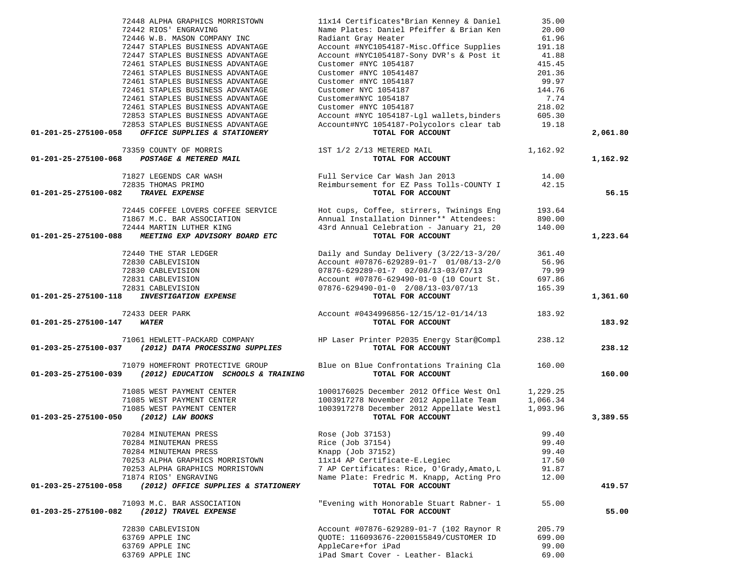| Account | Vendor | Description | Amount | Total |
|---|---|---|---|---|
| | 72448 ALPHA GRAPHICS MORRISTOWN | 11x14 Certificates*Brian Kenney & Daniel | 35.00 | |
| | 72442 RIOS' ENGRAVING | Name Plates: Daniel Pfeiffer & Brian Ken | 20.00 | |
| | 72446 W.B. MASON COMPANY INC | Radiant Gray Heater | 61.96 | |
| | 72447 STAPLES BUSINESS ADVANTAGE | Account #NYC1054187-Misc.Office Supplies | 191.18 | |
| | 72447 STAPLES BUSINESS ADVANTAGE | Account #NYC1054187-Sony DVR's & Post it | 41.88 | |
| | 72461 STAPLES BUSINESS ADVANTAGE | Customer #NYC 1054187 | 415.45 | |
| | 72461 STAPLES BUSINESS ADVANTAGE | Customer #NYC 10541487 | 201.36 | |
| | 72461 STAPLES BUSINESS ADVANTAGE | Customer #NYC 1054187 | 99.97 | |
| | 72461 STAPLES BUSINESS ADVANTAGE | Customer NYC 1054187 | 144.76 | |
| | 72461 STAPLES BUSINESS ADVANTAGE | Customer#NYC 1054187 | 7.74 | |
| | 72461 STAPLES BUSINESS ADVANTAGE | Customer #NYC 1054187 | 218.02 | |
| | 72853 STAPLES BUSINESS ADVANTAGE | Account #NYC 1054187-Lgl wallets,binders | 605.30 | |
| | 72853 STAPLES BUSINESS ADVANTAGE | Account#NYC 1054187-Polycolors clear tab | 19.18 | |
| **01-201-25-275100-058** | ***OFFICE SUPPLIES & STATIONERY*** | **TOTAL FOR ACCOUNT** | | **2,061.80** |
| | 73359 COUNTY OF MORRIS | 1ST 1/2 2/13 METERED MAIL | 1,162.92 | |
| **01-201-25-275100-068** | ***POSTAGE & METERED MAIL*** | **TOTAL FOR ACCOUNT** | | **1,162.92** |
| | 71827 LEGENDS CAR WASH | Full Service Car Wash Jan 2013 | 14.00 | |
| | 72835 THOMAS PRIMO | Reimbursement for EZ Pass Tolls-COUNTY I | 42.15 | |
| **01-201-25-275100-082** | ***TRAVEL EXPENSE*** | **TOTAL FOR ACCOUNT** | | **56.15** |
| | 72445 COFFEE LOVERS COFFEE SERVICE | Hot cups, Coffee, stirrers, Twinings Eng | 193.64 | |
| | 71867 M.C. BAR ASSOCIATION | Annual Installation Dinner** Attendees: | 890.00 | |
| | 72444 MARTIN LUTHER KING | 43rd Annual Celebration - January 21, 20 | 140.00 | |
| **01-201-25-275100-088** | ***MEETING EXP ADVISORY BOARD ETC*** | **TOTAL FOR ACCOUNT** | | **1,223.64** |
| | 72440 THE STAR LEDGER | Daily and Sunday Delivery (3/22/13-3/20/ | 361.40 | |
| | 72830 CABLEVISION | Account #07876-629289-01-7 01/08/13-2/0 | 56.96 | |
| | 72830 CABLEVISION | 07876-629289-01-7 02/08/13-03/07/13 | 79.99 | |
| | 72831 CABLEVISION | Account #07876-629490-01-0 (10 Court St. | 697.86 | |
| | 72831 CABLEVISION | 07876-629490-01-0 2/08/13-03/07/13 | 165.39 | |
| **01-201-25-275100-118** | ***INVESTIGATION EXPENSE*** | **TOTAL FOR ACCOUNT** | | **1,361.60** |
| | 72433 DEER PARK | Account #0434996856-12/15/12-01/14/13 | 183.92 | |
| **01-201-25-275100-147** | ***WATER*** | **TOTAL FOR ACCOUNT** | | **183.92** |
| | 71061 HEWLETT-PACKARD COMPANY | HP Laser Printer P2035 Energy Star@Compl | 238.12 | |
| **01-203-25-275100-037** | ***(2012) DATA PROCESSING SUPPLIES*** | **TOTAL FOR ACCOUNT** | | **238.12** |
| | 71079 HOMEFRONT PROTECTIVE GROUP | Blue on Blue Confrontations Training Cla | 160.00 | |
| **01-203-25-275100-039** | ***(2012) EDUCATION SCHOOLS & TRAINING*** | **TOTAL FOR ACCOUNT** | | **160.00** |
| | 71085 WEST PAYMENT CENTER | 1000176025 December 2012 Office West Onl | 1,229.25 | |
| | 71085 WEST PAYMENT CENTER | 1003917278 November 2012 Appellate Team | 1,066.34 | |
| | 71085 WEST PAYMENT CENTER | 1003917278 December 2012 Appellate Westl | 1,093.96 | |
| **01-203-25-275100-050** | ***(2012) LAW BOOKS*** | **TOTAL FOR ACCOUNT** | | **3,389.55** |
| | 70284 MINUTEMAN PRESS | Rose (Job 37153) | 99.40 | |
| | 70284 MINUTEMAN PRESS | Rice (Job 37154) | 99.40 | |
| | 70284 MINUTEMAN PRESS | Knapp (Job 37152) | 99.40 | |
| | 70253 ALPHA GRAPHICS MORRISTOWN | 11x14 AP Certificate-E.Legiec | 17.50 | |
| | 70253 ALPHA GRAPHICS MORRISTOWN | 7 AP Certificates: Rice, O'Grady,Amato,L | 91.87 | |
| | 71874 RIOS' ENGRAVING | Name Plate: Fredric M. Knapp, Acting Pro | 12.00 | |
| **01-203-25-275100-058** | ***(2012) OFFICE SUPPLIES & STATIONERY*** | **TOTAL FOR ACCOUNT** | | **419.57** |
| | 71093 M.C. BAR ASSOCIATION | "Evening with Honorable Stuart Rabner- 1 | 55.00 | |
| **01-203-25-275100-082** | ***(2012) TRAVEL EXPENSE*** | **TOTAL FOR ACCOUNT** | | **55.00** |
| | 72830 CABLEVISION | Account #07876-629289-01-7 (102 Raynor R | 205.79 | |
| | 63769 APPLE INC | QUOTE: 116093676-2200155849/CUSTOMER ID | 699.00 | |
| | 63769 APPLE INC | AppleCare+for iPad | 99.00 | |
| | 63769 APPLE INC | iPad Smart Cover - Leather- Blacki | 69.00 | |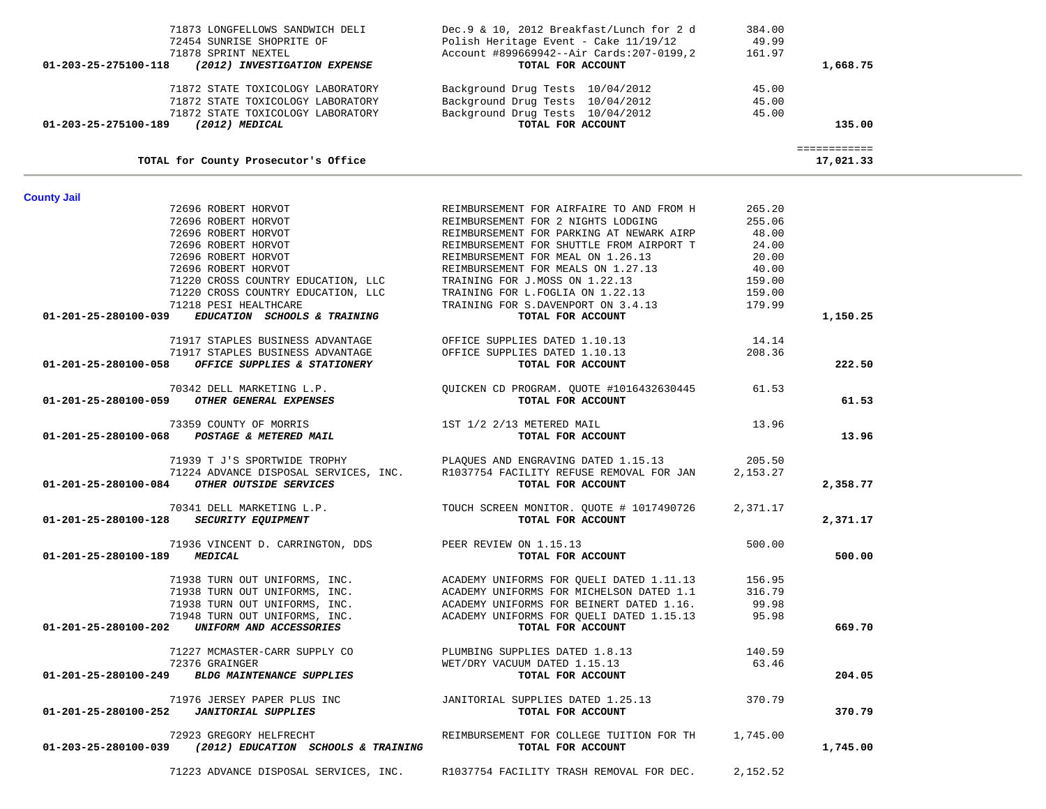| Account | Vendor | Description | Amount | Total |
|---|---|---|---|---|
| | 71873 LONGFELLOWS SANDWICH DELI | Dec.9 & 10, 2012 Breakfast/Lunch for 2 d | 384.00 | |
| | 72454 SUNRISE SHOPRITE OF | Polish Heritage Event - Cake 11/19/12 | 49.99 | |
| | 71878 SPRINT NEXTEL | Account #899669942--Air Cards:207-0199,2 | 161.97 | |
| 01-203-25-275100-118 | ***(2012) INVESTIGATION EXPENSE*** | **TOTAL FOR ACCOUNT** | | **1,668.75** |
| | 71872 STATE TOXICOLOGY LABORATORY | Background Drug Tests 10/04/2012 | 45.00 | |
| | 71872 STATE TOXICOLOGY LABORATORY | Background Drug Tests 10/04/2012 | 45.00 | |
| | 71872 STATE TOXICOLOGY LABORATORY | Background Drug Tests 10/04/2012 | 45.00 | |
| 01-203-25-275100-189 | ***(2012) MEDICAL*** | **TOTAL FOR ACCOUNT** | | **135.00** |
| | **TOTAL for County Prosecutor's Office** | | | **17,021.33** |

## County Jail

| Account | Vendor | Description | Amount | Total |
|---|---|---|---|---|
| | 72696 ROBERT HORVOT | REIMBURSEMENT FOR AIRFAIRE TO AND FROM H | 265.20 | |
| | 72696 ROBERT HORVOT | REIMBURSEMENT FOR 2 NIGHTS LODGING | 255.06 | |
| | 72696 ROBERT HORVOT | REIMBURSEMENT FOR PARKING AT NEWARK AIRP | 48.00 | |
| | 72696 ROBERT HORVOT | REIMBURSEMENT FOR SHUTTLE FROM AIRPORT T | 24.00 | |
| | 72696 ROBERT HORVOT | REIMBURSEMENT FOR MEAL ON 1.26.13 | 20.00 | |
| | 72696 ROBERT HORVOT | REIMBURSEMENT FOR MEALS ON 1.27.13 | 40.00 | |
| | 71220 CROSS COUNTRY EDUCATION, LLC | TRAINING FOR J.MOSS ON 1.22.13 | 159.00 | |
| | 71220 CROSS COUNTRY EDUCATION, LLC | TRAINING FOR L.FOGLIA ON 1.22.13 | 159.00 | |
| | 71218 PESI HEALTHCARE | TRAINING FOR S.DAVENPORT ON 3.4.13 | 179.99 | |
| 01-201-25-280100-039 | ***EDUCATION SCHOOLS & TRAINING*** | **TOTAL FOR ACCOUNT** | | **1,150.25** |
| | 71917 STAPLES BUSINESS ADVANTAGE | OFFICE SUPPLIES DATED 1.10.13 | 14.14 | |
| | 71917 STAPLES BUSINESS ADVANTAGE | OFFICE SUPPLIES DATED 1.10.13 | 208.36 | |
| 01-201-25-280100-058 | ***OFFICE SUPPLIES & STATIONERY*** | **TOTAL FOR ACCOUNT** | | **222.50** |
| | 70342 DELL MARKETING L.P. | QUICKEN CD PROGRAM. QUOTE #1016432630445 | 61.53 | |
| 01-201-25-280100-059 | ***OTHER GENERAL EXPENSES*** | **TOTAL FOR ACCOUNT** | | **61.53** |
| | 73359 COUNTY OF MORRIS | 1ST 1/2 2/13 METERED MAIL | 13.96 | |
| 01-201-25-280100-068 | ***POSTAGE & METERED MAIL*** | **TOTAL FOR ACCOUNT** | | **13.96** |
| | 71939 T J'S SPORTWIDE TROPHY | PLAQUES AND ENGRAVING DATED 1.15.13 | 205.50 | |
| | 71224 ADVANCE DISPOSAL SERVICES, INC. | R1037754 FACILITY REFUSE REMOVAL FOR JAN | 2,153.27 | |
| 01-201-25-280100-084 | ***OTHER OUTSIDE SERVICES*** | **TOTAL FOR ACCOUNT** | | **2,358.77** |
| | 70341 DELL MARKETING L.P. | TOUCH SCREEN MONITOR. QUOTE # 1017490726 | 2,371.17 | |
| 01-201-25-280100-128 | ***SECURITY EQUIPMENT*** | **TOTAL FOR ACCOUNT** | | **2,371.17** |
| | 71936 VINCENT D. CARRINGTON, DDS | PEER REVIEW ON 1.15.13 | 500.00 | |
| 01-201-25-280100-189 | ***MEDICAL*** | **TOTAL FOR ACCOUNT** | | **500.00** |
| | 71938 TURN OUT UNIFORMS, INC. | ACADEMY UNIFORMS FOR QUELI DATED 1.11.13 | 156.95 | |
| | 71938 TURN OUT UNIFORMS, INC. | ACADEMY UNIFORMS FOR MICHELSON DATED 1.1 | 316.79 | |
| | 71938 TURN OUT UNIFORMS, INC. | ACADEMY UNIFORMS FOR BEINERT DATED 1.16. | 99.98 | |
| | 71948 TURN OUT UNIFORMS, INC. | ACADEMY UNIFORMS FOR QUELI DATED 1.15.13 | 95.98 | |
| 01-201-25-280100-202 | ***UNIFORM AND ACCESSORIES*** | **TOTAL FOR ACCOUNT** | | **669.70** |
| | 71227 MCMASTER-CARR SUPPLY CO | PLUMBING SUPPLIES DATED 1.8.13 | 140.59 | |
| | 72376 GRAINGER | WET/DRY VACUUM DATED 1.15.13 | 63.46 | |
| 01-201-25-280100-249 | ***BLDG MAINTENANCE SUPPLIES*** | **TOTAL FOR ACCOUNT** | | **204.05** |
| | 71976 JERSEY PAPER PLUS INC | JANITORIAL SUPPLIES DATED 1.25.13 | 370.79 | |
| 01-201-25-280100-252 | ***JANITORIAL SUPPLIES*** | **TOTAL FOR ACCOUNT** | | **370.79** |
| | 72923 GREGORY HELFRECHT | REIMBURSEMENT FOR COLLEGE TUITION FOR TH | 1,745.00 | |
| 01-203-25-280100-039 | ***(2012) EDUCATION SCHOOLS & TRAINING*** | **TOTAL FOR ACCOUNT** | | **1,745.00** |
| | 71223 ADVANCE DISPOSAL SERVICES, INC. | R1037754 FACILITY TRASH REMOVAL FOR DEC. | 2,152.52 | |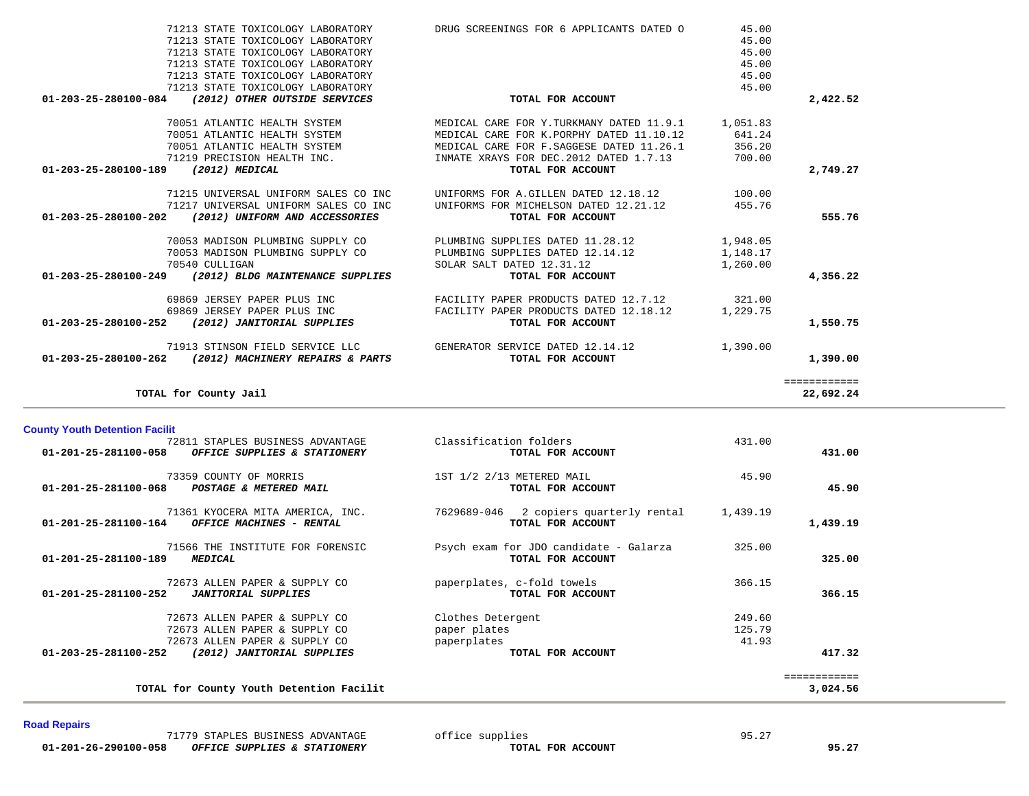| Account | Vendor | Description | Amount | Total |
|---|---|---|---|---|
| | 71213 STATE TOXICOLOGY LABORATORY | DRUG SCREENINGS FOR 6 APPLICANTS DATED O | 45.00 | |
| | 71213 STATE TOXICOLOGY LABORATORY | | 45.00 | |
| | 71213 STATE TOXICOLOGY LABORATORY | | 45.00 | |
| | 71213 STATE TOXICOLOGY LABORATORY | | 45.00 | |
| | 71213 STATE TOXICOLOGY LABORATORY | | 45.00 | |
| | 71213 STATE TOXICOLOGY LABORATORY | | 45.00 | |
| **01-203-25-280100-084** | ***(2012) OTHER OUTSIDE SERVICES*** | **TOTAL FOR ACCOUNT** | | **2,422.52** |
| | 70051 ATLANTIC HEALTH SYSTEM | MEDICAL CARE FOR Y.TURKMANY DATED 11.9.1 | 1,051.83 | |
| | 70051 ATLANTIC HEALTH SYSTEM | MEDICAL CARE FOR K.PORPHY DATED 11.10.12 | 641.24 | |
| | 70051 ATLANTIC HEALTH SYSTEM | MEDICAL CARE FOR F.SAGGESE DATED 11.26.1 | 356.20 | |
| | 71219 PRECISION HEALTH INC. | INMATE XRAYS FOR DEC.2012 DATED 1.7.13 | 700.00 | |
| **01-203-25-280100-189** | ***(2012) MEDICAL*** | **TOTAL FOR ACCOUNT** | | **2,749.27** |
| | 71215 UNIVERSAL UNIFORM SALES CO INC | UNIFORMS FOR A.GILLEN DATED 12.18.12 | 100.00 | |
| | 71217 UNIVERSAL UNIFORM SALES CO INC | UNIFORMS FOR MICHELSON DATED 12.21.12 | 455.76 | |
| **01-203-25-280100-202** | ***(2012) UNIFORM AND ACCESSORIES*** | **TOTAL FOR ACCOUNT** | | **555.76** |
| | 70053 MADISON PLUMBING SUPPLY CO | PLUMBING SUPPLIES DATED 11.28.12 | 1,948.05 | |
| | 70053 MADISON PLUMBING SUPPLY CO | PLUMBING SUPPLIES DATED 12.14.12 | 1,148.17 | |
| | 70540 CULLIGAN | SOLAR SALT DATED 12.31.12 | 1,260.00 | |
| **01-203-25-280100-249** | ***(2012) BLDG MAINTENANCE SUPPLIES*** | **TOTAL FOR ACCOUNT** | | **4,356.22** |
| | 69869 JERSEY PAPER PLUS INC | FACILITY PAPER PRODUCTS DATED 12.7.12 | 321.00 | |
| | 69869 JERSEY PAPER PLUS INC | FACILITY PAPER PRODUCTS DATED 12.18.12 | 1,229.75 | |
| **01-203-25-280100-252** | ***(2012) JANITORIAL SUPPLIES*** | **TOTAL FOR ACCOUNT** | | **1,550.75** |
| | 71913 STINSON FIELD SERVICE LLC | GENERATOR SERVICE DATED 12.14.12 | 1,390.00 | |
| **01-203-25-280100-262** | ***(2012) MACHINERY REPAIRS & PARTS*** | **TOTAL FOR ACCOUNT** | | **1,390.00** |
| | | | | ============ |
| | **TOTAL for County Jail** | | | **22,692.24** |

## County Youth Detention Facilit

| Account | Vendor | Description | Amount | Total |
|---|---|---|---|---|
| | 72811 STAPLES BUSINESS ADVANTAGE | Classification folders | 431.00 | |
| **01-201-25-281100-058** | ***OFFICE SUPPLIES & STATIONERY*** | **TOTAL FOR ACCOUNT** | | **431.00** |
| | 73359 COUNTY OF MORRIS | 1ST 1/2 2/13 METERED MAIL | 45.90 | |
| **01-201-25-281100-068** | ***POSTAGE & METERED MAIL*** | **TOTAL FOR ACCOUNT** | | **45.90** |
| | 71361 KYOCERA MITA AMERICA, INC. | 7629689-046 2 copiers quarterly rental | 1,439.19 | |
| **01-201-25-281100-164** | ***OFFICE MACHINES - RENTAL*** | **TOTAL FOR ACCOUNT** | | **1,439.19** |
| | 71566 THE INSTITUTE FOR FORENSIC | Psych exam for JDO candidate - Galarza | 325.00 | |
| **01-201-25-281100-189** | ***MEDICAL*** | **TOTAL FOR ACCOUNT** | | **325.00** |
| | 72673 ALLEN PAPER & SUPPLY CO | paperplates, c-fold towels | 366.15 | |
| **01-201-25-281100-252** | ***JANITORIAL SUPPLIES*** | **TOTAL FOR ACCOUNT** | | **366.15** |
| | 72673 ALLEN PAPER & SUPPLY CO | Clothes Detergent | 249.60 | |
| | 72673 ALLEN PAPER & SUPPLY CO | paper plates | 125.79 | |
| | 72673 ALLEN PAPER & SUPPLY CO | paperplates | 41.93 | |
| **01-203-25-281100-252** | ***(2012) JANITORIAL SUPPLIES*** | **TOTAL FOR ACCOUNT** | | **417.32** |
| | | | | ============ |
| | **TOTAL for County Youth Detention Facilit** | | | **3,024.56** |

## Road Repairs

| Account | Vendor | Description | Amount | Total |
|---|---|---|---|---|
| | 71779 STAPLES BUSINESS ADVANTAGE | office supplies | 95.27 | |
| **01-201-26-290100-058** | ***OFFICE SUPPLIES & STATIONERY*** | **TOTAL FOR ACCOUNT** | | **95.27** |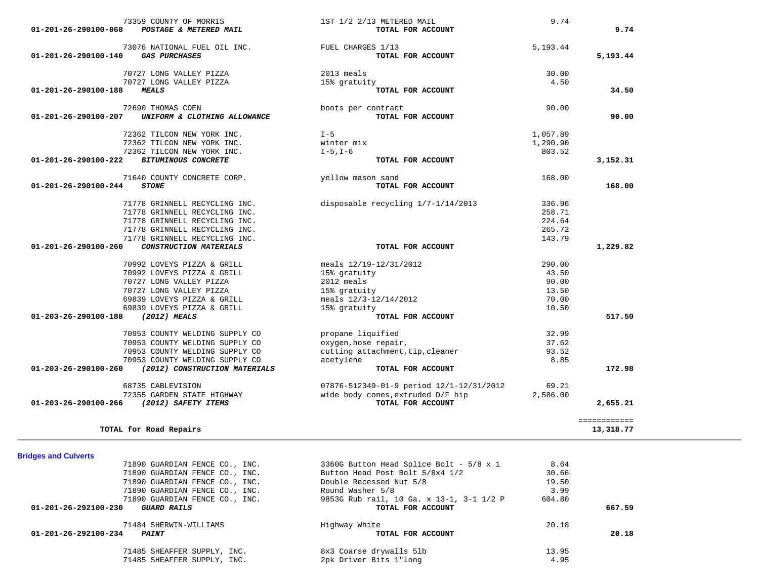| Account | Vendor | Description | Amount | Total |
|---|---|---|---|---|
| | 73359 COUNTY OF MORRIS | 1ST 1/2 2/13 METERED MAIL | 9.74 | |
| 01-201-26-290100-068 | ***POSTAGE & METERED MAIL*** | **TOTAL FOR ACCOUNT** | | **9.74** |
| | 73076 NATIONAL FUEL OIL INC. | FUEL CHARGES 1/13 | 5,193.44 | |
| 01-201-26-290100-140 | ***GAS PURCHASES*** | **TOTAL FOR ACCOUNT** | | **5,193.44** |
| | 70727 LONG VALLEY PIZZA | 2013 meals | 30.00 | |
| | 70727 LONG VALLEY PIZZA | 15% gratuity | 4.50 | |
| 01-201-26-290100-188 | ***MEALS*** | **TOTAL FOR ACCOUNT** | | **34.50** |
| | 72690 THOMAS COEN | boots per contract | 90.00 | |
| 01-201-26-290100-207 | ***UNIFORM & CLOTHING ALLOWANCE*** | **TOTAL FOR ACCOUNT** | | **90.00** |
| | 72362 TILCON NEW YORK INC. | I-5 | 1,057.89 | |
| | 72362 TILCON NEW YORK INC. | winter mix | 1,290.90 | |
| | 72362 TILCON NEW YORK INC. | I-5,I-6 | 803.52 | |
| 01-201-26-290100-222 | ***BITUMINOUS CONCRETE*** | **TOTAL FOR ACCOUNT** | | **3,152.31** |
| | 71640 COUNTY CONCRETE CORP. | yellow mason sand | 168.00 | |
| 01-201-26-290100-244 | ***STONE*** | **TOTAL FOR ACCOUNT** | | **168.00** |
| | 71778 GRINNELL RECYCLING INC. | disposable recycling 1/7-1/14/2013 | 336.96 | |
| | 71778 GRINNELL RECYCLING INC. | | 258.71 | |
| | 71778 GRINNELL RECYCLING INC. | | 224.64 | |
| | 71778 GRINNELL RECYCLING INC. | | 265.72 | |
| | 71778 GRINNELL RECYCLING INC. | | 143.79 | |
| 01-201-26-290100-260 | ***CONSTRUCTION MATERIALS*** | **TOTAL FOR ACCOUNT** | | **1,229.82** |
| | 70992 LOVEYS PIZZA & GRILL | meals 12/19-12/31/2012 | 290.00 | |
| | 70992 LOVEYS PIZZA & GRILL | 15% gratuity | 43.50 | |
| | 70727 LONG VALLEY PIZZA | 2012 meals | 90.00 | |
| | 70727 LONG VALLEY PIZZA | 15% gratuity | 13.50 | |
| | 69839 LOVEYS PIZZA & GRILL | meals 12/3-12/14/2012 | 70.00 | |
| | 69839 LOVEYS PIZZA & GRILL | 15% gratuity | 10.50 | |
| 01-203-26-290100-188 | ***(2012) MEALS*** | **TOTAL FOR ACCOUNT** | | **517.50** |
| | 70953 COUNTY WELDING SUPPLY CO | propane liquified | 32.99 | |
| | 70953 COUNTY WELDING SUPPLY CO | oxygen,hose repair, | 37.62 | |
| | 70953 COUNTY WELDING SUPPLY CO | cutting attachment,tip,cleaner | 93.52 | |
| | 70953 COUNTY WELDING SUPPLY CO | acetylene | 8.85 | |
| 01-203-26-290100-260 | ***(2012) CONSTRUCTION MATERIALS*** | **TOTAL FOR ACCOUNT** | | **172.98** |
| | 68735 CABLEVISION | 07876-512349-01-9 period 12/1-12/31/2012 | 69.21 | |
| | 72355 GARDEN STATE HIGHWAY | wide body cones,extruded D/F hip | 2,586.00 | |
| 01-203-26-290100-266 | ***(2012) SAFETY ITEMS*** | **TOTAL FOR ACCOUNT** | | **2,655.21** |
| | **TOTAL for Road Repairs** | | | ============ **13,318.77** |

**Bridges and Culverts**

| Account | Vendor | Description | Amount | Total |
|---|---|---|---|---|
| | 71890 GUARDIAN FENCE CO., INC. | 3360G Button Head Splice Bolt - 5/8 x 1 | 8.64 | |
| | 71890 GUARDIAN FENCE CO., INC. | Button Head Post Bolt 5/8x4 1/2 | 30.66 | |
| | 71890 GUARDIAN FENCE CO., INC. | Double Recessed Nut 5/8 | 19.50 | |
| | 71890 GUARDIAN FENCE CO., INC. | Round Washer 5/8 | 3.99 | |
| | 71890 GUARDIAN FENCE CO., INC. | 9853G Rub rail, 10 Ga. x 13-1, 3-1 1/2 P | 604.80 | |
| 01-201-26-292100-230 | ***GUARD RAILS*** | **TOTAL FOR ACCOUNT** | | **667.59** |
| | 71484 SHERWIN-WILLIAMS | Highway White | 20.18 | |
| 01-201-26-292100-234 | ***PAINT*** | **TOTAL FOR ACCOUNT** | | **20.18** |
| | 71485 SHEAFFER SUPPLY, INC. | 8x3 Coarse drywalls 5lb | 13.95 | |
| | 71485 SHEAFFER SUPPLY, INC. | 2pk Driver Bits 1"long | 4.95 | |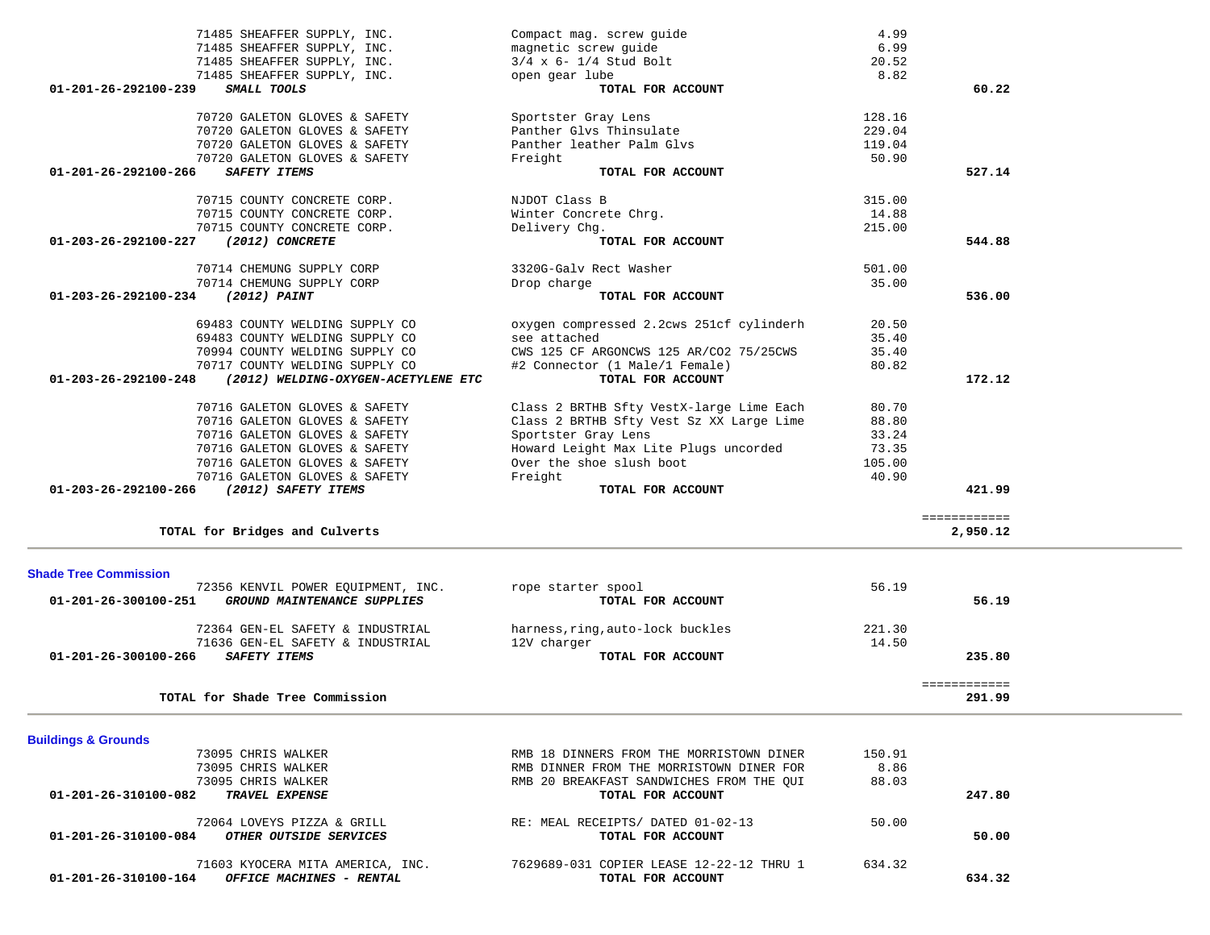| Account | Vendor / Description | Item | Amount | Total |
|---|---|---|---|---|
| | 71485 SHEAFFER SUPPLY, INC. | Compact mag. screw guide | 4.99 | |
| | 71485 SHEAFFER SUPPLY, INC. | magnetic screw guide | 6.99 | |
| | 71485 SHEAFFER SUPPLY, INC. | 3/4 x 6- 1/4 Stud Bolt | 20.52 | |
| | 71485 SHEAFFER SUPPLY, INC. | open gear lube | 8.82 | |
| 01-201-26-292100-239 | ***SMALL TOOLS*** | **TOTAL FOR ACCOUNT** | | **60.22** |
| | 70720 GALETON GLOVES & SAFETY | Sportster Gray Lens | 128.16 | |
| | 70720 GALETON GLOVES & SAFETY | Panther Glvs Thinsulate | 229.04 | |
| | 70720 GALETON GLOVES & SAFETY | Panther leather Palm Glvs | 119.04 | |
| | 70720 GALETON GLOVES & SAFETY | Freight | 50.90 | |
| 01-201-26-292100-266 | ***SAFETY ITEMS*** | **TOTAL FOR ACCOUNT** | | **527.14** |
| | 70715 COUNTY CONCRETE CORP. | NJDOT Class B | 315.00 | |
| | 70715 COUNTY CONCRETE CORP. | Winter Concrete Chrg. | 14.88 | |
| | 70715 COUNTY CONCRETE CORP. | Delivery Chg. | 215.00 | |
| 01-203-26-292100-227 | ***(2012) CONCRETE*** | **TOTAL FOR ACCOUNT** | | **544.88** |
| | 70714 CHEMUNG SUPPLY CORP | 3320G-Galv Rect Washer | 501.00 | |
| | 70714 CHEMUNG SUPPLY CORP | Drop charge | 35.00 | |
| 01-203-26-292100-234 | ***(2012) PAINT*** | **TOTAL FOR ACCOUNT** | | **536.00** |
| | 69483 COUNTY WELDING SUPPLY CO | oxygen compressed 2.2cws 251cf cylinderh | 20.50 | |
| | 69483 COUNTY WELDING SUPPLY CO | see attached | 35.40 | |
| | 70994 COUNTY WELDING SUPPLY CO | CWS 125 CF ARGONCWS 125 AR/CO2 75/25CWS | 35.40 | |
| | 70717 COUNTY WELDING SUPPLY CO | #2 Connector (1 Male/1 Female) | 80.82 | |
| 01-203-26-292100-248 | ***(2012) WELDING-OXYGEN-ACETYLENE ETC*** | **TOTAL FOR ACCOUNT** | | **172.12** |
| | 70716 GALETON GLOVES & SAFETY | Class 2 BRTHB Sfty VestX-large Lime Each | 80.70 | |
| | 70716 GALETON GLOVES & SAFETY | Class 2 BRTHB Sfty Vest Sz XX Large Lime | 88.80 | |
| | 70716 GALETON GLOVES & SAFETY | Sportster Gray Lens | 33.24 | |
| | 70716 GALETON GLOVES & SAFETY | Howard Leight Max Lite Plugs uncorded | 73.35 | |
| | 70716 GALETON GLOVES & SAFETY | Over the shoe slush boot | 105.00 | |
| | 70716 GALETON GLOVES & SAFETY | Freight | 40.90 | |
| 01-203-26-292100-266 | ***(2012) SAFETY ITEMS*** | **TOTAL FOR ACCOUNT** | | **421.99** |
| | **TOTAL for Bridges and Culverts** | | | **2,950.12** |

## Shade Tree Commission

| Account | Vendor / Description | Item | Amount | Total |
|---|---|---|---|---|
| | 72356 KENVIL POWER EQUIPMENT, INC. | rope starter spool | 56.19 | |
| 01-201-26-300100-251 | ***GROUND MAINTENANCE SUPPLIES*** | **TOTAL FOR ACCOUNT** | | **56.19** |
| | 72364 GEN-EL SAFETY & INDUSTRIAL | harness,ring,auto-lock buckles | 221.30 | |
| | 71636 GEN-EL SAFETY & INDUSTRIAL | 12V charger | 14.50 | |
| 01-201-26-300100-266 | ***SAFETY ITEMS*** | **TOTAL FOR ACCOUNT** | | **235.80** |
| | **TOTAL for Shade Tree Commission** | | | **291.99** |

## Buildings & Grounds

| Account | Vendor / Description | Item | Amount | Total |
|---|---|---|---|---|
| | 73095 CHRIS WALKER | RMB 18 DINNERS FROM THE MORRISTOWN DINER | 150.91 | |
| | 73095 CHRIS WALKER | RMB DINNER FROM THE MORRISTOWN DINER FOR | 8.86 | |
| | 73095 CHRIS WALKER | RMB 20 BREAKFAST SANDWICHES FROM THE QUI | 88.03 | |
| 01-201-26-310100-082 | ***TRAVEL EXPENSE*** | **TOTAL FOR ACCOUNT** | | **247.80** |
| | 72064 LOVEYS PIZZA & GRILL | RE: MEAL RECEIPTS/ DATED 01-02-13 | 50.00 | |
| 01-201-26-310100-084 | ***OTHER OUTSIDE SERVICES*** | **TOTAL FOR ACCOUNT** | | **50.00** |
| | 71603 KYOCERA MITA AMERICA, INC. | 7629689-031 COPIER LEASE 12-22-12 THRU 1 | 634.32 | |
| 01-201-26-310100-164 | ***OFFICE MACHINES - RENTAL*** | **TOTAL FOR ACCOUNT** | | **634.32** |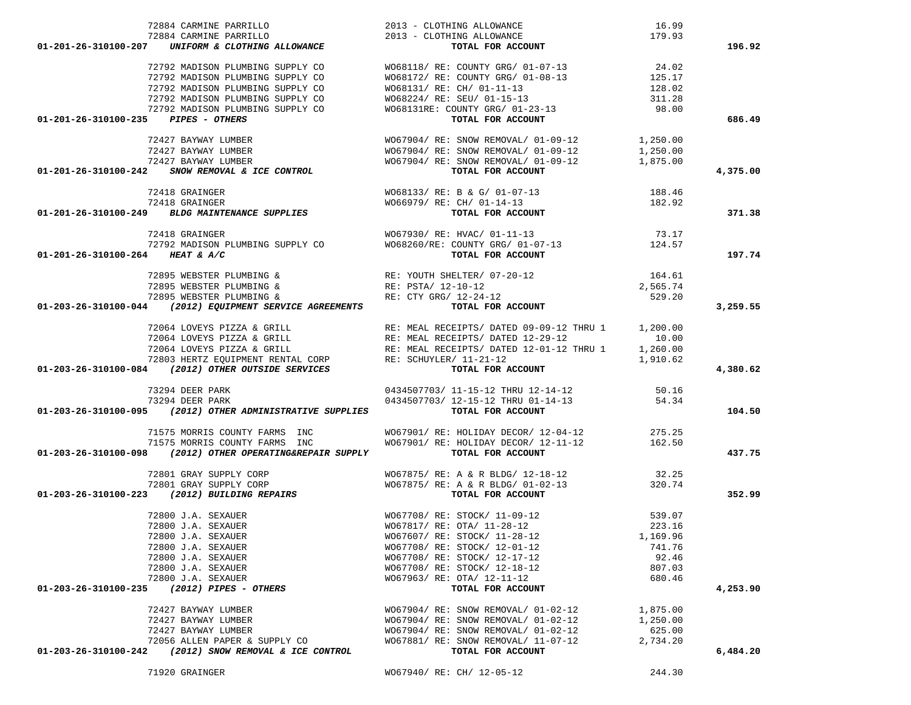| Account | Vendor | Description | Amount | Total |
|---|---|---|---|---|
| | 72884 CARMINE PARRILLO | 2013 - CLOTHING ALLOWANCE | 16.99 | |
| | 72884 CARMINE PARRILLO | 2013 - CLOTHING ALLOWANCE | 179.93 | |
| **01-201-26-310100-207** | ***UNIFORM & CLOTHING ALLOWANCE*** | **TOTAL FOR ACCOUNT** | | **196.92** |
| | 72792 MADISON PLUMBING SUPPLY CO | WO68118/ RE: COUNTY GRG/ 01-07-13 | 24.02 | |
| | 72792 MADISON PLUMBING SUPPLY CO | WO68172/ RE: COUNTY GRG/ 01-08-13 | 125.17 | |
| | 72792 MADISON PLUMBING SUPPLY CO | WO68131/ RE: CH/ 01-11-13 | 128.02 | |
| | 72792 MADISON PLUMBING SUPPLY CO | WO68224/ RE: SEU/ 01-15-13 | 311.28 | |
| | 72792 MADISON PLUMBING SUPPLY CO | WO68131RE: COUNTY GRG/ 01-23-13 | 98.00 | |
| **01-201-26-310100-235** | ***PIPES - OTHERS*** | **TOTAL FOR ACCOUNT** | | **686.49** |
| | 72427 BAYWAY LUMBER | WO67904/ RE: SNOW REMOVAL/ 01-09-12 | 1,250.00 | |
| | 72427 BAYWAY LUMBER | WO67904/ RE: SNOW REMOVAL/ 01-09-12 | 1,250.00 | |
| | 72427 BAYWAY LUMBER | WO67904/ RE: SNOW REMOVAL/ 01-09-12 | 1,875.00 | |
| **01-201-26-310100-242** | ***SNOW REMOVAL & ICE CONTROL*** | **TOTAL FOR ACCOUNT** | | **4,375.00** |
| | 72418 GRAINGER | WO68133/ RE: B & G/ 01-07-13 | 188.46 | |
| | 72418 GRAINGER | WO66979/ RE: CH/ 01-14-13 | 182.92 | |
| **01-201-26-310100-249** | ***BLDG MAINTENANCE SUPPLIES*** | **TOTAL FOR ACCOUNT** | | **371.38** |
| | 72418 GRAINGER | WO67930/ RE: HVAC/ 01-11-13 | 73.17 | |
| | 72792 MADISON PLUMBING SUPPLY CO | WO68260/RE: COUNTY GRG/ 01-07-13 | 124.57 | |
| **01-201-26-310100-264** | ***HEAT & A/C*** | **TOTAL FOR ACCOUNT** | | **197.74** |
| | 72895 WEBSTER PLUMBING & | RE: YOUTH SHELTER/ 07-20-12 | 164.61 | |
| | 72895 WEBSTER PLUMBING & | RE: PSTA/ 12-10-12 | 2,565.74 | |
| | 72895 WEBSTER PLUMBING & | RE: CTY GRG/ 12-24-12 | 529.20 | |
| **01-203-26-310100-044** | ***(2012) EQUIPMENT SERVICE AGREEMENTS*** | **TOTAL FOR ACCOUNT** | | **3,259.55** |
| | 72064 LOVEYS PIZZA & GRILL | RE: MEAL RECEIPTS/ DATED 09-09-12 THRU 1 | 1,200.00 | |
| | 72064 LOVEYS PIZZA & GRILL | RE: MEAL RECEIPTS/ DATED 12-29-12 | 10.00 | |
| | 72064 LOVEYS PIZZA & GRILL | RE: MEAL RECEIPTS/ DATED 12-01-12 THRU 1 | 1,260.00 | |
| | 72803 HERTZ EQUIPMENT RENTAL CORP | RE: SCHUYLER/ 11-21-12 | 1,910.62 | |
| **01-203-26-310100-084** | ***(2012) OTHER OUTSIDE SERVICES*** | **TOTAL FOR ACCOUNT** | | **4,380.62** |
| | 73294 DEER PARK | 0434507703/ 11-15-12 THRU 12-14-12 | 50.16 | |
| | 73294 DEER PARK | 0434507703/ 12-15-12 THRU 01-14-13 | 54.34 | |
| **01-203-26-310100-095** | ***(2012) OTHER ADMINISTRATIVE SUPPLIES*** | **TOTAL FOR ACCOUNT** | | **104.50** |
| | 71575 MORRIS COUNTY FARMS INC | WO67901/ RE: HOLIDAY DECOR/ 12-04-12 | 275.25 | |
| | 71575 MORRIS COUNTY FARMS INC | WO67901/ RE: HOLIDAY DECOR/ 12-11-12 | 162.50 | |
| **01-203-26-310100-098** | ***(2012) OTHER OPERATING&REPAIR SUPPLY*** | **TOTAL FOR ACCOUNT** | | **437.75** |
| | 72801 GRAY SUPPLY CORP | WO67875/ RE: A & R BLDG/ 12-18-12 | 32.25 | |
| | 72801 GRAY SUPPLY CORP | WO67875/ RE: A & R BLDG/ 01-02-13 | 320.74 | |
| **01-203-26-310100-223** | ***(2012) BUILDING REPAIRS*** | **TOTAL FOR ACCOUNT** | | **352.99** |
| | 72800 J.A. SEXAUER | WO67708/ RE: STOCK/ 11-09-12 | 539.07 | |
| | 72800 J.A. SEXAUER | WO67817/ RE: OTA/ 11-28-12 | 223.16 | |
| | 72800 J.A. SEXAUER | WO67607/ RE: STOCK/ 11-28-12 | 1,169.96 | |
| | 72800 J.A. SEXAUER | WO67708/ RE: STOCK/ 12-01-12 | 741.76 | |
| | 72800 J.A. SEXAUER | WO67708/ RE: STOCK/ 12-17-12 | 92.46 | |
| | 72800 J.A. SEXAUER | WO67708/ RE: STOCK/ 12-18-12 | 807.03 | |
| | 72800 J.A. SEXAUER | WO67963/ RE: OTA/ 12-11-12 | 680.46 | |
| **01-203-26-310100-235** | ***(2012) PIPES - OTHERS*** | **TOTAL FOR ACCOUNT** | | **4,253.90** |
| | 72427 BAYWAY LUMBER | WO67904/ RE: SNOW REMOVAL/ 01-02-12 | 1,875.00 | |
| | 72427 BAYWAY LUMBER | WO67904/ RE: SNOW REMOVAL/ 01-02-12 | 1,250.00 | |
| | 72427 BAYWAY LUMBER | WO67904/ RE: SNOW REMOVAL/ 01-02-12 | 625.00 | |
| | 72056 ALLEN PAPER & SUPPLY CO | WO67881/ RE: SNOW REMOVAL/ 11-07-12 | 2,734.20 | |
| **01-203-26-310100-242** | ***(2012) SNOW REMOVAL & ICE CONTROL*** | **TOTAL FOR ACCOUNT** | | **6,484.20** |
| | 71920 GRAINGER | WO67940/ RE: CH/ 12-05-12 | 244.30 | |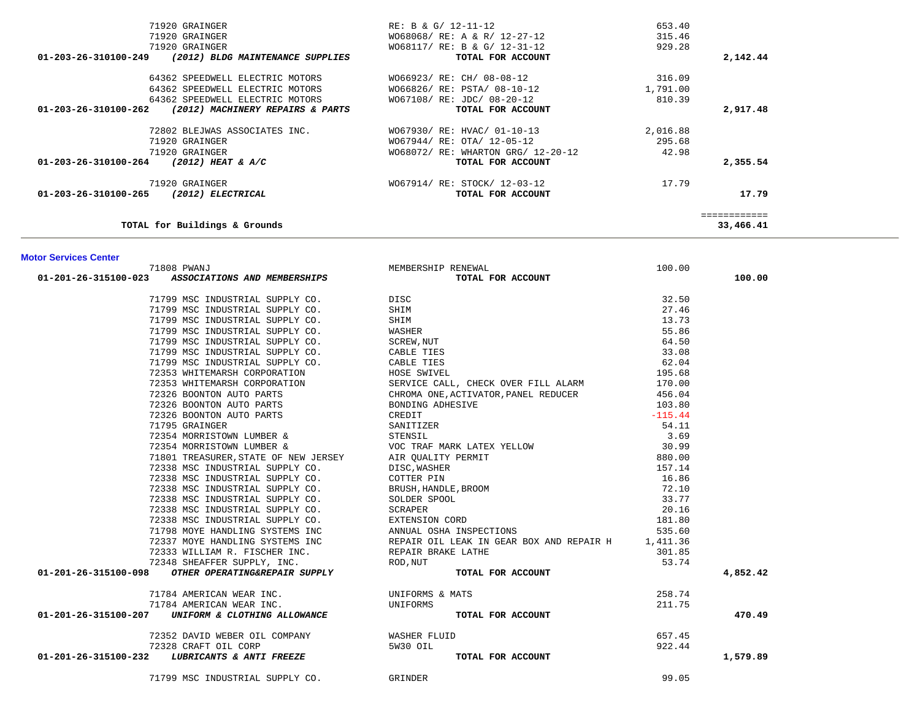| Vendor | Description | Amount | Account Total |
|---|---|---|---|
| 71920 GRAINGER | RE: B & G/ 12-11-12 | 653.40 | |
| 71920 GRAINGER | WO68068/ RE: A & R/ 12-27-12 | 315.46 | |
| 71920 GRAINGER | WO68117/ RE: B & G/ 12-31-12 | 929.28 | |
| **01-203-26-310100-249** ***(2012) BLDG MAINTENANCE SUPPLIES*** | **TOTAL FOR ACCOUNT** | | **2,142.44** |
| 64362 SPEEDWELL ELECTRIC MOTORS | WO66923/ RE: CH/ 08-08-12 | 316.09 | |
| 64362 SPEEDWELL ELECTRIC MOTORS | WO66826/ RE: PSTA/ 08-10-12 | 1,791.00 | |
| 64362 SPEEDWELL ELECTRIC MOTORS | WO67108/ RE: JDC/ 08-20-12 | 810.39 | |
| **01-203-26-310100-262** ***(2012) MACHINERY REPAIRS & PARTS*** | **TOTAL FOR ACCOUNT** | | **2,917.48** |
| 72802 BLEJWAS ASSOCIATES INC. | WO67930/ RE: HVAC/ 01-10-13 | 2,016.88 | |
| 71920 GRAINGER | WO67944/ RE: OTA/ 12-05-12 | 295.68 | |
| 71920 GRAINGER | WO68072/ RE: WHARTON GRG/ 12-20-12 | 42.98 | |
| **01-203-26-310100-264** ***(2012) HEAT & A/C*** | **TOTAL FOR ACCOUNT** | | **2,355.54** |
| 71920 GRAINGER | WO67914/ RE: STOCK/ 12-03-12 | 17.79 | |
| **01-203-26-310100-265** ***(2012) ELECTRICAL*** | **TOTAL FOR ACCOUNT** | | **17.79** |
| **TOTAL for Buildings & Grounds** | | | **33,466.41** |

## Motor Services Center

| Vendor | Description | Amount | Account Total |
|---|---|---|---|
| 71808 PWANJ | MEMBERSHIP RENEWAL | 100.00 | |
| **01-201-26-315100-023** ***ASSOCIATIONS AND MEMBERSHIPS*** | **TOTAL FOR ACCOUNT** | | **100.00** |
| 71799 MSC INDUSTRIAL SUPPLY CO. | DISC | 32.50 | |
| 71799 MSC INDUSTRIAL SUPPLY CO. | SHIM | 27.46 | |
| 71799 MSC INDUSTRIAL SUPPLY CO. | SHIM | 13.73 | |
| 71799 MSC INDUSTRIAL SUPPLY CO. | WASHER | 55.86 | |
| 71799 MSC INDUSTRIAL SUPPLY CO. | SCREW,NUT | 64.50 | |
| 71799 MSC INDUSTRIAL SUPPLY CO. | CABLE TIES | 33.08 | |
| 71799 MSC INDUSTRIAL SUPPLY CO. | CABLE TIES | 62.04 | |
| 72353 WHITEMARSH CORPORATION | HOSE SWIVEL | 195.68 | |
| 72353 WHITEMARSH CORPORATION | SERVICE CALL, CHECK OVER FILL ALARM | 170.00 | |
| 72326 BOONTON AUTO PARTS | CHROMA ONE,ACTIVATOR,PANEL REDUCER | 456.04 | |
| 72326 BOONTON AUTO PARTS | BONDING ADHESIVE | 103.80 | |
| 72326 BOONTON AUTO PARTS | CREDIT | -115.44 | |
| 71795 GRAINGER | SANITIZER | 54.11 | |
| 72354 MORRISTOWN LUMBER & | STENSIL | 3.69 | |
| 72354 MORRISTOWN LUMBER & | VOC TRAF MARK LATEX YELLOW | 30.99 | |
| 71801 TREASURER,STATE OF NEW JERSEY | AIR QUALITY PERMIT | 880.00 | |
| 72338 MSC INDUSTRIAL SUPPLY CO. | DISC,WASHER | 157.14 | |
| 72338 MSC INDUSTRIAL SUPPLY CO. | COTTER PIN | 16.86 | |
| 72338 MSC INDUSTRIAL SUPPLY CO. | BRUSH,HANDLE,BROOM | 72.10 | |
| 72338 MSC INDUSTRIAL SUPPLY CO. | SOLDER SPOOL | 33.77 | |
| 72338 MSC INDUSTRIAL SUPPLY CO. | SCRAPER | 20.16 | |
| 72338 MSC INDUSTRIAL SUPPLY CO. | EXTENSION CORD | 181.80 | |
| 71798 MOYE HANDLING SYSTEMS INC | ANNUAL OSHA INSPECTIONS | 535.60 | |
| 72337 MOYE HANDLING SYSTEMS INC | REPAIR OIL LEAK IN GEAR BOX AND REPAIR H | 1,411.36 | |
| 72333 WILLIAM R. FISCHER INC. | REPAIR BRAKE LATHE | 301.85 | |
| 72348 SHEAFFER SUPPLY, INC. | ROD,NUT | 53.74 | |
| **01-201-26-315100-098** ***OTHER OPERATING&REPAIR SUPPLY*** | **TOTAL FOR ACCOUNT** | | **4,852.42** |
| 71784 AMERICAN WEAR INC. | UNIFORMS & MATS | 258.74 | |
| 71784 AMERICAN WEAR INC. | UNIFORMS | 211.75 | |
| **01-201-26-315100-207** ***UNIFORM & CLOTHING ALLOWANCE*** | **TOTAL FOR ACCOUNT** | | **470.49** |
| 72352 DAVID WEBER OIL COMPANY | WASHER FLUID | 657.45 | |
| 72328 CRAFT OIL CORP | 5W30 OIL | 922.44 | |
| **01-201-26-315100-232** ***LUBRICANTS & ANTI FREEZE*** | **TOTAL FOR ACCOUNT** | | **1,579.89** |
| 71799 MSC INDUSTRIAL SUPPLY CO. | GRINDER | 99.05 | |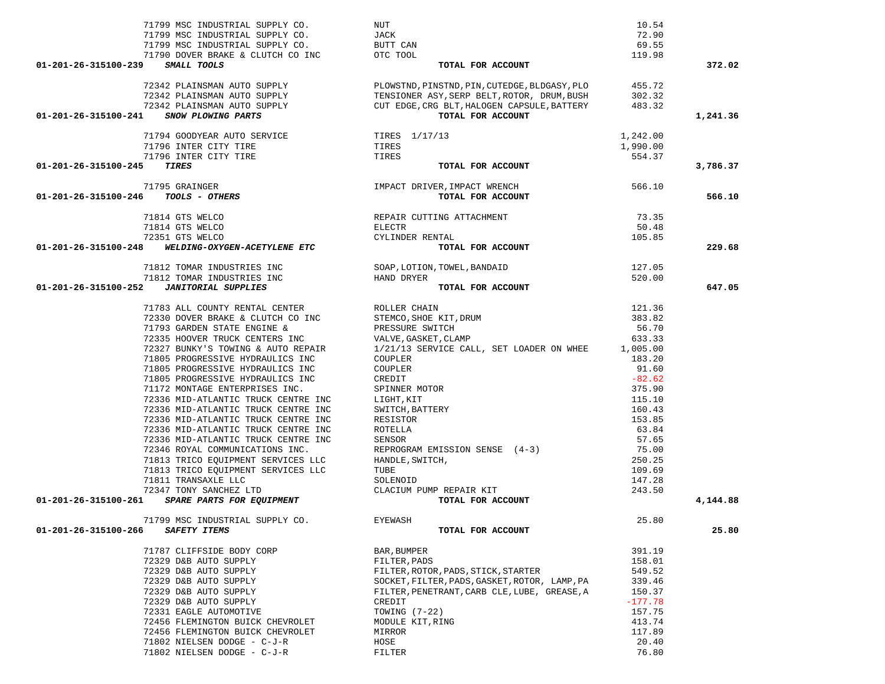| Account | Vendor | Description | Amount | Total |
|---|---|---|---|---|
| | 71799 MSC INDUSTRIAL SUPPLY CO. | NUT | 10.54 | |
| | 71799 MSC INDUSTRIAL SUPPLY CO. | JACK | 72.90 | |
| | 71799 MSC INDUSTRIAL SUPPLY CO. | BUTT CAN | 69.55 | |
| | 71790 DOVER BRAKE & CLUTCH CO INC | OTC TOOL | 119.98 | |
| **01-201-26-315100-239** | ***SMALL TOOLS*** | **TOTAL FOR ACCOUNT** | | **372.02** |
| | 72342 PLAINSMAN AUTO SUPPLY | PLOWSTND,PINSTND,PIN,CUTEDGE,BLDGASY,PLO | 455.72 | |
| | 72342 PLAINSMAN AUTO SUPPLY | TENSIONER ASY,SERP BELT,ROTOR, DRUM,BUSH | 302.32 | |
| | 72342 PLAINSMAN AUTO SUPPLY | CUT EDGE,CRG BLT,HALOGEN CAPSULE,BATTERY | 483.32 | |
| **01-201-26-315100-241** | ***SNOW PLOWING PARTS*** | **TOTAL FOR ACCOUNT** | | **1,241.36** |
| | 71794 GOODYEAR AUTO SERVICE | TIRES 1/17/13 | 1,242.00 | |
| | 71796 INTER CITY TIRE | TIRES | 1,990.00 | |
| | 71796 INTER CITY TIRE | TIRES | 554.37 | |
| **01-201-26-315100-245** | ***TIRES*** | **TOTAL FOR ACCOUNT** | | **3,786.37** |
| | 71795 GRAINGER | IMPACT DRIVER,IMPACT WRENCH | 566.10 | |
| **01-201-26-315100-246** | ***TOOLS - OTHERS*** | **TOTAL FOR ACCOUNT** | | **566.10** |
| | 71814 GTS WELCO | REPAIR CUTTING ATTACHMENT | 73.35 | |
| | 71814 GTS WELCO | ELECTR | 50.48 | |
| | 72351 GTS WELCO | CYLINDER RENTAL | 105.85 | |
| **01-201-26-315100-248** | ***WELDING-OXYGEN-ACETYLENE ETC*** | **TOTAL FOR ACCOUNT** | | **229.68** |
| | 71812 TOMAR INDUSTRIES INC | SOAP,LOTION,TOWEL,BANDAID | 127.05 | |
| | 71812 TOMAR INDUSTRIES INC | HAND DRYER | 520.00 | |
| **01-201-26-315100-252** | ***JANITORIAL SUPPLIES*** | **TOTAL FOR ACCOUNT** | | **647.05** |
| | 71783 ALL COUNTY RENTAL CENTER | ROLLER CHAIN | 121.36 | |
| | 72330 DOVER BRAKE & CLUTCH CO INC | STEMCO,SHOE KIT,DRUM | 383.82 | |
| | 71793 GARDEN STATE ENGINE & | PRESSURE SWITCH | 56.70 | |
| | 72335 HOOVER TRUCK CENTERS INC | VALVE,GASKET,CLAMP | 633.33 | |
| | 72327 BUNKY'S TOWING & AUTO REPAIR | 1/21/13 SERVICE CALL, SET LOADER ON WHEE | 1,005.00 | |
| | 71805 PROGRESSIVE HYDRAULICS INC | COUPLER | 183.20 | |
| | 71805 PROGRESSIVE HYDRAULICS INC | COUPLER | 91.60 | |
| | 71805 PROGRESSIVE HYDRAULICS INC | CREDIT | -82.62 | |
| | 71172 MONTAGE ENTERPRISES INC. | SPINNER MOTOR | 375.90 | |
| | 72336 MID-ATLANTIC TRUCK CENTRE INC | LIGHT,KIT | 115.10 | |
| | 72336 MID-ATLANTIC TRUCK CENTRE INC | SWITCH,BATTERY | 160.43 | |
| | 72336 MID-ATLANTIC TRUCK CENTRE INC | RESISTOR | 153.85 | |
| | 72336 MID-ATLANTIC TRUCK CENTRE INC | ROTELLA | 63.84 | |
| | 72336 MID-ATLANTIC TRUCK CENTRE INC | SENSOR | 57.65 | |
| | 72346 ROYAL COMMUNICATIONS INC. | REPROGRAM EMISSION SENSE (4-3) | 75.00 | |
| | 71813 TRICO EQUIPMENT SERVICES LLC | HANDLE,SWITCH, | 250.25 | |
| | 71813 TRICO EQUIPMENT SERVICES LLC | TUBE | 109.69 | |
| | 71811 TRANSAXLE LLC | SOLENOID | 147.28 | |
| | 72347 TONY SANCHEZ LTD | CLACIUM PUMP REPAIR KIT | 243.50 | |
| **01-201-26-315100-261** | ***SPARE PARTS FOR EQUIPMENT*** | **TOTAL FOR ACCOUNT** | | **4,144.88** |
| | 71799 MSC INDUSTRIAL SUPPLY CO. | EYEWASH | 25.80 | |
| **01-201-26-315100-266** | ***SAFETY ITEMS*** | **TOTAL FOR ACCOUNT** | | **25.80** |
| | 71787 CLIFFSIDE BODY CORP | BAR,BUMPER | 391.19 | |
| | 72329 D&B AUTO SUPPLY | FILTER,PADS | 158.01 | |
| | 72329 D&B AUTO SUPPLY | FILTER,ROTOR,PADS,STICK,STARTER | 549.52 | |
| | 72329 D&B AUTO SUPPLY | SOCKET,FILTER,PADS,GASKET,ROTOR, LAMP,PA | 339.46 | |
| | 72329 D&B AUTO SUPPLY | FILTER,PENETRANT,CARB CLE,LUBE, GREASE,A | 150.37 | |
| | 72329 D&B AUTO SUPPLY | CREDIT | -177.78 | |
| | 72331 EAGLE AUTOMOTIVE | TOWING (7-22) | 157.75 | |
| | 72456 FLEMINGTON BUICK CHEVROLET | MODULE KIT,RING | 413.74 | |
| | 72456 FLEMINGTON BUICK CHEVROLET | MIRROR | 117.89 | |
| | 71802 NIELSEN DODGE - C-J-R | HOSE | 20.40 | |
| | 71802 NIELSEN DODGE - C-J-R | FILTER | 76.80 | |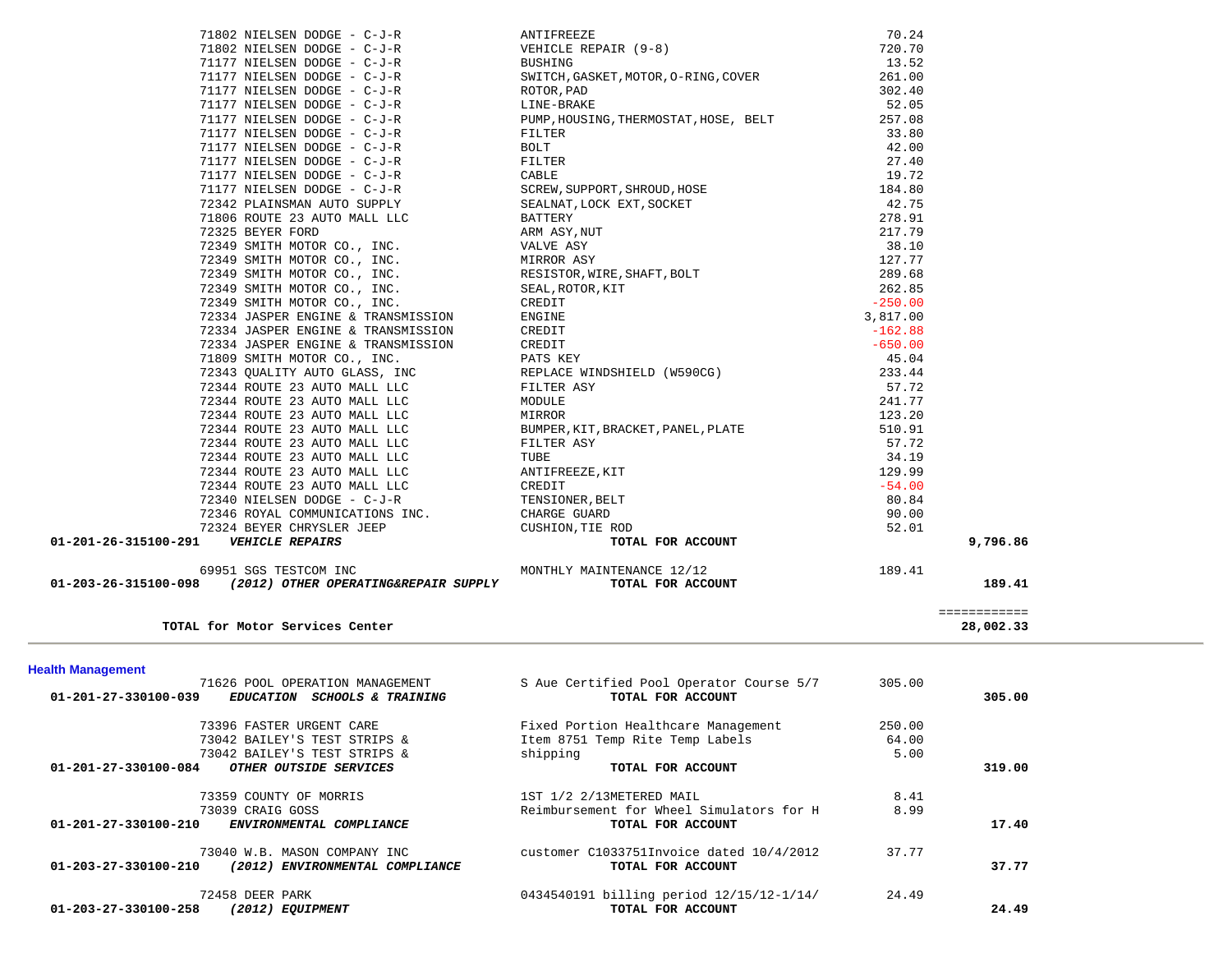| Account | Vendor | Description | Amount | Total |
|---|---|---|---|---|
| | 71802 NIELSEN DODGE - C-J-R | ANTIFREEZE | 70.24 | |
| | 71802 NIELSEN DODGE - C-J-R | VEHICLE REPAIR (9-8) | 720.70 | |
| | 71177 NIELSEN DODGE - C-J-R | BUSHING | 13.52 | |
| | 71177 NIELSEN DODGE - C-J-R | SWITCH,GASKET,MOTOR,O-RING,COVER | 261.00 | |
| | 71177 NIELSEN DODGE - C-J-R | ROTOR,PAD | 302.40 | |
| | 71177 NIELSEN DODGE - C-J-R | LINE-BRAKE | 52.05 | |
| | 71177 NIELSEN DODGE - C-J-R | PUMP,HOUSING,THERMOSTAT,HOSE, BELT | 257.08 | |
| | 71177 NIELSEN DODGE - C-J-R | FILTER | 33.80 | |
| | 71177 NIELSEN DODGE - C-J-R | BOLT | 42.00 | |
| | 71177 NIELSEN DODGE - C-J-R | FILTER | 27.40 | |
| | 71177 NIELSEN DODGE - C-J-R | CABLE | 19.72 | |
| | 71177 NIELSEN DODGE - C-J-R | SCREW,SUPPORT,SHROUD,HOSE | 184.80 | |
| | 72342 PLAINSMAN AUTO SUPPLY | SEALNAT,LOCK EXT,SOCKET | 42.75 | |
| | 71806 ROUTE 23 AUTO MALL LLC | BATTERY | 278.91 | |
| | 72325 BEYER FORD | ARM ASY,NUT | 217.79 | |
| | 72349 SMITH MOTOR CO., INC. | VALVE ASY | 38.10 | |
| | 72349 SMITH MOTOR CO., INC. | MIRROR ASY | 127.77 | |
| | 72349 SMITH MOTOR CO., INC. | RESISTOR,WIRE,SHAFT,BOLT | 289.68 | |
| | 72349 SMITH MOTOR CO., INC. | SEAL,ROTOR,KIT | 262.85 | |
| | 72349 SMITH MOTOR CO., INC. | CREDIT | -250.00 | |
| | 72334 JASPER ENGINE & TRANSMISSION | ENGINE | 3,817.00 | |
| | 72334 JASPER ENGINE & TRANSMISSION | CREDIT | -162.88 | |
| | 72334 JASPER ENGINE & TRANSMISSION | CREDIT | -650.00 | |
| | 71809 SMITH MOTOR CO., INC. | PATS KEY | 45.04 | |
| | 72343 QUALITY AUTO GLASS, INC | REPLACE WINDSHIELD (W590CG) | 233.44 | |
| | 72344 ROUTE 23 AUTO MALL LLC | FILTER ASY | 57.72 | |
| | 72344 ROUTE 23 AUTO MALL LLC | MODULE | 241.77 | |
| | 72344 ROUTE 23 AUTO MALL LLC | MIRROR | 123.20 | |
| | 72344 ROUTE 23 AUTO MALL LLC | BUMPER,KIT,BRACKET,PANEL,PLATE | 510.91 | |
| | 72344 ROUTE 23 AUTO MALL LLC | FILTER ASY | 57.72 | |
| | 72344 ROUTE 23 AUTO MALL LLC | TUBE | 34.19 | |
| | 72344 ROUTE 23 AUTO MALL LLC | ANTIFREEZE,KIT | 129.99 | |
| | 72344 ROUTE 23 AUTO MALL LLC | CREDIT | -54.00 | |
| | 72340 NIELSEN DODGE - C-J-R | TENSIONER,BELT | 80.84 | |
| | 72346 ROYAL COMMUNICATIONS INC. | CHARGE GUARD | 90.00 | |
| | 72324 BEYER CHRYSLER JEEP | CUSHION,TIE ROD | 52.01 | |
| **01-201-26-315100-291** | ***VEHICLE REPAIRS*** | **TOTAL FOR ACCOUNT** | | **9,796.86** |
| | 69951 SGS TESTCOM INC | MONTHLY MAINTENANCE 12/12 | 189.41 | |
| **01-203-26-315100-098** | ***(2012) OTHER OPERATING&REPAIR SUPPLY*** | **TOTAL FOR ACCOUNT** | | **189.41** |
| | | | | ============ |
| | **TOTAL for Motor Services Center** | | | **28,002.33** |

## Health Management

| Account | Vendor | Description | Amount | Total |
|---|---|---|---|---|
| | 71626 POOL OPERATION MANAGEMENT | S Aue Certified Pool Operator Course 5/7 | 305.00 | |
| **01-201-27-330100-039** | ***EDUCATION SCHOOLS & TRAINING*** | **TOTAL FOR ACCOUNT** | | **305.00** |
| | 73396 FASTER URGENT CARE | Fixed Portion Healthcare Management | 250.00 | |
| | 73042 BAILEY'S TEST STRIPS & | Item 8751 Temp Rite Temp Labels | 64.00 | |
| | 73042 BAILEY'S TEST STRIPS & | shipping | 5.00 | |
| **01-201-27-330100-084** | ***OTHER OUTSIDE SERVICES*** | **TOTAL FOR ACCOUNT** | | **319.00** |
| | 73359 COUNTY OF MORRIS | 1ST 1/2 2/13METERED MAIL | 8.41 | |
| | 73039 CRAIG GOSS | Reimbursement for Wheel Simulators for H | 8.99 | |
| **01-201-27-330100-210** | ***ENVIRONMENTAL COMPLIANCE*** | **TOTAL FOR ACCOUNT** | | **17.40** |
| | 73040 W.B. MASON COMPANY INC | customer C1033751Invoice dated 10/4/2012 | 37.77 | |
| **01-203-27-330100-210** | ***(2012) ENVIRONMENTAL COMPLIANCE*** | **TOTAL FOR ACCOUNT** | | **37.77** |
| | 72458 DEER PARK | 0434540191 billing period 12/15/12-1/14/ | 24.49 | |
| **01-203-27-330100-258** | ***(2012) EQUIPMENT*** | **TOTAL FOR ACCOUNT** | | **24.49** |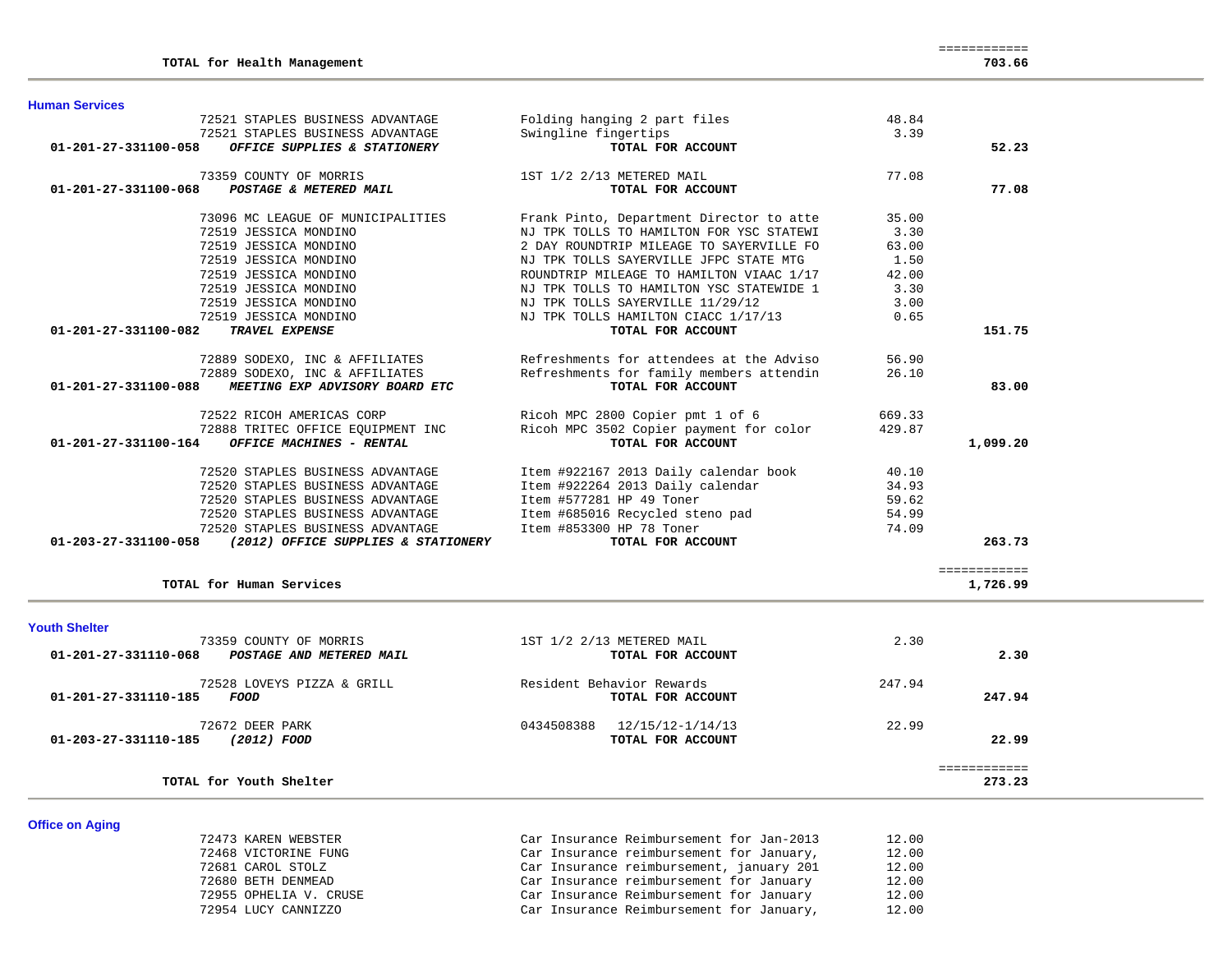| | | | |
|---|---|---|---|
| **TOTAL for Health Management** | | | ============ **703.66** |

## Human Services

| Account / Vendor | Description | Amount | Total |
|---|---|---|---|
| 72521 STAPLES BUSINESS ADVANTAGE | Folding hanging 2 part files | 48.84 | |
| 72521 STAPLES BUSINESS ADVANTAGE | Swingline fingertips | 3.39 | |
| **01-201-27-331100-058** ***OFFICE SUPPLIES & STATIONERY*** | **TOTAL FOR ACCOUNT** | | **52.23** |
| 73359 COUNTY OF MORRIS | 1ST 1/2 2/13 METERED MAIL | 77.08 | |
| **01-201-27-331100-068** ***POSTAGE & METERED MAIL*** | **TOTAL FOR ACCOUNT** | | **77.08** |
| 73096 MC LEAGUE OF MUNICIPALITIES | Frank Pinto, Department Director to atte | 35.00 | |
| 72519 JESSICA MONDINO | NJ TPK TOLLS TO HAMILTON FOR YSC STATEWI | 3.30 | |
| 72519 JESSICA MONDINO | 2 DAY ROUNDTRIP MILEAGE TO SAYERVILLE FO | 63.00 | |
| 72519 JESSICA MONDINO | NJ TPK TOLLS SAYERVILLE JFPC STATE MTG | 1.50 | |
| 72519 JESSICA MONDINO | ROUNDTRIP MILEAGE TO HAMILTON VIAAC 1/17 | 42.00 | |
| 72519 JESSICA MONDINO | NJ TPK TOLLS TO HAMILTON YSC STATEWIDE 1 | 3.30 | |
| 72519 JESSICA MONDINO | NJ TPK TOLLS SAYERVILLE 11/29/12 | 3.00 | |
| 72519 JESSICA MONDINO | NJ TPK TOLLS HAMILTON CIACC 1/17/13 | 0.65 | |
| **01-201-27-331100-082** ***TRAVEL EXPENSE*** | **TOTAL FOR ACCOUNT** | | **151.75** |
| 72889 SODEXO, INC & AFFILIATES | Refreshments for attendees at the Adviso | 56.90 | |
| 72889 SODEXO, INC & AFFILIATES | Refreshments for family members attendin | 26.10 | |
| **01-201-27-331100-088** ***MEETING EXP ADVISORY BOARD ETC*** | **TOTAL FOR ACCOUNT** | | **83.00** |
| 72522 RICOH AMERICAS CORP | Ricoh MPC 2800 Copier pmt 1 of 6 | 669.33 | |
| 72888 TRITEC OFFICE EQUIPMENT INC | Ricoh MPC 3502 Copier payment for color | 429.87 | |
| **01-201-27-331100-164** ***OFFICE MACHINES - RENTAL*** | **TOTAL FOR ACCOUNT** | | **1,099.20** |
| 72520 STAPLES BUSINESS ADVANTAGE | Item #922167 2013 Daily calendar book | 40.10 | |
| 72520 STAPLES BUSINESS ADVANTAGE | Item #922264 2013 Daily calendar | 34.93 | |
| 72520 STAPLES BUSINESS ADVANTAGE | Item #577281 HP 49 Toner | 59.62 | |
| 72520 STAPLES BUSINESS ADVANTAGE | Item #685016 Recycled steno pad | 54.99 | |
| 72520 STAPLES BUSINESS ADVANTAGE | Item #853300 HP 78 Toner | 74.09 | |
| **01-203-27-331100-058** ***(2012) OFFICE SUPPLIES & STATIONERY*** | **TOTAL FOR ACCOUNT** | | **263.73** |
| **TOTAL for Human Services** | | | ============ **1,726.99** |

## Youth Shelter

| Account / Vendor | Description | Amount | Total |
|---|---|---|---|
| 73359 COUNTY OF MORRIS | 1ST 1/2 2/13 METERED MAIL | 2.30 | |
| **01-201-27-331110-068** ***POSTAGE AND METERED MAIL*** | **TOTAL FOR ACCOUNT** | | **2.30** |
| 72528 LOVEYS PIZZA & GRILL | Resident Behavior Rewards | 247.94 | |
| **01-201-27-331110-185** ***FOOD*** | **TOTAL FOR ACCOUNT** | | **247.94** |
| 72672 DEER PARK | 0434508388 12/15/12-1/14/13 | 22.99 | |
| **01-203-27-331110-185** ***(2012) FOOD*** | **TOTAL FOR ACCOUNT** | | **22.99** |
| **TOTAL for Youth Shelter** | | | ============ **273.23** |

## Office on Aging

| Account / Vendor | Description | Amount | Total |
|---|---|---|---|
| 72473 KAREN WEBSTER | Car Insurance Reimbursement for Jan-2013 | 12.00 | |
| 72468 VICTORINE FUNG | Car Insurance reimbursement for January, | 12.00 | |
| 72681 CAROL STOLZ | Car Insurance reimbursement, january 201 | 12.00 | |
| 72680 BETH DENMEAD | Car Insurance reimbursement for January | 12.00 | |
| 72955 OPHELIA V. CRUSE | Car Insurance Reimbursement for January | 12.00 | |
| 72954 LUCY CANNIZZO | Car Insurance Reimbursement for January, | 12.00 | |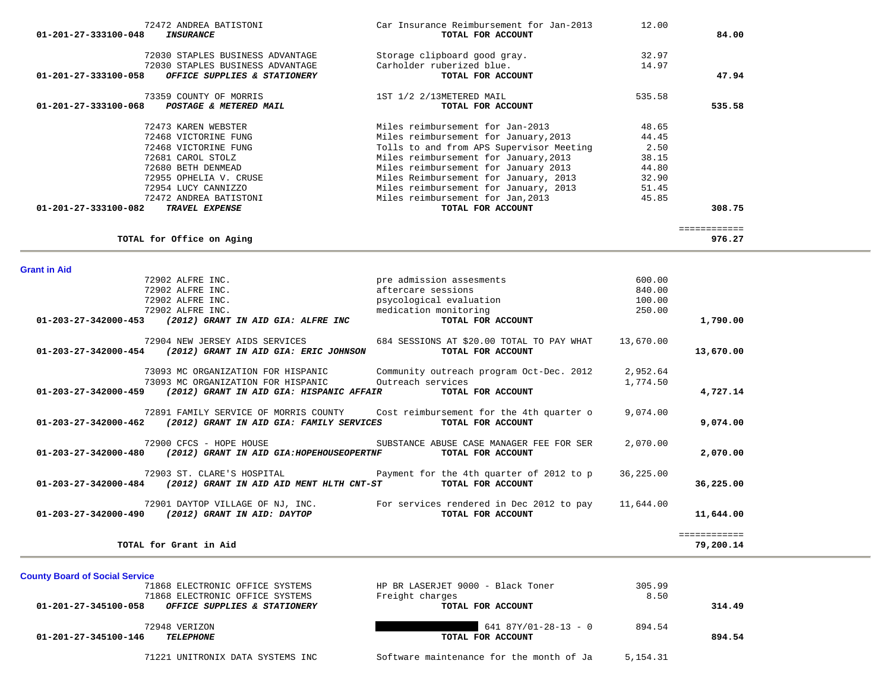| Account | Vendor / Account Name | Description | Amount | Total |
|---|---|---|---|---|
| | 72472 ANDREA BATISTONI | Car Insurance Reimbursement for Jan-2013 | 12.00 | |
| 01-201-27-333100-048 | ***INSURANCE*** | **TOTAL FOR ACCOUNT** | | **84.00** |
| | 72030 STAPLES BUSINESS ADVANTAGE | Storage clipboard good gray. | 32.97 | |
| | 72030 STAPLES BUSINESS ADVANTAGE | Carholder ruberized blue. | 14.97 | |
| 01-201-27-333100-058 | ***OFFICE SUPPLIES & STATIONERY*** | **TOTAL FOR ACCOUNT** | | **47.94** |
| | 73359 COUNTY OF MORRIS | 1ST 1/2 2/13METERED MAIL | 535.58 | |
| 01-201-27-333100-068 | ***POSTAGE & METERED MAIL*** | **TOTAL FOR ACCOUNT** | | **535.58** |
| | 72473 KAREN WEBSTER | Miles reimbursement for Jan-2013 | 48.65 | |
| | 72468 VICTORINE FUNG | Miles reimbursement for January,2013 | 44.45 | |
| | 72468 VICTORINE FUNG | Tolls to and from APS Supervisor Meeting | 2.50 | |
| | 72681 CAROL STOLZ | Miles reimbursement for January,2013 | 38.15 | |
| | 72680 BETH DENMEAD | Miles reimbursement for January 2013 | 44.80 | |
| | 72955 OPHELIA V. CRUSE | Miles Reimbursement for January, 2013 | 32.90 | |
| | 72954 LUCY CANNIZZO | Miles reimbursement for January, 2013 | 51.45 | |
| | 72472 ANDREA BATISTONI | Miles reimbursement for Jan,2013 | 45.85 | |
| 01-201-27-333100-082 | ***TRAVEL EXPENSE*** | **TOTAL FOR ACCOUNT** | | **308.75** |
| | **TOTAL for Office on Aging** | | | **976.27** |

## Grant in Aid

| Account | Vendor / Account Name | Description | Amount | Total |
|---|---|---|---|---|
| | 72902 ALFRE INC. | pre admission assesments | 600.00 | |
| | 72902 ALFRE INC. | aftercare sessions | 840.00 | |
| | 72902 ALFRE INC. | psycological evaluation | 100.00 | |
| | 72902 ALFRE INC. | medication monitoring | 250.00 | |
| 01-203-27-342000-453 | ***(2012) GRANT IN AID GIA: ALFRE INC*** | **TOTAL FOR ACCOUNT** | | **1,790.00** |
| | 72904 NEW JERSEY AIDS SERVICES | 684 SESSIONS AT $20.00 TOTAL TO PAY WHAT | 13,670.00 | |
| 01-203-27-342000-454 | ***(2012) GRANT IN AID GIA: ERIC JOHNSON*** | **TOTAL FOR ACCOUNT** | | **13,670.00** |
| | 73093 MC ORGANIZATION FOR HISPANIC | Community outreach program Oct-Dec. 2012 | 2,952.64 | |
| | 73093 MC ORGANIZATION FOR HISPANIC | Outreach services | 1,774.50 | |
| 01-203-27-342000-459 | ***(2012) GRANT IN AID GIA: HISPANIC AFFAIR*** | **TOTAL FOR ACCOUNT** | | **4,727.14** |
| | 72891 FAMILY SERVICE OF MORRIS COUNTY | Cost reimbursement for the 4th quarter o | 9,074.00 | |
| 01-203-27-342000-462 | ***(2012) GRANT IN AID GIA: FAMILY SERVICES*** | **TOTAL FOR ACCOUNT** | | **9,074.00** |
| | 72900 CFCS - HOPE HOUSE | SUBSTANCE ABUSE CASE MANAGER FEE FOR SER | 2,070.00 | |
| 01-203-27-342000-480 | ***(2012) GRANT IN AID GIA:HOPEHOUSEOPERTNF*** | **TOTAL FOR ACCOUNT** | | **2,070.00** |
| | 72903 ST. CLARE'S HOSPITAL | Payment for the 4th quarter of 2012 to p | 36,225.00 | |
| 01-203-27-342000-484 | ***(2012) GRANT IN AID AID MENT HLTH CNT-ST*** | **TOTAL FOR ACCOUNT** | | **36,225.00** |
| | 72901 DAYTOP VILLAGE OF NJ, INC. | For services rendered in Dec 2012 to pay | 11,644.00 | |
| 01-203-27-342000-490 | ***(2012) GRANT IN AID: DAYTOP*** | **TOTAL FOR ACCOUNT** | | **11,644.00** |
| | **TOTAL for Grant in Aid** | | | **79,200.14** |

## County Board of Social Service

| Account | Vendor / Account Name | Description | Amount | Total |
|---|---|---|---|---|
| | 71868 ELECTRONIC OFFICE SYSTEMS | HP BR LASERJET 9000 - Black Toner | 305.99 | |
| | 71868 ELECTRONIC OFFICE SYSTEMS | Freight charges | 8.50 | |
| 01-201-27-345100-058 | ***OFFICE SUPPLIES & STATIONERY*** | **TOTAL FOR ACCOUNT** | | **314.49** |
| | 72948 VERIZON | [REDACTED] 641 87Y/01-28-13 - 0 | 894.54 | |
| 01-201-27-345100-146 | ***TELEPHONE*** | **TOTAL FOR ACCOUNT** | | **894.54** |
| | 71221 UNITRONIX DATA SYSTEMS INC | Software maintenance for the month of Ja | 5,154.31 | |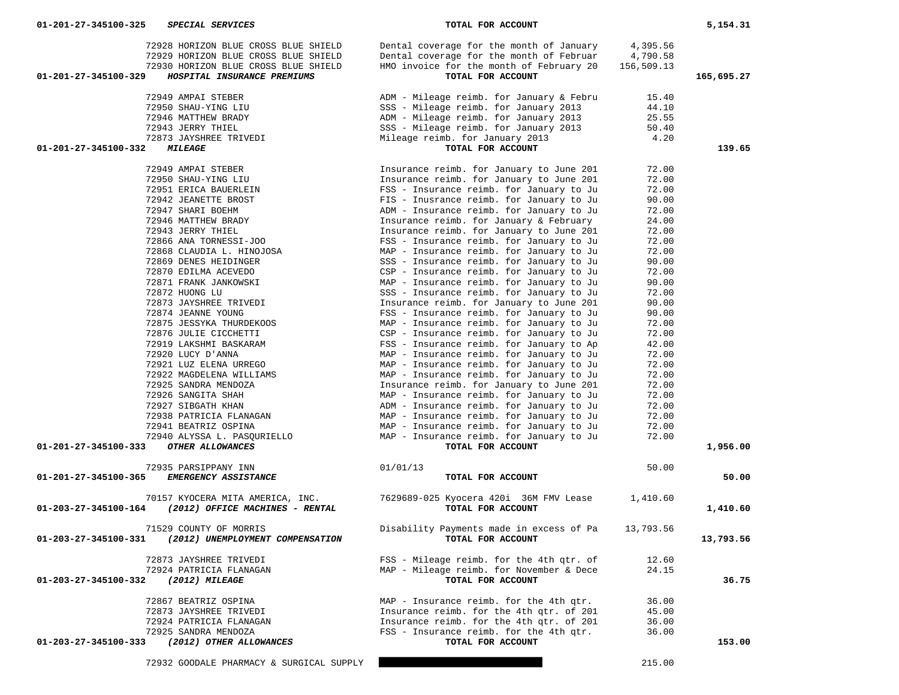| Account | Vendor / Account Name | Description | Amount | Total |
|---|---|---|---|---|
| 01-201-27-345100-325 | ***SPECIAL SERVICES*** | **TOTAL FOR ACCOUNT** | | **5,154.31** |
| | 72928 HORIZON BLUE CROSS BLUE SHIELD | Dental coverage for the month of January | 4,395.56 | |
| | 72929 HORIZON BLUE CROSS BLUE SHIELD | Dental coverage for the month of Februar | 4,790.58 | |
| | 72930 HORIZON BLUE CROSS BLUE SHIELD | HMO invoice for the month of February 20 | 156,509.13 | |
| **01-201-27-345100-329** | ***HOSPITAL INSURANCE PREMIUMS*** | **TOTAL FOR ACCOUNT** | | **165,695.27** |
| | 72949 AMPAI STEBER | ADM - Mileage reimb. for January & Febru | 15.40 | |
| | 72950 SHAU-YING LIU | SSS - Mileage reimb. for January 2013 | 44.10 | |
| | 72946 MATTHEW BRADY | ADM - Mileage reimb. for January 2013 | 25.55 | |
| | 72943 JERRY THIEL | SSS - Mileage reimb. for January 2013 | 50.40 | |
| | 72873 JAYSHREE TRIVEDI | Mileage reimb. for January 2013 | 4.20 | |
| **01-201-27-345100-332** | ***MILEAGE*** | **TOTAL FOR ACCOUNT** | | **139.65** |
| | 72949 AMPAI STEBER | Insurance reimb. for January to June 201 | 72.00 | |
| | 72950 SHAU-YING LIU | Insurance reimb. for January to June 201 | 72.00 | |
| | 72951 ERICA BAUERLEIN | FSS - Insurance reimb. for January to Ju | 72.00 | |
| | 72942 JEANETTE BROST | FIS - Inusrance reimb. for January to Ju | 90.00 | |
| | 72947 SHARI BOEHM | ADM - Insurance reimb. for January to Ju | 72.00 | |
| | 72946 MATTHEW BRADY | Insurance reimb. for January & February | 24.00 | |
| | 72943 JERRY THIEL | Insurance reimb. for January to June 201 | 72.00 | |
| | 72866 ANA TORNESSI-JOO | FSS - Insurance reimb. for January to Ju | 72.00 | |
| | 72868 CLAUDIA L. HINOJOSA | MAP - Insurance reimb. for January to Ju | 72.00 | |
| | 72869 DENES HEIDINGER | SSS - Insurance reimb. for January to Ju | 90.00 | |
| | 72870 EDILMA ACEVEDO | CSP - Insurance reimb. for January to Ju | 72.00 | |
| | 72871 FRANK JANKOWSKI | MAP - Insurance reimb. for January to Ju | 90.00 | |
| | 72872 HUONG LU | SSS - Insurance reimb. for January to Ju | 72.00 | |
| | 72873 JAYSHREE TRIVEDI | Insurance reimb. for January to June 201 | 90.00 | |
| | 72874 JEANNE YOUNG | FSS - Insurance reimb. for January to Ju | 90.00 | |
| | 72875 JESSYKA THURDEKOOS | MAP - Insurance reimb. for January to Ju | 72.00 | |
| | 72876 JULIE CICCHETTI | CSP - Insurance reimb. for January to Ju | 72.00 | |
| | 72919 LAKSHMI BASKARAM | FSS - Insurance reimb. for January to Ap | 42.00 | |
| | 72920 LUCY D'ANNA | MAP - Insurance reimb. for January to Ju | 72.00 | |
| | 72921 LUZ ELENA URREGO | MAP - Insurance reimb. for January to Ju | 72.00 | |
| | 72922 MAGDELENA WILLIAMS | MAP - Insurance reimb. for January to Ju | 72.00 | |
| | 72925 SANDRA MENDOZA | Insurance reimb. for January to June 201 | 72.00 | |
| | 72926 SANGITA SHAH | MAP - Insurance reimb. for January to Ju | 72.00 | |
| | 72927 SIBGATH KHAN | ADM - Insurance reimb. for January to Ju | 72.00 | |
| | 72938 PATRICIA FLANAGAN | MAP - Insurance reimb. for January to Ju | 72.00 | |
| | 72941 BEATRIZ OSPINA | MAP - Insurance reimb. for January to Ju | 72.00 | |
| | 72940 ALYSSA L. PASQURIELLO | MAP - Insurance reimb. for January to Ju | 72.00 | |
| **01-201-27-345100-333** | ***OTHER ALLOWANCES*** | **TOTAL FOR ACCOUNT** | | **1,956.00** |
| | 72935 PARSIPPANY INN | 01/01/13 | 50.00 | |
| **01-201-27-345100-365** | ***EMERGENCY ASSISTANCE*** | **TOTAL FOR ACCOUNT** | | **50.00** |
| | 70157 KYOCERA MITA AMERICA, INC. | 7629689-025 Kyocera 420i 36M FMV Lease | 1,410.60 | |
| **01-203-27-345100-164** | ***(2012) OFFICE MACHINES - RENTAL*** | **TOTAL FOR ACCOUNT** | | **1,410.60** |
| | 71529 COUNTY OF MORRIS | Disability Payments made in excess of Pa | 13,793.56 | |
| **01-203-27-345100-331** | ***(2012) UNEMPLOYMENT COMPENSATION*** | **TOTAL FOR ACCOUNT** | | **13,793.56** |
| | 72873 JAYSHREE TRIVEDI | FSS - Mileage reimb. for the 4th qtr. of | 12.60 | |
| | 72924 PATRICIA FLANAGAN | MAP - Mileage reimb. for November & Dece | 24.15 | |
| **01-203-27-345100-332** | ***(2012) MILEAGE*** | **TOTAL FOR ACCOUNT** | | **36.75** |
| | 72867 BEATRIZ OSPINA | MAP - Insurance reimb. for the 4th qtr. | 36.00 | |
| | 72873 JAYSHREE TRIVEDI | Insurance reimb. for the 4th qtr. of 201 | 45.00 | |
| | 72924 PATRICIA FLANAGAN | Insurance reimb. for the 4th qtr. of 201 | 36.00 | |
| | 72925 SANDRA MENDOZA | FSS - Insurance reimb. for the 4th qtr. | 36.00 | |
| **01-203-27-345100-333** | ***(2012) OTHER ALLOWANCES*** | **TOTAL FOR ACCOUNT** | | **153.00** |
| | 72932 GOODALE PHARMACY & SURGICAL SUPPLY | [REDACTED] | 215.00 | |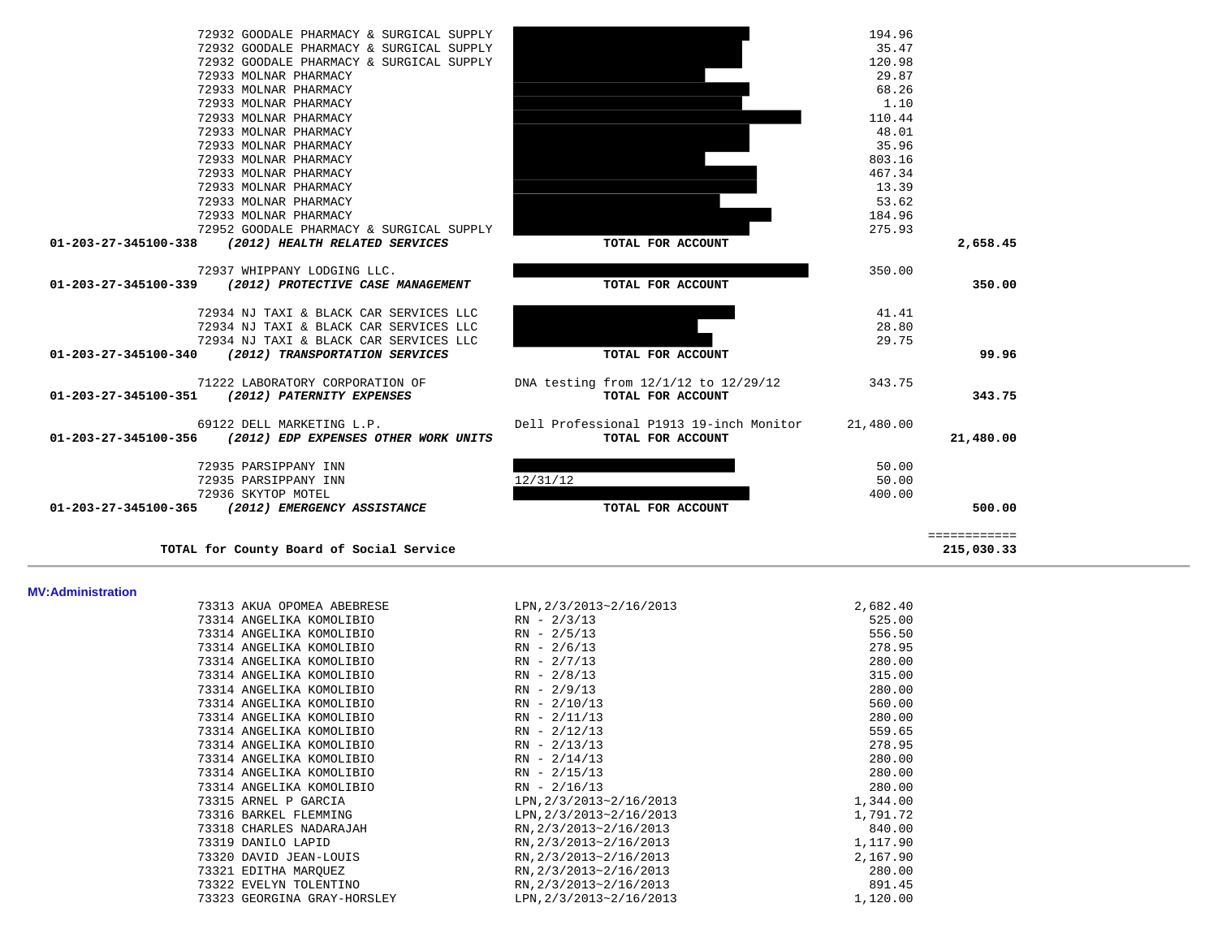| Account | Vendor | Description | Amount | Total |
|---|---|---|---|---|
| | 72932 GOODALE PHARMACY & SURGICAL SUPPLY | | 194.96 | |
| | 72932 GOODALE PHARMACY & SURGICAL SUPPLY | | 35.47 | |
| | 72932 GOODALE PHARMACY & SURGICAL SUPPLY | | 120.98 | |
| | 72933 MOLNAR PHARMACY | | 29.87 | |
| | 72933 MOLNAR PHARMACY | | 68.26 | |
| | 72933 MOLNAR PHARMACY | | 1.10 | |
| | 72933 MOLNAR PHARMACY | | 110.44 | |
| | 72933 MOLNAR PHARMACY | | 48.01 | |
| | 72933 MOLNAR PHARMACY | | 35.96 | |
| | 72933 MOLNAR PHARMACY | | 803.16 | |
| | 72933 MOLNAR PHARMACY | | 467.34 | |
| | 72933 MOLNAR PHARMACY | | 13.39 | |
| | 72933 MOLNAR PHARMACY | | 53.62 | |
| | 72933 MOLNAR PHARMACY | | 184.96 | |
| | 72952 GOODALE PHARMACY & SURGICAL SUPPLY | | 275.93 | |
| **01-203-27-345100-338** | ***(2012) HEALTH RELATED SERVICES*** | **TOTAL FOR ACCOUNT** | | **2,658.45** |
| | 72937 WHIPPANY LODGING LLC. | | 350.00 | |
| **01-203-27-345100-339** | ***(2012) PROTECTIVE CASE MANAGEMENT*** | **TOTAL FOR ACCOUNT** | | **350.00** |
| | 72934 NJ TAXI & BLACK CAR SERVICES LLC | | 41.41 | |
| | 72934 NJ TAXI & BLACK CAR SERVICES LLC | | 28.80 | |
| | 72934 NJ TAXI & BLACK CAR SERVICES LLC | | 29.75 | |
| **01-203-27-345100-340** | ***(2012) TRANSPORTATION SERVICES*** | **TOTAL FOR ACCOUNT** | | **99.96** |
| | 71222 LABORATORY CORPORATION OF | DNA testing from 12/1/12 to 12/29/12 | 343.75 | |
| **01-203-27-345100-351** | ***(2012) PATERNITY EXPENSES*** | **TOTAL FOR ACCOUNT** | | **343.75** |
| | 69122 DELL MARKETING L.P. | Dell Professional P1913 19-inch Monitor | 21,480.00 | |
| **01-203-27-345100-356** | ***(2012) EDP EXPENSES OTHER WORK UNITS*** | **TOTAL FOR ACCOUNT** | | **21,480.00** |
| | 72935 PARSIPPANY INN | | 50.00 | |
| | 72935 PARSIPPANY INN | 12/31/12 | 50.00 | |
| | 72936 SKYTOP MOTEL | | 400.00 | |
| **01-203-27-345100-365** | ***(2012) EMERGENCY ASSISTANCE*** | **TOTAL FOR ACCOUNT** | | **500.00** |
| | **TOTAL for County Board of Social Service** | | | **215,030.33** |

**MV:Administration**

| Vendor | Description | Amount |
|---|---|---|
| 73313 AKUA OPOMEA ABEBRESE | LPN,2/3/2013~2/16/2013 | 2,682.40 |
| 73314 ANGELIKA KOMOLIBIO | RN - 2/3/13 | 525.00 |
| 73314 ANGELIKA KOMOLIBIO | RN - 2/5/13 | 556.50 |
| 73314 ANGELIKA KOMOLIBIO | RN - 2/6/13 | 278.95 |
| 73314 ANGELIKA KOMOLIBIO | RN - 2/7/13 | 280.00 |
| 73314 ANGELIKA KOMOLIBIO | RN - 2/8/13 | 315.00 |
| 73314 ANGELIKA KOMOLIBIO | RN - 2/9/13 | 280.00 |
| 73314 ANGELIKA KOMOLIBIO | RN - 2/10/13 | 560.00 |
| 73314 ANGELIKA KOMOLIBIO | RN - 2/11/13 | 280.00 |
| 73314 ANGELIKA KOMOLIBIO | RN - 2/12/13 | 559.65 |
| 73314 ANGELIKA KOMOLIBIO | RN - 2/13/13 | 278.95 |
| 73314 ANGELIKA KOMOLIBIO | RN - 2/14/13 | 280.00 |
| 73314 ANGELIKA KOMOLIBIO | RN - 2/15/13 | 280.00 |
| 73314 ANGELIKA KOMOLIBIO | RN - 2/16/13 | 280.00 |
| 73315 ARNEL P GARCIA | LPN,2/3/2013~2/16/2013 | 1,344.00 |
| 73316 BARKEL FLEMMING | LPN,2/3/2013~2/16/2013 | 1,791.72 |
| 73318 CHARLES NADARAJAH | RN,2/3/2013~2/16/2013 | 840.00 |
| 73319 DANILO LAPID | RN,2/3/2013~2/16/2013 | 1,117.90 |
| 73320 DAVID JEAN-LOUIS | RN,2/3/2013~2/16/2013 | 2,167.90 |
| 73321 EDITHA MARQUEZ | RN,2/3/2013~2/16/2013 | 280.00 |
| 73322 EVELYN TOLENTINO | RN,2/3/2013~2/16/2013 | 891.45 |
| 73323 GEORGINA GRAY-HORSLEY | LPN,2/3/2013~2/16/2013 | 1,120.00 |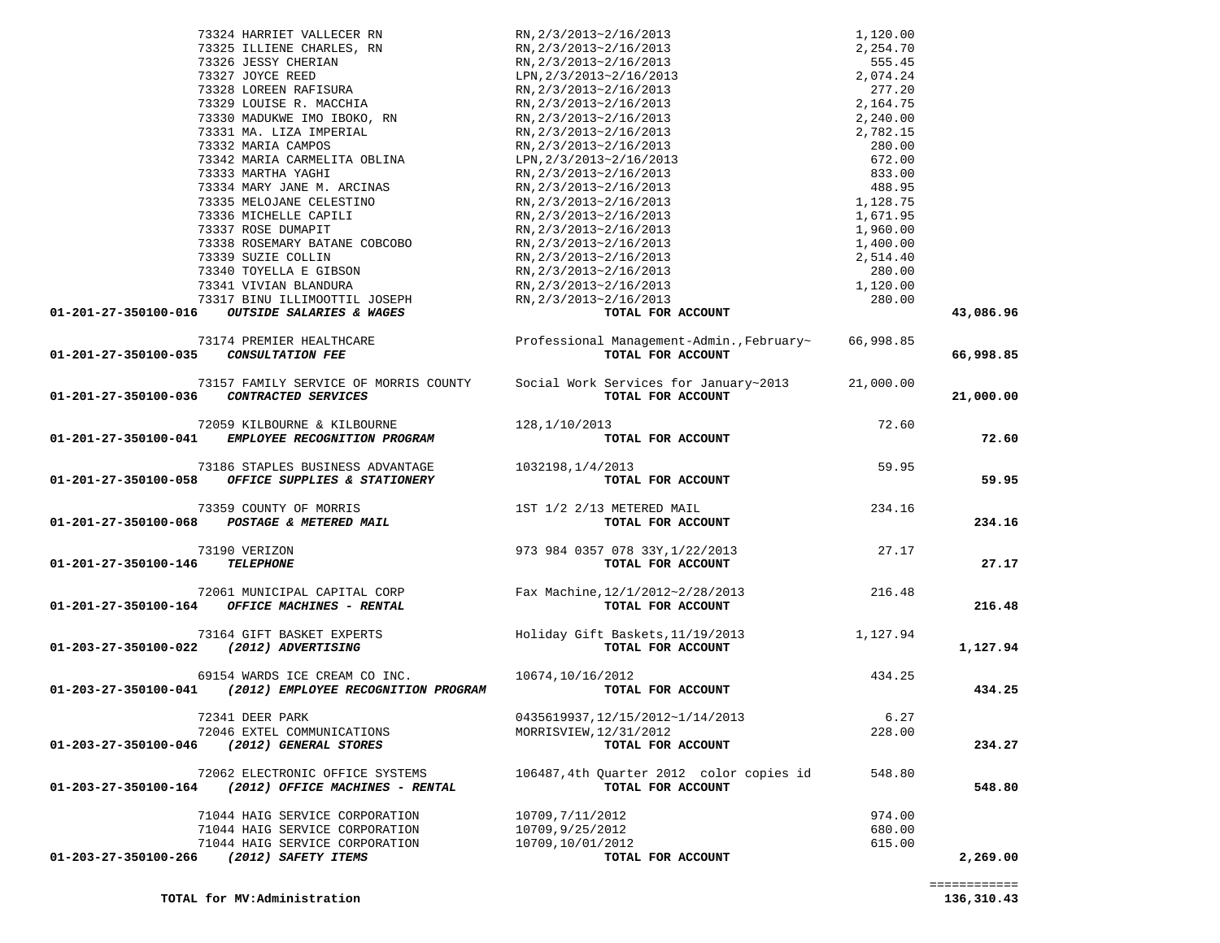| Account | Vendor | Description | Amount | Total |
|---|---|---|---|---|
| | 73324 HARRIET VALLECER RN | RN,2/3/2013~2/16/2013 | 1,120.00 | |
| | 73325 ILLIENE CHARLES, RN | RN,2/3/2013~2/16/2013 | 2,254.70 | |
| | 73326 JESSY CHERIAN | RN,2/3/2013~2/16/2013 | 555.45 | |
| | 73327 JOYCE REED | LPN,2/3/2013~2/16/2013 | 2,074.24 | |
| | 73328 LOREEN RAFISURA | RN,2/3/2013~2/16/2013 | 277.20 | |
| | 73329 LOUISE R. MACCHIA | RN,2/3/2013~2/16/2013 | 2,164.75 | |
| | 73330 MADUKWE IMO IBOKO, RN | RN,2/3/2013~2/16/2013 | 2,240.00 | |
| | 73331 MA. LIZA IMPERIAL | RN,2/3/2013~2/16/2013 | 2,782.15 | |
| | 73332 MARIA CAMPOS | RN,2/3/2013~2/16/2013 | 280.00 | |
| | 73342 MARIA CARMELITA OBLINA | LPN,2/3/2013~2/16/2013 | 672.00 | |
| | 73333 MARTHA YAGHI | RN,2/3/2013~2/16/2013 | 833.00 | |
| | 73334 MARY JANE M. ARCINAS | RN,2/3/2013~2/16/2013 | 488.95 | |
| | 73335 MELOJANE CELESTINO | RN,2/3/2013~2/16/2013 | 1,128.75 | |
| | 73336 MICHELLE CAPILI | RN,2/3/2013~2/16/2013 | 1,671.95 | |
| | 73337 ROSE DUMAPIT | RN,2/3/2013~2/16/2013 | 1,960.00 | |
| | 73338 ROSEMARY BATANE COBCOBO | RN,2/3/2013~2/16/2013 | 1,400.00 | |
| | 73339 SUZIE COLLIN | RN,2/3/2013~2/16/2013 | 2,514.40 | |
| | 73340 TOYELLA E GIBSON | RN,2/3/2013~2/16/2013 | 280.00 | |
| | 73341 VIVIAN BLANDURA | RN,2/3/2013~2/16/2013 | 1,120.00 | |
| | 73317 BINU ILLIMOOTTIL JOSEPH | RN,2/3/2013~2/16/2013 | 280.00 | |
| **01-201-27-350100-016** | ***OUTSIDE SALARIES & WAGES*** | **TOTAL FOR ACCOUNT** | | **43,086.96** |
| | 73174 PREMIER HEALTHCARE | Professional Management-Admin.,February~ | 66,998.85 | |
| **01-201-27-350100-035** | ***CONSULTATION FEE*** | **TOTAL FOR ACCOUNT** | | **66,998.85** |
| | 73157 FAMILY SERVICE OF MORRIS COUNTY | Social Work Services for January~2013 | 21,000.00 | |
| **01-201-27-350100-036** | ***CONTRACTED SERVICES*** | **TOTAL FOR ACCOUNT** | | **21,000.00** |
| | 72059 KILBOURNE & KILBOURNE | 128,1/10/2013 | 72.60 | |
| **01-201-27-350100-041** | ***EMPLOYEE RECOGNITION PROGRAM*** | **TOTAL FOR ACCOUNT** | | **72.60** |
| | 73186 STAPLES BUSINESS ADVANTAGE | 1032198,1/4/2013 | 59.95 | |
| **01-201-27-350100-058** | ***OFFICE SUPPLIES & STATIONERY*** | **TOTAL FOR ACCOUNT** | | **59.95** |
| | 73359 COUNTY OF MORRIS | 1ST 1/2 2/13 METERED MAIL | 234.16 | |
| **01-201-27-350100-068** | ***POSTAGE & METERED MAIL*** | **TOTAL FOR ACCOUNT** | | **234.16** |
| | 73190 VERIZON | 973 984 0357 078 33Y,1/22/2013 | 27.17 | |
| **01-201-27-350100-146** | ***TELEPHONE*** | **TOTAL FOR ACCOUNT** | | **27.17** |
| | 72061 MUNICIPAL CAPITAL CORP | Fax Machine,12/1/2012~2/28/2013 | 216.48 | |
| **01-201-27-350100-164** | ***OFFICE MACHINES - RENTAL*** | **TOTAL FOR ACCOUNT** | | **216.48** |
| | 73164 GIFT BASKET EXPERTS | Holiday Gift Baskets,11/19/2013 | 1,127.94 | |
| **01-203-27-350100-022** | ***(2012) ADVERTISING*** | **TOTAL FOR ACCOUNT** | | **1,127.94** |
| | 69154 WARDS ICE CREAM CO INC. | 10674,10/16/2012 | 434.25 | |
| **01-203-27-350100-041** | ***(2012) EMPLOYEE RECOGNITION PROGRAM*** | **TOTAL FOR ACCOUNT** | | **434.25** |
| | 72341 DEER PARK | 0435619937,12/15/2012~1/14/2013 | 6.27 | |
| | 72046 EXTEL COMMUNICATIONS | MORRISVIEW,12/31/2012 | 228.00 | |
| **01-203-27-350100-046** | ***(2012) GENERAL STORES*** | **TOTAL FOR ACCOUNT** | | **234.27** |
| | 72062 ELECTRONIC OFFICE SYSTEMS | 106487,4th Quarter 2012 color copies id | 548.80 | |
| **01-203-27-350100-164** | ***(2012) OFFICE MACHINES - RENTAL*** | **TOTAL FOR ACCOUNT** | | **548.80** |
| | 71044 HAIG SERVICE CORPORATION | 10709,7/11/2012 | 974.00 | |
| | 71044 HAIG SERVICE CORPORATION | 10709,9/25/2012 | 680.00 | |
| | 71044 HAIG SERVICE CORPORATION | 10709,10/01/2012 | 615.00 | |
| **01-203-27-350100-266** | ***(2012) SAFETY ITEMS*** | **TOTAL FOR ACCOUNT** | | **2,269.00** |
| | | | | ============ |
| **TOTAL for MV:Administration** | | | | **136,310.43** |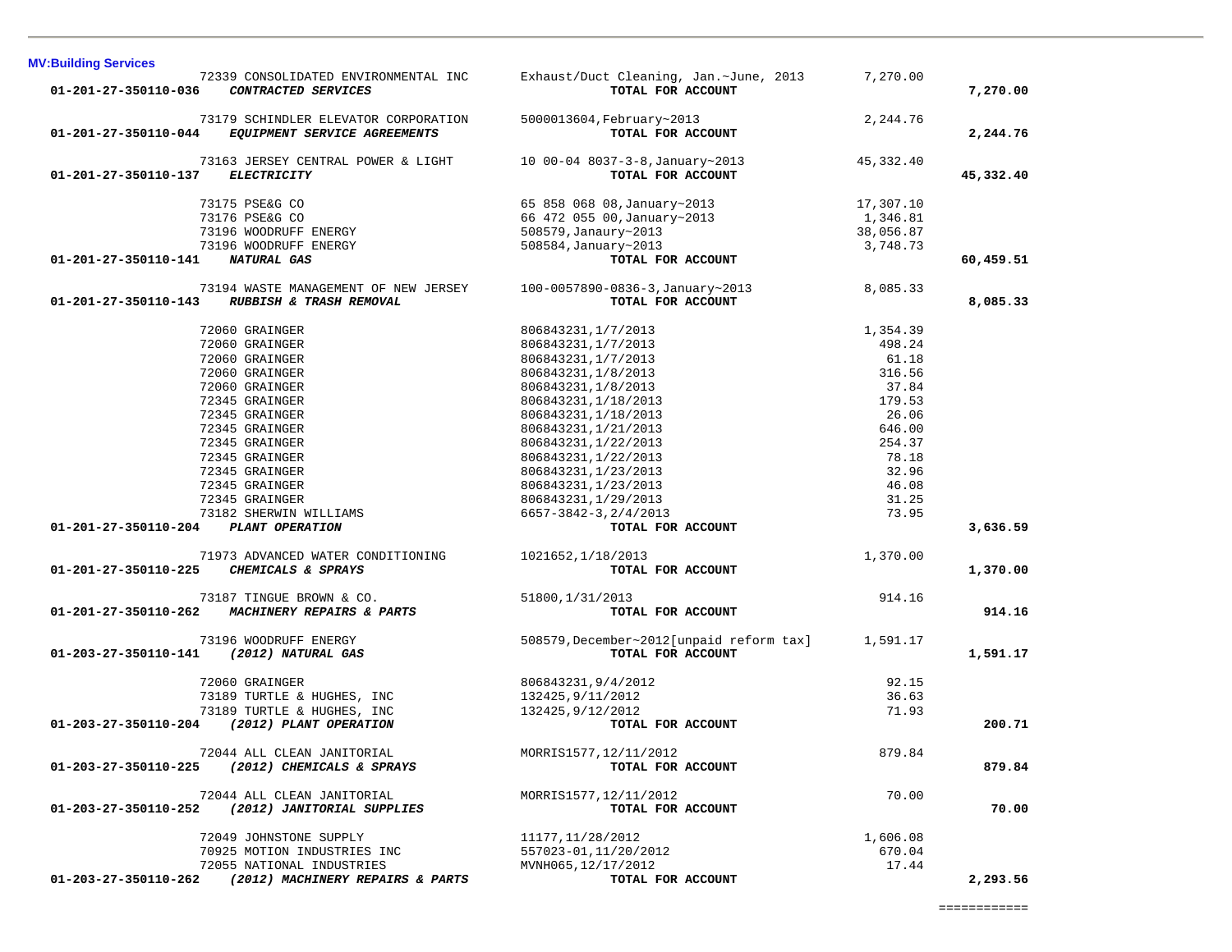**MV:Building Services**

| Account | Vendor | Description | Amount | Total |
|---|---|---|---|---|
| | 72339 CONSOLIDATED ENVIRONMENTAL INC | Exhaust/Duct Cleaning, Jan.~June, 2013 | 7,270.00 | |
| **01-201-27-350110-036** | ***CONTRACTED SERVICES*** | **TOTAL FOR ACCOUNT** | | **7,270.00** |
| | 73179 SCHINDLER ELEVATOR CORPORATION | 5000013604,February~2013 | 2,244.76 | |
| **01-201-27-350110-044** | ***EQUIPMENT SERVICE AGREEMENTS*** | **TOTAL FOR ACCOUNT** | | **2,244.76** |
| | 73163 JERSEY CENTRAL POWER & LIGHT | 10 00-04 8037-3-8,January~2013 | 45,332.40 | |
| **01-201-27-350110-137** | ***ELECTRICITY*** | **TOTAL FOR ACCOUNT** | | **45,332.40** |
| | 73175 PSE&G CO | 65 858 068 08,January~2013 | 17,307.10 | |
| | 73176 PSE&G CO | 66 472 055 00,January~2013 | 1,346.81 | |
| | 73196 WOODRUFF ENERGY | 508579,Janaury~2013 | 38,056.87 | |
| | 73196 WOODRUFF ENERGY | 508584,January~2013 | 3,748.73 | |
| **01-201-27-350110-141** | ***NATURAL GAS*** | **TOTAL FOR ACCOUNT** | | **60,459.51** |
| | 73194 WASTE MANAGEMENT OF NEW JERSEY | 100-0057890-0836-3,January~2013 | 8,085.33 | |
| **01-201-27-350110-143** | ***RUBBISH & TRASH REMOVAL*** | **TOTAL FOR ACCOUNT** | | **8,085.33** |
| | 72060 GRAINGER | 806843231,1/7/2013 | 1,354.39 | |
| | 72060 GRAINGER | 806843231,1/7/2013 | 498.24 | |
| | 72060 GRAINGER | 806843231,1/7/2013 | 61.18 | |
| | 72060 GRAINGER | 806843231,1/8/2013 | 316.56 | |
| | 72060 GRAINGER | 806843231,1/8/2013 | 37.84 | |
| | 72345 GRAINGER | 806843231,1/18/2013 | 179.53 | |
| | 72345 GRAINGER | 806843231,1/18/2013 | 26.06 | |
| | 72345 GRAINGER | 806843231,1/21/2013 | 646.00 | |
| | 72345 GRAINGER | 806843231,1/22/2013 | 254.37 | |
| | 72345 GRAINGER | 806843231,1/22/2013 | 78.18 | |
| | 72345 GRAINGER | 806843231,1/23/2013 | 32.96 | |
| | 72345 GRAINGER | 806843231,1/23/2013 | 46.08 | |
| | 72345 GRAINGER | 806843231,1/29/2013 | 31.25 | |
| | 73182 SHERWIN WILLIAMS | 6657-3842-3,2/4/2013 | 73.95 | |
| **01-201-27-350110-204** | ***PLANT OPERATION*** | **TOTAL FOR ACCOUNT** | | **3,636.59** |
| | 71973 ADVANCED WATER CONDITIONING | 1021652,1/18/2013 | 1,370.00 | |
| **01-201-27-350110-225** | ***CHEMICALS & SPRAYS*** | **TOTAL FOR ACCOUNT** | | **1,370.00** |
| | 73187 TINGUE BROWN & CO. | 51800,1/31/2013 | 914.16 | |
| **01-201-27-350110-262** | ***MACHINERY REPAIRS & PARTS*** | **TOTAL FOR ACCOUNT** | | **914.16** |
| | 73196 WOODRUFF ENERGY | 508579,December~2012[unpaid reform tax] | 1,591.17 | |
| **01-203-27-350110-141** | ***(2012) NATURAL GAS*** | **TOTAL FOR ACCOUNT** | | **1,591.17** |
| | 72060 GRAINGER | 806843231,9/4/2012 | 92.15 | |
| | 73189 TURTLE & HUGHES, INC | 132425,9/11/2012 | 36.63 | |
| | 73189 TURTLE & HUGHES, INC | 132425,9/12/2012 | 71.93 | |
| **01-203-27-350110-204** | ***(2012) PLANT OPERATION*** | **TOTAL FOR ACCOUNT** | | **200.71** |
| | 72044 ALL CLEAN JANITORIAL | MORRIS1577,12/11/2012 | 879.84 | |
| **01-203-27-350110-225** | ***(2012) CHEMICALS & SPRAYS*** | **TOTAL FOR ACCOUNT** | | **879.84** |
| | 72044 ALL CLEAN JANITORIAL | MORRIS1577,12/11/2012 | 70.00 | |
| **01-203-27-350110-252** | ***(2012) JANITORIAL SUPPLIES*** | **TOTAL FOR ACCOUNT** | | **70.00** |
| | 72049 JOHNSTONE SUPPLY | 11177,11/28/2012 | 1,606.08 | |
| | 70925 MOTION INDUSTRIES INC | 557023-01,11/20/2012 | 670.04 | |
| | 72055 NATIONAL INDUSTRIES | MVNH065,12/17/2012 | 17.44 | |
| **01-203-27-350110-262** | ***(2012) MACHINERY REPAIRS & PARTS*** | **TOTAL FOR ACCOUNT** | | **2,293.56** |
| | | | | ============ |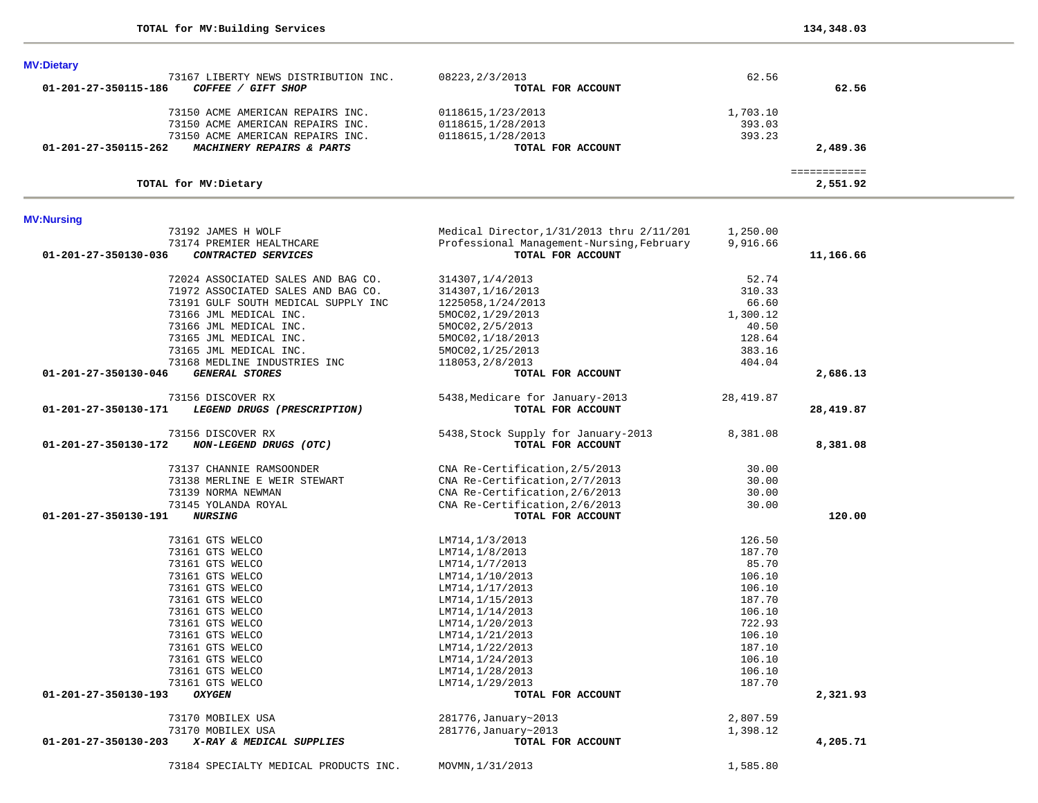**TOTAL for MV:Building Services** 134,348.03

## MV:Dietary

| Account | Vendor | Description | Amount | Total |
|---|---|---|---|---|
| | 73167 LIBERTY NEWS DISTRIBUTION INC. | 08223,2/3/2013 | 62.56 | |
| 01-201-27-350115-186 | ***COFFEE / GIFT SHOP*** | **TOTAL FOR ACCOUNT** | | **62.56** |
| | 73150 ACME AMERICAN REPAIRS INC. | 0118615,1/23/2013 | 1,703.10 | |
| | 73150 ACME AMERICAN REPAIRS INC. | 0118615,1/28/2013 | 393.03 | |
| | 73150 ACME AMERICAN REPAIRS INC. | 0118615,1/28/2013 | 393.23 | |
| 01-201-27-350115-262 | ***MACHINERY REPAIRS & PARTS*** | **TOTAL FOR ACCOUNT** | | **2,489.36** |

**TOTAL for MV:Dietary** 2,551.92

## MV:Nursing

| Account | Vendor | Description | Amount | Total |
|---|---|---|---|---|
| | 73192 JAMES H WOLF | Medical Director,1/31/2013 thru 2/11/201 | 1,250.00 | |
| | 73174 PREMIER HEALTHCARE | Professional Management-Nursing,February | 9,916.66 | |
| 01-201-27-350130-036 | ***CONTRACTED SERVICES*** | **TOTAL FOR ACCOUNT** | | **11,166.66** |
| | 72024 ASSOCIATED SALES AND BAG CO. | 314307,1/4/2013 | 52.74 | |
| | 71972 ASSOCIATED SALES AND BAG CO. | 314307,1/16/2013 | 310.33 | |
| | 73191 GULF SOUTH MEDICAL SUPPLY INC | 1225058,1/24/2013 | 66.60 | |
| | 73166 JML MEDICAL INC. | 5MOC02,1/29/2013 | 1,300.12 | |
| | 73166 JML MEDICAL INC. | 5MOC02,2/5/2013 | 40.50 | |
| | 73165 JML MEDICAL INC. | 5MOC02,1/18/2013 | 128.64 | |
| | 73165 JML MEDICAL INC. | 5MOC02,1/25/2013 | 383.16 | |
| | 73168 MEDLINE INDUSTRIES INC | 118053,2/8/2013 | 404.04 | |
| 01-201-27-350130-046 | ***GENERAL STORES*** | **TOTAL FOR ACCOUNT** | | **2,686.13** |
| | 73156 DISCOVER RX | 5438,Medicare for January-2013 | 28,419.87 | |
| 01-201-27-350130-171 | ***LEGEND DRUGS (PRESCRIPTION)*** | **TOTAL FOR ACCOUNT** | | **28,419.87** |
| | 73156 DISCOVER RX | 5438,Stock Supply for January-2013 | 8,381.08 | |
| 01-201-27-350130-172 | ***NON-LEGEND DRUGS (OTC)*** | **TOTAL FOR ACCOUNT** | | **8,381.08** |
| | 73137 CHANNIE RAMSOONDER | CNA Re-Certification,2/5/2013 | 30.00 | |
| | 73138 MERLINE E WEIR STEWART | CNA Re-Certification,2/7/2013 | 30.00 | |
| | 73139 NORMA NEWMAN | CNA Re-Certification,2/6/2013 | 30.00 | |
| | 73145 YOLANDA ROYAL | CNA Re-Certification,2/6/2013 | 30.00 | |
| 01-201-27-350130-191 | ***NURSING*** | **TOTAL FOR ACCOUNT** | | **120.00** |
| | 73161 GTS WELCO | LM714,1/3/2013 | 126.50 | |
| | 73161 GTS WELCO | LM714,1/8/2013 | 187.70 | |
| | 73161 GTS WELCO | LM714,1/7/2013 | 85.70 | |
| | 73161 GTS WELCO | LM714,1/10/2013 | 106.10 | |
| | 73161 GTS WELCO | LM714,1/17/2013 | 106.10 | |
| | 73161 GTS WELCO | LM714,1/15/2013 | 187.70 | |
| | 73161 GTS WELCO | LM714,1/14/2013 | 106.10 | |
| | 73161 GTS WELCO | LM714,1/20/2013 | 722.93 | |
| | 73161 GTS WELCO | LM714,1/21/2013 | 106.10 | |
| | 73161 GTS WELCO | LM714,1/22/2013 | 187.10 | |
| | 73161 GTS WELCO | LM714,1/24/2013 | 106.10 | |
| | 73161 GTS WELCO | LM714,1/28/2013 | 106.10 | |
| | 73161 GTS WELCO | LM714,1/29/2013 | 187.70 | |
| 01-201-27-350130-193 | ***OXYGEN*** | **TOTAL FOR ACCOUNT** | | **2,321.93** |
| | 73170 MOBILEX USA | 281776,January~2013 | 2,807.59 | |
| | 73170 MOBILEX USA | 281776,January~2013 | 1,398.12 | |
| 01-201-27-350130-203 | ***X-RAY & MEDICAL SUPPLIES*** | **TOTAL FOR ACCOUNT** | | **4,205.71** |
| | 73184 SPECIALTY MEDICAL PRODUCTS INC. | MOVMN,1/31/2013 | 1,585.80 | |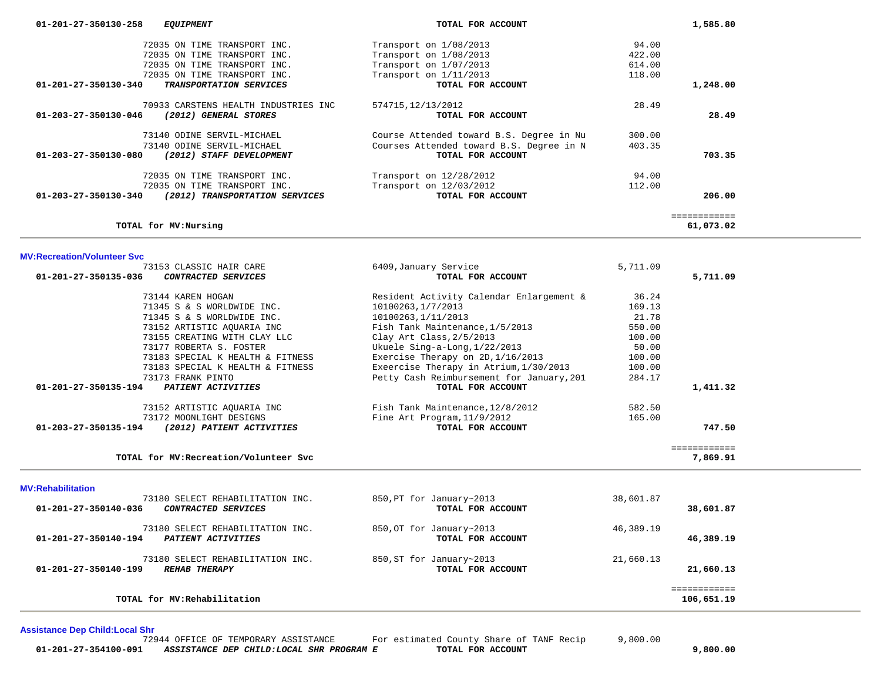| Account / Vendor | Description | Amount | Total |
|---|---|---|---|
| 01-201-27-350130-258 ***EQUIPMENT*** | **TOTAL FOR ACCOUNT** | | **1,585.80** |
| 72035 ON TIME TRANSPORT INC. | Transport on 1/08/2013 | 94.00 | |
| 72035 ON TIME TRANSPORT INC. | Transport on 1/08/2013 | 422.00 | |
| 72035 ON TIME TRANSPORT INC. | Transport on 1/07/2013 | 614.00 | |
| 72035 ON TIME TRANSPORT INC. | Transport on 1/11/2013 | 118.00 | |
| 01-201-27-350130-340 ***TRANSPORTATION SERVICES*** | **TOTAL FOR ACCOUNT** | | **1,248.00** |
| 70933 CARSTENS HEALTH INDUSTRIES INC | 574715,12/13/2012 | 28.49 | |
| 01-203-27-350130-046 ***(2012) GENERAL STORES*** | **TOTAL FOR ACCOUNT** | | **28.49** |
| 73140 ODINE SERVIL-MICHAEL | Course Attended toward B.S. Degree in Nu | 300.00 | |
| 73140 ODINE SERVIL-MICHAEL | Courses Attended toward B.S. Degree in N | 403.35 | |
| 01-203-27-350130-080 ***(2012) STAFF DEVELOPMENT*** | **TOTAL FOR ACCOUNT** | | **703.35** |
| 72035 ON TIME TRANSPORT INC. | Transport on 12/28/2012 | 94.00 | |
| 72035 ON TIME TRANSPORT INC. | Transport on 12/03/2012 | 112.00 | |
| 01-203-27-350130-340 ***(2012) TRANSPORTATION SERVICES*** | **TOTAL FOR ACCOUNT** | | **206.00** |
| | | | ============ |
| **TOTAL for MV:Nursing** | | | **61,073.02** |

**MV:Recreation/Volunteer Svc**

| Account / Vendor | Description | Amount | Total |
|---|---|---|---|
| 73153 CLASSIC HAIR CARE | 6409,January Service | 5,711.09 | |
| 01-201-27-350135-036 ***CONTRACTED SERVICES*** | **TOTAL FOR ACCOUNT** | | **5,711.09** |
| 73144 KAREN HOGAN | Resident Activity Calendar Enlargement & | 36.24 | |
| 71345 S & S WORLDWIDE INC. | 10100263,1/7/2013 | 169.13 | |
| 71345 S & S WORLDWIDE INC. | 10100263,1/11/2013 | 21.78 | |
| 73152 ARTISTIC AQUARIA INC | Fish Tank Maintenance,1/5/2013 | 550.00 | |
| 73155 CREATING WITH CLAY LLC | Clay Art Class,2/5/2013 | 100.00 | |
| 73177 ROBERTA S. FOSTER | Ukuele Sing-a-Long,1/22/2013 | 50.00 | |
| 73183 SPECIAL K HEALTH & FITNESS | Exercise Therapy on 2D,1/16/2013 | 100.00 | |
| 73183 SPECIAL K HEALTH & FITNESS | Exeercise Therapy in Atrium,1/30/2013 | 100.00 | |
| 73173 FRANK PINTO | Petty Cash Reimbursement for January,201 | 284.17 | |
| 01-201-27-350135-194 ***PATIENT ACTIVITIES*** | **TOTAL FOR ACCOUNT** | | **1,411.32** |
| 73152 ARTISTIC AQUARIA INC | Fish Tank Maintenance,12/8/2012 | 582.50 | |
| 73172 MOONLIGHT DESIGNS | Fine Art Program,11/9/2012 | 165.00 | |
| 01-203-27-350135-194 ***(2012) PATIENT ACTIVITIES*** | **TOTAL FOR ACCOUNT** | | **747.50** |
| | | | ============ |
| **TOTAL for MV:Recreation/Volunteer Svc** | | | **7,869.91** |

**MV:Rehabilitation**

| Account / Vendor | Description | Amount | Total |
|---|---|---|---|
| 73180 SELECT REHABILITATION INC. | 850,PT for January~2013 | 38,601.87 | |
| 01-201-27-350140-036 ***CONTRACTED SERVICES*** | **TOTAL FOR ACCOUNT** | | **38,601.87** |
| 73180 SELECT REHABILITATION INC. | 850,OT for January~2013 | 46,389.19 | |
| 01-201-27-350140-194 ***PATIENT ACTIVITIES*** | **TOTAL FOR ACCOUNT** | | **46,389.19** |
| 73180 SELECT REHABILITATION INC. | 850,ST for January~2013 | 21,660.13 | |
| 01-201-27-350140-199 ***REHAB THERAPY*** | **TOTAL FOR ACCOUNT** | | **21,660.13** |
| | | | ============ |
| **TOTAL for MV:Rehabilitation** | | | **106,651.19** |

**Assistance Dep Child:Local Shr**

| Account / Vendor | Description | Amount | Total |
|---|---|---|---|
| 72944 OFFICE OF TEMPORARY ASSISTANCE | For estimated County Share of TANF Recip | 9,800.00 | |
| 01-201-27-354100-091 ***ASSISTANCE DEP CHILD:LOCAL SHR PROGRAM E*** | **TOTAL FOR ACCOUNT** | | **9,800.00** |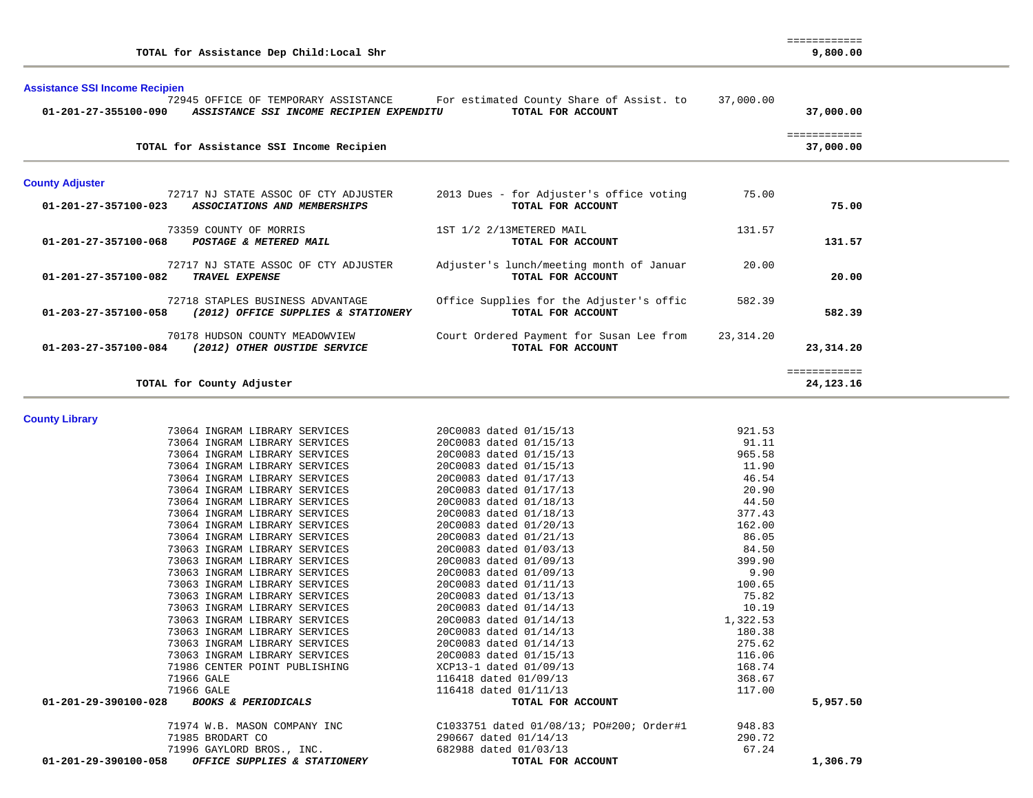| | | | |
|---|---|---|---|
| TOTAL for Assistance Dep Child:Local Shr | | | ============ 9,800.00 |

### Assistance SSI Income Recipien

| Account / Vendor | Description | Amount | Total |
|---|---|---|---|
| 72945 OFFICE OF TEMPORARY ASSISTANCE | For estimated County Share of Assist. to | 37,000.00 | |
| **01-201-27-355100-090** ***ASSISTANCE SSI INCOME RECIPIEN EXPENDITU*** | **TOTAL FOR ACCOUNT** | | **37,000.00** |
| **TOTAL for Assistance SSI Income Recipien** | | | ============ **37,000.00** |

### County Adjuster

| Account / Vendor | Description | Amount | Total |
|---|---|---|---|
| 72717 NJ STATE ASSOC OF CTY ADJUSTER | 2013 Dues - for Adjuster's office voting | 75.00 | |
| **01-201-27-357100-023** ***ASSOCIATIONS AND MEMBERSHIPS*** | **TOTAL FOR ACCOUNT** | | **75.00** |
| 73359 COUNTY OF MORRIS | 1ST 1/2 2/13METERED MAIL | 131.57 | |
| **01-201-27-357100-068** ***POSTAGE & METERED MAIL*** | **TOTAL FOR ACCOUNT** | | **131.57** |
| 72717 NJ STATE ASSOC OF CTY ADJUSTER | Adjuster's lunch/meeting month of Januar | 20.00 | |
| **01-201-27-357100-082** ***TRAVEL EXPENSE*** | **TOTAL FOR ACCOUNT** | | **20.00** |
| 72718 STAPLES BUSINESS ADVANTAGE | Office Supplies for the Adjuster's offic | 582.39 | |
| **01-203-27-357100-058** ***(2012) OFFICE SUPPLIES & STATIONERY*** | **TOTAL FOR ACCOUNT** | | **582.39** |
| 70178 HUDSON COUNTY MEADOWVIEW | Court Ordered Payment for Susan Lee from | 23,314.20 | |
| **01-203-27-357100-084** ***(2012) OTHER OUSTIDE SERVICE*** | **TOTAL FOR ACCOUNT** | | **23,314.20** |
| **TOTAL for County Adjuster** | | | ============ **24,123.16** |

### County Library

| Account / Vendor | Description | Amount | Total |
|---|---|---|---|
| 73064 INGRAM LIBRARY SERVICES | 20C0083 dated 01/15/13 | 921.53 | |
| 73064 INGRAM LIBRARY SERVICES | 20C0083 dated 01/15/13 | 91.11 | |
| 73064 INGRAM LIBRARY SERVICES | 20C0083 dated 01/15/13 | 965.58 | |
| 73064 INGRAM LIBRARY SERVICES | 20C0083 dated 01/15/13 | 11.90 | |
| 73064 INGRAM LIBRARY SERVICES | 20C0083 dated 01/17/13 | 46.54 | |
| 73064 INGRAM LIBRARY SERVICES | 20C0083 dated 01/17/13 | 20.90 | |
| 73064 INGRAM LIBRARY SERVICES | 20C0083 dated 01/18/13 | 44.50 | |
| 73064 INGRAM LIBRARY SERVICES | 20C0083 dated 01/18/13 | 377.43 | |
| 73064 INGRAM LIBRARY SERVICES | 20C0083 dated 01/20/13 | 162.00 | |
| 73064 INGRAM LIBRARY SERVICES | 20C0083 dated 01/21/13 | 86.05 | |
| 73063 INGRAM LIBRARY SERVICES | 20C0083 dated 01/03/13 | 84.50 | |
| 73063 INGRAM LIBRARY SERVICES | 20C0083 dated 01/09/13 | 399.90 | |
| 73063 INGRAM LIBRARY SERVICES | 20C0083 dated 01/09/13 | 9.90 | |
| 73063 INGRAM LIBRARY SERVICES | 20C0083 dated 01/11/13 | 100.65 | |
| 73063 INGRAM LIBRARY SERVICES | 20C0083 dated 01/13/13 | 75.82 | |
| 73063 INGRAM LIBRARY SERVICES | 20C0083 dated 01/14/13 | 10.19 | |
| 73063 INGRAM LIBRARY SERVICES | 20C0083 dated 01/14/13 | 1,322.53 | |
| 73063 INGRAM LIBRARY SERVICES | 20C0083 dated 01/14/13 | 180.38 | |
| 73063 INGRAM LIBRARY SERVICES | 20C0083 dated 01/14/13 | 275.62 | |
| 73063 INGRAM LIBRARY SERVICES | 20C0083 dated 01/15/13 | 116.06 | |
| 71986 CENTER POINT PUBLISHING | XCP13-1 dated 01/09/13 | 168.74 | |
| 71966 GALE | 116418 dated 01/09/13 | 368.67 | |
| 71966 GALE | 116418 dated 01/11/13 | 117.00 | |
| **01-201-29-390100-028** ***BOOKS & PERIODICALS*** | **TOTAL FOR ACCOUNT** | | **5,957.50** |
| 71974 W.B. MASON COMPANY INC | C1033751 dated 01/08/13; PO#200; Order#1 | 948.83 | |
| 71985 BRODART CO | 290667 dated 01/14/13 | 290.72 | |
| 71996 GAYLORD BROS., INC. | 682988 dated 01/03/13 | 67.24 | |
| **01-201-29-390100-058** ***OFFICE SUPPLIES & STATIONERY*** | **TOTAL FOR ACCOUNT** | | **1,306.79** |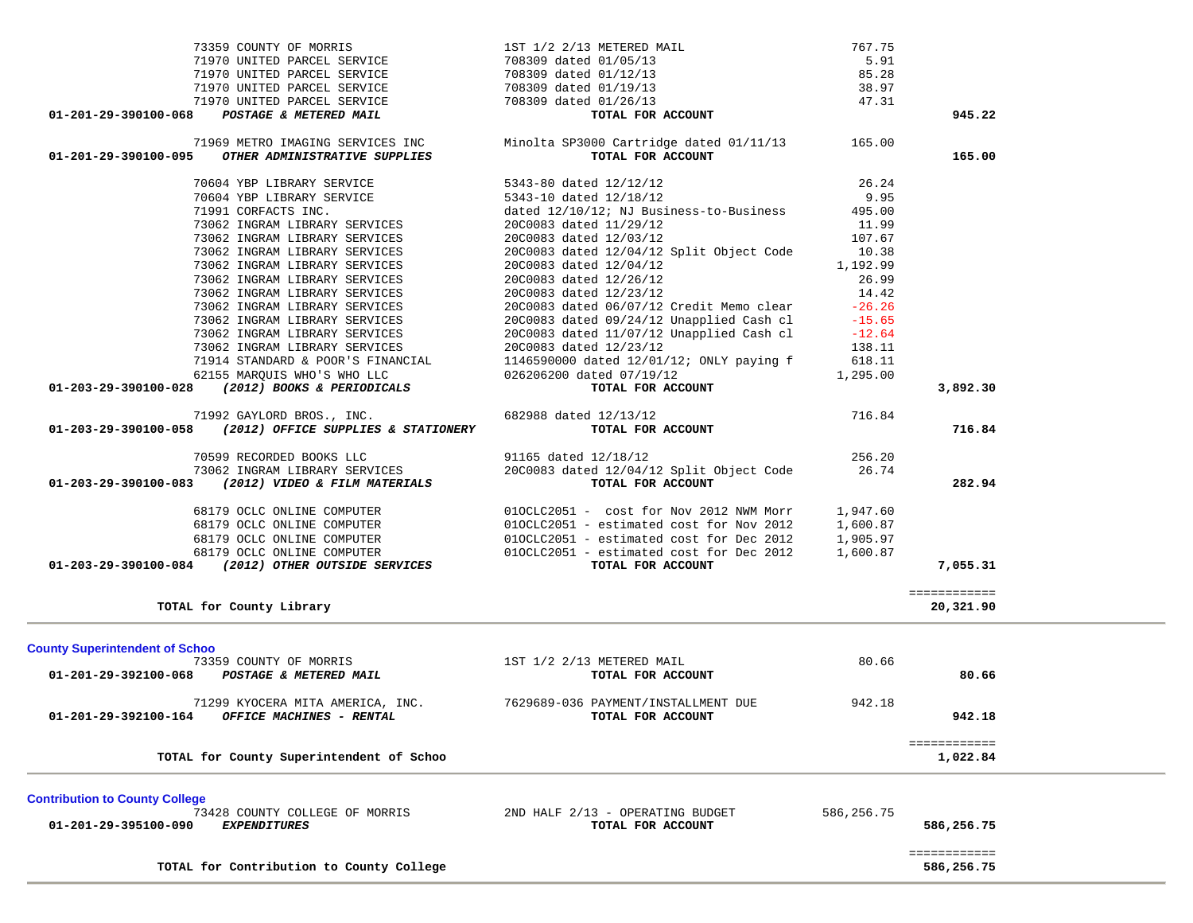| Account | Vendor | Description | Amount | Total |
|---|---|---|---|---|
| | 73359 COUNTY OF MORRIS | 1ST 1/2 2/13 METERED MAIL | 767.75 | |
| | 71970 UNITED PARCEL SERVICE | 708309 dated 01/05/13 | 5.91 | |
| | 71970 UNITED PARCEL SERVICE | 708309 dated 01/12/13 | 85.28 | |
| | 71970 UNITED PARCEL SERVICE | 708309 dated 01/19/13 | 38.97 | |
| | 71970 UNITED PARCEL SERVICE | 708309 dated 01/26/13 | 47.31 | |
| **01-201-29-390100-068** | ***POSTAGE & METERED MAIL*** | **TOTAL FOR ACCOUNT** | | **945.22** |
| | 71969 METRO IMAGING SERVICES INC | Minolta SP3000 Cartridge dated 01/11/13 | 165.00 | |
| **01-201-29-390100-095** | ***OTHER ADMINISTRATIVE SUPPLIES*** | **TOTAL FOR ACCOUNT** | | **165.00** |
| | 70604 YBP LIBRARY SERVICE | 5343-80 dated 12/12/12 | 26.24 | |
| | 70604 YBP LIBRARY SERVICE | 5343-10 dated 12/18/12 | 9.95 | |
| | 71991 CORFACTS INC. | dated 12/10/12; NJ Business-to-Business | 495.00 | |
| | 73062 INGRAM LIBRARY SERVICES | 20C0083 dated 11/29/12 | 11.99 | |
| | 73062 INGRAM LIBRARY SERVICES | 20C0083 dated 12/03/12 | 107.67 | |
| | 73062 INGRAM LIBRARY SERVICES | 20C0083 dated 12/04/12 Split Object Code | 10.38 | |
| | 73062 INGRAM LIBRARY SERVICES | 20C0083 dated 12/04/12 | 1,192.99 | |
| | 73062 INGRAM LIBRARY SERVICES | 20C0083 dated 12/26/12 | 26.99 | |
| | 73062 INGRAM LIBRARY SERVICES | 20C0083 dated 12/23/12 | 14.42 | |
| | 73062 INGRAM LIBRARY SERVICES | 20C0083 dated 06/07/12 Credit Memo clear | -26.26 | |
| | 73062 INGRAM LIBRARY SERVICES | 20C0083 dated 09/24/12 Unapplied Cash cl | -15.65 | |
| | 73062 INGRAM LIBRARY SERVICES | 20C0083 dated 11/07/12 Unapplied Cash cl | -12.64 | |
| | 73062 INGRAM LIBRARY SERVICES | 20C0083 dated 12/23/12 | 138.11 | |
| | 71914 STANDARD & POOR'S FINANCIAL | 1146590000 dated 12/01/12; ONLY paying f | 618.11 | |
| | 62155 MARQUIS WHO'S WHO LLC | 026206200 dated 07/19/12 | 1,295.00 | |
| **01-203-29-390100-028** | ***(2012) BOOKS & PERIODICALS*** | **TOTAL FOR ACCOUNT** | | **3,892.30** |
| | 71992 GAYLORD BROS., INC. | 682988 dated 12/13/12 | 716.84 | |
| **01-203-29-390100-058** | ***(2012) OFFICE SUPPLIES & STATIONERY*** | **TOTAL FOR ACCOUNT** | | **716.84** |
| | 70599 RECORDED BOOKS LLC | 91165 dated 12/18/12 | 256.20 | |
| | 73062 INGRAM LIBRARY SERVICES | 20C0083 dated 12/04/12 Split Object Code | 26.74 | |
| **01-203-29-390100-083** | ***(2012) VIDEO & FILM MATERIALS*** | **TOTAL FOR ACCOUNT** | | **282.94** |
| | 68179 OCLC ONLINE COMPUTER | 01OCLC2051 - cost for Nov 2012 NWM Morr | 1,947.60 | |
| | 68179 OCLC ONLINE COMPUTER | 01OCLC2051 - estimated cost for Nov 2012 | 1,600.87 | |
| | 68179 OCLC ONLINE COMPUTER | 01OCLC2051 - estimated cost for Dec 2012 | 1,905.97 | |
| | 68179 OCLC ONLINE COMPUTER | 01OCLC2051 - estimated cost for Dec 2012 | 1,600.87 | |
| **01-203-29-390100-084** | ***(2012) OTHER OUTSIDE SERVICES*** | **TOTAL FOR ACCOUNT** | | **7,055.31** |
| | | | | ============ |
| | **TOTAL for County Library** | | | **20,321.90** |

## County Superintendent of Schoo

| Account | Vendor | Description | Amount | Total |
|---|---|---|---|---|
| | 73359 COUNTY OF MORRIS | 1ST 1/2 2/13 METERED MAIL | 80.66 | |
| **01-201-29-392100-068** | ***POSTAGE & METERED MAIL*** | **TOTAL FOR ACCOUNT** | | **80.66** |
| | 71299 KYOCERA MITA AMERICA, INC. | 7629689-036 PAYMENT/INSTALLMENT DUE | 942.18 | |
| **01-201-29-392100-164** | ***OFFICE MACHINES - RENTAL*** | **TOTAL FOR ACCOUNT** | | **942.18** |
| | | | | ============ |
| | **TOTAL for County Superintendent of Schoo** | | | **1,022.84** |

## Contribution to County College

| Account | Vendor | Description | Amount | Total |
|---|---|---|---|---|
| | 73428 COUNTY COLLEGE OF MORRIS | 2ND HALF 2/13 - OPERATING BUDGET | 586,256.75 | |
| **01-201-29-395100-090** | ***EXPENDITURES*** | **TOTAL FOR ACCOUNT** | | **586,256.75** |
| | | | | ============ |
| | **TOTAL for Contribution to County College** | | | **586,256.75** |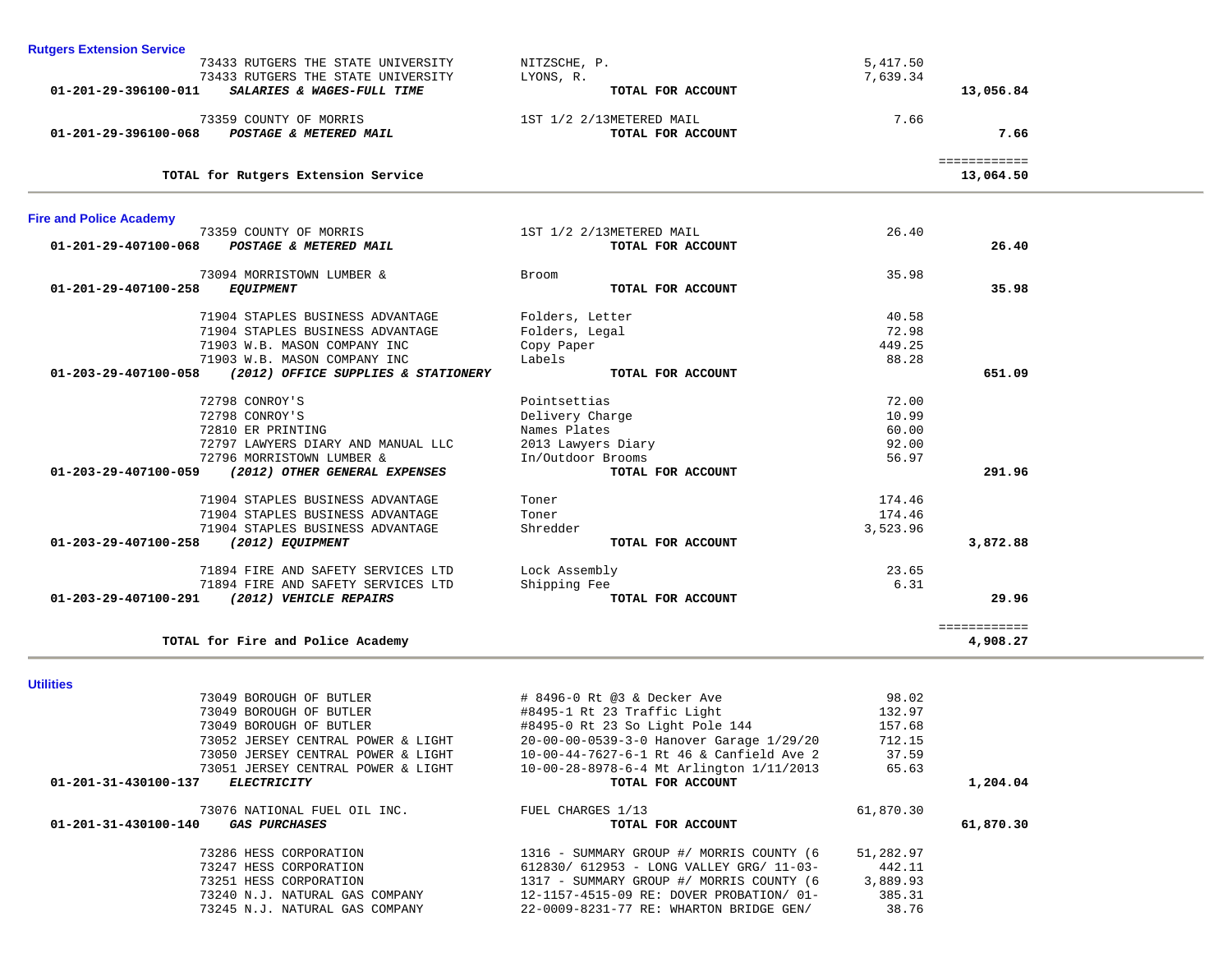## Rutgers Extension Service

| Account | Vendor | Description | Amount | Total |
|---|---|---|---|---|
| | 73433 RUTGERS THE STATE UNIVERSITY | NITZSCHE, P. | 5,417.50 | |
| | 73433 RUTGERS THE STATE UNIVERSITY | LYONS, R. | 7,639.34 | |
| **01-201-29-396100-011** | ***SALARIES & WAGES-FULL TIME*** | **TOTAL FOR ACCOUNT** | | **13,056.84** |
| | 73359 COUNTY OF MORRIS | 1ST 1/2 2/13METERED MAIL | 7.66 | |
| **01-201-29-396100-068** | ***POSTAGE & METERED MAIL*** | **TOTAL FOR ACCOUNT** | | **7.66** |
| | | | | ============ |
| | **TOTAL for Rutgers Extension Service** | | | **13,064.50** |

## Fire and Police Academy

| Account | Vendor | Description | Amount | Total |
|---|---|---|---|---|
| | 73359 COUNTY OF MORRIS | 1ST 1/2 2/13METERED MAIL | 26.40 | |
| **01-201-29-407100-068** | ***POSTAGE & METERED MAIL*** | **TOTAL FOR ACCOUNT** | | **26.40** |
| | 73094 MORRISTOWN LUMBER & | Broom | 35.98 | |
| **01-201-29-407100-258** | ***EQUIPMENT*** | **TOTAL FOR ACCOUNT** | | **35.98** |
| | 71904 STAPLES BUSINESS ADVANTAGE | Folders, Letter | 40.58 | |
| | 71904 STAPLES BUSINESS ADVANTAGE | Folders, Legal | 72.98 | |
| | 71903 W.B. MASON COMPANY INC | Copy Paper | 449.25 | |
| | 71903 W.B. MASON COMPANY INC | Labels | 88.28 | |
| **01-203-29-407100-058** | ***(2012) OFFICE SUPPLIES & STATIONERY*** | **TOTAL FOR ACCOUNT** | | **651.09** |
| | 72798 CONROY'S | Pointsettias | 72.00 | |
| | 72798 CONROY'S | Delivery Charge | 10.99 | |
| | 72810 ER PRINTING | Names Plates | 60.00 | |
| | 72797 LAWYERS DIARY AND MANUAL LLC | 2013 Lawyers Diary | 92.00 | |
| | 72796 MORRISTOWN LUMBER & | In/Outdoor Brooms | 56.97 | |
| **01-203-29-407100-059** | ***(2012) OTHER GENERAL EXPENSES*** | **TOTAL FOR ACCOUNT** | | **291.96** |
| | 71904 STAPLES BUSINESS ADVANTAGE | Toner | 174.46 | |
| | 71904 STAPLES BUSINESS ADVANTAGE | Toner | 174.46 | |
| | 71904 STAPLES BUSINESS ADVANTAGE | Shredder | 3,523.96 | |
| **01-203-29-407100-258** | ***(2012) EQUIPMENT*** | **TOTAL FOR ACCOUNT** | | **3,872.88** |
| | 71894 FIRE AND SAFETY SERVICES LTD | Lock Assembly | 23.65 | |
| | 71894 FIRE AND SAFETY SERVICES LTD | Shipping Fee | 6.31 | |
| **01-203-29-407100-291** | ***(2012) VEHICLE REPAIRS*** | **TOTAL FOR ACCOUNT** | | **29.96** |
| | | | | ============ |
| | **TOTAL for Fire and Police Academy** | | | **4,908.27** |

## Utilities

| Account | Vendor | Description | Amount | Total |
|---|---|---|---|---|
| | 73049 BOROUGH OF BUTLER | # 8496-0 Rt @3 & Decker Ave | 98.02 | |
| | 73049 BOROUGH OF BUTLER | #8495-1 Rt 23 Traffic Light | 132.97 | |
| | 73049 BOROUGH OF BUTLER | #8495-0 Rt 23 So Light Pole 144 | 157.68 | |
| | 73052 JERSEY CENTRAL POWER & LIGHT | 20-00-00-0539-3-0 Hanover Garage 1/29/20 | 712.15 | |
| | 73050 JERSEY CENTRAL POWER & LIGHT | 10-00-44-7627-6-1 Rt 46 & Canfield Ave 2 | 37.59 | |
| | 73051 JERSEY CENTRAL POWER & LIGHT | 10-00-28-8978-6-4 Mt Arlington 1/11/2013 | 65.63 | |
| **01-201-31-430100-137** | ***ELECTRICITY*** | **TOTAL FOR ACCOUNT** | | **1,204.04** |
| | 73076 NATIONAL FUEL OIL INC. | FUEL CHARGES 1/13 | 61,870.30 | |
| **01-201-31-430100-140** | ***GAS PURCHASES*** | **TOTAL FOR ACCOUNT** | | **61,870.30** |
| | 73286 HESS CORPORATION | 1316 - SUMMARY GROUP #/ MORRIS COUNTY (6 | 51,282.97 | |
| | 73247 HESS CORPORATION | 612830/ 612953 - LONG VALLEY GRG/ 11-03- | 442.11 | |
| | 73251 HESS CORPORATION | 1317 - SUMMARY GROUP #/ MORRIS COUNTY (6 | 3,889.93 | |
| | 73240 N.J. NATURAL GAS COMPANY | 12-1157-4515-09 RE: DOVER PROBATION/ 01- | 385.31 | |
| | 73245 N.J. NATURAL GAS COMPANY | 22-0009-8231-77 RE: WHARTON BRIDGE GEN/ | 38.76 | |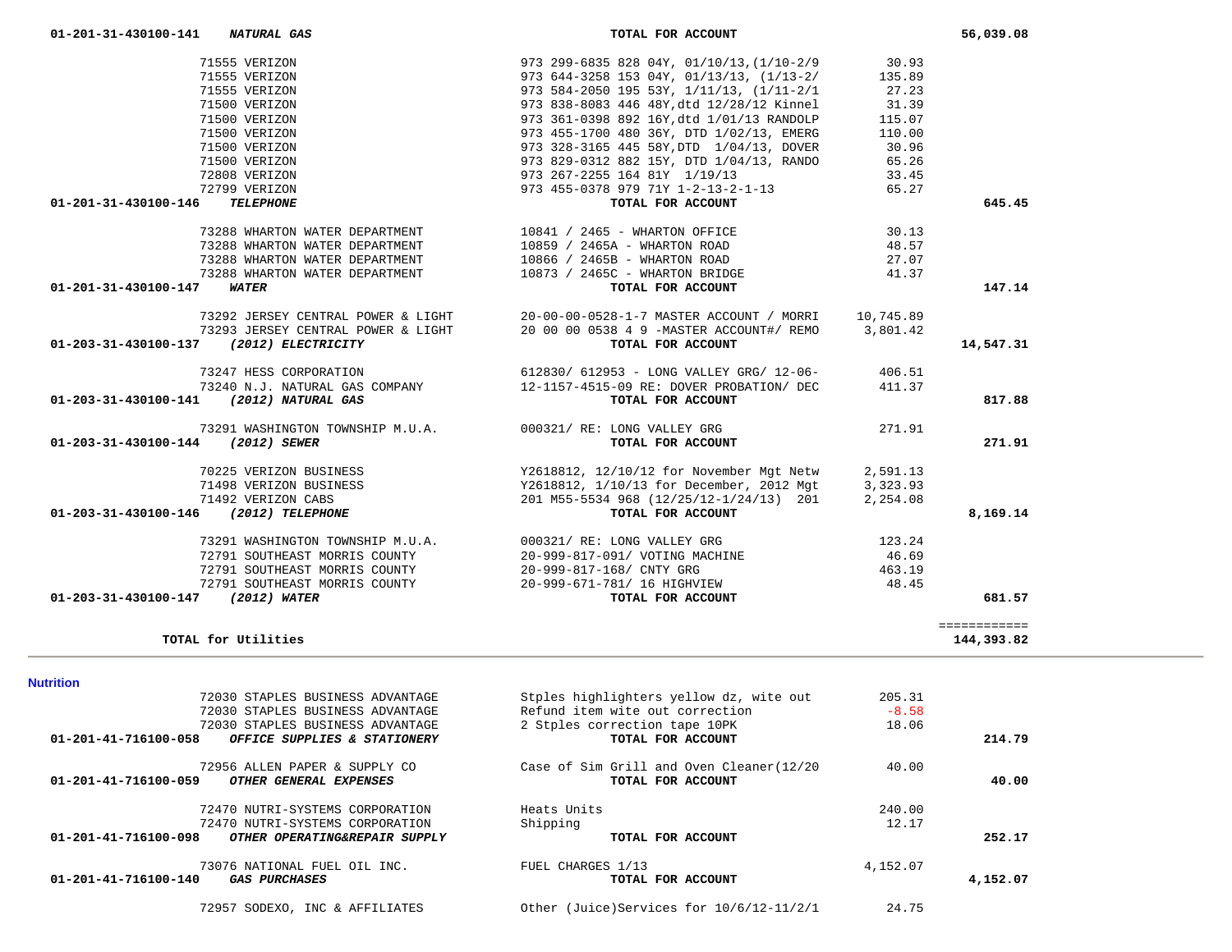| Account | Vendor | Description | Amount | Total |
|---|---|---|---|---|
| 01-201-31-430100-141 *NATURAL GAS* | | TOTAL FOR ACCOUNT | | 56,039.08 |
| | 71555 VERIZON | 973 299-6835 828 04Y, 01/10/13,(1/10-2/9 | 30.93 | |
| | 71555 VERIZON | 973 644-3258 153 04Y, 01/13/13, (1/13-2/ | 135.89 | |
| | 71555 VERIZON | 973 584-2050 195 53Y, 1/11/13, (1/11-2/1 | 27.23 | |
| | 71500 VERIZON | 973 838-8083 446 48Y,dtd 12/28/12 Kinnel | 31.39 | |
| | 71500 VERIZON | 973 361-0398 892 16Y,dtd 1/01/13 RANDOLP | 115.07 | |
| | 71500 VERIZON | 973 455-1700 480 36Y, DTD 1/02/13, EMERG | 110.00 | |
| | 71500 VERIZON | 973 328-3165 445 58Y,DTD 1/04/13, DOVER | 30.96 | |
| | 71500 VERIZON | 973 829-0312 882 15Y, DTD 1/04/13, RANDO | 65.26 | |
| | 72808 VERIZON | 973 267-2255 164 81Y 1/19/13 | 33.45 | |
| | 72799 VERIZON | 973 455-0378 979 71Y 1-2-13-2-1-13 | 65.27 | |
| 01-201-31-430100-146 *TELEPHONE* | | TOTAL FOR ACCOUNT | | 645.45 |
| | 73288 WHARTON WATER DEPARTMENT | 10841 / 2465 - WHARTON OFFICE | 30.13 | |
| | 73288 WHARTON WATER DEPARTMENT | 10859 / 2465A - WHARTON ROAD | 48.57 | |
| | 73288 WHARTON WATER DEPARTMENT | 10866 / 2465B - WHARTON ROAD | 27.07 | |
| | 73288 WHARTON WATER DEPARTMENT | 10873 / 2465C - WHARTON BRIDGE | 41.37 | |
| 01-201-31-430100-147 *WATER* | | TOTAL FOR ACCOUNT | | 147.14 |
| | 73292 JERSEY CENTRAL POWER & LIGHT | 20-00-00-0528-1-7 MASTER ACCOUNT / MORRI | 10,745.89 | |
| | 73293 JERSEY CENTRAL POWER & LIGHT | 20 00 00 0538 4 9 -MASTER ACCOUNT#/ REMO | 3,801.42 | |
| 01-203-31-430100-137 *(2012) ELECTRICITY* | | TOTAL FOR ACCOUNT | | 14,547.31 |
| | 73247 HESS CORPORATION | 612830/ 612953 - LONG VALLEY GRG/ 12-06- | 406.51 | |
| | 73240 N.J. NATURAL GAS COMPANY | 12-1157-4515-09 RE: DOVER PROBATION/ DEC | 411.37 | |
| 01-203-31-430100-141 *(2012) NATURAL GAS* | | TOTAL FOR ACCOUNT | | 817.88 |
| | 73291 WASHINGTON TOWNSHIP M.U.A. | 000321/ RE: LONG VALLEY GRG | 271.91 | |
| 01-203-31-430100-144 *(2012) SEWER* | | TOTAL FOR ACCOUNT | | 271.91 |
| | 70225 VERIZON BUSINESS | Y2618812, 12/10/12 for November Mgt Netw | 2,591.13 | |
| | 71498 VERIZON BUSINESS | Y2618812, 1/10/13 for December, 2012 Mgt | 3,323.93 | |
| | 71492 VERIZON CABS | 201 M55-5534 968 (12/25/12-1/24/13) 201 | 2,254.08 | |
| 01-203-31-430100-146 *(2012) TELEPHONE* | | TOTAL FOR ACCOUNT | | 8,169.14 |
| | 73291 WASHINGTON TOWNSHIP M.U.A. | 000321/ RE: LONG VALLEY GRG | 123.24 | |
| | 72791 SOUTHEAST MORRIS COUNTY | 20-999-817-091/ VOTING MACHINE | 46.69 | |
| | 72791 SOUTHEAST MORRIS COUNTY | 20-999-817-168/ CNTY GRG | 463.19 | |
| | 72791 SOUTHEAST MORRIS COUNTY | 20-999-671-781/ 16 HIGHVIEW | 48.45 | |
| 01-203-31-430100-147 *(2012) WATER* | | TOTAL FOR ACCOUNT | | 681.57 |
| **TOTAL for Utilities** | | | | 144,393.82 |

## Nutrition

| Account | Vendor | Description | Amount | Total |
|---|---|---|---|---|
| | 72030 STAPLES BUSINESS ADVANTAGE | Stples highlighters yellow dz, wite out | 205.31 | |
| | 72030 STAPLES BUSINESS ADVANTAGE | Refund item wite out correction | -8.58 | |
| | 72030 STAPLES BUSINESS ADVANTAGE | 2 Stples correction tape 10PK | 18.06 | |
| 01-201-41-716100-058 *OFFICE SUPPLIES & STATIONERY* | | TOTAL FOR ACCOUNT | | 214.79 |
| | 72956 ALLEN PAPER & SUPPLY CO | Case of Sim Grill and Oven Cleaner(12/20 | 40.00 | |
| 01-201-41-716100-059 *OTHER GENERAL EXPENSES* | | TOTAL FOR ACCOUNT | | 40.00 |
| | 72470 NUTRI-SYSTEMS CORPORATION | Heats Units | 240.00 | |
| | 72470 NUTRI-SYSTEMS CORPORATION | Shipping | 12.17 | |
| 01-201-41-716100-098 *OTHER OPERATING&REPAIR SUPPLY* | | TOTAL FOR ACCOUNT | | 252.17 |
| | 73076 NATIONAL FUEL OIL INC. | FUEL CHARGES 1/13 | 4,152.07 | |
| 01-201-41-716100-140 *GAS PURCHASES* | | TOTAL FOR ACCOUNT | | 4,152.07 |
| | 72957 SODEXO, INC & AFFILIATES | Other (Juice)Services for 10/6/12-11/2/1 | 24.75 | |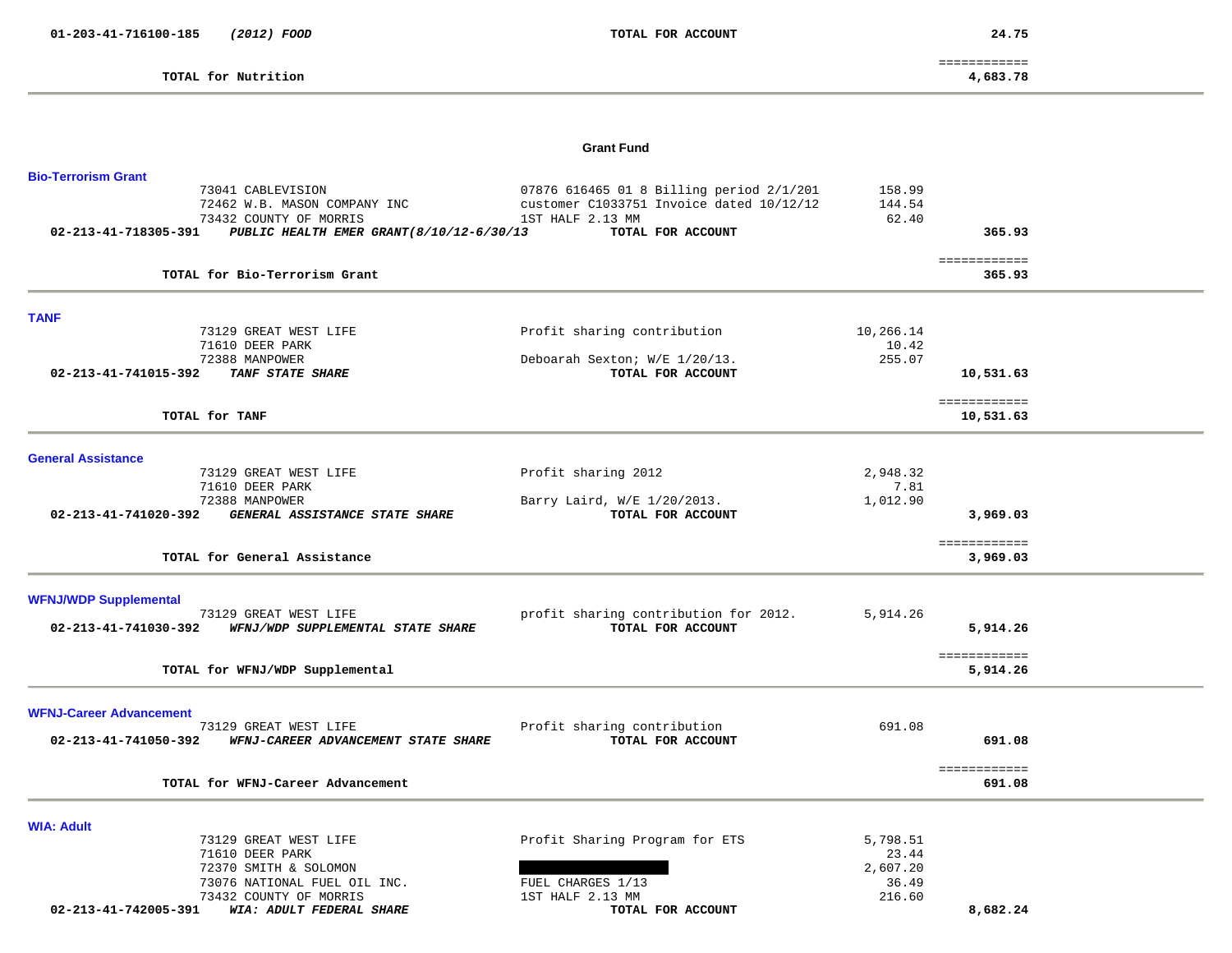| Account | Description | | Amount | Total |
|---|---|---|---|---|
| 01-203-41-716100-185 | *(2012) FOOD* | **TOTAL FOR ACCOUNT** | | **24.75** |

**TOTAL for Nutrition** ============ **4,683.78**

## Grant Fund

### Bio-Terrorism Grant

| Vendor | Description | Amount | Total |
|---|---|---|---|
| 73041 CABLEVISION | 07876 616465 01 8 Billing period 2/1/201 | 158.99 | |
| 72462 W.B. MASON COMPANY INC | customer C1033751 Invoice dated 10/12/12 | 144.54 | |
| 73432 COUNTY OF MORRIS | 1ST HALF 2.13 MM | 62.40 | |
| **02-213-41-718305-391** *PUBLIC HEALTH EMER GRANT(8/10/12-6/30/13* | **TOTAL FOR ACCOUNT** | | **365.93** |

**TOTAL for Bio-Terrorism Grant** ============ **365.93**

### TANF

| Vendor | Description | Amount | Total |
|---|---|---|---|
| 73129 GREAT WEST LIFE | Profit sharing contribution | 10,266.14 | |
| 71610 DEER PARK | | 10.42 | |
| 72388 MANPOWER | Deboarah Sexton; W/E 1/20/13. | 255.07 | |
| **02-213-41-741015-392** *TANF STATE SHARE* | **TOTAL FOR ACCOUNT** | | **10,531.63** |

**TOTAL for TANF** ============ **10,531.63**

### General Assistance

| Vendor | Description | Amount | Total |
|---|---|---|---|
| 73129 GREAT WEST LIFE | Profit sharing 2012 | 2,948.32 | |
| 71610 DEER PARK | | 7.81 | |
| 72388 MANPOWER | Barry Laird, W/E 1/20/2013. | 1,012.90 | |
| **02-213-41-741020-392** *GENERAL ASSISTANCE STATE SHARE* | **TOTAL FOR ACCOUNT** | | **3,969.03** |

**TOTAL for General Assistance** ============ **3,969.03**

### WFNJ/WDP Supplemental

| Vendor | Description | Amount | Total |
|---|---|---|---|
| 73129 GREAT WEST LIFE | profit sharing contribution for 2012. | 5,914.26 | |
| **02-213-41-741030-392** *WFNJ/WDP SUPPLEMENTAL STATE SHARE* | **TOTAL FOR ACCOUNT** | | **5,914.26** |

**TOTAL for WFNJ/WDP Supplemental** ============ **5,914.26**

### WFNJ-Career Advancement

| Vendor | Description | Amount | Total |
|---|---|---|---|
| 73129 GREAT WEST LIFE | Profit sharing contribution | 691.08 | |
| **02-213-41-741050-392** *WFNJ-CAREER ADVANCEMENT STATE SHARE* | **TOTAL FOR ACCOUNT** | | **691.08** |

**TOTAL for WFNJ-Career Advancement** ============ **691.08**

### WIA: Adult

| Vendor | Description | Amount | Total |
|---|---|---|---|
| 73129 GREAT WEST LIFE | Profit Sharing Program for ETS | 5,798.51 | |
| 71610 DEER PARK | | 23.44 | |
| 72370 SMITH & SOLOMON | [REDACTED] | 2,607.20 | |
| 73076 NATIONAL FUEL OIL INC. | FUEL CHARGES 1/13 | 36.49 | |
| 73432 COUNTY OF MORRIS | 1ST HALF 2.13 MM | 216.60 | |
| **02-213-41-742005-391** *WIA: ADULT FEDERAL SHARE* | **TOTAL FOR ACCOUNT** | | **8,682.24** |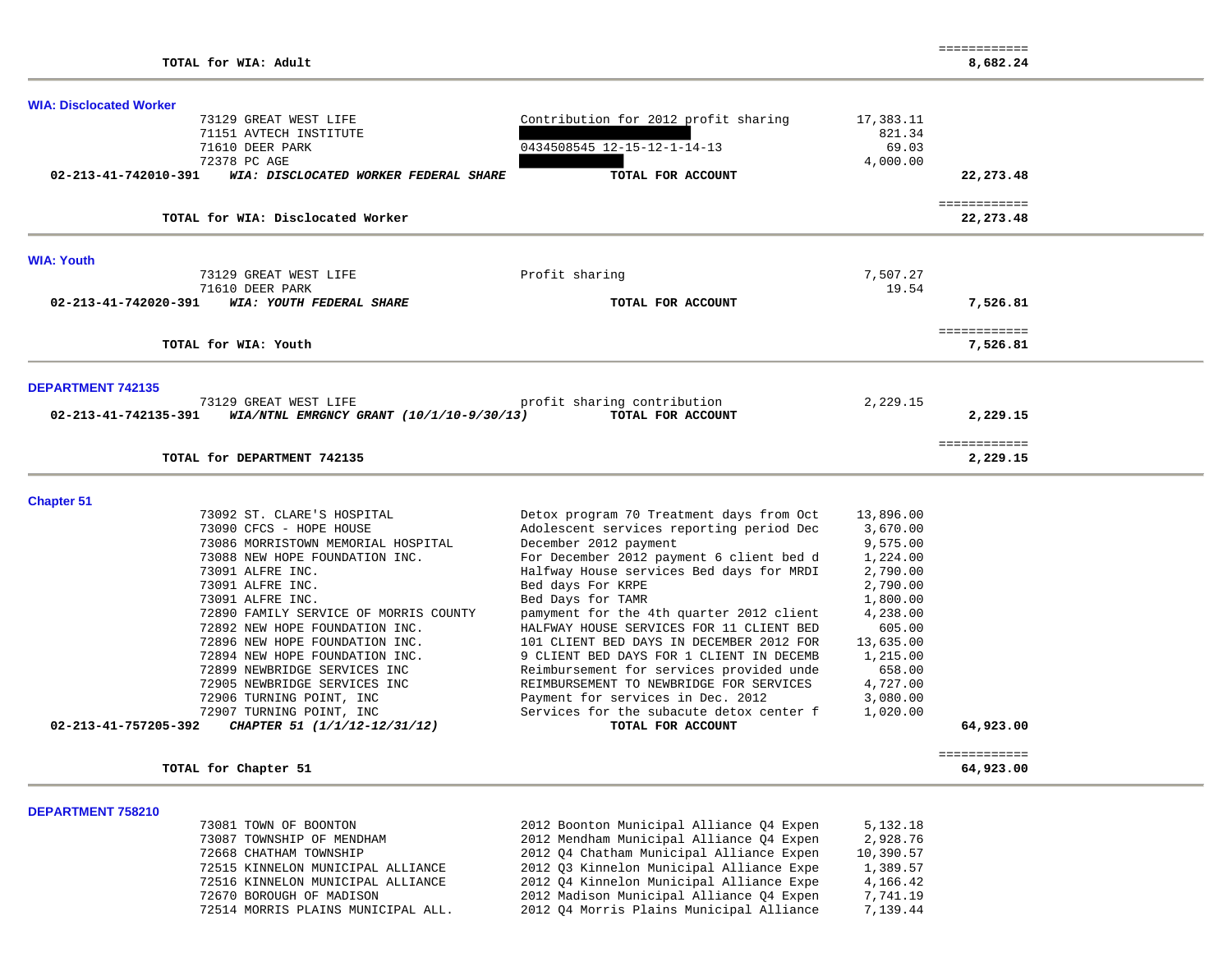| | | | | |
|---|---|---|---|---|
| | **TOTAL for WIA: Adult** | | | ============ **8,682.24** |

### WIA: Disclocated Worker

| | | | | |
|---|---|---|---|---|
| | 73129 GREAT WEST LIFE | Contribution for 2012 profit sharing | 17,383.11 | |
| | 71151 AVTECH INSTITUTE | | 821.34 | |
| | 71610 DEER PARK | 0434508545 12-15-12-1-14-13 | 69.03 | |
| | 72378 PC AGE | | 4,000.00 | |
| **02-213-41-742010-391** | ***WIA: DISCLOCATED WORKER FEDERAL SHARE*** | **TOTAL FOR ACCOUNT** | | **22,273.48** |
| | **TOTAL for WIA: Disclocated Worker** | | | ============ **22,273.48** |

### WIA: Youth

| | | | | |
|---|---|---|---|---|
| | 73129 GREAT WEST LIFE | Profit sharing | 7,507.27 | |
| | 71610 DEER PARK | | 19.54 | |
| **02-213-41-742020-391** | ***WIA: YOUTH FEDERAL SHARE*** | **TOTAL FOR ACCOUNT** | | **7,526.81** |
| | **TOTAL for WIA: Youth** | | | ============ **7,526.81** |

### DEPARTMENT 742135

| | | | | |
|---|---|---|---|---|
| | 73129 GREAT WEST LIFE | profit sharing contribution | 2,229.15 | |
| **02-213-41-742135-391** | ***WIA/NTNL EMRGNCY GRANT (10/1/10-9/30/13)*** | **TOTAL FOR ACCOUNT** | | **2,229.15** |
| | **TOTAL for DEPARTMENT 742135** | | | ============ **2,229.15** |

### Chapter 51

| | | | | |
|---|---|---|---|---|
| | 73092 ST. CLARE'S HOSPITAL | Detox program 70 Treatment days from Oct | 13,896.00 | |
| | 73090 CFCS - HOPE HOUSE | Adolescent services reporting period Dec | 3,670.00 | |
| | 73086 MORRISTOWN MEMORIAL HOSPITAL | December 2012 payment | 9,575.00 | |
| | 73088 NEW HOPE FOUNDATION INC. | For December 2012 payment 6 client bed d | 1,224.00 | |
| | 73091 ALFRE INC. | Halfway House services Bed days for MRDI | 2,790.00 | |
| | 73091 ALFRE INC. | Bed days For KRPE | 2,790.00 | |
| | 73091 ALFRE INC. | Bed Days for TAMR | 1,800.00 | |
| | 72890 FAMILY SERVICE OF MORRIS COUNTY | pamyment for the 4th quarter 2012 client | 4,238.00 | |
| | 72892 NEW HOPE FOUNDATION INC. | HALFWAY HOUSE SERVICES FOR 11 CLIENT BED | 605.00 | |
| | 72896 NEW HOPE FOUNDATION INC. | 101 CLIENT BED DAYS IN DECEMBER 2012 FOR | 13,635.00 | |
| | 72894 NEW HOPE FOUNDATION INC. | 9 CLIENT BED DAYS FOR 1 CLIENT IN DECEMB | 1,215.00 | |
| | 72899 NEWBRIDGE SERVICES INC | Reimbursement for services provided unde | 658.00 | |
| | 72905 NEWBRIDGE SERVICES INC | REIMBURSEMENT TO NEWBRIDGE FOR SERVICES | 4,727.00 | |
| | 72906 TURNING POINT, INC | Payment for services in Dec. 2012 | 3,080.00 | |
| | 72907 TURNING POINT, INC | Services for the subacute detox center f | 1,020.00 | |
| **02-213-41-757205-392** | ***CHAPTER 51 (1/1/12-12/31/12)*** | **TOTAL FOR ACCOUNT** | | **64,923.00** |
| | **TOTAL for Chapter 51** | | | ============ **64,923.00** |

### DEPARTMENT 758210

| | | | | |
|---|---|---|---|---|
| | 73081 TOWN OF BOONTON | 2012 Boonton Municipal Alliance Q4 Expen | 5,132.18 | |
| | 73087 TOWNSHIP OF MENDHAM | 2012 Mendham Municipal Alliance Q4 Expen | 2,928.76 | |
| | 72668 CHATHAM TOWNSHIP | 2012 Q4 Chatham Municipal Alliance Expen | 10,390.57 | |
| | 72515 KINNELON MUNICIPAL ALLIANCE | 2012 Q3 Kinnelon Municipal Alliance Expe | 1,389.57 | |
| | 72516 KINNELON MUNICIPAL ALLIANCE | 2012 Q4 Kinnelon Municipal Alliance Expe | 4,166.42 | |
| | 72670 BOROUGH OF MADISON | 2012 Madison Municipal Alliance Q4 Expen | 7,741.19 | |
| | 72514 MORRIS PLAINS MUNICIPAL ALL. | 2012 Q4 Morris Plains Municipal Alliance | 7,139.44 | |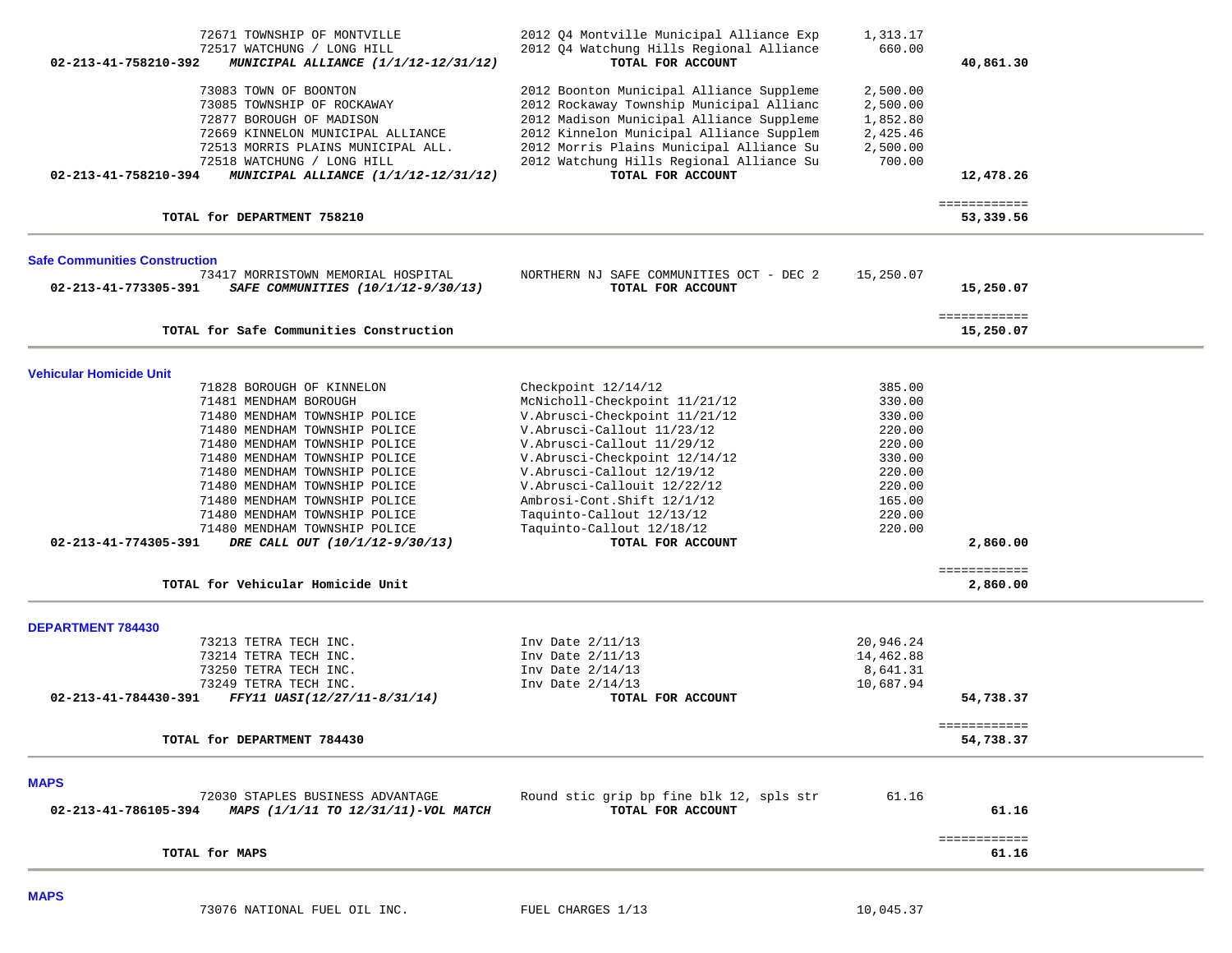| Account | Vendor / Description | Invoice Description | Amount | Total |
|---|---|---|---|---|
| | 72671 TOWNSHIP OF MONTVILLE | 2012 Q4 Montville Municipal Alliance Exp | 1,313.17 | |
| | 72517 WATCHUNG / LONG HILL | 2012 Q4 Watchung Hills Regional Alliance | 660.00 | |
| 02-213-41-758210-392 | *MUNICIPAL ALLIANCE (1/1/12-12/31/12)* | **TOTAL FOR ACCOUNT** | | **40,861.30** |
| | 73083 TOWN OF BOONTON | 2012 Boonton Municipal Alliance Suppleme | 2,500.00 | |
| | 73085 TOWNSHIP OF ROCKAWAY | 2012 Rockaway Township Municipal Allianc | 2,500.00 | |
| | 72877 BOROUGH OF MADISON | 2012 Madison Municipal Alliance Suppleme | 1,852.80 | |
| | 72669 KINNELON MUNICIPAL ALLIANCE | 2012 Kinnelon Municipal Alliance Supplem | 2,425.46 | |
| | 72513 MORRIS PLAINS MUNICIPAL ALL. | 2012 Morris Plains Municipal Alliance Su | 2,500.00 | |
| | 72518 WATCHUNG / LONG HILL | 2012 Watchung Hills Regional Alliance Su | 700.00 | |
| 02-213-41-758210-394 | *MUNICIPAL ALLIANCE (1/1/12-12/31/12)* | **TOTAL FOR ACCOUNT** | | **12,478.26** |
| | **TOTAL for DEPARTMENT 758210** | | | **53,339.56** |

## Safe Communities Construction

| Account | Vendor / Description | Invoice Description | Amount | Total |
|---|---|---|---|---|
| | 73417 MORRISTOWN MEMORIAL HOSPITAL | NORTHERN NJ SAFE COMMUNITIES OCT - DEC 2 | 15,250.07 | |
| 02-213-41-773305-391 | *SAFE COMMUNITIES (10/1/12-9/30/13)* | **TOTAL FOR ACCOUNT** | | **15,250.07** |
| | **TOTAL for Safe Communities Construction** | | | **15,250.07** |

## Vehicular Homicide Unit

| Account | Vendor / Description | Invoice Description | Amount | Total |
|---|---|---|---|---|
| | 71828 BOROUGH OF KINNELON | Checkpoint 12/14/12 | 385.00 | |
| | 71481 MENDHAM BOROUGH | McNicholl-Checkpoint 11/21/12 | 330.00 | |
| | 71480 MENDHAM TOWNSHIP POLICE | V.Abrusci-Checkpoint 11/21/12 | 330.00 | |
| | 71480 MENDHAM TOWNSHIP POLICE | V.Abrusci-Callout 11/23/12 | 220.00 | |
| | 71480 MENDHAM TOWNSHIP POLICE | V.Abrusci-Callout 11/29/12 | 220.00 | |
| | 71480 MENDHAM TOWNSHIP POLICE | V.Abrusci-Checkpoint 12/14/12 | 330.00 | |
| | 71480 MENDHAM TOWNSHIP POLICE | V.Abrusci-Callout 12/19/12 | 220.00 | |
| | 71480 MENDHAM TOWNSHIP POLICE | V.Abrusci-Callouit 12/22/12 | 220.00 | |
| | 71480 MENDHAM TOWNSHIP POLICE | Ambrosi-Cont.Shift 12/1/12 | 165.00 | |
| | 71480 MENDHAM TOWNSHIP POLICE | Taquinto-Callout 12/13/12 | 220.00 | |
| | 71480 MENDHAM TOWNSHIP POLICE | Taquinto-Callout 12/18/12 | 220.00 | |
| 02-213-41-774305-391 | *DRE CALL OUT (10/1/12-9/30/13)* | **TOTAL FOR ACCOUNT** | | **2,860.00** |
| | **TOTAL for Vehicular Homicide Unit** | | | **2,860.00** |

## DEPARTMENT 784430

| Account | Vendor / Description | Invoice Description | Amount | Total |
|---|---|---|---|---|
| | 73213 TETRA TECH INC. | Inv Date 2/11/13 | 20,946.24 | |
| | 73214 TETRA TECH INC. | Inv Date 2/11/13 | 14,462.88 | |
| | 73250 TETRA TECH INC. | Inv Date 2/14/13 | 8,641.31 | |
| | 73249 TETRA TECH INC. | Inv Date 2/14/13 | 10,687.94 | |
| 02-213-41-784430-391 | *FFY11 UASI(12/27/11-8/31/14)* | **TOTAL FOR ACCOUNT** | | **54,738.37** |
| | **TOTAL for DEPARTMENT 784430** | | | **54,738.37** |

## MAPS

| Account | Vendor / Description | Invoice Description | Amount | Total |
|---|---|---|---|---|
| | 72030 STAPLES BUSINESS ADVANTAGE | Round stic grip bp fine blk 12, spls str | 61.16 | |
| 02-213-41-786105-394 | *MAPS (1/1/11 TO 12/31/11)-VOL MATCH* | **TOTAL FOR ACCOUNT** | | **61.16** |
| | **TOTAL for MAPS** | | | **61.16** |

## MAPS

| Account | Vendor / Description | Invoice Description | Amount | Total |
|---|---|---|---|---|
| | 73076 NATIONAL FUEL OIL INC. | FUEL CHARGES 1/13 | 10,045.37 | |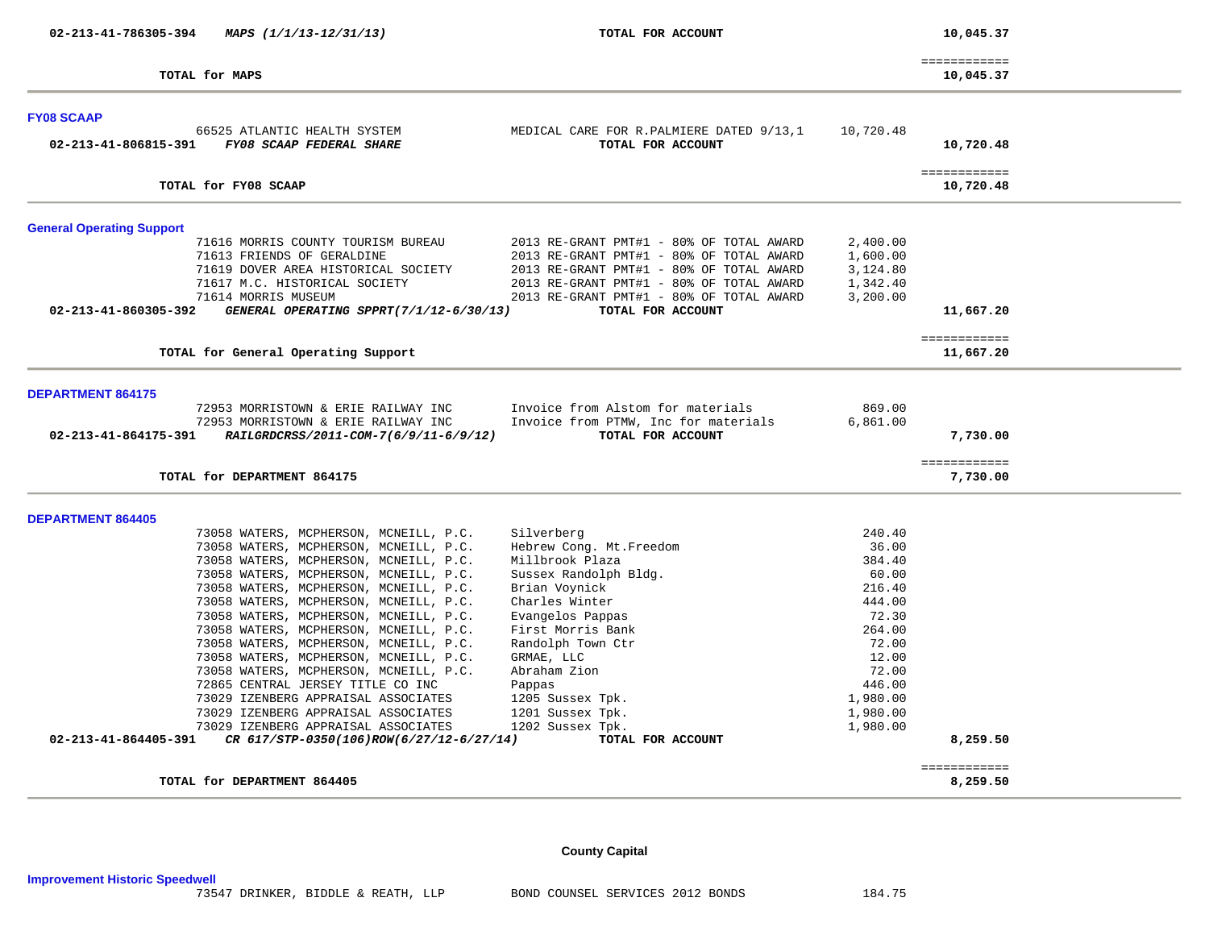| | | | | |
|---|---|---|---|---|
| 02-213-41-786305-394 | *MAPS (1/1/13-12/31/13)* | **TOTAL FOR ACCOUNT** | | **10,045.37** |
| | | | | ============ |
| | **TOTAL for MAPS** | | | **10,045.37** |

**FY08 SCAAP**

| | | | | |
|---|---|---|---|---|
| | 66525 ATLANTIC HEALTH SYSTEM | MEDICAL CARE FOR R.PALMIERE DATED 9/13,1 | 10,720.48 | |
| **02-213-41-806815-391** | ***FY08 SCAAP FEDERAL SHARE*** | **TOTAL FOR ACCOUNT** | | **10,720.48** |
| | | | | ============ |
| | **TOTAL for FY08 SCAAP** | | | **10,720.48** |

**General Operating Support**

| | | | | |
|---|---|---|---|---|
| | 71616 MORRIS COUNTY TOURISM BUREAU | 2013 RE-GRANT PMT#1 - 80% OF TOTAL AWARD | 2,400.00 | |
| | 71613 FRIENDS OF GERALDINE | 2013 RE-GRANT PMT#1 - 80% OF TOTAL AWARD | 1,600.00 | |
| | 71619 DOVER AREA HISTORICAL SOCIETY | 2013 RE-GRANT PMT#1 - 80% OF TOTAL AWARD | 3,124.80 | |
| | 71617 M.C. HISTORICAL SOCIETY | 2013 RE-GRANT PMT#1 - 80% OF TOTAL AWARD | 1,342.40 | |
| | 71614 MORRIS MUSEUM | 2013 RE-GRANT PMT#1 - 80% OF TOTAL AWARD | 3,200.00 | |
| **02-213-41-860305-392** | ***GENERAL OPERATING SPPRT(7/1/12-6/30/13)*** | **TOTAL FOR ACCOUNT** | | **11,667.20** |
| | | | | ============ |
| | **TOTAL for General Operating Support** | | | **11,667.20** |

**DEPARTMENT 864175**

| | | | | |
|---|---|---|---|---|
| | 72953 MORRISTOWN & ERIE RAILWAY INC | Invoice from Alstom for materials | 869.00 | |
| | 72953 MORRISTOWN & ERIE RAILWAY INC | Invoice from PTMW, Inc for materials | 6,861.00 | |
| **02-213-41-864175-391** | ***RAILGRDCRSS/2011-COM-7(6/9/11-6/9/12)*** | **TOTAL FOR ACCOUNT** | | **7,730.00** |
| | | | | ============ |
| | **TOTAL for DEPARTMENT 864175** | | | **7,730.00** |

**DEPARTMENT 864405**

| | | | | |
|---|---|---|---|---|
| | 73058 WATERS, MCPHERSON, MCNEILL, P.C. | Silverberg | 240.40 | |
| | 73058 WATERS, MCPHERSON, MCNEILL, P.C. | Hebrew Cong. Mt.Freedom | 36.00 | |
| | 73058 WATERS, MCPHERSON, MCNEILL, P.C. | Millbrook Plaza | 384.40 | |
| | 73058 WATERS, MCPHERSON, MCNEILL, P.C. | Sussex Randolph Bldg. | 60.00 | |
| | 73058 WATERS, MCPHERSON, MCNEILL, P.C. | Brian Voynick | 216.40 | |
| | 73058 WATERS, MCPHERSON, MCNEILL, P.C. | Charles Winter | 444.00 | |
| | 73058 WATERS, MCPHERSON, MCNEILL, P.C. | Evangelos Pappas | 72.30 | |
| | 73058 WATERS, MCPHERSON, MCNEILL, P.C. | First Morris Bank | 264.00 | |
| | 73058 WATERS, MCPHERSON, MCNEILL, P.C. | Randolph Town Ctr | 72.00 | |
| | 73058 WATERS, MCPHERSON, MCNEILL, P.C. | GRMAE, LLC | 12.00 | |
| | 73058 WATERS, MCPHERSON, MCNEILL, P.C. | Abraham Zion | 72.00 | |
| | 72865 CENTRAL JERSEY TITLE CO INC | Pappas | 446.00 | |
| | 73029 IZENBERG APPRAISAL ASSOCIATES | 1205 Sussex Tpk. | 1,980.00 | |
| | 73029 IZENBERG APPRAISAL ASSOCIATES | 1201 Sussex Tpk. | 1,980.00 | |
| | 73029 IZENBERG APPRAISAL ASSOCIATES | 1202 Sussex Tpk. | 1,980.00 | |
| **02-213-41-864405-391** | ***CR 617/STP-0350(106)ROW(6/27/12-6/27/14)*** | **TOTAL FOR ACCOUNT** | | **8,259.50** |
| | | | | ============ |
| | **TOTAL for DEPARTMENT 864405** | | | **8,259.50** |

## County Capital

**Improvement Historic Speedwell**

| | | | | |
|---|---|---|---|---|
| | 73547 DRINKER, BIDDLE & REATH, LLP | BOND COUNSEL SERVICES 2012 BONDS | 184.75 | |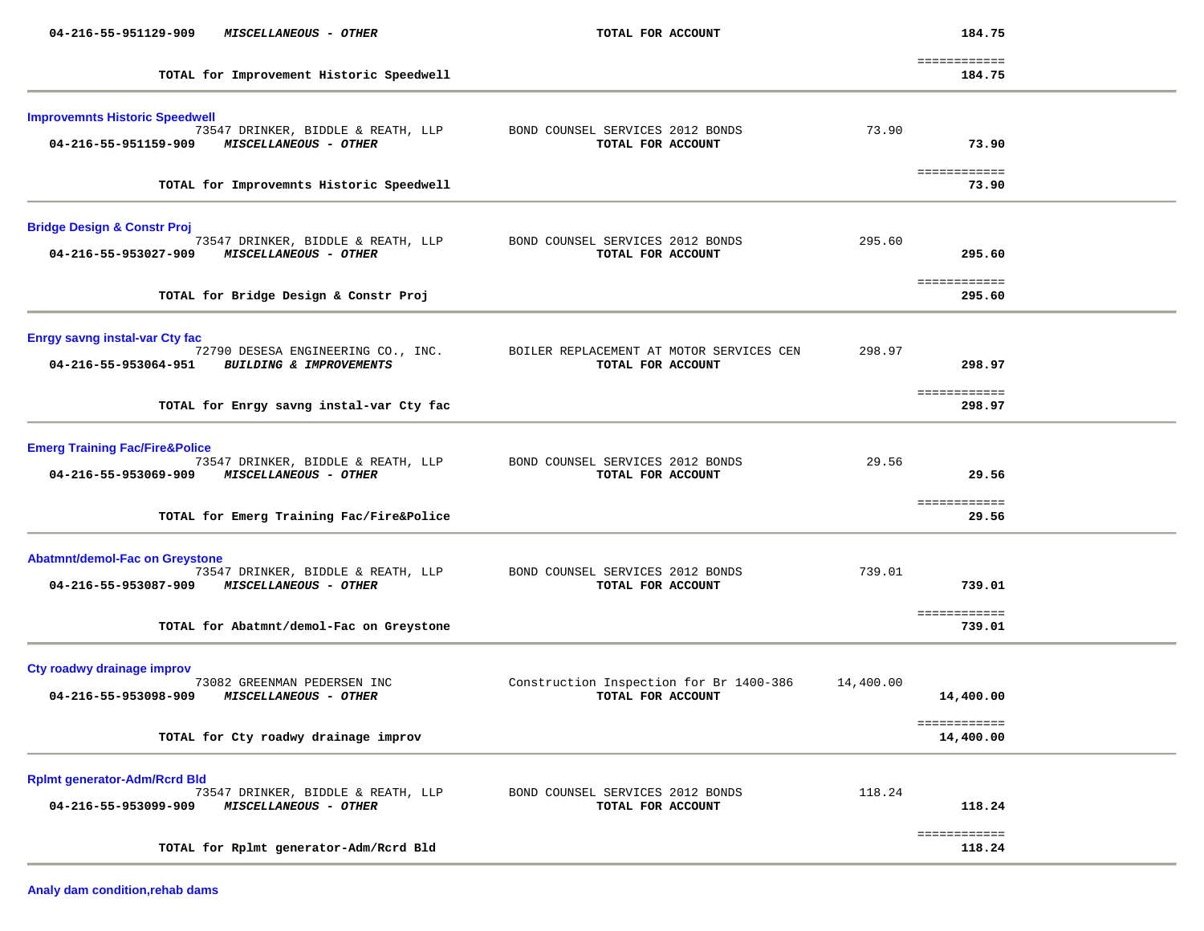| Account | Vendor / Description | Detail | Amount | Total |
|---|---|---|---|---|
| 04-216-55-951129-909 | ***MISCELLANEOUS - OTHER*** | **TOTAL FOR ACCOUNT** | | **184.75** |
| | **TOTAL for Improvement Historic Speedwell** | | | **184.75** |

**Improvemnts Historic Speedwell**

| Account | Vendor / Description | Detail | Amount | Total |
|---|---|---|---|---|
| | 73547 DRINKER, BIDDLE & REATH, LLP | BOND COUNSEL SERVICES 2012 BONDS | 73.90 | |
| 04-216-55-951159-909 | ***MISCELLANEOUS - OTHER*** | **TOTAL FOR ACCOUNT** | | **73.90** |
| | **TOTAL for Improvemnts Historic Speedwell** | | | **73.90** |

**Bridge Design & Constr Proj**

| Account | Vendor / Description | Detail | Amount | Total |
|---|---|---|---|---|
| | 73547 DRINKER, BIDDLE & REATH, LLP | BOND COUNSEL SERVICES 2012 BONDS | 295.60 | |
| 04-216-55-953027-909 | ***MISCELLANEOUS - OTHER*** | **TOTAL FOR ACCOUNT** | | **295.60** |
| | **TOTAL for Bridge Design & Constr Proj** | | | **295.60** |

**Enrgy savng instal-var Cty fac**

| Account | Vendor / Description | Detail | Amount | Total |
|---|---|---|---|---|
| | 72790 DESESA ENGINEERING CO., INC. | BOILER REPLACEMENT AT MOTOR SERVICES CEN | 298.97 | |
| 04-216-55-953064-951 | ***BUILDING & IMPROVEMENTS*** | **TOTAL FOR ACCOUNT** | | **298.97** |
| | **TOTAL for Enrgy savng instal-var Cty fac** | | | **298.97** |

**Emerg Training Fac/Fire&Police**

| Account | Vendor / Description | Detail | Amount | Total |
|---|---|---|---|---|
| | 73547 DRINKER, BIDDLE & REATH, LLP | BOND COUNSEL SERVICES 2012 BONDS | 29.56 | |
| 04-216-55-953069-909 | ***MISCELLANEOUS - OTHER*** | **TOTAL FOR ACCOUNT** | | **29.56** |
| | **TOTAL for Emerg Training Fac/Fire&Police** | | | **29.56** |

**Abatmnt/demol-Fac on Greystone**

| Account | Vendor / Description | Detail | Amount | Total |
|---|---|---|---|---|
| | 73547 DRINKER, BIDDLE & REATH, LLP | BOND COUNSEL SERVICES 2012 BONDS | 739.01 | |
| 04-216-55-953087-909 | ***MISCELLANEOUS - OTHER*** | **TOTAL FOR ACCOUNT** | | **739.01** |
| | **TOTAL for Abatmnt/demol-Fac on Greystone** | | | **739.01** |

**Cty roadwy drainage improv**

| Account | Vendor / Description | Detail | Amount | Total |
|---|---|---|---|---|
| | 73082 GREENMAN PEDERSEN INC | Construction Inspection for Br 1400-386 | 14,400.00 | |
| 04-216-55-953098-909 | ***MISCELLANEOUS - OTHER*** | **TOTAL FOR ACCOUNT** | | **14,400.00** |
| | **TOTAL for Cty roadwy drainage improv** | | | **14,400.00** |

**Rplmt generator-Adm/Rcrd Bld**

| Account | Vendor / Description | Detail | Amount | Total |
|---|---|---|---|---|
| | 73547 DRINKER, BIDDLE & REATH, LLP | BOND COUNSEL SERVICES 2012 BONDS | 118.24 | |
| 04-216-55-953099-909 | ***MISCELLANEOUS - OTHER*** | **TOTAL FOR ACCOUNT** | | **118.24** |
| | **TOTAL for Rplmt generator-Adm/Rcrd Bld** | | | **118.24** |

**Analy dam condition,rehab dams**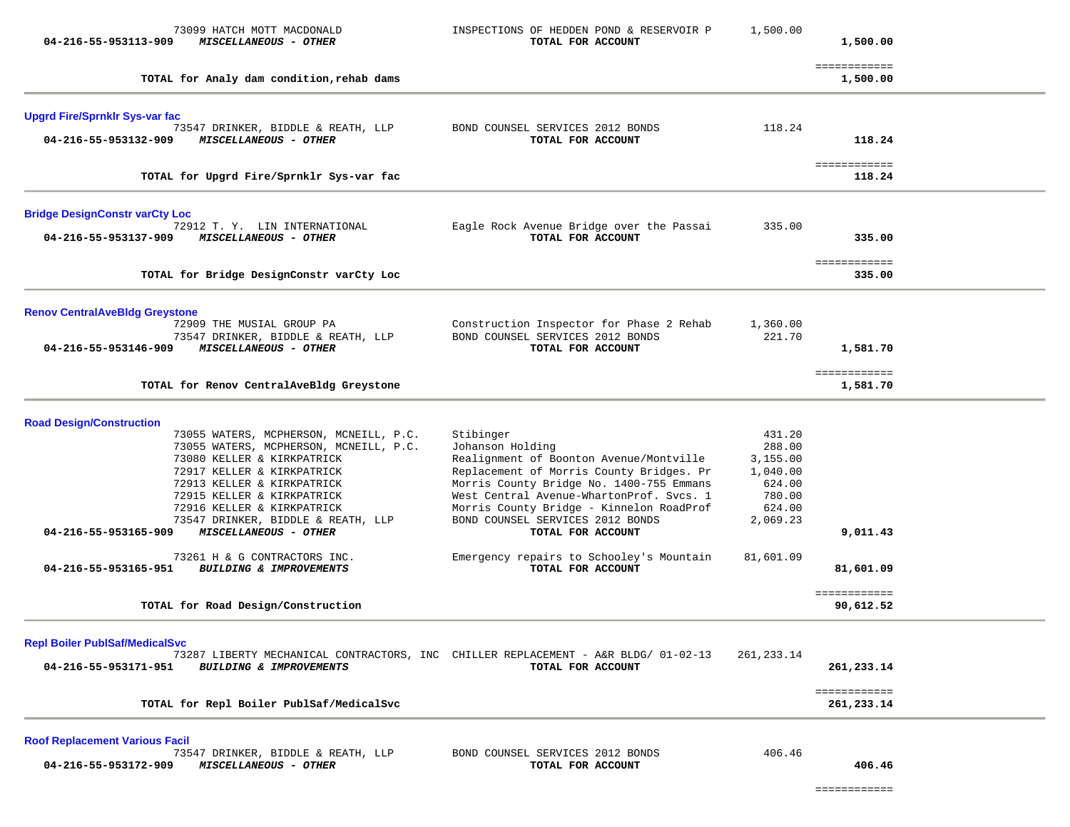| Account | Vendor | Description | Amount | Total |
|---|---|---|---|---|
| | 73099 HATCH MOTT MACDONALD | INSPECTIONS OF HEDDEN POND & RESERVOIR P | 1,500.00 | |
| **04-216-55-953113-909** | ***MISCELLANEOUS - OTHER*** | **TOTAL FOR ACCOUNT** | | **1,500.00** |
| | | | | ============ |
| | **TOTAL for Analy dam condition,rehab dams** | | | **1,500.00** |

**Upgrd Fire/Sprnklr Sys-var fac**

| Account | Vendor | Description | Amount | Total |
|---|---|---|---|---|
| | 73547 DRINKER, BIDDLE & REATH, LLP | BOND COUNSEL SERVICES 2012 BONDS | 118.24 | |
| **04-216-55-953132-909** | ***MISCELLANEOUS - OTHER*** | **TOTAL FOR ACCOUNT** | | **118.24** |
| | | | | ============ |
| | **TOTAL for Upgrd Fire/Sprnklr Sys-var fac** | | | **118.24** |

**Bridge DesignConstr varCty Loc**

| Account | Vendor | Description | Amount | Total |
|---|---|---|---|---|
| | 72912 T. Y. LIN INTERNATIONAL | Eagle Rock Avenue Bridge over the Passai | 335.00 | |
| **04-216-55-953137-909** | ***MISCELLANEOUS - OTHER*** | **TOTAL FOR ACCOUNT** | | **335.00** |
| | | | | ============ |
| | **TOTAL for Bridge DesignConstr varCty Loc** | | | **335.00** |

**Renov CentralAveBldg Greystone**

| Account | Vendor | Description | Amount | Total |
|---|---|---|---|---|
| | 72909 THE MUSIAL GROUP PA | Construction Inspector for Phase 2 Rehab | 1,360.00 | |
| | 73547 DRINKER, BIDDLE & REATH, LLP | BOND COUNSEL SERVICES 2012 BONDS | 221.70 | |
| **04-216-55-953146-909** | ***MISCELLANEOUS - OTHER*** | **TOTAL FOR ACCOUNT** | | **1,581.70** |
| | | | | ============ |
| | **TOTAL for Renov CentralAveBldg Greystone** | | | **1,581.70** |

**Road Design/Construction**

| Account | Vendor | Description | Amount | Total |
|---|---|---|---|---|
| | 73055 WATERS, MCPHERSON, MCNEILL, P.C. | Stibinger | 431.20 | |
| | 73055 WATERS, MCPHERSON, MCNEILL, P.C. | Johanson Holding | 288.00 | |
| | 73080 KELLER & KIRKPATRICK | Realignment of Boonton Avenue/Montville | 3,155.00 | |
| | 72917 KELLER & KIRKPATRICK | Replacement of Morris County Bridges. Pr | 1,040.00 | |
| | 72913 KELLER & KIRKPATRICK | Morris County Bridge No. 1400-755 Emmans | 624.00 | |
| | 72915 KELLER & KIRKPATRICK | West Central Avenue-WhartonProf. Svcs. 1 | 780.00 | |
| | 72916 KELLER & KIRKPATRICK | Morris County Bridge - Kinnelon RoadProf | 624.00 | |
| | 73547 DRINKER, BIDDLE & REATH, LLP | BOND COUNSEL SERVICES 2012 BONDS | 2,069.23 | |
| **04-216-55-953165-909** | ***MISCELLANEOUS - OTHER*** | **TOTAL FOR ACCOUNT** | | **9,011.43** |
| | 73261 H & G CONTRACTORS INC. | Emergency repairs to Schooley's Mountain | 81,601.09 | |
| **04-216-55-953165-951** | ***BUILDING & IMPROVEMENTS*** | **TOTAL FOR ACCOUNT** | | **81,601.09** |
| | | | | ============ |
| | **TOTAL for Road Design/Construction** | | | **90,612.52** |

**Repl Boiler PublSaf/MedicalSvc**

| Account | Vendor | Description | Amount | Total |
|---|---|---|---|---|
| | 73287 LIBERTY MECHANICAL CONTRACTORS, INC | CHILLER REPLACEMENT - A&R BLDG/ 01-02-13 | 261,233.14 | |
| **04-216-55-953171-951** | ***BUILDING & IMPROVEMENTS*** | **TOTAL FOR ACCOUNT** | | **261,233.14** |
| | | | | ============ |
| | **TOTAL for Repl Boiler PublSaf/MedicalSvc** | | | **261,233.14** |

**Roof Replacement Various Facil**

| Account | Vendor | Description | Amount | Total |
|---|---|---|---|---|
| | 73547 DRINKER, BIDDLE & REATH, LLP | BOND COUNSEL SERVICES 2012 BONDS | 406.46 | |
| **04-216-55-953172-909** | ***MISCELLANEOUS - OTHER*** | **TOTAL FOR ACCOUNT** | | **406.46** |
| | | | | ============ |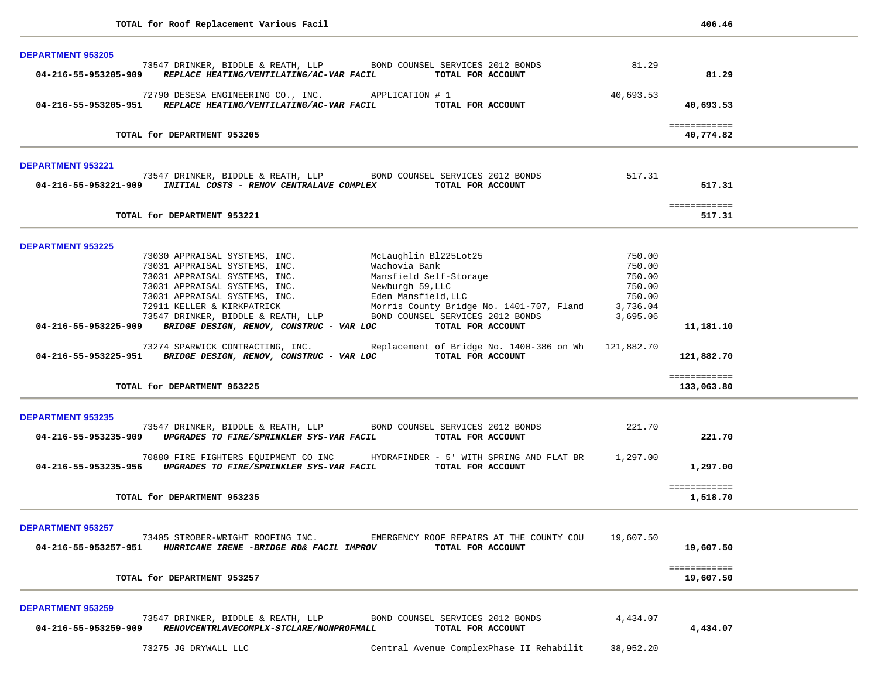**TOTAL for Roof Replacement Various Facil** 406.46

---

**DEPARTMENT 953205**

| Account | Vendor / Description | Details | Amount | Total |
|---|---|---|---|---|
| | 73547 DRINKER, BIDDLE & REATH, LLP | BOND COUNSEL SERVICES 2012 BONDS | 81.29 | |
| **04-216-55-953205-909** | ***REPLACE HEATING/VENTILATING/AC-VAR FACIL*** | **TOTAL FOR ACCOUNT** | | **81.29** |
| | 72790 DESESA ENGINEERING CO., INC. | APPLICATION # 1 | 40,693.53 | |
| **04-216-55-953205-951** | ***REPLACE HEATING/VENTILATING/AC-VAR FACIL*** | **TOTAL FOR ACCOUNT** | | **40,693.53** |

**TOTAL for DEPARTMENT 953205** ============ **40,774.82**

---

**DEPARTMENT 953221**

| Account | Vendor / Description | Details | Amount | Total |
|---|---|---|---|---|
| | 73547 DRINKER, BIDDLE & REATH, LLP | BOND COUNSEL SERVICES 2012 BONDS | 517.31 | |
| **04-216-55-953221-909** | ***INITIAL COSTS - RENOV CENTRALAVE COMPLEX*** | **TOTAL FOR ACCOUNT** | | **517.31** |

**TOTAL for DEPARTMENT 953221** ============ **517.31**

---

**DEPARTMENT 953225**

| Account | Vendor / Description | Details | Amount | Total |
|---|---|---|---|---|
| | 73030 APPRAISAL SYSTEMS, INC. | McLaughlin Bl225Lot25 | 750.00 | |
| | 73031 APPRAISAL SYSTEMS, INC. | Wachovia Bank | 750.00 | |
| | 73031 APPRAISAL SYSTEMS, INC. | Mansfield Self-Storage | 750.00 | |
| | 73031 APPRAISAL SYSTEMS, INC. | Newburgh 59,LLC | 750.00 | |
| | 73031 APPRAISAL SYSTEMS, INC. | Eden Mansfield,LLC | 750.00 | |
| | 72911 KELLER & KIRKPATRICK | Morris County Bridge No. 1401-707, Fland | 3,736.04 | |
| | 73547 DRINKER, BIDDLE & REATH, LLP | BOND COUNSEL SERVICES 2012 BONDS | 3,695.06 | |
| **04-216-55-953225-909** | ***BRIDGE DESIGN, RENOV, CONSTRUC - VAR LOC*** | **TOTAL FOR ACCOUNT** | | **11,181.10** |
| | 73274 SPARWICK CONTRACTING, INC. | Replacement of Bridge No. 1400-386 on Wh | 121,882.70 | |
| **04-216-55-953225-951** | ***BRIDGE DESIGN, RENOV, CONSTRUC - VAR LOC*** | **TOTAL FOR ACCOUNT** | | **121,882.70** |

**TOTAL for DEPARTMENT 953225** ============ **133,063.80**

---

**DEPARTMENT 953235**

| Account | Vendor / Description | Details | Amount | Total |
|---|---|---|---|---|
| | 73547 DRINKER, BIDDLE & REATH, LLP | BOND COUNSEL SERVICES 2012 BONDS | 221.70 | |
| **04-216-55-953235-909** | ***UPGRADES TO FIRE/SPRINKLER SYS-VAR FACIL*** | **TOTAL FOR ACCOUNT** | | **221.70** |
| | 70880 FIRE FIGHTERS EQUIPMENT CO INC | HYDRAFINDER - 5' WITH SPRING AND FLAT BR | 1,297.00 | |
| **04-216-55-953235-956** | ***UPGRADES TO FIRE/SPRINKLER SYS-VAR FACIL*** | **TOTAL FOR ACCOUNT** | | **1,297.00** |

**TOTAL for DEPARTMENT 953235** ============ **1,518.70**

---

**DEPARTMENT 953257**

| Account | Vendor / Description | Details | Amount | Total |
|---|---|---|---|---|
| | 73405 STROBER-WRIGHT ROOFING INC. | EMERGENCY ROOF REPAIRS AT THE COUNTY COU | 19,607.50 | |
| **04-216-55-953257-951** | ***HURRICANE IRENE -BRIDGE RD& FACIL IMPROV*** | **TOTAL FOR ACCOUNT** | | **19,607.50** |

**TOTAL for DEPARTMENT 953257** ============ **19,607.50**

---

**DEPARTMENT 953259**

| Account | Vendor / Description | Details | Amount | Total |
|---|---|---|---|---|
| | 73547 DRINKER, BIDDLE & REATH, LLP | BOND COUNSEL SERVICES 2012 BONDS | 4,434.07 | |
| **04-216-55-953259-909** | ***RENOVCENTRLAVECOMPLX-STCLARE/NONPROFMALL*** | **TOTAL FOR ACCOUNT** | | **4,434.07** |
| | 73275 JG DRYWALL LLC | Central Avenue ComplexPhase II Rehabilit | 38,952.20 | |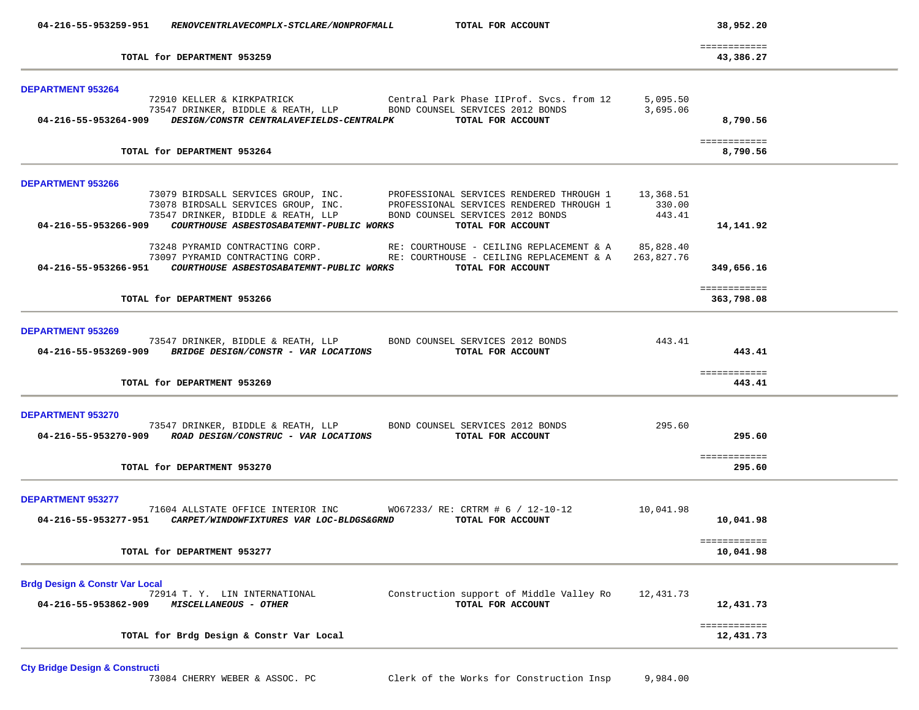| | | | | |
|---|---|---|---|---|
| **04-216-55-953259-951** | ***RENOVCENTRLAVECOMPLX-STCLARE/NONPROFMALL*** | **TOTAL FOR ACCOUNT** | | **38,952.20** |
| | | | | ============ |
| | **TOTAL for DEPARTMENT 953259** | | | **43,386.27** |

## DEPARTMENT 953264

| | | | | |
|---|---|---|---|---|
| | 72910 KELLER & KIRKPATRICK | Central Park Phase IIProf. Svcs. from 12 | 5,095.50 | |
| | 73547 DRINKER, BIDDLE & REATH, LLP | BOND COUNSEL SERVICES 2012 BONDS | 3,695.06 | |
| **04-216-55-953264-909** | ***DESIGN/CONSTR CENTRALAVEFIELDS-CENTRALPK*** | **TOTAL FOR ACCOUNT** | | **8,790.56** |
| | | | | ============ |
| | **TOTAL for DEPARTMENT 953264** | | | **8,790.56** |

## DEPARTMENT 953266

| | | | | |
|---|---|---|---|---|
| | 73079 BIRDSALL SERVICES GROUP, INC. | PROFESSIONAL SERVICES RENDERED THROUGH 1 | 13,368.51 | |
| | 73078 BIRDSALL SERVICES GROUP, INC. | PROFESSIONAL SERVICES RENDERED THROUGH 1 | 330.00 | |
| | 73547 DRINKER, BIDDLE & REATH, LLP | BOND COUNSEL SERVICES 2012 BONDS | 443.41 | |
| **04-216-55-953266-909** | ***COURTHOUSE ASBESTOSABATEMNT-PUBLIC WORKS*** | **TOTAL FOR ACCOUNT** | | **14,141.92** |
| | 73248 PYRAMID CONTRACTING CORP. | RE: COURTHOUSE - CEILING REPLACEMENT & A | 85,828.40 | |
| | 73097 PYRAMID CONTRACTING CORP. | RE: COURTHOUSE - CEILING REPLACEMENT & A | 263,827.76 | |
| **04-216-55-953266-951** | ***COURTHOUSE ASBESTOSABATEMNT-PUBLIC WORKS*** | **TOTAL FOR ACCOUNT** | | **349,656.16** |
| | | | | ============ |
| | **TOTAL for DEPARTMENT 953266** | | | **363,798.08** |

## DEPARTMENT 953269

| | | | | |
|---|---|---|---|---|
| | 73547 DRINKER, BIDDLE & REATH, LLP | BOND COUNSEL SERVICES 2012 BONDS | 443.41 | |
| **04-216-55-953269-909** | ***BRIDGE DESIGN/CONSTR - VAR LOCATIONS*** | **TOTAL FOR ACCOUNT** | | **443.41** |
| | | | | ============ |
| | **TOTAL for DEPARTMENT 953269** | | | **443.41** |

## DEPARTMENT 953270

| | | | | |
|---|---|---|---|---|
| | 73547 DRINKER, BIDDLE & REATH, LLP | BOND COUNSEL SERVICES 2012 BONDS | 295.60 | |
| **04-216-55-953270-909** | ***ROAD DESIGN/CONSTRUC - VAR LOCATIONS*** | **TOTAL FOR ACCOUNT** | | **295.60** |
| | | | | ============ |
| | **TOTAL for DEPARTMENT 953270** | | | **295.60** |

## DEPARTMENT 953277

| | | | | |
|---|---|---|---|---|
| | 71604 ALLSTATE OFFICE INTERIOR INC | WO67233/ RE: CRTRM # 6 / 12-10-12 | 10,041.98 | |
| **04-216-55-953277-951** | ***CARPET/WINDOWFIXTURES VAR LOC-BLDGS&GRND*** | **TOTAL FOR ACCOUNT** | | **10,041.98** |
| | | | | ============ |
| | **TOTAL for DEPARTMENT 953277** | | | **10,041.98** |

## Brdg Design & Constr Var Local

| | | | | |
|---|---|---|---|---|
| | 72914 T. Y. LIN INTERNATIONAL | Construction support of Middle Valley Ro | 12,431.73 | |
| **04-216-55-953862-909** | ***MISCELLANEOUS - OTHER*** | **TOTAL FOR ACCOUNT** | | **12,431.73** |
| | | | | ============ |
| | **TOTAL for Brdg Design & Constr Var Local** | | | **12,431.73** |

## Cty Bridge Design & Constructi

| | | | | |
|---|---|---|---|---|
| | 73084 CHERRY WEBER & ASSOC. PC | Clerk of the Works for Construction Insp | 9,984.00 | |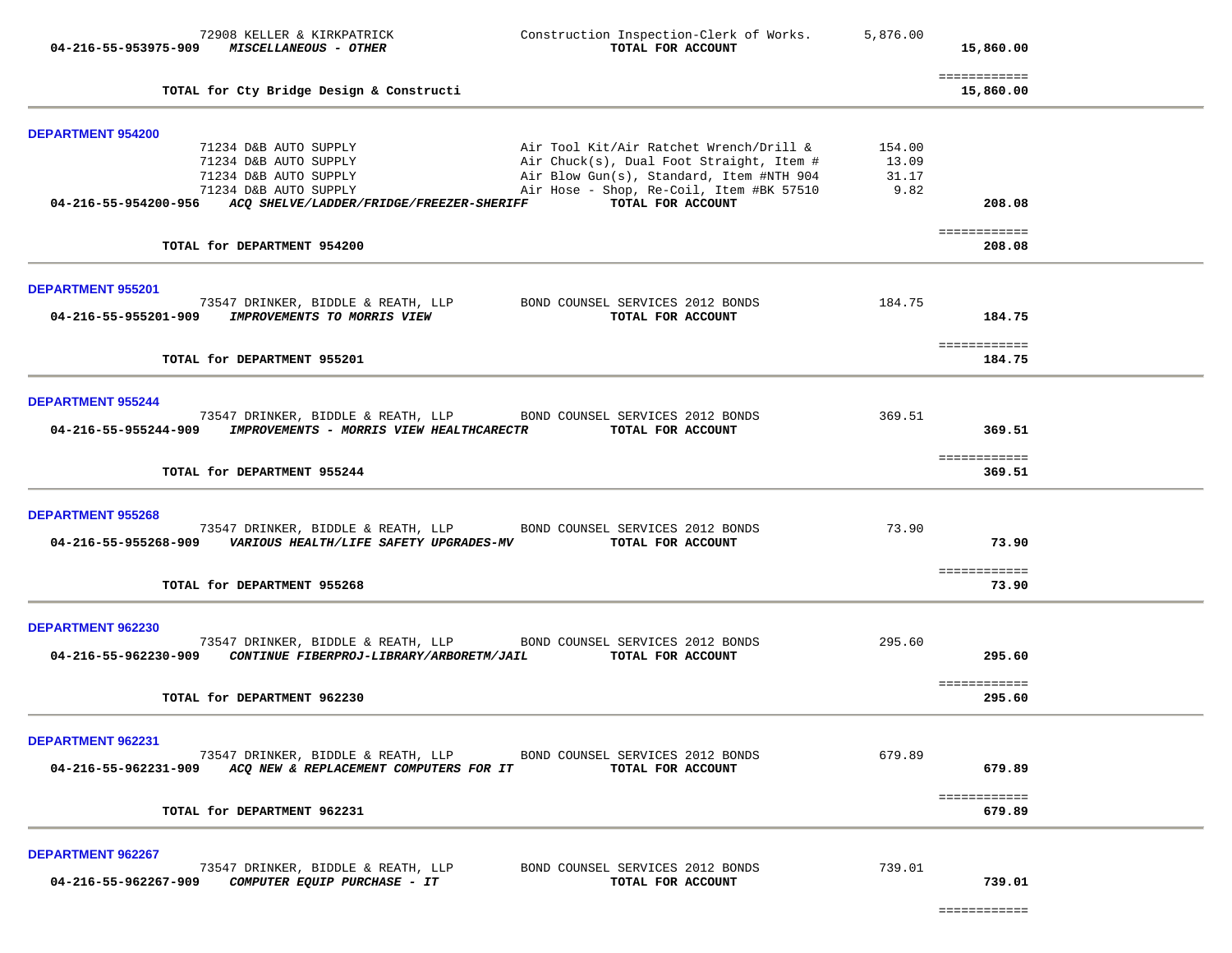| | | | |
|---|---|---|---|
| 72908 KELLER & KIRKPATRICK | Construction Inspection-Clerk of Works. | 5,876.00 | |
| **04-216-55-953975-909** ***MISCELLANEOUS - OTHER*** | **TOTAL FOR ACCOUNT** | | **15,860.00** |
| | | | ============ |
| **TOTAL for Cty Bridge Design & Constructi** | | | **15,860.00** |

**DEPARTMENT 954200**

| | | | |
|---|---|---|---|
| 71234 D&B AUTO SUPPLY | Air Tool Kit/Air Ratchet Wrench/Drill & | 154.00 | |
| 71234 D&B AUTO SUPPLY | Air Chuck(s), Dual Foot Straight, Item # | 13.09 | |
| 71234 D&B AUTO SUPPLY | Air Blow Gun(s), Standard, Item #NTH 904 | 31.17 | |
| 71234 D&B AUTO SUPPLY | Air Hose - Shop, Re-Coil, Item #BK 57510 | 9.82 | |
| **04-216-55-954200-956** ***ACQ SHELVE/LADDER/FRIDGE/FREEZER-SHERIFF*** | **TOTAL FOR ACCOUNT** | | **208.08** |
| | | | ============ |
| **TOTAL for DEPARTMENT 954200** | | | **208.08** |

**DEPARTMENT 955201**

| | | | |
|---|---|---|---|
| 73547 DRINKER, BIDDLE & REATH, LLP | BOND COUNSEL SERVICES 2012 BONDS | 184.75 | |
| **04-216-55-955201-909** ***IMPROVEMENTS TO MORRIS VIEW*** | **TOTAL FOR ACCOUNT** | | **184.75** |
| | | | ============ |
| **TOTAL for DEPARTMENT 955201** | | | **184.75** |

**DEPARTMENT 955244**

| | | | |
|---|---|---|---|
| 73547 DRINKER, BIDDLE & REATH, LLP | BOND COUNSEL SERVICES 2012 BONDS | 369.51 | |
| **04-216-55-955244-909** ***IMPROVEMENTS - MORRIS VIEW HEALTHCARECTR*** | **TOTAL FOR ACCOUNT** | | **369.51** |
| | | | ============ |
| **TOTAL for DEPARTMENT 955244** | | | **369.51** |

**DEPARTMENT 955268**

| | | | |
|---|---|---|---|
| 73547 DRINKER, BIDDLE & REATH, LLP | BOND COUNSEL SERVICES 2012 BONDS | 73.90 | |
| **04-216-55-955268-909** ***VARIOUS HEALTH/LIFE SAFETY UPGRADES-MV*** | **TOTAL FOR ACCOUNT** | | **73.90** |
| | | | ============ |
| **TOTAL for DEPARTMENT 955268** | | | **73.90** |

**DEPARTMENT 962230**

| | | | |
|---|---|---|---|
| 73547 DRINKER, BIDDLE & REATH, LLP | BOND COUNSEL SERVICES 2012 BONDS | 295.60 | |
| **04-216-55-962230-909** ***CONTINUE FIBERPROJ-LIBRARY/ARBORETM/JAIL*** | **TOTAL FOR ACCOUNT** | | **295.60** |
| | | | ============ |
| **TOTAL for DEPARTMENT 962230** | | | **295.60** |

**DEPARTMENT 962231**

| | | | |
|---|---|---|---|
| 73547 DRINKER, BIDDLE & REATH, LLP | BOND COUNSEL SERVICES 2012 BONDS | 679.89 | |
| **04-216-55-962231-909** ***ACQ NEW & REPLACEMENT COMPUTERS FOR IT*** | **TOTAL FOR ACCOUNT** | | **679.89** |
| | | | ============ |
| **TOTAL for DEPARTMENT 962231** | | | **679.89** |

**DEPARTMENT 962267**

| | | | |
|---|---|---|---|
| 73547 DRINKER, BIDDLE & REATH, LLP | BOND COUNSEL SERVICES 2012 BONDS | 739.01 | |
| **04-216-55-962267-909** ***COMPUTER EQUIP PURCHASE - IT*** | **TOTAL FOR ACCOUNT** | | **739.01** |
| | | | ============ |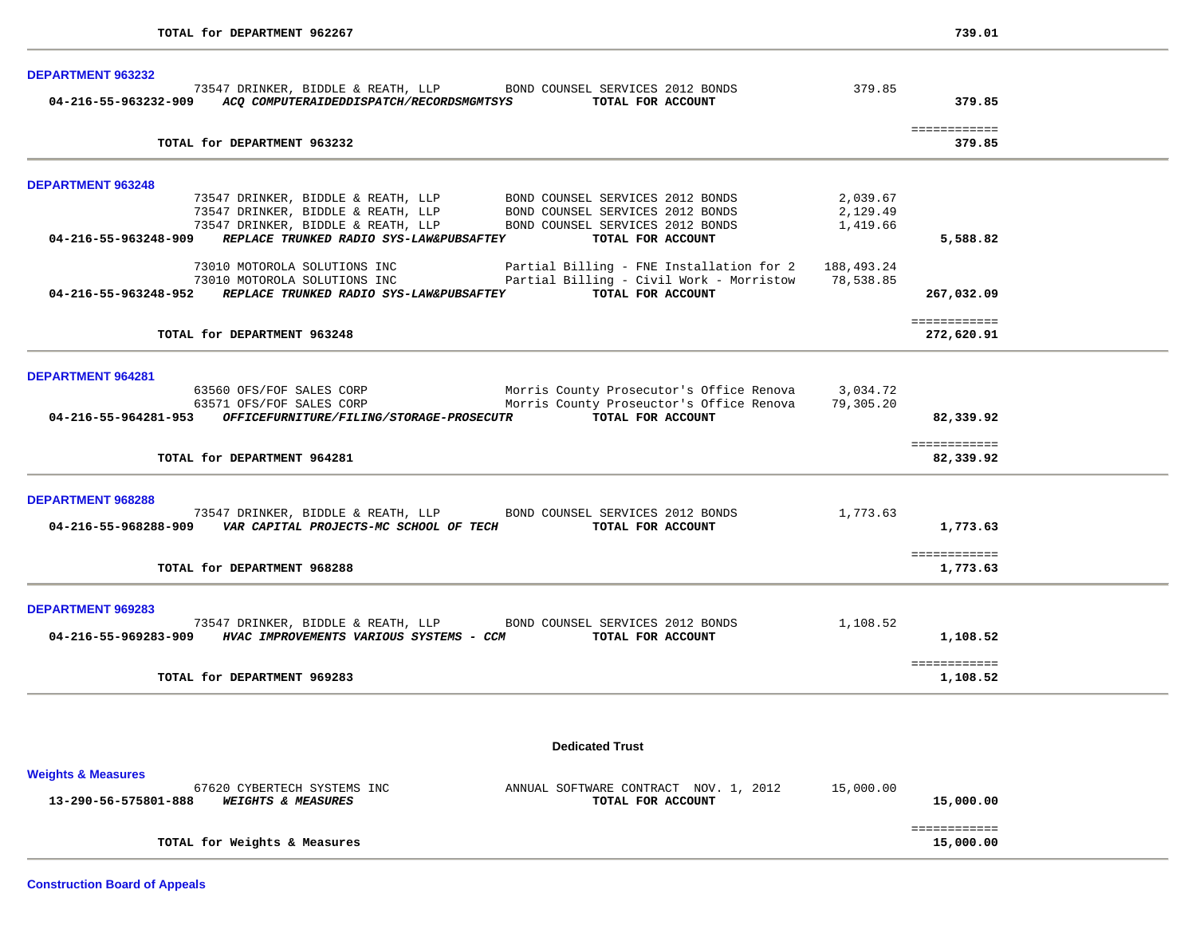TOTAL for DEPARTMENT 962267 739.01

**DEPARTMENT 963232**

| Account | Vendor | Description | Amount | Total |
|---|---|---|---|---|
| | 73547 DRINKER, BIDDLE & REATH, LLP | BOND COUNSEL SERVICES 2012 BONDS | 379.85 | |
| 04-216-55-963232-909 | *ACQ COMPUTERAIDEDDISPATCH/RECORDSMGMTSYS* | TOTAL FOR ACCOUNT | | 379.85 |

TOTAL for DEPARTMENT 963232 379.85

**DEPARTMENT 963248**

| Account | Vendor | Description | Amount | Total |
|---|---|---|---|---|
| | 73547 DRINKER, BIDDLE & REATH, LLP | BOND COUNSEL SERVICES 2012 BONDS | 2,039.67 | |
| | 73547 DRINKER, BIDDLE & REATH, LLP | BOND COUNSEL SERVICES 2012 BONDS | 2,129.49 | |
| | 73547 DRINKER, BIDDLE & REATH, LLP | BOND COUNSEL SERVICES 2012 BONDS | 1,419.66 | |
| 04-216-55-963248-909 | *REPLACE TRUNKED RADIO SYS-LAW&PUBSAFTEY* | TOTAL FOR ACCOUNT | | 5,588.82 |
| | 73010 MOTOROLA SOLUTIONS INC | Partial Billing - FNE Installation for 2 | 188,493.24 | |
| | 73010 MOTOROLA SOLUTIONS INC | Partial Billing - Civil Work - Morristow | 78,538.85 | |
| 04-216-55-963248-952 | *REPLACE TRUNKED RADIO SYS-LAW&PUBSAFTEY* | TOTAL FOR ACCOUNT | | 267,032.09 |

TOTAL for DEPARTMENT 963248 272,620.91

**DEPARTMENT 964281**

| Account | Vendor | Description | Amount | Total |
|---|---|---|---|---|
| | 63560 OFS/FOF SALES CORP | Morris County Prosecutor's Office Renova | 3,034.72 | |
| | 63571 OFS/FOF SALES CORP | Morris County Proseuctor's Office Renova | 79,305.20 | |
| 04-216-55-964281-953 | *OFFICEFURNITURE/FILING/STORAGE-PROSECUTR* | TOTAL FOR ACCOUNT | | 82,339.92 |

TOTAL for DEPARTMENT 964281 82,339.92

**DEPARTMENT 968288**

| Account | Vendor | Description | Amount | Total |
|---|---|---|---|---|
| | 73547 DRINKER, BIDDLE & REATH, LLP | BOND COUNSEL SERVICES 2012 BONDS | 1,773.63 | |
| 04-216-55-968288-909 | *VAR CAPITAL PROJECTS-MC SCHOOL OF TECH* | TOTAL FOR ACCOUNT | | 1,773.63 |

TOTAL for DEPARTMENT 968288 1,773.63

**DEPARTMENT 969283**

| Account | Vendor | Description | Amount | Total |
|---|---|---|---|---|
| | 73547 DRINKER, BIDDLE & REATH, LLP | BOND COUNSEL SERVICES 2012 BONDS | 1,108.52 | |
| 04-216-55-969283-909 | *HVAC IMPROVEMENTS VARIOUS SYSTEMS - CCM* | TOTAL FOR ACCOUNT | | 1,108.52 |

TOTAL for DEPARTMENT 969283 1,108.52

## Dedicated Trust

**Weights & Measures**

| Account | Vendor | Description | Amount | Total |
|---|---|---|---|---|
| | 67620 CYBERTECH SYSTEMS INC | ANNUAL SOFTWARE CONTRACT NOV. 1, 2012 | 15,000.00 | |
| 13-290-56-575801-888 | *WEIGHTS & MEASURES* | TOTAL FOR ACCOUNT | | 15,000.00 |

TOTAL for Weights & Measures 15,000.00

**Construction Board of Appeals**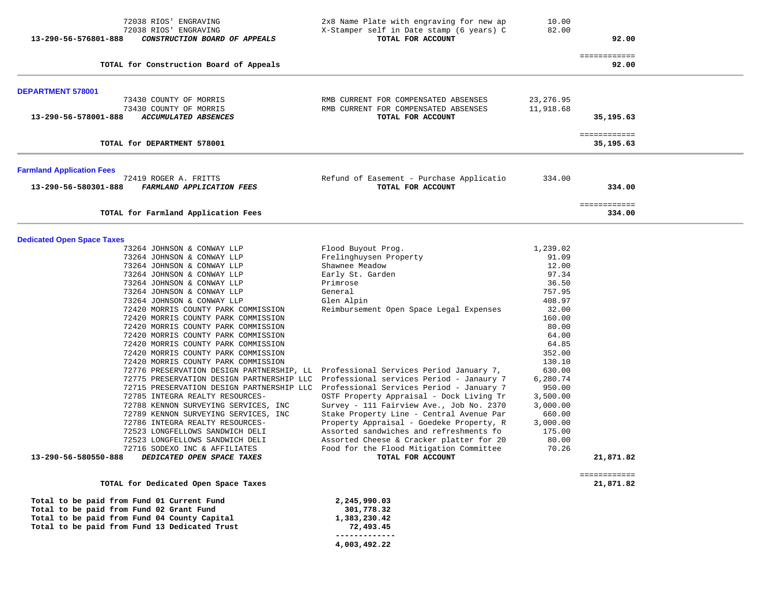| | | | |
|---|---|---|---|
| 72038 RIOS' ENGRAVING | 2x8 Name Plate with engraving for new ap | 10.00 | |
| 72038 RIOS' ENGRAVING | X-Stamper self in Date stamp (6 years) C | 82.00 | |
| **13-290-56-576801-888** ***CONSTRUCTION BOARD OF APPEALS*** | **TOTAL FOR ACCOUNT** | | **92.00** |

============

**TOTAL for Construction Board of Appeals** **92.00**

## DEPARTMENT 578001

| | | | |
|---|---|---|---|
| 73430 COUNTY OF MORRIS | RMB CURRENT FOR COMPENSATED ABSENSES | 23,276.95 | |
| 73430 COUNTY OF MORRIS | RMB CURRENT FOR COMPENSATED ABSENSES | 11,918.68 | |
| **13-290-56-578001-888** ***ACCUMULATED ABSENCES*** | **TOTAL FOR ACCOUNT** | | **35,195.63** |

============

**TOTAL for DEPARTMENT 578001** **35,195.63**

## Farmland Application Fees

| | | | |
|---|---|---|---|
| 72419 ROGER A. FRITTS | Refund of Easement - Purchase Applicatio | 334.00 | |
| **13-290-56-580301-888** ***FARMLAND APPLICATION FEES*** | **TOTAL FOR ACCOUNT** | | **334.00** |

============

**TOTAL for Farmland Application Fees** **334.00**

## Dedicated Open Space Taxes

| | | | |
|---|---|---|---|
| 73264 JOHNSON & CONWAY LLP | Flood Buyout Prog. | 1,239.02 | |
| 73264 JOHNSON & CONWAY LLP | Frelinghuysen Property | 91.09 | |
| 73264 JOHNSON & CONWAY LLP | Shawnee Meadow | 12.00 | |
| 73264 JOHNSON & CONWAY LLP | Early St. Garden | 97.34 | |
| 73264 JOHNSON & CONWAY LLP | Primrose | 36.50 | |
| 73264 JOHNSON & CONWAY LLP | General | 757.95 | |
| 73264 JOHNSON & CONWAY LLP | Glen Alpin | 408.97 | |
| 72420 MORRIS COUNTY PARK COMMISSION | Reimbursement Open Space Legal Expenses | 32.00 | |
| 72420 MORRIS COUNTY PARK COMMISSION | | 160.00 | |
| 72420 MORRIS COUNTY PARK COMMISSION | | 80.00 | |
| 72420 MORRIS COUNTY PARK COMMISSION | | 64.00 | |
| 72420 MORRIS COUNTY PARK COMMISSION | | 64.85 | |
| 72420 MORRIS COUNTY PARK COMMISSION | | 352.00 | |
| 72420 MORRIS COUNTY PARK COMMISSION | | 130.10 | |
| 72776 PRESERVATION DESIGN PARTNERSHIP, LL | Professional Services Period January 7, | 630.00 | |
| 72775 PRESERVATION DESIGN PARTNERSHIP LLC | Professional services Period - Janaury 7 | 6,280.74 | |
| 72715 PRESERVATION DESIGN PARTNERSHIP LLC | Professional Services Period - January 7 | 950.00 | |
| 72785 INTEGRA REALTY RESOURCES- | OSTF Property Appraisal - Dock Living Tr | 3,500.00 | |
| 72788 KENNON SURVEYING SERVICES, INC | Survey - 111 Fairview Ave., Job No. 2370 | 3,000.00 | |
| 72789 KENNON SURVEYING SERVICES, INC | Stake Property Line - Central Avenue Par | 660.00 | |
| 72786 INTEGRA REALTY RESOURCES- | Property Appraisal - Goedeke Property, R | 3,000.00 | |
| 72523 LONGFELLOWS SANDWICH DELI | Assorted sandwiches and refreshments fo | 175.00 | |
| 72523 LONGFELLOWS SANDWICH DELI | Assorted Cheese & Cracker platter for 20 | 80.00 | |
| 72716 SODEXO INC & AFFILIATES | Food for the Flood Mitigation Committee | 70.26 | |
| **13-290-56-580550-888** ***DEDICATED OPEN SPACE TAXES*** | **TOTAL FOR ACCOUNT** | | **21,871.82** |

============

**TOTAL for Dedicated Open Space Taxes** **21,871.82**

| | |
|---|---|
| **Total to be paid from Fund 01 Current Fund** | **2,245,990.03** |
| **Total to be paid from Fund 02 Grant Fund** | **301,778.32** |
| **Total to be paid from Fund 04 County Capital** | **1,383,230.42** |
| **Total to be paid from Fund 13 Dedicated Trust** | **72,493.45** |
| | ------------- |
| | **4,003,492.22** |